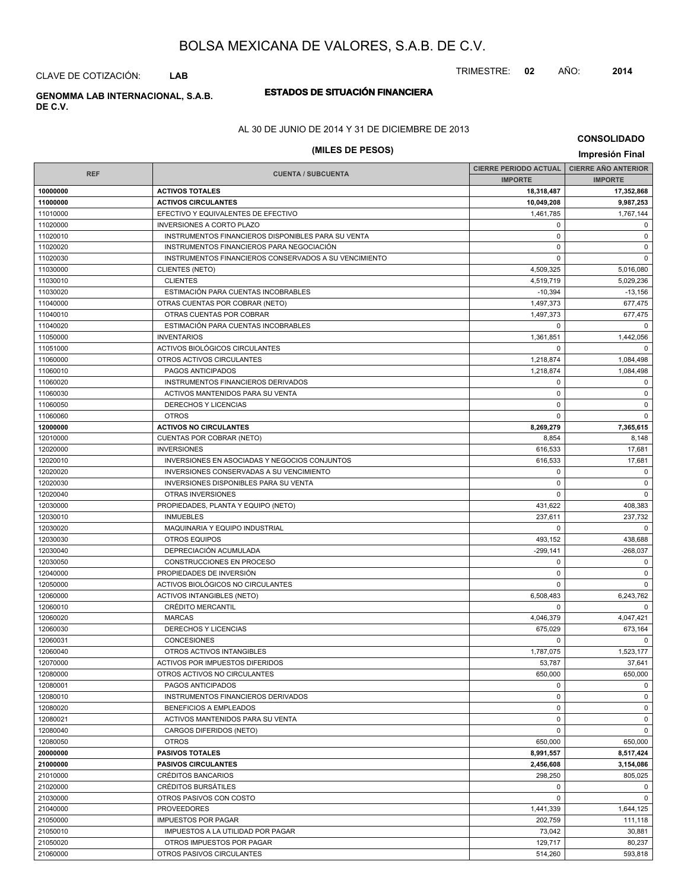# BOLSA MEXICANA DE VALORES, S.A.B. DE C.V.

CLAVE DE COTIZACIÓN: **LAB**

TRIMESTRE: **02** AÑO: **2014**

**GENOMMA LAB INTERNACIONAL, S.A.B. DE C.V.**

## ESTADOS DE SITUACIÓN FINANCIERA

AL 30 DE JUNIO DE 2014 Y 31 DE DICIEMBRE DE 2013

**CONSOLIDADO**

**(MILES DE PESOS)**

**Impresión Final**

| REF | CUENTA / SUBCUENTA | CIERRE PERIODO ACTUAL | CIERRE AÑO ANTERIOR |
|---|---|---|---|
| | | IMPORTE | IMPORTE |
| **10000000** | **ACTIVOS TOTALES** | **18,318,487** | **17,352,868** |
| **11000000** | **ACTIVOS CIRCULANTES** | **10,049,208** | **9,987,253** |
| 11010000 | EFECTIVO Y EQUIVALENTES DE EFECTIVO | 1,461,785 | 1,767,144 |
| 11020000 | INVERSIONES A CORTO PLAZO | 0 | 0 |
| 11020010 | INSTRUMENTOS FINANCIEROS DISPONIBLES PARA SU VENTA | 0 | 0 |
| 11020020 | INSTRUMENTOS FINANCIEROS PARA NEGOCIACIÓN | 0 | 0 |
| 11020030 | INSTRUMENTOS FINANCIEROS CONSERVADOS A SU VENCIMIENTO | 0 | 0 |
| 11030000 | CLIENTES (NETO) | 4,509,325 | 5,016,080 |
| 11030010 | CLIENTES | 4,519,719 | 5,029,236 |
| 11030020 | ESTIMACIÓN PARA CUENTAS INCOBRABLES | -10,394 | -13,156 |
| 11040000 | OTRAS CUENTAS POR COBRAR (NETO) | 1,497,373 | 677,475 |
| 11040010 | OTRAS CUENTAS POR COBRAR | 1,497,373 | 677,475 |
| 11040020 | ESTIMACIÓN PARA CUENTAS INCOBRABLES | 0 | 0 |
| 11050000 | INVENTARIOS | 1,361,851 | 1,442,056 |
| 11051000 | ACTIVOS BIOLÓGICOS CIRCULANTES | 0 | 0 |
| 11060000 | OTROS ACTIVOS CIRCULANTES | 1,218,874 | 1,084,498 |
| 11060010 | PAGOS ANTICIPADOS | 1,218,874 | 1,084,498 |
| 11060020 | INSTRUMENTOS FINANCIEROS DERIVADOS | 0 | 0 |
| 11060030 | ACTIVOS MANTENIDOS PARA SU VENTA | 0 | 0 |
| 11060050 | DERECHOS Y LICENCIAS | 0 | 0 |
| 11060060 | OTROS | 0 | 0 |
| **12000000** | **ACTIVOS NO CIRCULANTES** | **8,269,279** | **7,365,615** |
| 12010000 | CUENTAS POR COBRAR (NETO) | 8,854 | 8,148 |
| 12020000 | INVERSIONES | 616,533 | 17,681 |
| 12020010 | INVERSIONES EN ASOCIADAS Y NEGOCIOS CONJUNTOS | 616,533 | 17,681 |
| 12020020 | INVERSIONES CONSERVADAS A SU VENCIMIENTO | 0 | 0 |
| 12020030 | INVERSIONES DISPONIBLES PARA SU VENTA | 0 | 0 |
| 12020040 | OTRAS INVERSIONES | 0 | 0 |
| 12030000 | PROPIEDADES, PLANTA Y EQUIPO (NETO) | 431,622 | 408,383 |
| 12030010 | INMUEBLES | 237,611 | 237,732 |
| 12030020 | MAQUINARIA Y EQUIPO INDUSTRIAL | 0 | 0 |
| 12030030 | OTROS EQUIPOS | 493,152 | 438,688 |
| 12030040 | DEPRECIACIÓN ACUMULADA | -299,141 | -268,037 |
| 12030050 | CONSTRUCCIONES EN PROCESO | 0 | 0 |
| 12040000 | PROPIEDADES DE INVERSIÓN | 0 | 0 |
| 12050000 | ACTIVOS BIOLÓGICOS NO CIRCULANTES | 0 | 0 |
| 12060000 | ACTIVOS INTANGIBLES (NETO) | 6,508,483 | 6,243,762 |
| 12060010 | CRÉDITO MERCANTIL | 0 | 0 |
| 12060020 | MARCAS | 4,046,379 | 4,047,421 |
| 12060030 | DERECHOS Y LICENCIAS | 675,029 | 673,164 |
| 12060031 | CONCESIONES | 0 | 0 |
| 12060040 | OTROS ACTIVOS INTANGIBLES | 1,787,075 | 1,523,177 |
| 12070000 | ACTIVOS POR IMPUESTOS DIFERIDOS | 53,787 | 37,641 |
| 12080000 | OTROS ACTIVOS NO CIRCULANTES | 650,000 | 650,000 |
| 12080001 | PAGOS ANTICIPADOS | 0 | 0 |
| 12080010 | INSTRUMENTOS FINANCIEROS DERIVADOS | 0 | 0 |
| 12080020 | BENEFICIOS A EMPLEADOS | 0 | 0 |
| 12080021 | ACTIVOS MANTENIDOS PARA SU VENTA | 0 | 0 |
| 12080040 | CARGOS DIFERIDOS (NETO) | 0 | 0 |
| 12080050 | OTROS | 650,000 | 650,000 |
| **20000000** | **PASIVOS TOTALES** | **8,991,557** | **8,517,424** |
| **21000000** | **PASIVOS CIRCULANTES** | **2,456,608** | **3,154,086** |
| 21010000 | CRÉDITOS BANCARIOS | 298,250 | 805,025 |
| 21020000 | CRÉDITOS BURSÁTILES | 0 | 0 |
| 21030000 | OTROS PASIVOS CON COSTO | 0 | 0 |
| 21040000 | PROVEEDORES | 1,441,339 | 1,644,125 |
| 21050000 | IMPUESTOS POR PAGAR | 202,759 | 111,118 |
| 21050010 | IMPUESTOS A LA UTILIDAD POR PAGAR | 73,042 | 30,881 |
| 21050020 | OTROS IMPUESTOS POR PAGAR | 129,717 | 80,237 |
| 21060000 | OTROS PASIVOS CIRCULANTES | 514,260 | 593,818 |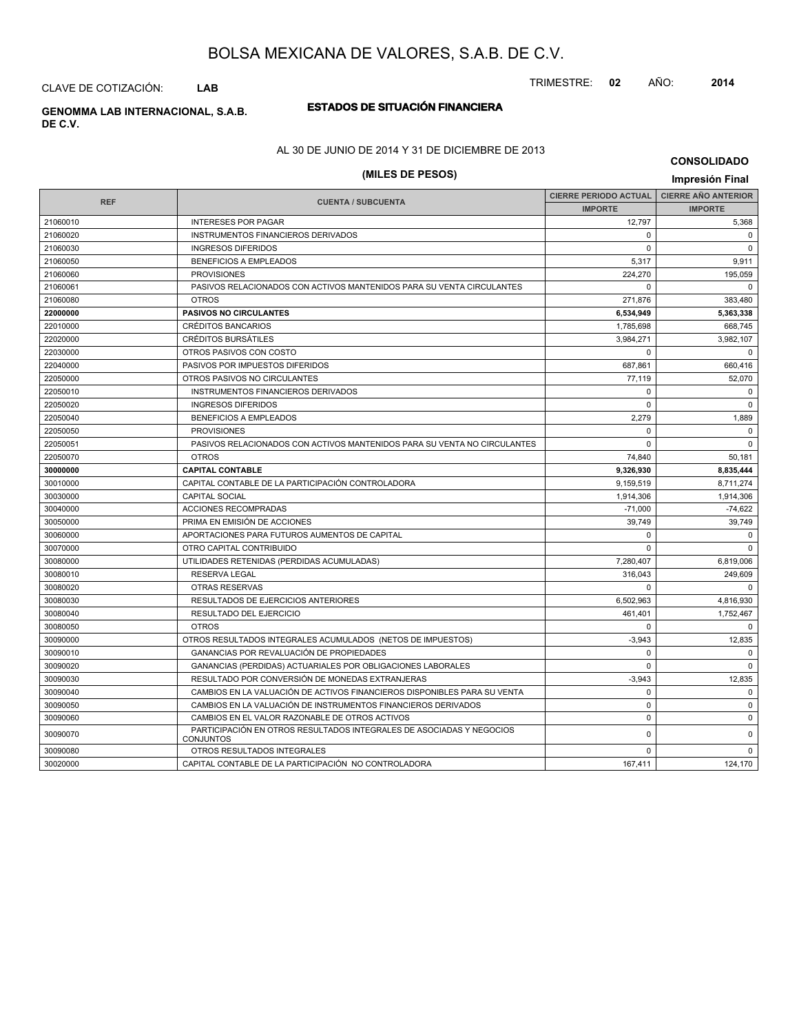# BOLSA MEXICANA DE VALORES, S.A.B. DE C.V.

CLAVE DE COTIZACIÓN: **LAB**

TRIMESTRE: **02** AÑO: **2014**

**GENOMMA LAB INTERNACIONAL, S.A.B. DE C.V.**

## ESTADOS DE SITUACIÓN FINANCIERA

AL 30 DE JUNIO DE 2014 Y 31 DE DICIEMBRE DE 2013

### (MILES DE PESOS)

**CONSOLIDADO**

**Impresión Final**

| REF | CUENTA / SUBCUENTA | CIERRE PERIODO ACTUAL | CIERRE AÑO ANTERIOR |
|---|---|---|---|
| | | IMPORTE | IMPORTE |
| 21060010 | INTERESES POR PAGAR | 12,797 | 5,368 |
| 21060020 | INSTRUMENTOS FINANCIEROS DERIVADOS | 0 | 0 |
| 21060030 | INGRESOS DIFERIDOS | 0 | 0 |
| 21060050 | BENEFICIOS A EMPLEADOS | 5,317 | 9,911 |
| 21060060 | PROVISIONES | 224,270 | 195,059 |
| 21060061 | PASIVOS RELACIONADOS CON ACTIVOS MANTENIDOS PARA SU VENTA CIRCULANTES | 0 | 0 |
| 21060080 | OTROS | 271,876 | 383,480 |
| **22000000** | **PASIVOS NO CIRCULANTES** | **6,534,949** | **5,363,338** |
| 22010000 | CRÉDITOS BANCARIOS | 1,785,698 | 668,745 |
| 22020000 | CRÉDITOS BURSÁTILES | 3,984,271 | 3,982,107 |
| 22030000 | OTROS PASIVOS CON COSTO | 0 | 0 |
| 22040000 | PASIVOS POR IMPUESTOS DIFERIDOS | 687,861 | 660,416 |
| 22050000 | OTROS PASIVOS NO CIRCULANTES | 77,119 | 52,070 |
| 22050010 | INSTRUMENTOS FINANCIEROS DERIVADOS | 0 | 0 |
| 22050020 | INGRESOS DIFERIDOS | 0 | 0 |
| 22050040 | BENEFICIOS A EMPLEADOS | 2,279 | 1,889 |
| 22050050 | PROVISIONES | 0 | 0 |
| 22050051 | PASIVOS RELACIONADOS CON ACTIVOS MANTENIDOS PARA SU VENTA NO CIRCULANTES | 0 | 0 |
| 22050070 | OTROS | 74,840 | 50,181 |
| **30000000** | **CAPITAL CONTABLE** | **9,326,930** | **8,835,444** |
| 30010000 | CAPITAL CONTABLE DE LA PARTICIPACIÓN CONTROLADORA | 9,159,519 | 8,711,274 |
| 30030000 | CAPITAL SOCIAL | 1,914,306 | 1,914,306 |
| 30040000 | ACCIONES RECOMPRADAS | -71,000 | -74,622 |
| 30050000 | PRIMA EN EMISIÓN DE ACCIONES | 39,749 | 39,749 |
| 30060000 | APORTACIONES PARA FUTUROS AUMENTOS DE CAPITAL | 0 | 0 |
| 30070000 | OTRO CAPITAL CONTRIBUIDO | 0 | 0 |
| 30080000 | UTILIDADES RETENIDAS (PERDIDAS ACUMULADAS) | 7,280,407 | 6,819,006 |
| 30080010 | RESERVA LEGAL | 316,043 | 249,609 |
| 30080020 | OTRAS RESERVAS | 0 | 0 |
| 30080030 | RESULTADOS DE EJERCICIOS ANTERIORES | 6,502,963 | 4,816,930 |
| 30080040 | RESULTADO DEL EJERCICIO | 461,401 | 1,752,467 |
| 30080050 | OTROS | 0 | 0 |
| 30090000 | OTROS RESULTADOS INTEGRALES ACUMULADOS (NETOS DE IMPUESTOS) | -3,943 | 12,835 |
| 30090010 | GANANCIAS POR REVALUACIÓN DE PROPIEDADES | 0 | 0 |
| 30090020 | GANANCIAS (PERDIDAS) ACTUARIALES POR OBLIGACIONES LABORALES | 0 | 0 |
| 30090030 | RESULTADO POR CONVERSIÓN DE MONEDAS EXTRANJERAS | -3,943 | 12,835 |
| 30090040 | CAMBIOS EN LA VALUACIÓN DE ACTIVOS FINANCIEROS DISPONIBLES PARA SU VENTA | 0 | 0 |
| 30090050 | CAMBIOS EN LA VALUACIÓN DE INSTRUMENTOS FINANCIEROS DERIVADOS | 0 | 0 |
| 30090060 | CAMBIOS EN EL VALOR RAZONABLE DE OTROS ACTIVOS | 0 | 0 |
| 30090070 | PARTICIPACIÓN EN OTROS RESULTADOS INTEGRALES DE ASOCIADAS Y NEGOCIOS CONJUNTOS | 0 | 0 |
| 30090080 | OTROS RESULTADOS INTEGRALES | 0 | 0 |
| 30020000 | CAPITAL CONTABLE DE LA PARTICIPACIÓN NO CONTROLADORA | 167,411 | 124,170 |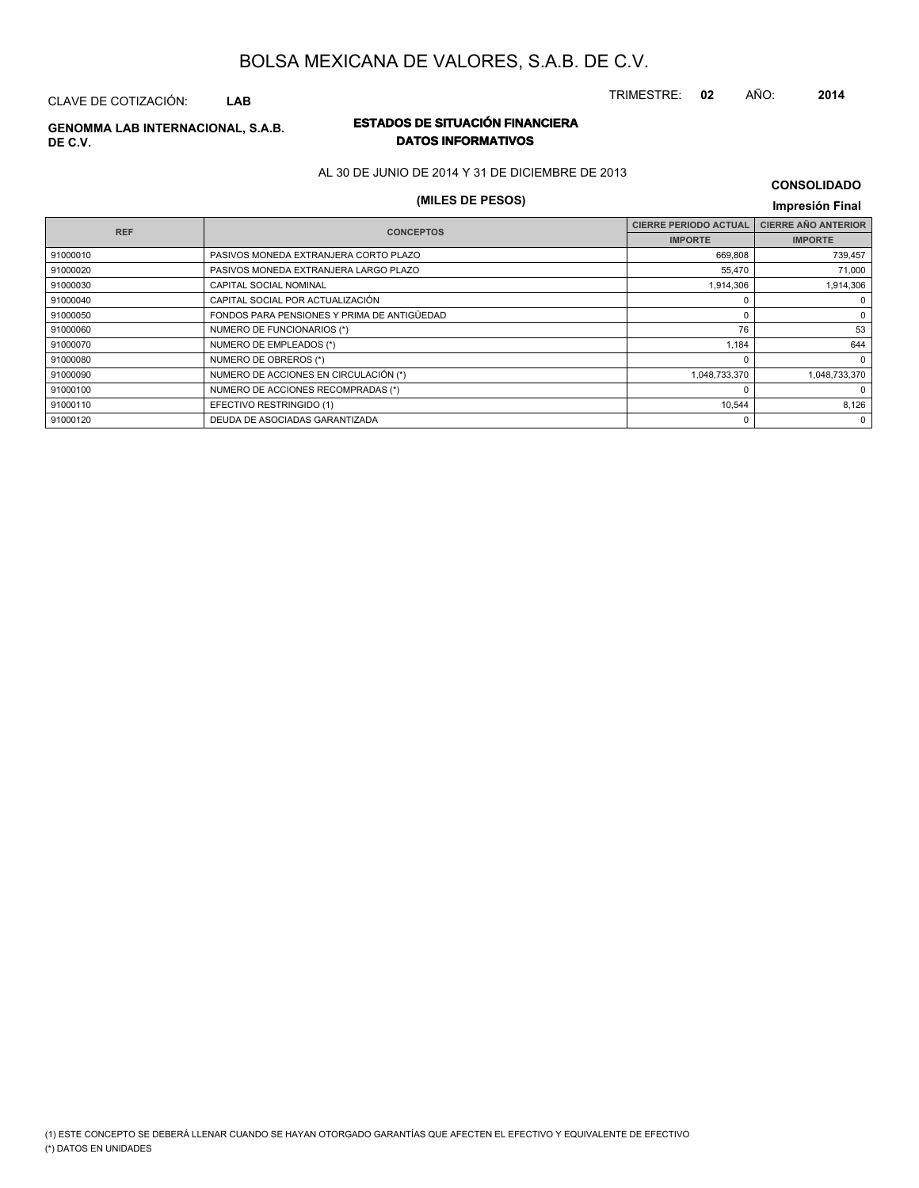# BOLSA MEXICANA DE VALORES, S.A.B. DE C.V.

CLAVE DE COTIZACIÓN: **LAB**

TRIMESTRE: **02** AÑO: **2014**

**GENOMMA LAB INTERNACIONAL, S.A.B. DE C.V.**

## ESTADOS DE SITUACIÓN FINANCIERA
### DATOS INFORMATIVOS

AL 30 DE JUNIO DE 2014 Y 31 DE DICIEMBRE DE 2013

**CONSOLIDADO**

**(MILES DE PESOS)**

**Impresión Final**

| REF | CONCEPTOS | CIERRE PERIODO ACTUAL | CIERRE AÑO ANTERIOR |
|---|---|---|---|
| | | IMPORTE | IMPORTE |
| 91000010 | PASIVOS MONEDA EXTRANJERA CORTO PLAZO | 669,808 | 739,457 |
| 91000020 | PASIVOS MONEDA EXTRANJERA LARGO PLAZO | 55,470 | 71,000 |
| 91000030 | CAPITAL SOCIAL NOMINAL | 1,914,306 | 1,914,306 |
| 91000040 | CAPITAL SOCIAL POR ACTUALIZACIÓN | 0 | 0 |
| 91000050 | FONDOS PARA PENSIONES Y PRIMA DE ANTIGÜEDAD | 0 | 0 |
| 91000060 | NUMERO DE FUNCIONARIOS (*) | 76 | 53 |
| 91000070 | NUMERO DE EMPLEADOS (*) | 1,184 | 644 |
| 91000080 | NUMERO DE OBREROS (*) | 0 | 0 |
| 91000090 | NUMERO DE ACCIONES EN CIRCULACIÓN (*) | 1,048,733,370 | 1,048,733,370 |
| 91000100 | NUMERO DE ACCIONES RECOMPRADAS (*) | 0 | 0 |
| 91000110 | EFECTIVO RESTRINGIDO (1) | 10,544 | 8,126 |
| 91000120 | DEUDA DE ASOCIADAS GARANTIZADA | 0 | 0 |

(1) ESTE CONCEPTO SE DEBERÁ LLENAR CUANDO SE HAYAN OTORGADO GARANTÍAS QUE AFECTEN EL EFECTIVO Y EQUIVALENTE DE EFECTIVO

(*) DATOS EN UNIDADES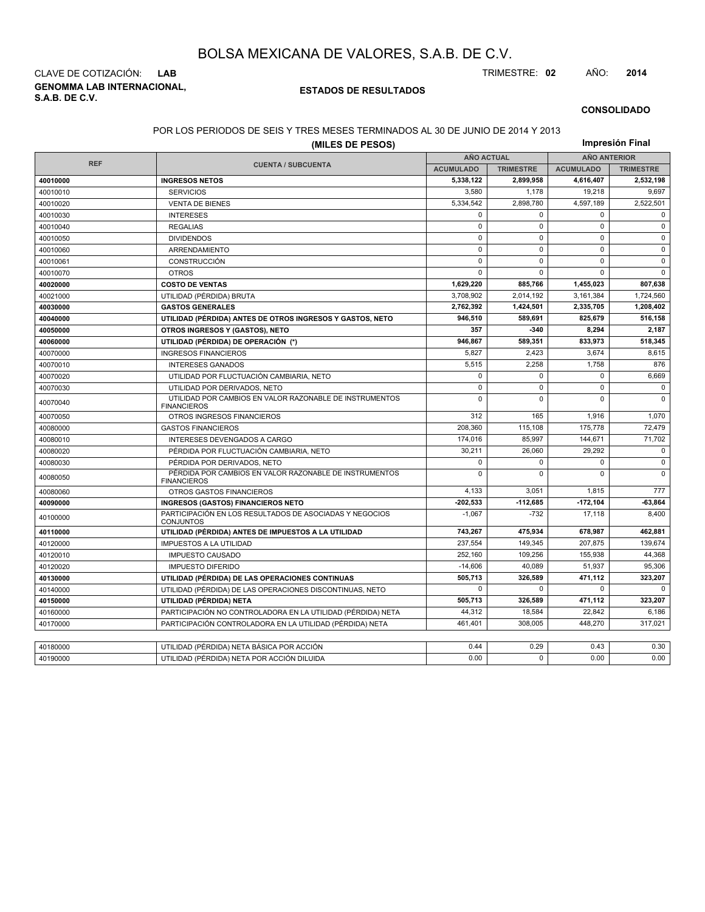# BOLSA MEXICANA DE VALORES, S.A.B. DE C.V.

CLAVE DE COTIZACIÓN: **LAB**

TRIMESTRE: **02** AÑO: **2014**

**GENOMMA LAB INTERNACIONAL, S.A.B. DE C.V.**

**ESTADOS DE RESULTADOS**

**CONSOLIDADO**

POR LOS PERIODOS DE SEIS Y TRES MESES TERMINADOS AL 30 DE JUNIO DE 2014 Y 2013

**(MILES DE PESOS)**

**Impresión Final**

| REF | CUENTA / SUBCUENTA | AÑO ACTUAL | | AÑO ANTERIOR | |
|---|---|---|---|---|---|
| | | ACUMULADO | TRIMESTRE | ACUMULADO | TRIMESTRE |
| **40010000** | **INGRESOS NETOS** | **5,338,122** | **2,899,958** | **4,616,407** | **2,532,198** |
| 40010010 | SERVICIOS | 3,580 | 1,178 | 19,218 | 9,697 |
| 40010020 | VENTA DE BIENES | 5,334,542 | 2,898,780 | 4,597,189 | 2,522,501 |
| 40010030 | INTERESES | 0 | 0 | 0 | 0 |
| 40010040 | REGALIAS | 0 | 0 | 0 | 0 |
| 40010050 | DIVIDENDOS | 0 | 0 | 0 | 0 |
| 40010060 | ARRENDAMIENTO | 0 | 0 | 0 | 0 |
| 40010061 | CONSTRUCCIÓN | 0 | 0 | 0 | 0 |
| 40010070 | OTROS | 0 | 0 | 0 | 0 |
| **40020000** | **COSTO DE VENTAS** | **1,629,220** | **885,766** | **1,455,023** | **807,638** |
| 40021000 | UTILIDAD (PÉRDIDA) BRUTA | 3,708,902 | 2,014,192 | 3,161,384 | 1,724,560 |
| **40030000** | **GASTOS GENERALES** | **2,762,392** | **1,424,501** | **2,335,705** | **1,208,402** |
| **40040000** | **UTILIDAD (PÉRDIDA) ANTES DE OTROS INGRESOS Y GASTOS, NETO** | **946,510** | **589,691** | **825,679** | **516,158** |
| **40050000** | **OTROS INGRESOS Y (GASTOS), NETO** | **357** | **-340** | **8,294** | **2,187** |
| **40060000** | **UTILIDAD (PÉRDIDA) DE OPERACIÓN (\*)** | **946,867** | **589,351** | **833,973** | **518,345** |
| 40070000 | INGRESOS FINANCIEROS | 5,827 | 2,423 | 3,674 | 8,615 |
| 40070010 | INTERESES GANADOS | 5,515 | 2,258 | 1,758 | 876 |
| 40070020 | UTILIDAD POR FLUCTUACIÓN CAMBIARIA, NETO | 0 | 0 | 0 | 6,669 |
| 40070030 | UTILIDAD POR DERIVADOS, NETO | 0 | 0 | 0 | 0 |
| 40070040 | UTILIDAD POR CAMBIOS EN VALOR RAZONABLE DE INSTRUMENTOS FINANCIEROS | 0 | 0 | 0 | 0 |
| 40070050 | OTROS INGRESOS FINANCIEROS | 312 | 165 | 1,916 | 1,070 |
| 40080000 | GASTOS FINANCIEROS | 208,360 | 115,108 | 175,778 | 72,479 |
| 40080010 | INTERESES DEVENGADOS A CARGO | 174,016 | 85,997 | 144,671 | 71,702 |
| 40080020 | PÉRDIDA POR FLUCTUACIÓN CAMBIARIA, NETO | 30,211 | 26,060 | 29,292 | 0 |
| 40080030 | PÉRDIDA POR DERIVADOS, NETO | 0 | 0 | 0 | 0 |
| 40080050 | PÉRDIDA POR CAMBIOS EN VALOR RAZONABLE DE INSTRUMENTOS FINANCIEROS | 0 | 0 | 0 | 0 |
| 40080060 | OTROS GASTOS FINANCIEROS | 4,133 | 3,051 | 1,815 | 777 |
| **40090000** | **INGRESOS (GASTOS) FINANCIEROS NETO** | **-202,533** | **-112,685** | **-172,104** | **-63,864** |
| 40100000 | PARTICIPACIÓN EN LOS RESULTADOS DE ASOCIADAS Y NEGOCIOS CONJUNTOS | -1,067 | -732 | 17,118 | 8,400 |
| **40110000** | **UTILIDAD (PÉRDIDA) ANTES DE IMPUESTOS A LA UTILIDAD** | **743,267** | **475,934** | **678,987** | **462,881** |
| 40120000 | IMPUESTOS A LA UTILIDAD | 237,554 | 149,345 | 207,875 | 139,674 |
| 40120010 | IMPUESTO CAUSADO | 252,160 | 109,256 | 155,938 | 44,368 |
| 40120020 | IMPUESTO DIFERIDO | -14,606 | 40,089 | 51,937 | 95,306 |
| **40130000** | **UTILIDAD (PÉRDIDA) DE LAS OPERACIONES CONTINUAS** | **505,713** | **326,589** | **471,112** | **323,207** |
| 40140000 | UTILIDAD (PÉRDIDA) DE LAS OPERACIONES DISCONTINUAS, NETO | 0 | 0 | 0 | 0 |
| **40150000** | **UTILIDAD (PÉRDIDA) NETA** | **505,713** | **326,589** | **471,112** | **323,207** |
| 40160000 | PARTICIPACIÓN NO CONTROLADORA EN LA UTILIDAD (PÉRDIDA) NETA | 44,312 | 18,584 | 22,842 | 6,186 |
| 40170000 | PARTICIPACIÓN CONTROLADORA EN LA UTILIDAD (PÉRDIDA) NETA | 461,401 | 308,005 | 448,270 | 317,021 |

| REF | CUENTA / SUBCUENTA | ACUMULADO | TRIMESTRE | ACUMULADO | TRIMESTRE |
|---|---|---|---|---|---|
| 40180000 | UTILIDAD (PÉRDIDA) NETA BÁSICA POR ACCIÓN | 0.44 | 0.29 | 0.43 | 0.30 |
| 40190000 | UTILIDAD (PÉRDIDA) NETA POR ACCIÓN DILUIDA | 0.00 | 0 | 0.00 | 0.00 |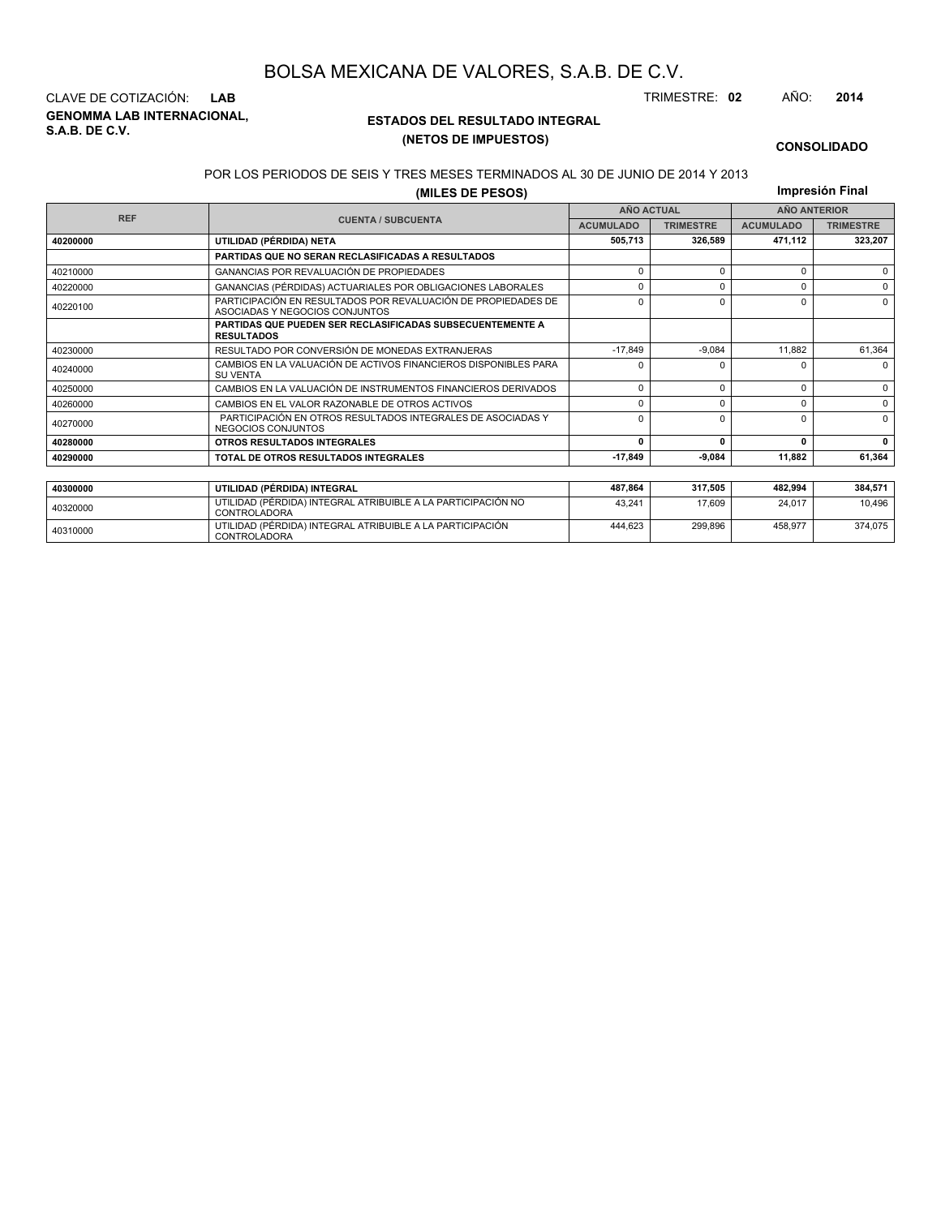# BOLSA MEXICANA DE VALORES, S.A.B. DE C.V.

CLAVE DE COTIZACIÓN: **LAB**

TRIMESTRE: **02** AÑO: **2014**

**GENOMMA LAB INTERNACIONAL, S.A.B. DE C.V.**

## ESTADOS DEL RESULTADO INTEGRAL
## (NETOS DE IMPUESTOS)

**CONSOLIDADO**

POR LOS PERIODOS DE SEIS Y TRES MESES TERMINADOS AL 30 DE JUNIO DE 2014 Y 2013

**(MILES DE PESOS)**

**Impresión Final**

| REF | CUENTA / SUBCUENTA | AÑO ACTUAL | | AÑO ANTERIOR | |
|---|---|---|---|---|---|
| | | ACUMULADO | TRIMESTRE | ACUMULADO | TRIMESTRE |
| **40200000** | **UTILIDAD (PÉRDIDA) NETA** | **505,713** | **326,589** | **471,112** | **323,207** |
| | **PARTIDAS QUE NO SERAN RECLASIFICADAS A RESULTADOS** | | | | |
| 40210000 | GANANCIAS POR REVALUACIÓN DE PROPIEDADES | 0 | 0 | 0 | 0 |
| 40220000 | GANANCIAS (PÉRDIDAS) ACTUARIALES POR OBLIGACIONES LABORALES | 0 | 0 | 0 | 0 |
| 40220100 | PARTICIPACIÓN EN RESULTADOS POR REVALUACIÓN DE PROPIEDADES DE ASOCIADAS Y NEGOCIOS CONJUNTOS | 0 | 0 | 0 | 0 |
| | **PARTIDAS QUE PUEDEN SER RECLASIFICADAS SUBSECUENTEMENTE A RESULTADOS** | | | | |
| 40230000 | RESULTADO POR CONVERSIÓN DE MONEDAS EXTRANJERAS | -17,849 | -9,084 | 11,882 | 61,364 |
| 40240000 | CAMBIOS EN LA VALUACIÓN DE ACTIVOS FINANCIEROS DISPONIBLES PARA SU VENTA | 0 | 0 | 0 | 0 |
| 40250000 | CAMBIOS EN LA VALUACIÓN DE INSTRUMENTOS FINANCIEROS DERIVADOS | 0 | 0 | 0 | 0 |
| 40260000 | CAMBIOS EN EL VALOR RAZONABLE DE OTROS ACTIVOS | 0 | 0 | 0 | 0 |
| 40270000 | PARTICIPACIÓN EN OTROS RESULTADOS INTEGRALES DE ASOCIADAS Y NEGOCIOS CONJUNTOS | 0 | 0 | 0 | 0 |
| **40280000** | **OTROS RESULTADOS INTEGRALES** | **0** | **0** | **0** | **0** |
| **40290000** | **TOTAL DE OTROS RESULTADOS INTEGRALES** | **-17,849** | **-9,084** | **11,882** | **61,364** |
| **40300000** | **UTILIDAD (PÉRDIDA) INTEGRAL** | **487,864** | **317,505** | **482,994** | **384,571** |
| 40320000 | UTILIDAD (PÉRDIDA) INTEGRAL ATRIBUIBLE A LA PARTICIPACIÓN NO CONTROLADORA | 43,241 | 17,609 | 24,017 | 10,496 |
| 40310000 | UTILIDAD (PÉRDIDA) INTEGRAL ATRIBUIBLE A LA PARTICIPACIÓN CONTROLADORA | 444,623 | 299,896 | 458,977 | 374,075 |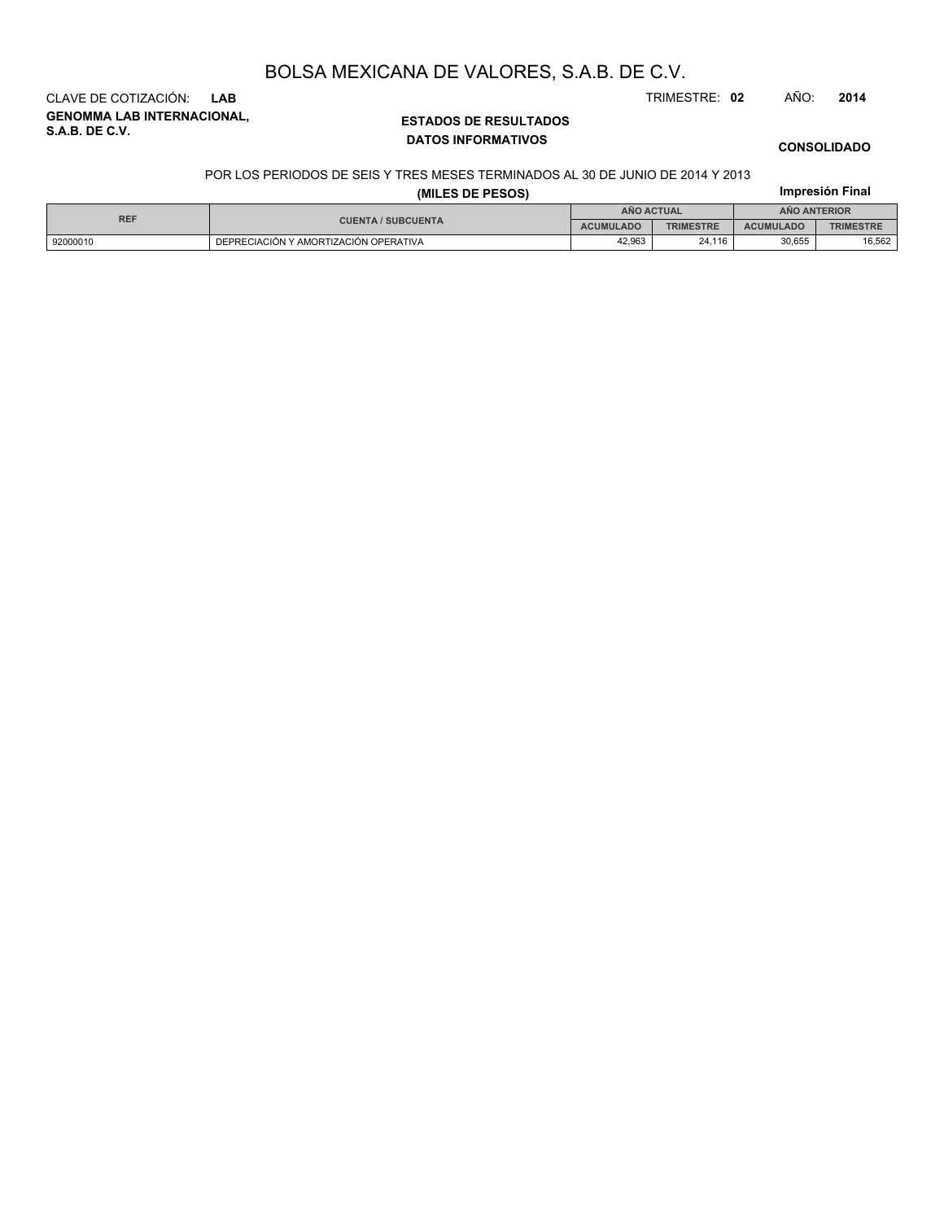# BOLSA MEXICANA DE VALORES, S.A.B. DE C.V.

CLAVE DE COTIZACIÓN: **LAB**

TRIMESTRE: **02** AÑO: **2014**

**GENOMMA LAB INTERNACIONAL, S.A.B. DE C.V.**

**ESTADOS DE RESULTADOS**

**DATOS INFORMATIVOS**

**CONSOLIDADO**

POR LOS PERIODOS DE SEIS Y TRES MESES TERMINADOS AL 30 DE JUNIO DE 2014 Y 2013

**(MILES DE PESOS)**

**Impresión Final**

| REF | CUENTA / SUBCUENTA | AÑO ACTUAL | | AÑO ANTERIOR | |
|---|---|---|---|---|---|
| | | ACUMULADO | TRIMESTRE | ACUMULADO | TRIMESTRE |
| 92000010 | DEPRECIACIÓN Y AMORTIZACIÓN OPERATIVA | 42,963 | 24,116 | 30,655 | 16,562 |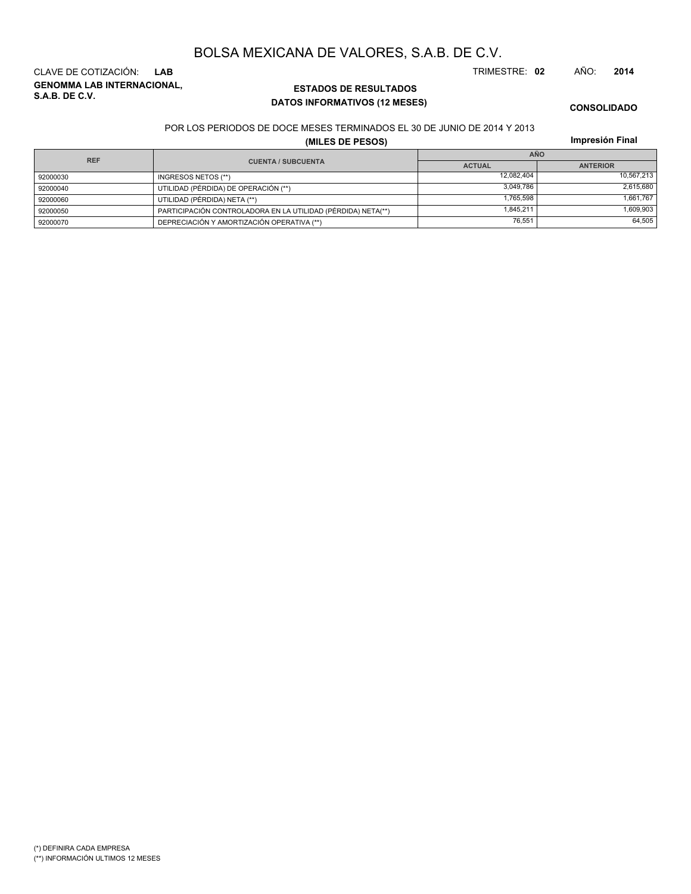# BOLSA MEXICANA DE VALORES, S.A.B. DE C.V.

CLAVE DE COTIZACIÓN: **LAB**

TRIMESTRE: **02** AÑO: **2014**

**GENOMMA LAB INTERNACIONAL, S.A.B. DE C.V.**

## ESTADOS DE RESULTADOS
### DATOS INFORMATIVOS (12 MESES)

**CONSOLIDADO**

POR LOS PERIODOS DE DOCE MESES TERMINADOS EL 30 DE JUNIO DE 2014 Y 2013

**(MILES DE PESOS)**

**Impresión Final**

| REF | CUENTA / SUBCUENTA | AÑO | |
|---|---|---|---|
| | | ACTUAL | ANTERIOR |
| 92000030 | INGRESOS NETOS (**) | 12,082,404 | 10,567,213 |
| 92000040 | UTILIDAD (PÉRDIDA) DE OPERACIÓN (**) | 3,049,786 | 2,615,680 |
| 92000060 | UTILIDAD (PÉRDIDA) NETA (**) | 1,765,598 | 1,661,767 |
| 92000050 | PARTICIPACIÓN CONTROLADORA EN LA UTILIDAD (PÉRDIDA) NETA(**) | 1,845,211 | 1,609,903 |
| 92000070 | DEPRECIACIÓN Y AMORTIZACIÓN OPERATIVA (**) | 76,551 | 64,505 |

(*) DEFINIRA CADA EMPRESA
(**) INFORMACIÓN ULTIMOS 12 MESES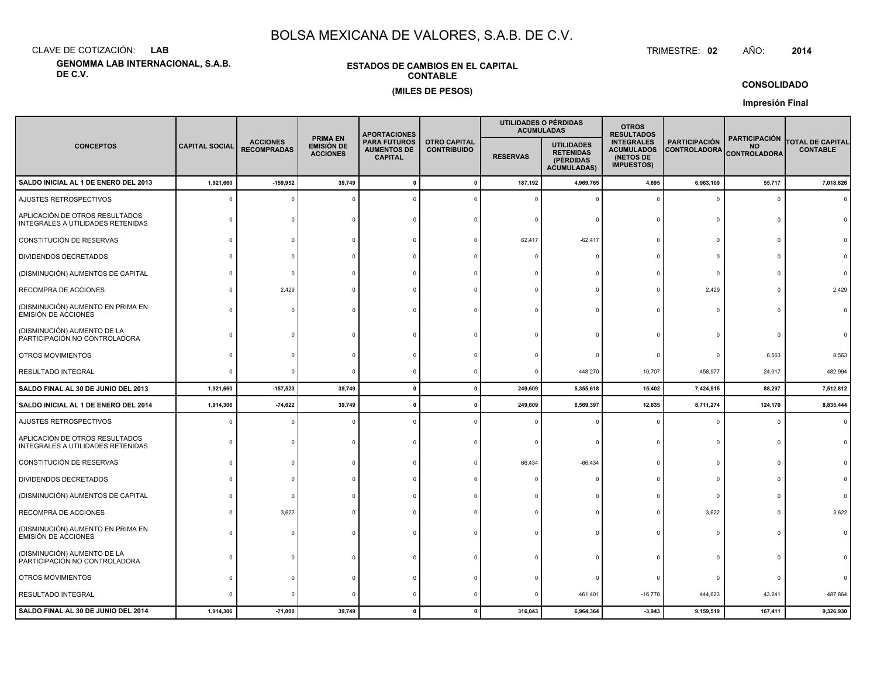# BOLSA MEXICANA DE VALORES, S.A.B. DE C.V.

CLAVE DE COTIZACIÓN: **LAB**

TRIMESTRE: **02** AÑO: **2014**

**GENOMMA LAB INTERNACIONAL, S.A.B. DE C.V.**

**ESTADOS DE CAMBIOS EN EL CAPITAL CONTABLE**

**(MILES DE PESOS)**

**CONSOLIDADO**

**Impresión Final**

| CONCEPTOS | CAPITAL SOCIAL | ACCIONES RECOMPRADAS | PRIMA EN EMISIÓN DE ACCIONES | APORTACIONES PARA FUTUROS AUMENTOS DE CAPITAL | OTRO CAPITAL CONTRIBUIDO | UTILIDADES O PÉRDIDAS ACUMULADAS | | OTROS RESULTADOS INTEGRALES ACUMULADOS (NETOS DE IMPUESTOS) | PARTICIPACIÓN CONTROLADORA | PARTICIPACIÓN NO CONTROLADORA | TOTAL DE CAPITAL CONTABLE |
|---|---|---|---|---|---|---|---|---|---|---|---|
| | | | | | | RESERVAS | UTILIDADES RETENIDAS (PÉRDIDAS ACUMULADAS) | | | | |
| **SALDO INICIAL AL 1 DE ENERO DEL 2013** | **1,921,660** | **-159,952** | **39,749** | **0** | **0** | **187,192** | **4,969,765** | **4,695** | **6,963,109** | **55,717** | **7,018,826** |
| AJUSTES RETROSPECTIVOS | 0 | 0 | 0 | 0 | 0 | 0 | 0 | 0 | 0 | 0 | 0 |
| APLICACIÓN DE OTROS RESULTADOS INTEGRALES A UTILIDADES RETENIDAS | 0 | 0 | 0 | 0 | 0 | 0 | 0 | 0 | 0 | 0 | 0 |
| CONSTITUCIÓN DE RESERVAS | 0 | 0 | 0 | 0 | 0 | 62,417 | -62,417 | 0 | 0 | 0 | 0 |
| DIVIDENDOS DECRETADOS | 0 | 0 | 0 | 0 | 0 | 0 | 0 | 0 | 0 | 0 | 0 |
| (DISMINUCIÓN) AUMENTOS DE CAPITAL | 0 | 0 | 0 | 0 | 0 | 0 | 0 | 0 | 0 | 0 | 0 |
| RECOMPRA DE ACCIONES | 0 | 2,429 | 0 | 0 | 0 | 0 | 0 | 0 | 2,429 | 0 | 2,429 |
| (DISMINUCIÓN) AUMENTO EN PRIMA EN EMISIÓN DE ACCIONES | 0 | 0 | 0 | 0 | 0 | 0 | 0 | 0 | 0 | 0 | 0 |
| (DISMINUCIÓN) AUMENTO DE LA PARTICIPACIÓN NO CONTROLADORA | 0 | 0 | 0 | 0 | 0 | 0 | 0 | 0 | 0 | 0 | 0 |
| OTROS MOVIMIENTOS | 0 | 0 | 0 | 0 | 0 | 0 | 0 | 0 | 0 | 8,563 | 8,563 |
| RESULTADO INTEGRAL | 0 | 0 | 0 | 0 | 0 | 0 | 448,270 | 10,707 | 458,977 | 24,017 | 482,994 |
| **SALDO FINAL AL 30 DE JUNIO DEL 2013** | **1,921,660** | **-157,523** | **39,749** | **0** | **0** | **249,609** | **5,355,618** | **15,402** | **7,424,515** | **88,297** | **7,512,812** |
| **SALDO INICIAL AL 1 DE ENERO DEL 2014** | **1,914,306** | **-74,622** | **39,749** | **0** | **0** | **249,609** | **6,569,397** | **12,835** | **8,711,274** | **124,170** | **8,835,444** |
| AJUSTES RETROSPECTIVOS | 0 | 0 | 0 | 0 | 0 | 0 | 0 | 0 | 0 | 0 | 0 |
| APLICACIÓN DE OTROS RESULTADOS INTEGRALES A UTILIDADES RETENIDAS | 0 | 0 | 0 | 0 | 0 | 0 | 0 | 0 | 0 | 0 | 0 |
| CONSTITUCIÓN DE RESERVAS | 0 | 0 | 0 | 0 | 0 | 66,434 | -66,434 | 0 | 0 | 0 | 0 |
| DIVIDENDOS DECRETADOS | 0 | 0 | 0 | 0 | 0 | 0 | 0 | 0 | 0 | 0 | 0 |
| (DISMINUCIÓN) AUMENTOS DE CAPITAL | 0 | 0 | 0 | 0 | 0 | 0 | 0 | 0 | 0 | 0 | 0 |
| RECOMPRA DE ACCIONES | 0 | 3,622 | 0 | 0 | 0 | 0 | 0 | 0 | 3,622 | 0 | 3,622 |
| (DISMINUCIÓN) AUMENTO EN PRIMA EN EMISIÓN DE ACCIONES | 0 | 0 | 0 | 0 | 0 | 0 | 0 | 0 | 0 | 0 | 0 |
| (DISMINUCIÓN) AUMENTO DE LA PARTICIPACIÓN NO CONTROLADORA | 0 | 0 | 0 | 0 | 0 | 0 | 0 | 0 | 0 | 0 | 0 |
| OTROS MOVIMIENTOS | 0 | 0 | 0 | 0 | 0 | 0 | 0 | 0 | 0 | 0 | 0 |
| RESULTADO INTEGRAL | 0 | 0 | 0 | 0 | 0 | 0 | 461,401 | -16,778 | 444,623 | 43,241 | 487,864 |
| **SALDO FINAL AL 30 DE JUNIO DEL 2014** | **1,914,306** | **-71,000** | **39,749** | **0** | **0** | **316,043** | **6,964,364** | **-3,943** | **9,159,519** | **167,411** | **9,326,930** |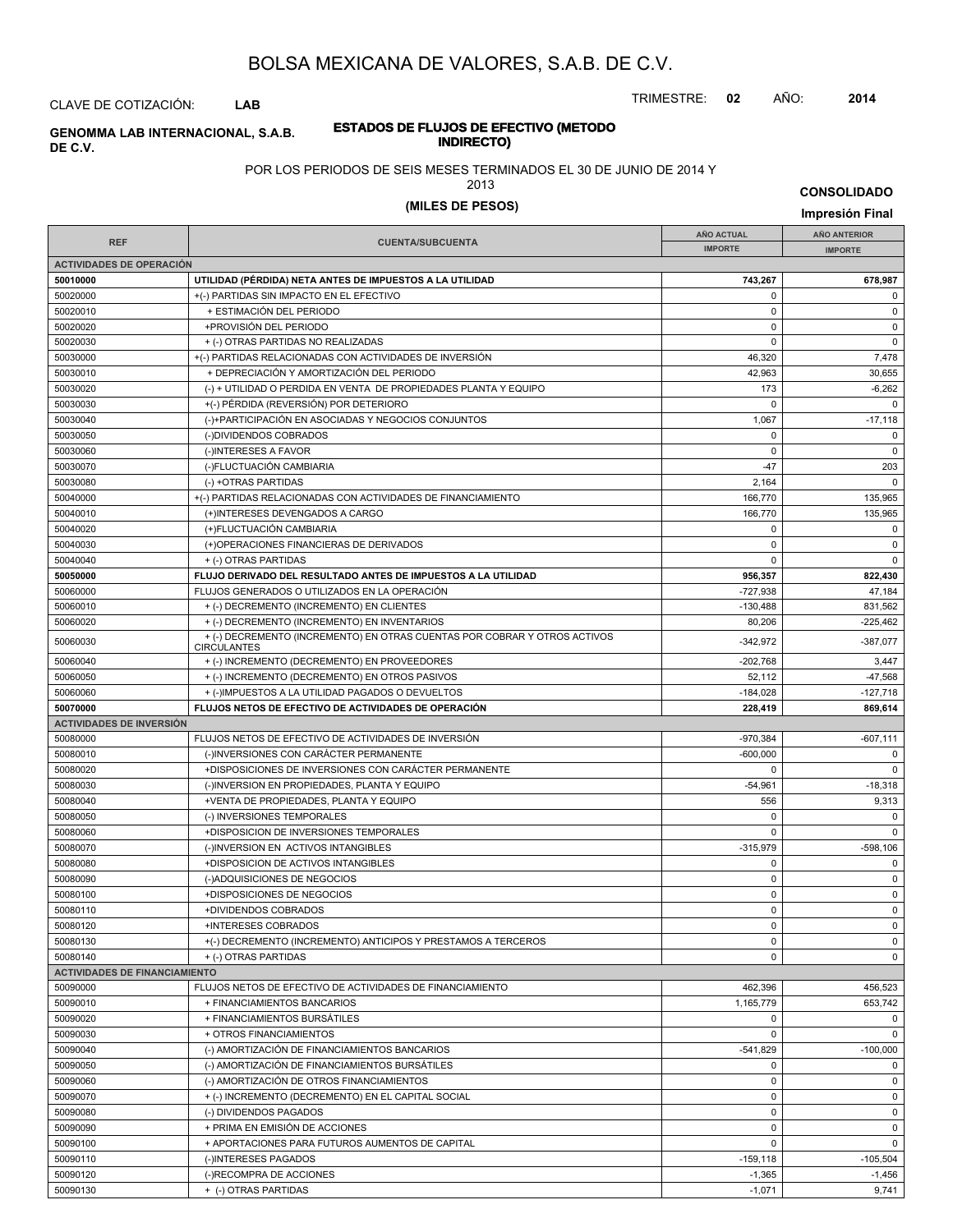# BOLSA MEXICANA DE VALORES, S.A.B. DE C.V.

CLAVE DE COTIZACIÓN: **LAB**

TRIMESTRE: **02** AÑO: **2014**

**GENOMMA LAB INTERNACIONAL, S.A.B. DE C.V.**

**ESTADOS DE FLUJOS DE EFECTIVO (METODO INDIRECTO)**

POR LOS PERIODOS DE SEIS MESES TERMINADOS EL 30 DE JUNIO DE 2014 Y 2013

**(MILES DE PESOS)**

**CONSOLIDADO**

**Impresión Final**

| REF | CUENTA/SUBCUENTA | AÑO ACTUAL IMPORTE | AÑO ANTERIOR IMPORTE |
|---|---|---|---|
| **ACTIVIDADES DE OPERACIÓN** | | | |
| **50010000** | **UTILIDAD (PÉRDIDA) NETA ANTES DE IMPUESTOS A LA UTILIDAD** | **743,267** | **678,987** |
| 50020000 | +(-) PARTIDAS SIN IMPACTO EN EL EFECTIVO | 0 | 0 |
| 50020010 | + ESTIMACIÓN DEL PERIODO | 0 | 0 |
| 50020020 | +PROVISIÓN DEL PERIODO | 0 | 0 |
| 50020030 | + (-) OTRAS PARTIDAS NO REALIZADAS | 0 | 0 |
| 50030000 | +(-) PARTIDAS RELACIONADAS CON ACTIVIDADES DE INVERSIÓN | 46,320 | 7,478 |
| 50030010 | + DEPRECIACIÓN Y AMORTIZACIÓN DEL PERIODO | 42,963 | 30,655 |
| 50030020 | (-) + UTILIDAD O PERDIDA EN VENTA DE PROPIEDADES PLANTA Y EQUIPO | 173 | -6,262 |
| 50030030 | +(-) PÉRDIDA (REVERSIÓN) POR DETERIORO | 0 | 0 |
| 50030040 | (-)+PARTICIPACIÓN EN ASOCIADAS Y NEGOCIOS CONJUNTOS | 1,067 | -17,118 |
| 50030050 | (-)DIVIDENDOS COBRADOS | 0 | 0 |
| 50030060 | (-)INTERESES A FAVOR | 0 | 0 |
| 50030070 | (-)FLUCTUACIÓN CAMBIARIA | -47 | 203 |
| 50030080 | (-) +OTRAS PARTIDAS | 2,164 | 0 |
| 50040000 | +(-) PARTIDAS RELACIONADAS CON ACTIVIDADES DE FINANCIAMIENTO | 166,770 | 135,965 |
| 50040010 | (+)INTERESES DEVENGADOS A CARGO | 166,770 | 135,965 |
| 50040020 | (+)FLUCTUACIÓN CAMBIARIA | 0 | 0 |
| 50040030 | (+)OPERACIONES FINANCIERAS DE DERIVADOS | 0 | 0 |
| 50040040 | + (-) OTRAS PARTIDAS | 0 | 0 |
| **50050000** | **FLUJO DERIVADO DEL RESULTADO ANTES DE IMPUESTOS A LA UTILIDAD** | **956,357** | **822,430** |
| 50060000 | FLUJOS GENERADOS O UTILIZADOS EN LA OPERACIÓN | -727,938 | 47,184 |
| 50060010 | + (-) DECREMENTO (INCREMENTO) EN CLIENTES | -130,488 | 831,562 |
| 50060020 | + (-) DECREMENTO (INCREMENTO) EN INVENTARIOS | 80,206 | -225,462 |
| 50060030 | + (-) DECREMENTO (INCREMENTO) EN OTRAS CUENTAS POR COBRAR Y OTROS ACTIVOS CIRCULANTES | -342,972 | -387,077 |
| 50060040 | + (-) INCREMENTO (DECREMENTO) EN PROVEEDORES | -202,768 | 3,447 |
| 50060050 | + (-) INCREMENTO (DECREMENTO) EN OTROS PASIVOS | 52,112 | -47,568 |
| 50060060 | + (-)IMPUESTOS A LA UTILIDAD PAGADOS O DEVUELTOS | -184,028 | -127,718 |
| **50070000** | **FLUJOS NETOS DE EFECTIVO DE ACTIVIDADES DE OPERACIÓN** | **228,419** | **869,614** |
| **ACTIVIDADES DE INVERSIÓN** | | | |
| 50080000 | FLUJOS NETOS DE EFECTIVO DE ACTIVIDADES DE INVERSIÓN | -970,384 | -607,111 |
| 50080010 | (-)INVERSIONES CON CARÁCTER PERMANENTE | -600,000 | 0 |
| 50080020 | +DISPOSICIONES DE INVERSIONES CON CARÁCTER PERMANENTE | 0 | 0 |
| 50080030 | (-)INVERSION EN PROPIEDADES, PLANTA Y EQUIPO | -54,961 | -18,318 |
| 50080040 | +VENTA DE PROPIEDADES, PLANTA Y EQUIPO | 556 | 9,313 |
| 50080050 | (-) INVERSIONES TEMPORALES | 0 | 0 |
| 50080060 | +DISPOSICION DE INVERSIONES TEMPORALES | 0 | 0 |
| 50080070 | (-)INVERSION EN ACTIVOS INTANGIBLES | -315,979 | -598,106 |
| 50080080 | +DISPOSICION DE ACTIVOS INTANGIBLES | 0 | 0 |
| 50080090 | (-)ADQUISICIONES DE NEGOCIOS | 0 | 0 |
| 50080100 | +DISPOSICIONES DE NEGOCIOS | 0 | 0 |
| 50080110 | +DIVIDENDOS COBRADOS | 0 | 0 |
| 50080120 | +INTERESES COBRADOS | 0 | 0 |
| 50080130 | +(-) DECREMENTO (INCREMENTO) ANTICIPOS Y PRESTAMOS A TERCEROS | 0 | 0 |
| 50080140 | + (-) OTRAS PARTIDAS | 0 | 0 |
| **ACTIVIDADES DE FINANCIAMIENTO** | | | |
| 50090000 | FLUJOS NETOS DE EFECTIVO DE ACTIVIDADES DE FINANCIAMIENTO | 462,396 | 456,523 |
| 50090010 | + FINANCIAMIENTOS BANCARIOS | 1,165,779 | 653,742 |
| 50090020 | + FINANCIAMIENTOS BURSÁTILES | 0 | 0 |
| 50090030 | + OTROS FINANCIAMIENTOS | 0 | 0 |
| 50090040 | (-) AMORTIZACIÓN DE FINANCIAMIENTOS BANCARIOS | -541,829 | -100,000 |
| 50090050 | (-) AMORTIZACIÓN DE FINANCIAMIENTOS BURSÁTILES | 0 | 0 |
| 50090060 | (-) AMORTIZACIÓN DE OTROS FINANCIAMIENTOS | 0 | 0 |
| 50090070 | + (-) INCREMENTO (DECREMENTO) EN EL CAPITAL SOCIAL | 0 | 0 |
| 50090080 | (-) DIVIDENDOS PAGADOS | 0 | 0 |
| 50090090 | + PRIMA EN EMISIÓN DE ACCIONES | 0 | 0 |
| 50090100 | + APORTACIONES PARA FUTUROS AUMENTOS DE CAPITAL | 0 | 0 |
| 50090110 | (-)INTERESES PAGADOS | -159,118 | -105,504 |
| 50090120 | (-)RECOMPRA DE ACCIONES | -1,365 | -1,456 |
| 50090130 | + (-) OTRAS PARTIDAS | -1,071 | 9,741 |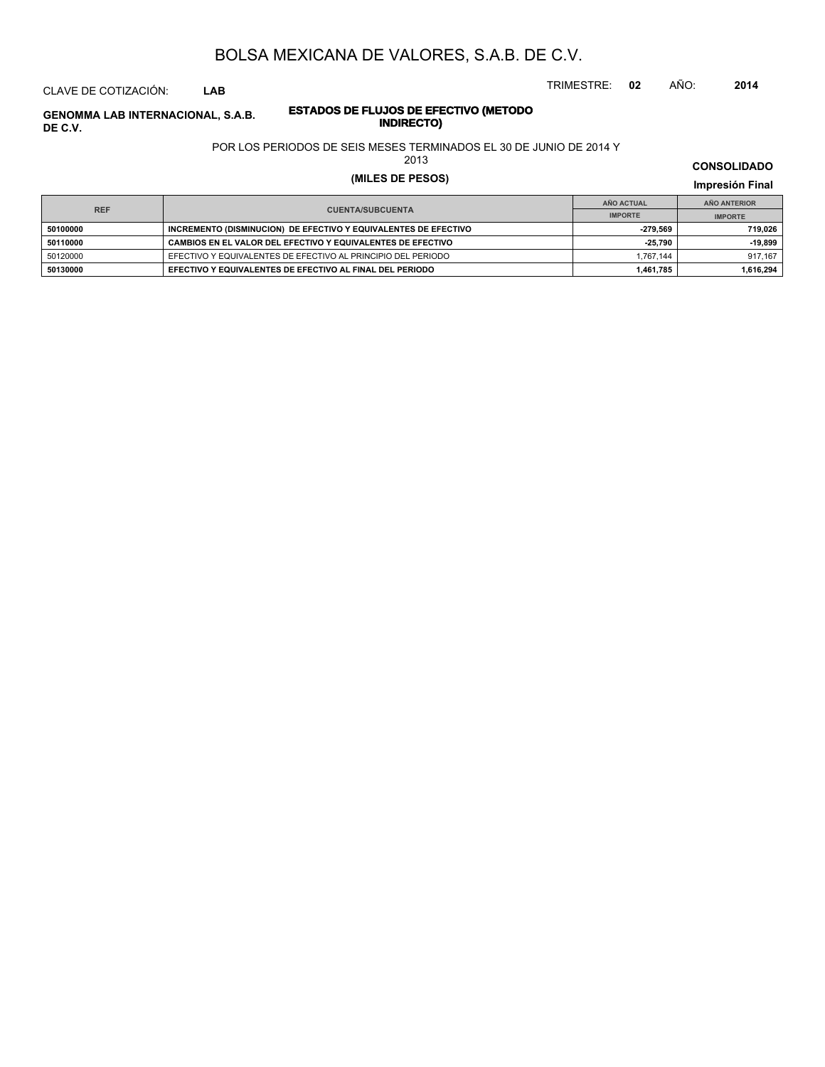# BOLSA MEXICANA DE VALORES, S.A.B. DE C.V.

CLAVE DE COTIZACIÓN: **LAB**

TRIMESTRE: **02** AÑO: **2014**

**GENOMMA LAB INTERNACIONAL, S.A.B. DE C.V.**

**ESTADOS DE FLUJOS DE EFECTIVO (METODO INDIRECTO)**

POR LOS PERIODOS DE SEIS MESES TERMINADOS EL 30 DE JUNIO DE 2014 Y 2013

**(MILES DE PESOS)**

**CONSOLIDADO**

**Impresión Final**

| REF | CUENTA/SUBCUENTA | AÑO ACTUAL | AÑO ANTERIOR |
|---|---|---|---|
| | | IMPORTE | IMPORTE |
| **50100000** | **INCREMENTO (DISMINUCION) DE EFECTIVO Y EQUIVALENTES DE EFECTIVO** | **-279,569** | **719,026** |
| **50110000** | **CAMBIOS EN EL VALOR DEL EFECTIVO Y EQUIVALENTES DE EFECTIVO** | **-25,790** | **-19,899** |
| 50120000 | EFECTIVO Y EQUIVALENTES DE EFECTIVO AL PRINCIPIO DEL PERIODO | 1,767,144 | 917,167 |
| **50130000** | **EFECTIVO Y EQUIVALENTES DE EFECTIVO AL FINAL DEL PERIODO** | **1,461,785** | **1,616,294** |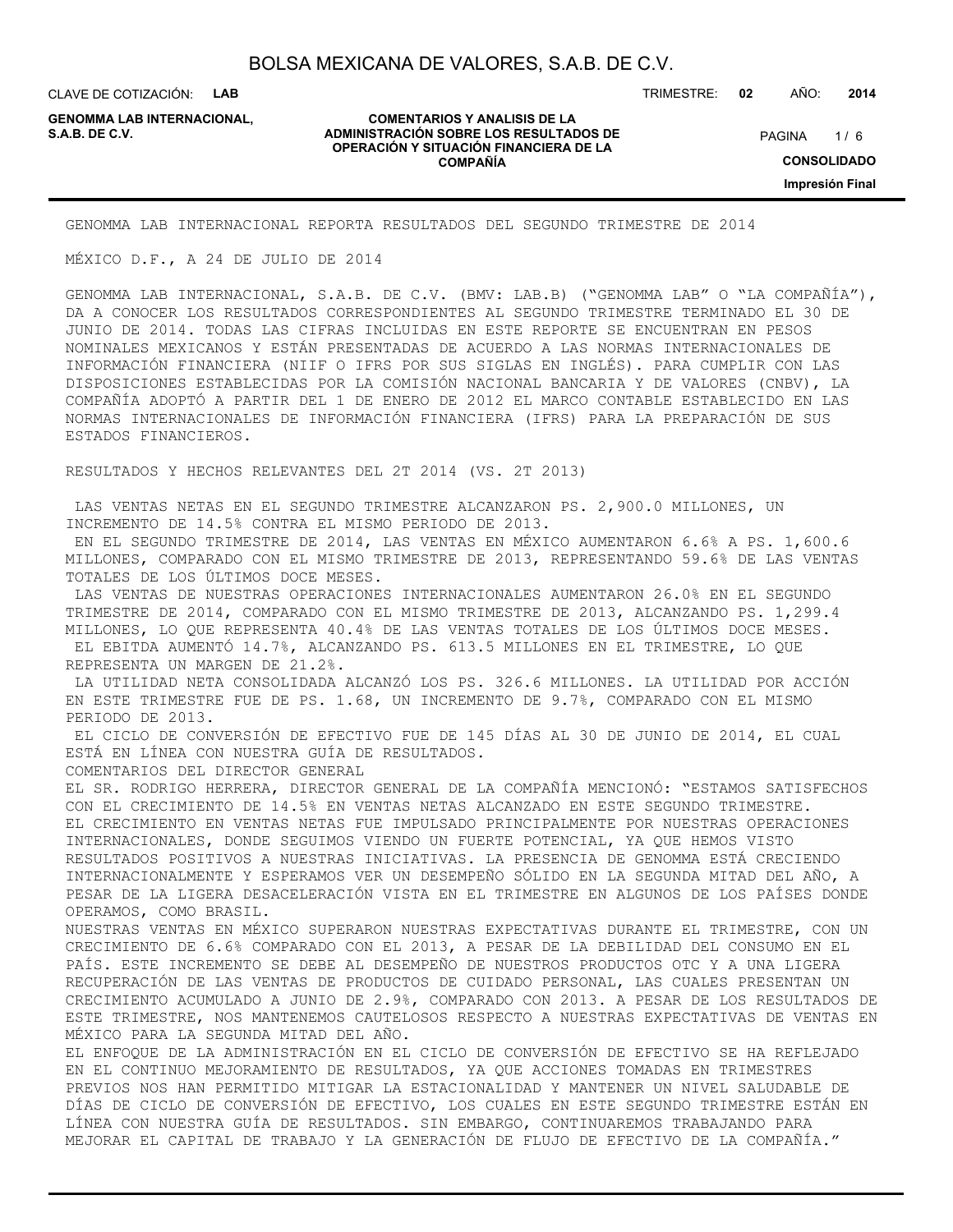GENOMMA LAB INTERNACIONAL REPORTA RESULTADOS DEL SEGUNDO TRIMESTRE DE 2014

MÉXICO D.F., A 24 DE JULIO DE 2014

GENOMMA LAB INTERNACIONAL, S.A.B. DE C.V. (BMV: LAB.B) ("GENOMMA LAB" O "LA COMPAÑÍA"), DA A CONOCER LOS RESULTADOS CORRESPONDIENTES AL SEGUNDO TRIMESTRE TERMINADO EL 30 DE JUNIO DE 2014. TODAS LAS CIFRAS INCLUIDAS EN ESTE REPORTE SE ENCUENTRAN EN PESOS NOMINALES MEXICANOS Y ESTÁN PRESENTADAS DE ACUERDO A LAS NORMAS INTERNACIONALES DE INFORMACIÓN FINANCIERA (NIIF O IFRS POR SUS SIGLAS EN INGLÉS). PARA CUMPLIR CON LAS DISPOSICIONES ESTABLECIDAS POR LA COMISIÓN NACIONAL BANCARIA Y DE VALORES (CNBV), LA COMPAÑÍA ADOPTÓ A PARTIR DEL 1 DE ENERO DE 2012 EL MARCO CONTABLE ESTABLECIDO EN LAS NORMAS INTERNACIONALES DE INFORMACIÓN FINANCIERA (IFRS) PARA LA PREPARACIÓN DE SUS ESTADOS FINANCIEROS.

RESULTADOS Y HECHOS RELEVANTES DEL 2T 2014 (VS. 2T 2013)

- LAS VENTAS NETAS EN EL SEGUNDO TRIMESTRE ALCANZARON PS. 2,900.0 MILLONES, UN INCREMENTO DE 14.5% CONTRA EL MISMO PERIODO DE 2013.
- EN EL SEGUNDO TRIMESTRE DE 2014, LAS VENTAS EN MÉXICO AUMENTARON 6.6% A PS. 1,600.6 MILLONES, COMPARADO CON EL MISMO TRIMESTRE DE 2013, REPRESENTANDO 59.6% DE LAS VENTAS TOTALES DE LOS ÚLTIMOS DOCE MESES.
- LAS VENTAS DE NUESTRAS OPERACIONES INTERNACIONALES AUMENTARON 26.0% EN EL SEGUNDO TRIMESTRE DE 2014, COMPARADO CON EL MISMO TRIMESTRE DE 2013, ALCANZANDO PS. 1,299.4 MILLONES, LO QUE REPRESENTA 40.4% DE LAS VENTAS TOTALES DE LOS ÚLTIMOS DOCE MESES.
- EL EBITDA AUMENTÓ 14.7%, ALCANZANDO PS. 613.5 MILLONES EN EL TRIMESTRE, LO QUE REPRESENTA UN MARGEN DE 21.2%.
- LA UTILIDAD NETA CONSOLIDADA ALCANZÓ LOS PS. 326.6 MILLONES. LA UTILIDAD POR ACCIÓN EN ESTE TRIMESTRE FUE DE PS. 1.68, UN INCREMENTO DE 9.7%, COMPARADO CON EL MISMO PERIODO DE 2013.
- EL CICLO DE CONVERSIÓN DE EFECTIVO FUE DE 145 DÍAS AL 30 DE JUNIO DE 2014, EL CUAL ESTÁ EN LÍNEA CON NUESTRA GUÍA DE RESULTADOS.

COMENTARIOS DEL DIRECTOR GENERAL

EL SR. RODRIGO HERRERA, DIRECTOR GENERAL DE LA COMPAÑÍA MENCIONÓ: "ESTAMOS SATISFECHOS CON EL CRECIMIENTO DE 14.5% EN VENTAS NETAS ALCANZADO EN ESTE SEGUNDO TRIMESTRE. EL CRECIMIENTO EN VENTAS NETAS FUE IMPULSADO PRINCIPALMENTE POR NUESTRAS OPERACIONES INTERNACIONALES, DONDE SEGUIMOS VIENDO UN FUERTE POTENCIAL, YA QUE HEMOS VISTO RESULTADOS POSITIVOS A NUESTRAS INICIATIVAS. LA PRESENCIA DE GENOMMA ESTÁ CRECIENDO INTERNACIONALMENTE Y ESPERAMOS VER UN DESEMPEÑO SÓLIDO EN LA SEGUNDA MITAD DEL AÑO, A PESAR DE LA LIGERA DESACELERACIÓN VISTA EN EL TRIMESTRE EN ALGUNOS DE LOS PAÍSES DONDE OPERAMOS, COMO BRASIL.

NUESTRAS VENTAS EN MÉXICO SUPERARON NUESTRAS EXPECTATIVAS DURANTE EL TRIMESTRE, CON UN CRECIMIENTO DE 6.6% COMPARADO CON EL 2013, A PESAR DE LA DEBILIDAD DEL CONSUMO EN EL PAÍS. ESTE INCREMENTO SE DEBE AL DESEMPEÑO DE NUESTROS PRODUCTOS OTC Y A UNA LIGERA RECUPERACIÓN DE LAS VENTAS DE PRODUCTOS DE CUIDADO PERSONAL, LAS CUALES PRESENTAN UN CRECIMIENTO ACUMULADO A JUNIO DE 2.9%, COMPARADO CON 2013. A PESAR DE LOS RESULTADOS DE ESTE TRIMESTRE, NOS MANTENEMOS CAUTELOSOS RESPECTO A NUESTRAS EXPECTATIVAS DE VENTAS EN MÉXICO PARA LA SEGUNDA MITAD DEL AÑO.

EL ENFOQUE DE LA ADMINISTRACIÓN EN EL CICLO DE CONVERSIÓN DE EFECTIVO SE HA REFLEJADO EN EL CONTINUO MEJORAMIENTO DE RESULTADOS, YA QUE ACCIONES TOMADAS EN TRIMESTRES PREVIOS NOS HAN PERMITIDO MITIGAR LA ESTACIONALIDAD Y MANTENER UN NIVEL SALUDABLE DE DÍAS DE CICLO DE CONVERSIÓN DE EFECTIVO, LOS CUALES EN ESTE SEGUNDO TRIMESTRE ESTÁN EN LÍNEA CON NUESTRA GUÍA DE RESULTADOS. SIN EMBARGO, CONTINUAREMOS TRABAJANDO PARA MEJORAR EL CAPITAL DE TRABAJO Y LA GENERACIÓN DE FLUJO DE EFECTIVO DE LA COMPAÑÍA."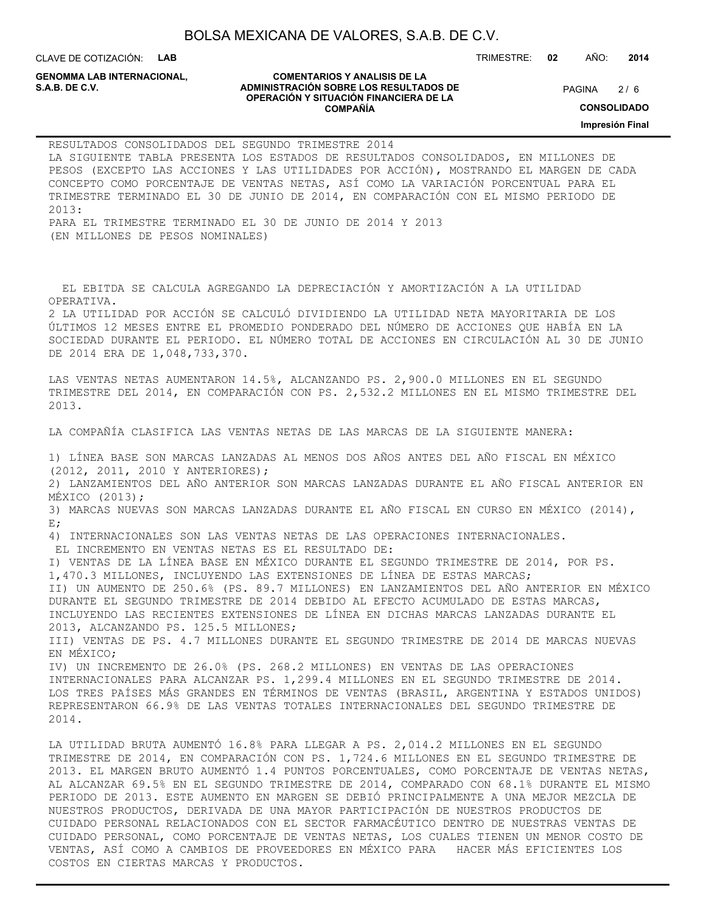RESULTADOS CONSOLIDADOS DEL SEGUNDO TRIMESTRE 2014

LA SIGUIENTE TABLA PRESENTA LOS ESTADOS DE RESULTADOS CONSOLIDADOS, EN MILLONES DE PESOS (EXCEPTO LAS ACCIONES Y LAS UTILIDADES POR ACCIÓN), MOSTRANDO EL MARGEN DE CADA CONCEPTO COMO PORCENTAJE DE VENTAS NETAS, ASÍ COMO LA VARIACIÓN PORCENTUAL PARA EL TRIMESTRE TERMINADO EL 30 DE JUNIO DE 2014, EN COMPARACIÓN CON EL MISMO PERIODO DE 2013:

PARA EL TRIMESTRE TERMINADO EL 30 DE JUNIO DE 2014 Y 2013

(EN MILLONES DE PESOS NOMINALES)

EL EBITDA SE CALCULA AGREGANDO LA DEPRECIACIÓN Y AMORTIZACIÓN A LA UTILIDAD OPERATIVA.

2 LA UTILIDAD POR ACCIÓN SE CALCULÓ DIVIDIENDO LA UTILIDAD NETA MAYORITARIA DE LOS ÚLTIMOS 12 MESES ENTRE EL PROMEDIO PONDERADO DEL NÚMERO DE ACCIONES QUE HABÍA EN LA SOCIEDAD DURANTE EL PERIODO. EL NÚMERO TOTAL DE ACCIONES EN CIRCULACIÓN AL 30 DE JUNIO DE 2014 ERA DE 1,048,733,370.

LAS VENTAS NETAS AUMENTARON 14.5%, ALCANZANDO PS. 2,900.0 MILLONES EN EL SEGUNDO TRIMESTRE DEL 2014, EN COMPARACIÓN CON PS. 2,532.2 MILLONES EN EL MISMO TRIMESTRE DEL 2013.

LA COMPAÑÍA CLASIFICA LAS VENTAS NETAS DE LAS MARCAS DE LA SIGUIENTE MANERA:

1) LÍNEA BASE SON MARCAS LANZADAS AL MENOS DOS AÑOS ANTES DEL AÑO FISCAL EN MÉXICO (2012, 2011, 2010 Y ANTERIORES);
2) LANZAMIENTOS DEL AÑO ANTERIOR SON MARCAS LANZADAS DURANTE EL AÑO FISCAL ANTERIOR EN MÉXICO (2013);
3) MARCAS NUEVAS SON MARCAS LANZADAS DURANTE EL AÑO FISCAL EN CURSO EN MÉXICO (2014), E;
4) INTERNACIONALES SON LAS VENTAS NETAS DE LAS OPERACIONES INTERNACIONALES.

EL INCREMENTO EN VENTAS NETAS ES EL RESULTADO DE:

I) VENTAS DE LA LÍNEA BASE EN MÉXICO DURANTE EL SEGUNDO TRIMESTRE DE 2014, POR PS. 1,470.3 MILLONES, INCLUYENDO LAS EXTENSIONES DE LÍNEA DE ESTAS MARCAS;
II) UN AUMENTO DE 250.6% (PS. 89.7 MILLONES) EN LANZAMIENTOS DEL AÑO ANTERIOR EN MÉXICO DURANTE EL SEGUNDO TRIMESTRE DE 2014 DEBIDO AL EFECTO ACUMULADO DE ESTAS MARCAS, INCLUYENDO LAS RECIENTES EXTENSIONES DE LÍNEA EN DICHAS MARCAS LANZADAS DURANTE EL 2013, ALCANZANDO PS. 125.5 MILLONES;
III) VENTAS DE PS. 4.7 MILLONES DURANTE EL SEGUNDO TRIMESTRE DE 2014 DE MARCAS NUEVAS EN MÉXICO;
IV) UN INCREMENTO DE 26.0% (PS. 268.2 MILLONES) EN VENTAS DE LAS OPERACIONES INTERNACIONALES PARA ALCANZAR PS. 1,299.4 MILLONES EN EL SEGUNDO TRIMESTRE DE 2014. LOS TRES PAÍSES MÁS GRANDES EN TÉRMINOS DE VENTAS (BRASIL, ARGENTINA Y ESTADOS UNIDOS) REPRESENTARON 66.9% DE LAS VENTAS TOTALES INTERNACIONALES DEL SEGUNDO TRIMESTRE DE 2014.

LA UTILIDAD BRUTA AUMENTÓ 16.8% PARA LLEGAR A PS. 2,014.2 MILLONES EN EL SEGUNDO TRIMESTRE DE 2014, EN COMPARACIÓN CON PS. 1,724.6 MILLONES EN EL SEGUNDO TRIMESTRE DE 2013. EL MARGEN BRUTO AUMENTÓ 1.4 PUNTOS PORCENTUALES, COMO PORCENTAJE DE VENTAS NETAS, AL ALCANZAR 69.5% EN EL SEGUNDO TRIMESTRE DE 2014, COMPARADO CON 68.1% DURANTE EL MISMO PERIODO DE 2013. ESTE AUMENTO EN MARGEN SE DEBIÓ PRINCIPALMENTE A UNA MEJOR MEZCLA DE NUESTROS PRODUCTOS, DERIVADA DE UNA MAYOR PARTICIPACIÓN DE NUESTROS PRODUCTOS DE CUIDADO PERSONAL RELACIONADOS CON EL SECTOR FARMACÉUTICO DENTRO DE NUESTRAS VENTAS DE CUIDADO PERSONAL, COMO PORCENTAJE DE VENTAS NETAS, LOS CUALES TIENEN UN MENOR COSTO DE VENTAS, ASÍ COMO A CAMBIOS DE PROVEEDORES EN MÉXICO PARA HACER MÁS EFICIENTES LOS COSTOS EN CIERTAS MARCAS Y PRODUCTOS.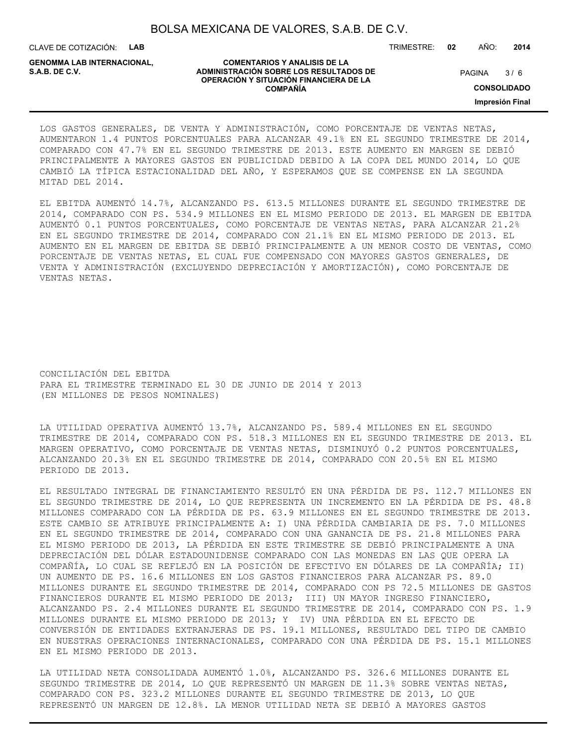LOS GASTOS GENERALES, DE VENTA Y ADMINISTRACIÓN, COMO PORCENTAJE DE VENTAS NETAS, AUMENTARON 1.4 PUNTOS PORCENTUALES PARA ALCANZAR 49.1% EN EL SEGUNDO TRIMESTRE DE 2014, COMPARADO CON 47.7% EN EL SEGUNDO TRIMESTRE DE 2013. ESTE AUMENTO EN MARGEN SE DEBIÓ PRINCIPALMENTE A MAYORES GASTOS EN PUBLICIDAD DEBIDO A LA COPA DEL MUNDO 2014, LO QUE CAMBIÓ LA TÍPICA ESTACIONALIDAD DEL AÑO, Y ESPERAMOS QUE SE COMPENSE EN LA SEGUNDA MITAD DEL 2014.

EL EBITDA AUMENTÓ 14.7%, ALCANZANDO PS. 613.5 MILLONES DURANTE EL SEGUNDO TRIMESTRE DE 2014, COMPARADO CON PS. 534.9 MILLONES EN EL MISMO PERIODO DE 2013. EL MARGEN DE EBITDA AUMENTÓ 0.1 PUNTOS PORCENTUALES, COMO PORCENTAJE DE VENTAS NETAS, PARA ALCANZAR 21.2% EN EL SEGUNDO TRIMESTRE DE 2014, COMPARADO CON 21.1% EN EL MISMO PERIODO DE 2013. EL AUMENTO EN EL MARGEN DE EBITDA SE DEBIÓ PRINCIPALMENTE A UN MENOR COSTO DE VENTAS, COMO PORCENTAJE DE VENTAS NETAS, EL CUAL FUE COMPENSADO CON MAYORES GASTOS GENERALES, DE VENTA Y ADMINISTRACIÓN (EXCLUYENDO DEPRECIACIÓN Y AMORTIZACIÓN), COMO PORCENTAJE DE VENTAS NETAS.

CONCILIACIÓN DEL EBITDA
PARA EL TRIMESTRE TERMINADO EL 30 DE JUNIO DE 2014 Y 2013
(EN MILLONES DE PESOS NOMINALES)

LA UTILIDAD OPERATIVA AUMENTÓ 13.7%, ALCANZANDO PS. 589.4 MILLONES EN EL SEGUNDO TRIMESTRE DE 2014, COMPARADO CON PS. 518.3 MILLONES EN EL SEGUNDO TRIMESTRE DE 2013. EL MARGEN OPERATIVO, COMO PORCENTAJE DE VENTAS NETAS, DISMINUYÓ 0.2 PUNTOS PORCENTUALES, ALCANZANDO 20.3% EN EL SEGUNDO TRIMESTRE DE 2014, COMPARADO CON 20.5% EN EL MISMO PERIODO DE 2013.

EL RESULTADO INTEGRAL DE FINANCIAMIENTO RESULTÓ EN UNA PÉRDIDA DE PS. 112.7 MILLONES EN EL SEGUNDO TRIMESTRE DE 2014, LO QUE REPRESENTA UN INCREMENTO EN LA PÉRDIDA DE PS. 48.8 MILLONES COMPARADO CON LA PÉRDIDA DE PS. 63.9 MILLONES EN EL SEGUNDO TRIMESTRE DE 2013. ESTE CAMBIO SE ATRIBUYE PRINCIPALMENTE A: I) UNA PÉRDIDA CAMBIARIA DE PS. 7.0 MILLONES EN EL SEGUNDO TRIMESTRE DE 2014, COMPARADO CON UNA GANANCIA DE PS. 21.8 MILLONES PARA EL MISMO PERIODO DE 2013, LA PÉRDIDA EN ESTE TRIMESTRE SE DEBIÓ PRINCIPALMENTE A UNA DEPRECIACIÓN DEL DÓLAR ESTADOUNIDENSE COMPARADO CON LAS MONEDAS EN LAS QUE OPERA LA COMPAÑÍA, LO CUAL SE REFLEJÓ EN LA POSICIÓN DE EFECTIVO EN DÓLARES DE LA COMPAÑÍA; II) UN AUMENTO DE PS. 16.6 MILLONES EN LOS GASTOS FINANCIEROS PARA ALCANZAR PS. 89.0 MILLONES DURANTE EL SEGUNDO TRIMESTRE DE 2014, COMPARADO CON PS 72.5 MILLONES DE GASTOS FINANCIEROS DURANTE EL MISMO PERIODO DE 2013; III) UN MAYOR INGRESO FINANCIERO, ALCANZANDO PS. 2.4 MILLONES DURANTE EL SEGUNDO TRIMESTRE DE 2014, COMPARADO CON PS. 1.9 MILLONES DURANTE EL MISMO PERIODO DE 2013; Y IV) UNA PÉRDIDA EN EL EFECTO DE CONVERSIÓN DE ENTIDADES EXTRANJERAS DE PS. 19.1 MILLONES, RESULTADO DEL TIPO DE CAMBIO EN NUESTRAS OPERACIONES INTERNACIONALES, COMPARADO CON UNA PÉRDIDA DE PS. 15.1 MILLONES EN EL MISMO PERIODO DE 2013.

LA UTILIDAD NETA CONSOLIDADA AUMENTÓ 1.0%, ALCANZANDO PS. 326.6 MILLONES DURANTE EL SEGUNDO TRIMESTRE DE 2014, LO QUE REPRESENTÓ UN MARGEN DE 11.3% SOBRE VENTAS NETAS, COMPARADO CON PS. 323.2 MILLONES DURANTE EL SEGUNDO TRIMESTRE DE 2013, LO QUE REPRESENTÓ UN MARGEN DE 12.8%. LA MENOR UTILIDAD NETA SE DEBIÓ A MAYORES GASTOS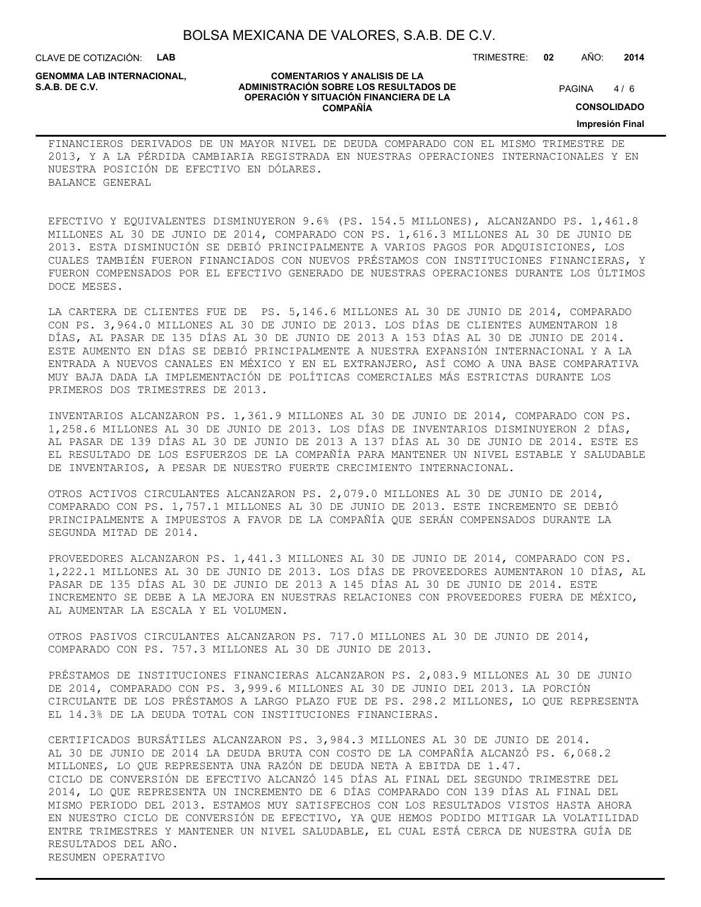FINANCIEROS DERIVADOS DE UN MAYOR NIVEL DE DEUDA COMPARADO CON EL MISMO TRIMESTRE DE 2013, Y A LA PÉRDIDA CAMBIARIA REGISTRADA EN NUESTRAS OPERACIONES INTERNACIONALES Y EN NUESTRA POSICIÓN DE EFECTIVO EN DÓLARES.

BALANCE GENERAL

EFECTIVO Y EQUIVALENTES DISMINUYERON 9.6% (PS. 154.5 MILLONES), ALCANZANDO PS. 1,461.8 MILLONES AL 30 DE JUNIO DE 2014, COMPARADO CON PS. 1,616.3 MILLONES AL 30 DE JUNIO DE 2013. ESTA DISMINUCIÓN SE DEBIÓ PRINCIPALMENTE A VARIOS PAGOS POR ADQUISICIONES, LOS CUALES TAMBIÉN FUERON FINANCIADOS CON NUEVOS PRÉSTAMOS CON INSTITUCIONES FINANCIERAS, Y FUERON COMPENSADOS POR EL EFECTIVO GENERADO DE NUESTRAS OPERACIONES DURANTE LOS ÚLTIMOS DOCE MESES.

LA CARTERA DE CLIENTES FUE DE PS. 5,146.6 MILLONES AL 30 DE JUNIO DE 2014, COMPARADO CON PS. 3,964.0 MILLONES AL 30 DE JUNIO DE 2013. LOS DÍAS DE CLIENTES AUMENTARON 18 DÍAS, AL PASAR DE 135 DÍAS AL 30 DE JUNIO DE 2013 A 153 DÍAS AL 30 DE JUNIO DE 2014. ESTE AUMENTO EN DÍAS SE DEBIÓ PRINCIPALMENTE A NUESTRA EXPANSIÓN INTERNACIONAL Y A LA ENTRADA A NUEVOS CANALES EN MÉXICO Y EN EL EXTRANJERO, ASÍ COMO A UNA BASE COMPARATIVA MUY BAJA DADA LA IMPLEMENTACIÓN DE POLÍTICAS COMERCIALES MÁS ESTRICTAS DURANTE LOS PRIMEROS DOS TRIMESTRES DE 2013.

INVENTARIOS ALCANZARON PS. 1,361.9 MILLONES AL 30 DE JUNIO DE 2014, COMPARADO CON PS. 1,258.6 MILLONES AL 30 DE JUNIO DE 2013. LOS DÍAS DE INVENTARIOS DISMINUYERON 2 DÍAS, AL PASAR DE 139 DÍAS AL 30 DE JUNIO DE 2013 A 137 DÍAS AL 30 DE JUNIO DE 2014. ESTE ES EL RESULTADO DE LOS ESFUERZOS DE LA COMPAÑÍA PARA MANTENER UN NIVEL ESTABLE Y SALUDABLE DE INVENTARIOS, A PESAR DE NUESTRO FUERTE CRECIMIENTO INTERNACIONAL.

OTROS ACTIVOS CIRCULANTES ALCANZARON PS. 2,079.0 MILLONES AL 30 DE JUNIO DE 2014, COMPARADO CON PS. 1,757.1 MILLONES AL 30 DE JUNIO DE 2013. ESTE INCREMENTO SE DEBIÓ PRINCIPALMENTE A IMPUESTOS A FAVOR DE LA COMPAÑÍA QUE SERÁN COMPENSADOS DURANTE LA SEGUNDA MITAD DE 2014.

PROVEEDORES ALCANZARON PS. 1,441.3 MILLONES AL 30 DE JUNIO DE 2014, COMPARADO CON PS. 1,222.1 MILLONES AL 30 DE JUNIO DE 2013. LOS DÍAS DE PROVEEDORES AUMENTARON 10 DÍAS, AL PASAR DE 135 DÍAS AL 30 DE JUNIO DE 2013 A 145 DÍAS AL 30 DE JUNIO DE 2014. ESTE INCREMENTO SE DEBE A LA MEJORA EN NUESTRAS RELACIONES CON PROVEEDORES FUERA DE MÉXICO, AL AUMENTAR LA ESCALA Y EL VOLUMEN.

OTROS PASIVOS CIRCULANTES ALCANZARON PS. 717.0 MILLONES AL 30 DE JUNIO DE 2014, COMPARADO CON PS. 757.3 MILLONES AL 30 DE JUNIO DE 2013.

PRÉSTAMOS DE INSTITUCIONES FINANCIERAS ALCANZARON PS. 2,083.9 MILLONES AL 30 DE JUNIO DE 2014, COMPARADO CON PS. 3,999.6 MILLONES AL 30 DE JUNIO DEL 2013. LA PORCIÓN CIRCULANTE DE LOS PRÉSTAMOS A LARGO PLAZO FUE DE PS. 298.2 MILLONES, LO QUE REPRESENTA EL 14.3% DE LA DEUDA TOTAL CON INSTITUCIONES FINANCIERAS.

CERTIFICADOS BURSÁTILES ALCANZARON PS. 3,984.3 MILLONES AL 30 DE JUNIO DE 2014.
AL 30 DE JUNIO DE 2014 LA DEUDA BRUTA CON COSTO DE LA COMPAÑÍA ALCANZÓ PS. 6,068.2 MILLONES, LO QUE REPRESENTA UNA RAZÓN DE DEUDA NETA A EBITDA DE 1.47.
CICLO DE CONVERSIÓN DE EFECTIVO ALCANZÓ 145 DÍAS AL FINAL DEL SEGUNDO TRIMESTRE DEL 2014, LO QUE REPRESENTA UN INCREMENTO DE 6 DÍAS COMPARADO CON 139 DÍAS AL FINAL DEL MISMO PERIODO DEL 2013. ESTAMOS MUY SATISFECHOS CON LOS RESULTADOS VISTOS HASTA AHORA EN NUESTRO CICLO DE CONVERSIÓN DE EFECTIVO, YA QUE HEMOS PODIDO MITIGAR LA VOLATILIDAD ENTRE TRIMESTRES Y MANTENER UN NIVEL SALUDABLE, EL CUAL ESTÁ CERCA DE NUESTRA GUÍA DE RESULTADOS DEL AÑO.

RESUMEN OPERATIVO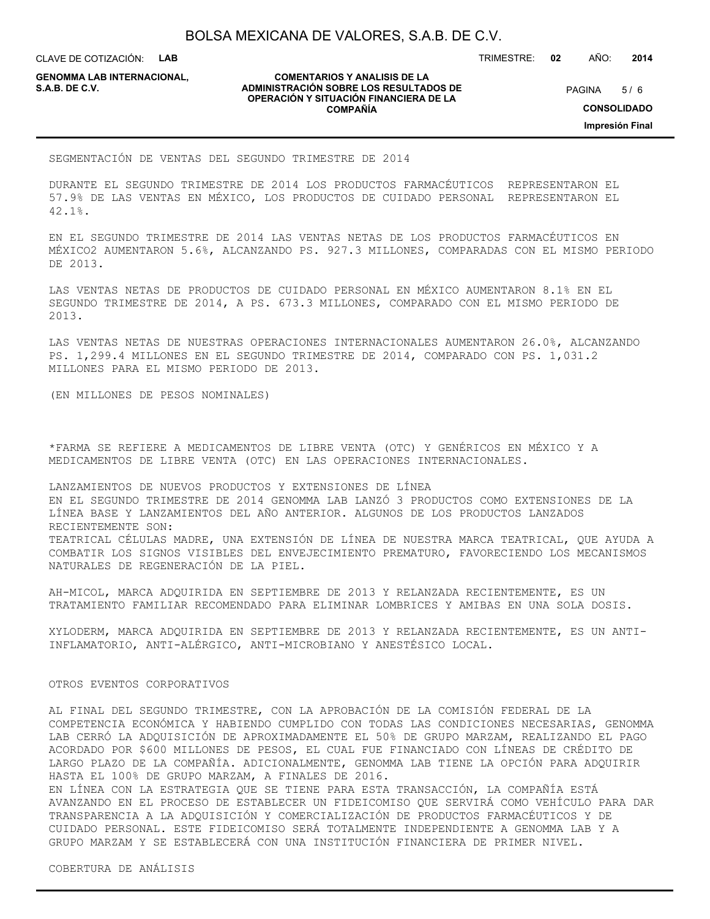SEGMENTACIÓN DE VENTAS DEL SEGUNDO TRIMESTRE DE 2014

DURANTE EL SEGUNDO TRIMESTRE DE 2014 LOS PRODUCTOS FARMACÉUTICOS REPRESENTARON EL 57.9% DE LAS VENTAS EN MÉXICO, LOS PRODUCTOS DE CUIDADO PERSONAL REPRESENTARON EL 42.1%.

EN EL SEGUNDO TRIMESTRE DE 2014 LAS VENTAS NETAS DE LOS PRODUCTOS FARMACÉUTICOS EN MÉXICO2 AUMENTARON 5.6%, ALCANZANDO PS. 927.3 MILLONES, COMPARADAS CON EL MISMO PERIODO DE 2013.

LAS VENTAS NETAS DE PRODUCTOS DE CUIDADO PERSONAL EN MÉXICO AUMENTARON 8.1% EN EL SEGUNDO TRIMESTRE DE 2014, A PS. 673.3 MILLONES, COMPARADO CON EL MISMO PERIODO DE 2013.

LAS VENTAS NETAS DE NUESTRAS OPERACIONES INTERNACIONALES AUMENTARON 26.0%, ALCANZANDO PS. 1,299.4 MILLONES EN EL SEGUNDO TRIMESTRE DE 2014, COMPARADO CON PS. 1,031.2 MILLONES PARA EL MISMO PERIODO DE 2013.

(EN MILLONES DE PESOS NOMINALES)

*FARMA SE REFIERE A MEDICAMENTOS DE LIBRE VENTA (OTC) Y GENÉRICOS EN MÉXICO Y A MEDICAMENTOS DE LIBRE VENTA (OTC) EN LAS OPERACIONES INTERNACIONALES.

LANZAMIENTOS DE NUEVOS PRODUCTOS Y EXTENSIONES DE LÍNEA
EN EL SEGUNDO TRIMESTRE DE 2014 GENOMMA LAB LANZÓ 3 PRODUCTOS COMO EXTENSIONES DE LA LÍNEA BASE Y LANZAMIENTOS DEL AÑO ANTERIOR. ALGUNOS DE LOS PRODUCTOS LANZADOS RECIENTEMENTE SON:
TEATRICAL CÉLULAS MADRE, UNA EXTENSIÓN DE LÍNEA DE NUESTRA MARCA TEATRICAL, QUE AYUDA A COMBATIR LOS SIGNOS VISIBLES DEL ENVEJECIMIENTO PREMATURO, FAVORECIENDO LOS MECANISMOS NATURALES DE REGENERACIÓN DE LA PIEL.

AH-MICOL, MARCA ADQUIRIDA EN SEPTIEMBRE DE 2013 Y RELANZADA RECIENTEMENTE, ES UN TRATAMIENTO FAMILIAR RECOMENDADO PARA ELIMINAR LOMBRICES Y AMIBAS EN UNA SOLA DOSIS.

XYLODERM, MARCA ADQUIRIDA EN SEPTIEMBRE DE 2013 Y RELANZADA RECIENTEMENTE, ES UN ANTI-INFLAMATORIO, ANTI-ALÉRGICO, ANTI-MICROBIANO Y ANESTÉSICO LOCAL.

OTROS EVENTOS CORPORATIVOS

AL FINAL DEL SEGUNDO TRIMESTRE, CON LA APROBACIÓN DE LA COMISIÓN FEDERAL DE LA COMPETENCIA ECONÓMICA Y HABIENDO CUMPLIDO CON TODAS LAS CONDICIONES NECESARIAS, GENOMMA LAB CERRÓ LA ADQUISICIÓN DE APROXIMADAMENTE EL 50% DE GRUPO MARZAM, REALIZANDO EL PAGO ACORDADO POR $600 MILLONES DE PESOS, EL CUAL FUE FINANCIADO CON LÍNEAS DE CRÉDITO DE LARGO PLAZO DE LA COMPAÑÍA. ADICIONALMENTE, GENOMMA LAB TIENE LA OPCIÓN PARA ADQUIRIR HASTA EL 100% DE GRUPO MARZAM, A FINALES DE 2016.
EN LÍNEA CON LA ESTRATEGIA QUE SE TIENE PARA ESTA TRANSACCIÓN, LA COMPAÑÍA ESTÁ AVANZANDO EN EL PROCESO DE ESTABLECER UN FIDEICOMISO QUE SERVIRÁ COMO VEHÍCULO PARA DAR TRANSPARENCIA A LA ADQUISICIÓN Y COMERCIALIZACIÓN DE PRODUCTOS FARMACÉUTICOS Y DE CUIDADO PERSONAL. ESTE FIDEICOMISO SERÁ TOTALMENTE INDEPENDIENTE A GENOMMA LAB Y A GRUPO MARZAM Y SE ESTABLECERÁ CON UNA INSTITUCIÓN FINANCIERA DE PRIMER NIVEL.

COBERTURA DE ANÁLISIS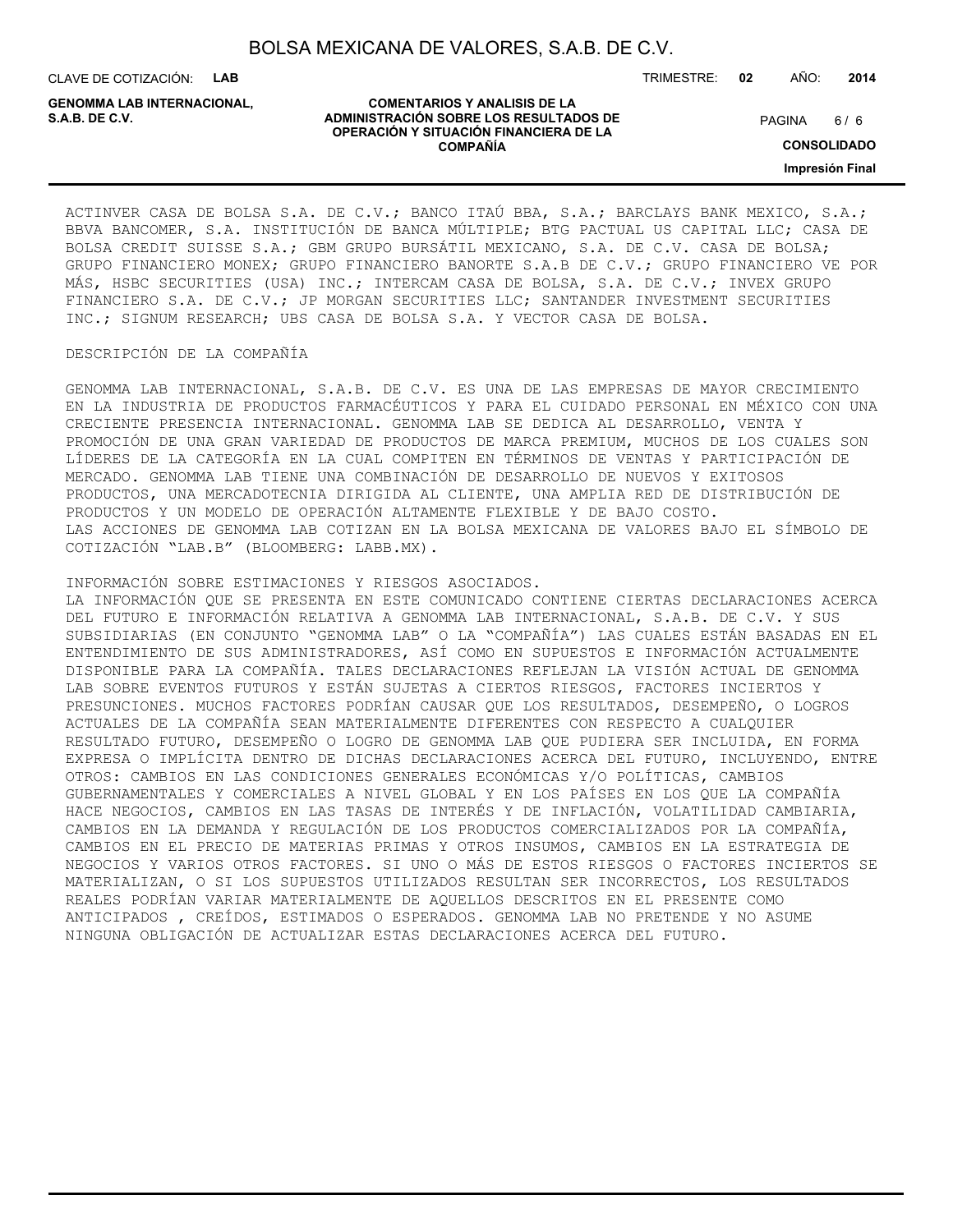ACTINVER CASA DE BOLSA S.A. DE C.V.; BANCO ITAÚ BBA, S.A.; BARCLAYS BANK MEXICO, S.A.; BBVA BANCOMER, S.A. INSTITUCIÓN DE BANCA MÚLTIPLE; BTG PACTUAL US CAPITAL LLC; CASA DE BOLSA CREDIT SUISSE S.A.; GBM GRUPO BURSÁTIL MEXICANO, S.A. DE C.V. CASA DE BOLSA; GRUPO FINANCIERO MONEX; GRUPO FINANCIERO BANORTE S.A.B DE C.V.; GRUPO FINANCIERO VE POR MÁS, HSBC SECURITIES (USA) INC.; INTERCAM CASA DE BOLSA, S.A. DE C.V.; INVEX GRUPO FINANCIERO S.A. DE C.V.; JP MORGAN SECURITIES LLC; SANTANDER INVESTMENT SECURITIES INC.; SIGNUM RESEARCH; UBS CASA DE BOLSA S.A. Y VECTOR CASA DE BOLSA.

DESCRIPCIÓN DE LA COMPAÑÍA

GENOMMA LAB INTERNACIONAL, S.A.B. DE C.V. ES UNA DE LAS EMPRESAS DE MAYOR CRECIMIENTO EN LA INDUSTRIA DE PRODUCTOS FARMACÉUTICOS Y PARA EL CUIDADO PERSONAL EN MÉXICO CON UNA CRECIENTE PRESENCIA INTERNACIONAL. GENOMMA LAB SE DEDICA AL DESARROLLO, VENTA Y PROMOCIÓN DE UNA GRAN VARIEDAD DE PRODUCTOS DE MARCA PREMIUM, MUCHOS DE LOS CUALES SON LÍDERES DE LA CATEGORÍA EN LA CUAL COMPITEN EN TÉRMINOS DE VENTAS Y PARTICIPACIÓN DE MERCADO. GENOMMA LAB TIENE UNA COMBINACIÓN DE DESARROLLO DE NUEVOS Y EXITOSOS PRODUCTOS, UNA MERCADOTECNIA DIRIGIDA AL CLIENTE, UNA AMPLIA RED DE DISTRIBUCIÓN DE PRODUCTOS Y UN MODELO DE OPERACIÓN ALTAMENTE FLEXIBLE Y DE BAJO COSTO.
LAS ACCIONES DE GENOMMA LAB COTIZAN EN LA BOLSA MEXICANA DE VALORES BAJO EL SÍMBOLO DE COTIZACIÓN "LAB.B" (BLOOMBERG: LABB.MX).

INFORMACIÓN SOBRE ESTIMACIONES Y RIESGOS ASOCIADOS.
LA INFORMACIÓN QUE SE PRESENTA EN ESTE COMUNICADO CONTIENE CIERTAS DECLARACIONES ACERCA DEL FUTURO E INFORMACIÓN RELATIVA A GENOMMA LAB INTERNACIONAL, S.A.B. DE C.V. Y SUS SUBSIDIARIAS (EN CONJUNTO "GENOMMA LAB" O LA "COMPAÑÍA") LAS CUALES ESTÁN BASADAS EN EL ENTENDIMIENTO DE SUS ADMINISTRADORES, ASÍ COMO EN SUPUESTOS E INFORMACIÓN ACTUALMENTE DISPONIBLE PARA LA COMPAÑÍA. TALES DECLARACIONES REFLEJAN LA VISIÓN ACTUAL DE GENOMMA LAB SOBRE EVENTOS FUTUROS Y ESTÁN SUJETAS A CIERTOS RIESGOS, FACTORES INCIERTOS Y PRESUNCIONES. MUCHOS FACTORES PODRÍAN CAUSAR QUE LOS RESULTADOS, DESEMPEÑO, O LOGROS ACTUALES DE LA COMPAÑÍA SEAN MATERIALMENTE DIFERENTES CON RESPECTO A CUALQUIER RESULTADO FUTURO, DESEMPEÑO O LOGRO DE GENOMMA LAB QUE PUDIERA SER INCLUIDA, EN FORMA EXPRESA O IMPLÍCITA DENTRO DE DICHAS DECLARACIONES ACERCA DEL FUTURO, INCLUYENDO, ENTRE OTROS: CAMBIOS EN LAS CONDICIONES GENERALES ECONÓMICAS Y/O POLÍTICAS, CAMBIOS GUBERNAMENTALES Y COMERCIALES A NIVEL GLOBAL Y EN LOS PAÍSES EN LOS QUE LA COMPAÑÍA HACE NEGOCIOS, CAMBIOS EN LAS TASAS DE INTERÉS Y DE INFLACIÓN, VOLATILIDAD CAMBIARIA, CAMBIOS EN LA DEMANDA Y REGULACIÓN DE LOS PRODUCTOS COMERCIALIZADOS POR LA COMPAÑÍA, CAMBIOS EN EL PRECIO DE MATERIAS PRIMAS Y OTROS INSUMOS, CAMBIOS EN LA ESTRATEGIA DE NEGOCIOS Y VARIOS OTROS FACTORES. SI UNO O MÁS DE ESTOS RIESGOS O FACTORES INCIERTOS SE MATERIALIZAN, O SI LOS SUPUESTOS UTILIZADOS RESULTAN SER INCORRECTOS, LOS RESULTADOS REALES PODRÍAN VARIAR MATERIALMENTE DE AQUELLOS DESCRITOS EN EL PRESENTE COMO ANTICIPADOS , CREÍDOS, ESTIMADOS O ESPERADOS. GENOMMA LAB NO PRETENDE Y NO ASUME NINGUNA OBLIGACIÓN DE ACTUALIZAR ESTAS DECLARACIONES ACERCA DEL FUTURO.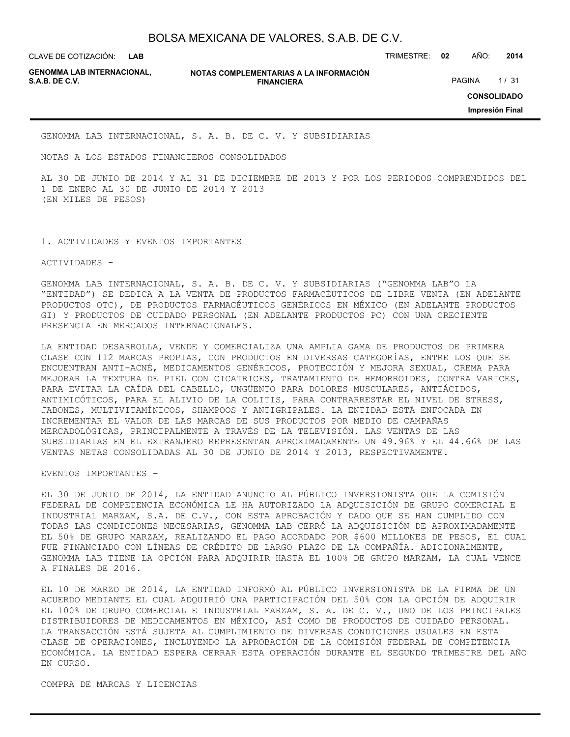GENOMMA LAB INTERNACIONAL, S. A. B. DE C. V. Y SUBSIDIARIAS

NOTAS A LOS ESTADOS FINANCIEROS CONSOLIDADOS

AL 30 DE JUNIO DE 2014 Y AL 31 DE DICIEMBRE DE 2013 Y POR LOS PERIODOS COMPRENDIDOS DEL 1 DE ENERO AL 30 DE JUNIO DE 2014 Y 2013
(EN MILES DE PESOS)

## 1. ACTIVIDADES Y EVENTOS IMPORTANTES

ACTIVIDADES -

GENOMMA LAB INTERNACIONAL, S. A. B. DE C. V. Y SUBSIDIARIAS ("GENOMMA LAB"O LA "ENTIDAD") SE DEDICA A LA VENTA DE PRODUCTOS FARMACÉUTICOS DE LIBRE VENTA (EN ADELANTE PRODUCTOS OTC), DE PRODUCTOS FARMACÉUTICOS GENÉRICOS EN MÉXICO (EN ADELANTE PRODUCTOS GI) Y PRODUCTOS DE CUIDADO PERSONAL (EN ADELANTE PRODUCTOS PC) CON UNA CRECIENTE PRESENCIA EN MERCADOS INTERNACIONALES.

LA ENTIDAD DESARROLLA, VENDE Y COMERCIALIZA UNA AMPLIA GAMA DE PRODUCTOS DE PRIMERA CLASE CON 112 MARCAS PROPIAS, CON PRODUCTOS EN DIVERSAS CATEGORÍAS, ENTRE LOS QUE SE ENCUENTRAN ANTI-ACNÉ, MEDICAMENTOS GENÉRICOS, PROTECCIÓN Y MEJORA SEXUAL, CREMA PARA MEJORAR LA TEXTURA DE PIEL CON CICATRICES, TRATAMIENTO DE HEMORROIDES, CONTRA VARICES, PARA EVITAR LA CAÍDA DEL CABELLO, UNGÜENTO PARA DOLORES MUSCULARES, ANTIÁCIDOS, ANTIMICÓTICOS, PARA EL ALIVIO DE LA COLITIS, PARA CONTRARRESTAR EL NIVEL DE STRESS, JABONES, MULTIVITAMÍNICOS, SHAMPOOS Y ANTIGRIPALES. LA ENTIDAD ESTÁ ENFOCADA EN INCREMENTAR EL VALOR DE LAS MARCAS DE SUS PRODUCTOS POR MEDIO DE CAMPAÑAS MERCADOLÓGICAS, PRINCIPALMENTE A TRAVÉS DE LA TELEVISIÓN. LAS VENTAS DE LAS SUBSIDIARIAS EN EL EXTRANJERO REPRESENTAN APROXIMADAMENTE UN 49.96% Y EL 44.66% DE LAS VENTAS NETAS CONSOLIDADAS AL 30 DE JUNIO DE 2014 Y 2013, RESPECTIVAMENTE.

EVENTOS IMPORTANTES –

EL 30 DE JUNIO DE 2014, LA ENTIDAD ANUNCIO AL PÚBLICO INVERSIONISTA QUE LA COMISIÓN FEDERAL DE COMPETENCIA ECONÓMICA LE HA AUTORIZADO LA ADQUISICIÓN DE GRUPO COMERCIAL E INDUSTRIAL MARZAM, S.A. DE C.V., CON ESTA APROBACIÓN Y DADO QUE SE HAN CUMPLIDO CON TODAS LAS CONDICIONES NECESARIAS, GENOMMA LAB CERRÓ LA ADQUISICIÓN DE APROXIMADAMENTE EL 50% DE GRUPO MARZAM, REALIZANDO EL PAGO ACORDADO POR $600 MILLONES DE PESOS, EL CUAL FUE FINANCIADO CON LÍNEAS DE CRÉDITO DE LARGO PLAZO DE LA COMPAÑÍA. ADICIONALMENTE, GENOMMA LAB TIENE LA OPCIÓN PARA ADQUIRIR HASTA EL 100% DE GRUPO MARZAM, LA CUAL VENCE A FINALES DE 2016.

EL 10 DE MARZO DE 2014, LA ENTIDAD INFORMÓ AL PÚBLICO INVERSIONISTA DE LA FIRMA DE UN ACUERDO MEDIANTE EL CUAL ADQUIRIÓ UNA PARTICIPACIÓN DEL 50% CON LA OPCIÓN DE ADQUIRIR EL 100% DE GRUPO COMERCIAL E INDUSTRIAL MARZAM, S. A. DE C. V., UNO DE LOS PRINCIPALES DISTRIBUIDORES DE MEDICAMENTOS EN MÉXICO, ASÍ COMO DE PRODUCTOS DE CUIDADO PERSONAL. LA TRANSACCIÓN ESTÁ SUJETA AL CUMPLIMIENTO DE DIVERSAS CONDICIONES USUALES EN ESTA CLASE DE OPERACIONES, INCLUYENDO LA APROBACIÓN DE LA COMISIÓN FEDERAL DE COMPETENCIA ECONÓMICA. LA ENTIDAD ESPERA CERRAR ESTA OPERACIÓN DURANTE EL SEGUNDO TRIMESTRE DEL AÑO EN CURSO.

COMPRA DE MARCAS Y LICENCIAS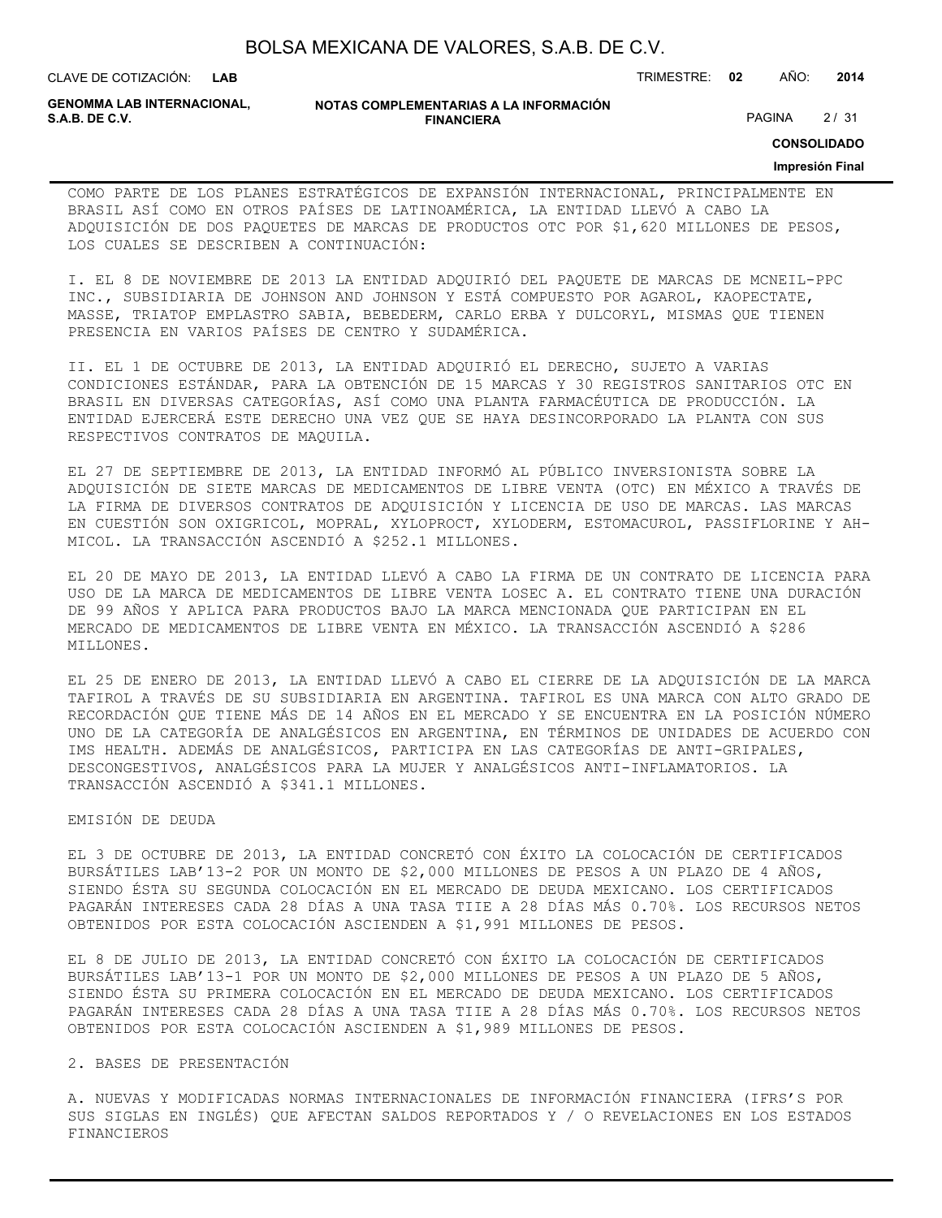COMO PARTE DE LOS PLANES ESTRATÉGICOS DE EXPANSIÓN INTERNACIONAL, PRINCIPALMENTE EN BRASIL ASÍ COMO EN OTROS PAÍSES DE LATINOAMÉRICA, LA ENTIDAD LLEVÓ A CABO LA ADQUISICIÓN DE DOS PAQUETES DE MARCAS DE PRODUCTOS OTC POR $1,620 MILLONES DE PESOS, LOS CUALES SE DESCRIBEN A CONTINUACIÓN:

I. EL 8 DE NOVIEMBRE DE 2013 LA ENTIDAD ADQUIRIÓ DEL PAQUETE DE MARCAS DE MCNEIL-PPC INC., SUBSIDIARIA DE JOHNSON AND JOHNSON Y ESTÁ COMPUESTO POR AGAROL, KAOPECTATE, MASSE, TRIATOP EMPLASTRO SABIA, BEBEDERM, CARLO ERBA Y DULCORYL, MISMAS QUE TIENEN PRESENCIA EN VARIOS PAÍSES DE CENTRO Y SUDAMÉRICA.

II. EL 1 DE OCTUBRE DE 2013, LA ENTIDAD ADQUIRIÓ EL DERECHO, SUJETO A VARIAS CONDICIONES ESTÁNDAR, PARA LA OBTENCIÓN DE 15 MARCAS Y 30 REGISTROS SANITARIOS OTC EN BRASIL EN DIVERSAS CATEGORÍAS, ASÍ COMO UNA PLANTA FARMACÉUTICA DE PRODUCCIÓN. LA ENTIDAD EJERCERÁ ESTE DERECHO UNA VEZ QUE SE HAYA DESINCORPORADO LA PLANTA CON SUS RESPECTIVOS CONTRATOS DE MAQUILA.

EL 27 DE SEPTIEMBRE DE 2013, LA ENTIDAD INFORMÓ AL PÚBLICO INVERSIONISTA SOBRE LA ADQUISICIÓN DE SIETE MARCAS DE MEDICAMENTOS DE LIBRE VENTA (OTC) EN MÉXICO A TRAVÉS DE LA FIRMA DE DIVERSOS CONTRATOS DE ADQUISICIÓN Y LICENCIA DE USO DE MARCAS. LAS MARCAS EN CUESTIÓN SON OXIGRICOL, MOPRAL, XYLOPROCT, XYLODERM, ESTOMACUROL, PASSIFLORINE Y AH-MICOL. LA TRANSACCIÓN ASCENDIÓ A $252.1 MILLONES.

EL 20 DE MAYO DE 2013, LA ENTIDAD LLEVÓ A CABO LA FIRMA DE UN CONTRATO DE LICENCIA PARA USO DE LA MARCA DE MEDICAMENTOS DE LIBRE VENTA LOSEC A. EL CONTRATO TIENE UNA DURACIÓN DE 99 AÑOS Y APLICA PARA PRODUCTOS BAJO LA MARCA MENCIONADA QUE PARTICIPAN EN EL MERCADO DE MEDICAMENTOS DE LIBRE VENTA EN MÉXICO. LA TRANSACCIÓN ASCENDIÓ A $286 MILLONES.

EL 25 DE ENERO DE 2013, LA ENTIDAD LLEVÓ A CABO EL CIERRE DE LA ADQUISICIÓN DE LA MARCA TAFIROL A TRAVÉS DE SU SUBSIDIARIA EN ARGENTINA. TAFIROL ES UNA MARCA CON ALTO GRADO DE RECORDACIÓN QUE TIENE MÁS DE 14 AÑOS EN EL MERCADO Y SE ENCUENTRA EN LA POSICIÓN NÚMERO UNO DE LA CATEGORÍA DE ANALGÉSICOS EN ARGENTINA, EN TÉRMINOS DE UNIDADES DE ACUERDO CON IMS HEALTH. ADEMÁS DE ANALGÉSICOS, PARTICIPA EN LAS CATEGORÍAS DE ANTI-GRIPALES, DESCONGESTIVOS, ANALGÉSICOS PARA LA MUJER Y ANALGÉSICOS ANTI-INFLAMATORIOS. LA TRANSACCIÓN ASCENDIÓ A $341.1 MILLONES.

EMISIÓN DE DEUDA

EL 3 DE OCTUBRE DE 2013, LA ENTIDAD CONCRETÓ CON ÉXITO LA COLOCACIÓN DE CERTIFICADOS BURSÁTILES LAB'13-2 POR UN MONTO DE $2,000 MILLONES DE PESOS A UN PLAZO DE 4 AÑOS, SIENDO ÉSTA SU SEGUNDA COLOCACIÓN EN EL MERCADO DE DEUDA MEXICANO. LOS CERTIFICADOS PAGARÁN INTERESES CADA 28 DÍAS A UNA TASA TIIE A 28 DÍAS MÁS 0.70%. LOS RECURSOS NETOS OBTENIDOS POR ESTA COLOCACIÓN ASCIENDEN A $1,991 MILLONES DE PESOS.

EL 8 DE JULIO DE 2013, LA ENTIDAD CONCRETÓ CON ÉXITO LA COLOCACIÓN DE CERTIFICADOS BURSÁTILES LAB'13-1 POR UN MONTO DE $2,000 MILLONES DE PESOS A UN PLAZO DE 5 AÑOS, SIENDO ÉSTA SU PRIMERA COLOCACIÓN EN EL MERCADO DE DEUDA MEXICANO. LOS CERTIFICADOS PAGARÁN INTERESES CADA 28 DÍAS A UNA TASA TIIE A 28 DÍAS MÁS 0.70%. LOS RECURSOS NETOS OBTENIDOS POR ESTA COLOCACIÓN ASCIENDEN A $1,989 MILLONES DE PESOS.

2. BASES DE PRESENTACIÓN

A. NUEVAS Y MODIFICADAS NORMAS INTERNACIONALES DE INFORMACIÓN FINANCIERA (IFRS'S POR SUS SIGLAS EN INGLÉS) QUE AFECTAN SALDOS REPORTADOS Y / O REVELACIONES EN LOS ESTADOS FINANCIEROS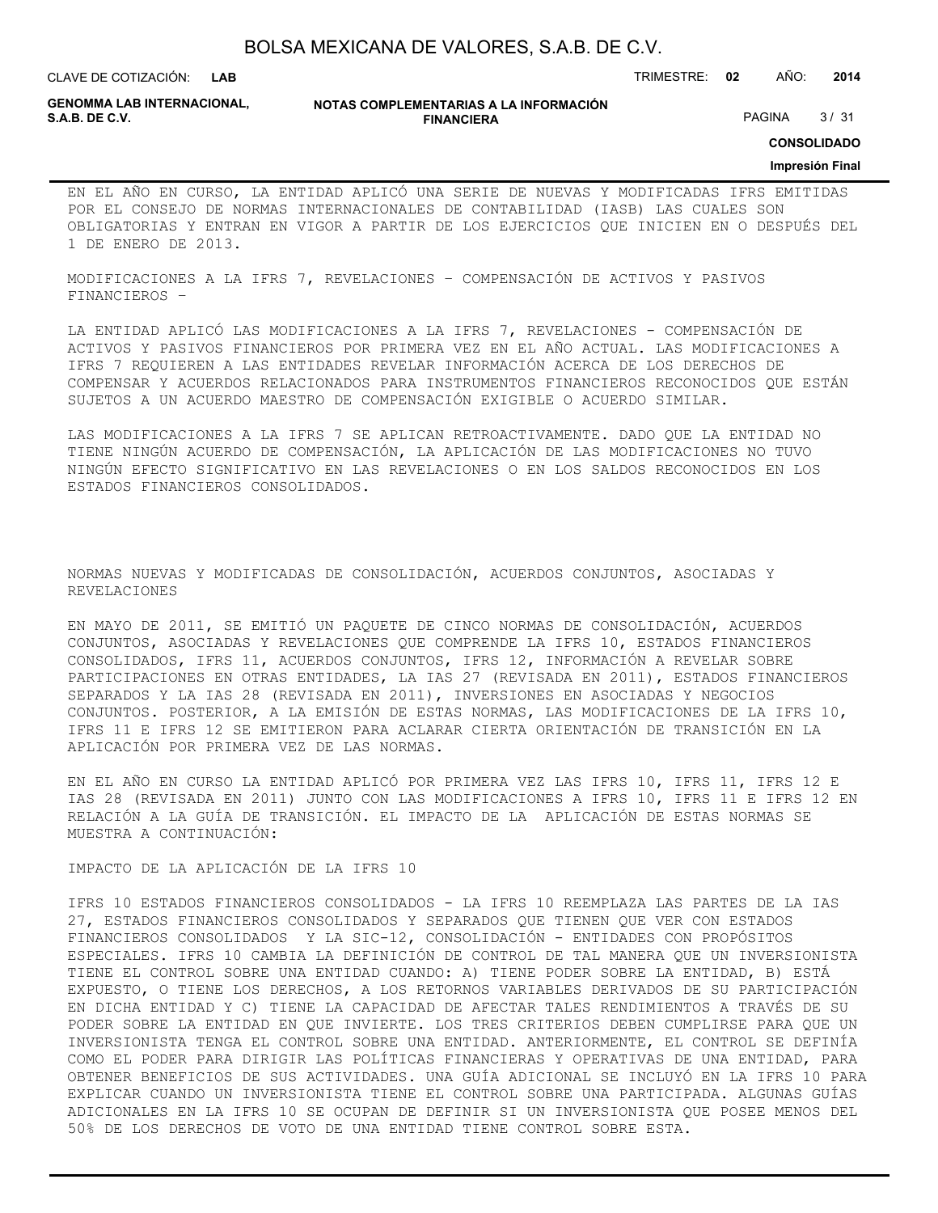EN EL AÑO EN CURSO, LA ENTIDAD APLICÓ UNA SERIE DE NUEVAS Y MODIFICADAS IFRS EMITIDAS POR EL CONSEJO DE NORMAS INTERNACIONALES DE CONTABILIDAD (IASB) LAS CUALES SON OBLIGATORIAS Y ENTRAN EN VIGOR A PARTIR DE LOS EJERCICIOS QUE INICIEN EN O DESPUÉS DEL 1 DE ENERO DE 2013.

MODIFICACIONES A LA IFRS 7, REVELACIONES – COMPENSACIÓN DE ACTIVOS Y PASIVOS FINANCIEROS –

LA ENTIDAD APLICÓ LAS MODIFICACIONES A LA IFRS 7, REVELACIONES - COMPENSACIÓN DE ACTIVOS Y PASIVOS FINANCIEROS POR PRIMERA VEZ EN EL AÑO ACTUAL. LAS MODIFICACIONES A IFRS 7 REQUIEREN A LAS ENTIDADES REVELAR INFORMACIÓN ACERCA DE LOS DERECHOS DE COMPENSAR Y ACUERDOS RELACIONADOS PARA INSTRUMENTOS FINANCIEROS RECONOCIDOS QUE ESTÁN SUJETOS A UN ACUERDO MAESTRO DE COMPENSACIÓN EXIGIBLE O ACUERDO SIMILAR.

LAS MODIFICACIONES A LA IFRS 7 SE APLICAN RETROACTIVAMENTE. DADO QUE LA ENTIDAD NO TIENE NINGÚN ACUERDO DE COMPENSACIÓN, LA APLICACIÓN DE LAS MODIFICACIONES NO TUVO NINGÚN EFECTO SIGNIFICATIVO EN LAS REVELACIONES O EN LOS SALDOS RECONOCIDOS EN LOS ESTADOS FINANCIEROS CONSOLIDADOS.

NORMAS NUEVAS Y MODIFICADAS DE CONSOLIDACIÓN, ACUERDOS CONJUNTOS, ASOCIADAS Y REVELACIONES

EN MAYO DE 2011, SE EMITIÓ UN PAQUETE DE CINCO NORMAS DE CONSOLIDACIÓN, ACUERDOS CONJUNTOS, ASOCIADAS Y REVELACIONES QUE COMPRENDE LA IFRS 10, ESTADOS FINANCIEROS CONSOLIDADOS, IFRS 11, ACUERDOS CONJUNTOS, IFRS 12, INFORMACIÓN A REVELAR SOBRE PARTICIPACIONES EN OTRAS ENTIDADES, LA IAS 27 (REVISADA EN 2011), ESTADOS FINANCIEROS SEPARADOS Y LA IAS 28 (REVISADA EN 2011), INVERSIONES EN ASOCIADAS Y NEGOCIOS CONJUNTOS. POSTERIOR, A LA EMISIÓN DE ESTAS NORMAS, LAS MODIFICACIONES DE LA IFRS 10, IFRS 11 E IFRS 12 SE EMITIERON PARA ACLARAR CIERTA ORIENTACIÓN DE TRANSICIÓN EN LA APLICACIÓN POR PRIMERA VEZ DE LAS NORMAS.

EN EL AÑO EN CURSO LA ENTIDAD APLICÓ POR PRIMERA VEZ LAS IFRS 10, IFRS 11, IFRS 12 E IAS 28 (REVISADA EN 2011) JUNTO CON LAS MODIFICACIONES A IFRS 10, IFRS 11 E IFRS 12 EN RELACIÓN A LA GUÍA DE TRANSICIÓN. EL IMPACTO DE LA APLICACIÓN DE ESTAS NORMAS SE MUESTRA A CONTINUACIÓN:

IMPACTO DE LA APLICACIÓN DE LA IFRS 10

IFRS 10 ESTADOS FINANCIEROS CONSOLIDADOS - LA IFRS 10 REEMPLAZA LAS PARTES DE LA IAS 27, ESTADOS FINANCIEROS CONSOLIDADOS Y SEPARADOS QUE TIENEN QUE VER CON ESTADOS FINANCIEROS CONSOLIDADOS Y LA SIC-12, CONSOLIDACIÓN - ENTIDADES CON PROPÓSITOS ESPECIALES. IFRS 10 CAMBIA LA DEFINICIÓN DE CONTROL DE TAL MANERA QUE UN INVERSIONISTA TIENE EL CONTROL SOBRE UNA ENTIDAD CUANDO: A) TIENE PODER SOBRE LA ENTIDAD, B) ESTÁ EXPUESTO, O TIENE LOS DERECHOS, A LOS RETORNOS VARIABLES DERIVADOS DE SU PARTICIPACIÓN EN DICHA ENTIDAD Y C) TIENE LA CAPACIDAD DE AFECTAR TALES RENDIMIENTOS A TRAVÉS DE SU PODER SOBRE LA ENTIDAD EN QUE INVIERTE. LOS TRES CRITERIOS DEBEN CUMPLIRSE PARA QUE UN INVERSIONISTA TENGA EL CONTROL SOBRE UNA ENTIDAD. ANTERIORMENTE, EL CONTROL SE DEFINÍA COMO EL PODER PARA DIRIGIR LAS POLÍTICAS FINANCIERAS Y OPERATIVAS DE UNA ENTIDAD, PARA OBTENER BENEFICIOS DE SUS ACTIVIDADES. UNA GUÍA ADICIONAL SE INCLUYÓ EN LA IFRS 10 PARA EXPLICAR CUANDO UN INVERSIONISTA TIENE EL CONTROL SOBRE UNA PARTICIPADA. ALGUNAS GUÍAS ADICIONALES EN LA IFRS 10 SE OCUPAN DE DEFINIR SI UN INVERSIONISTA QUE POSEE MENOS DEL 50% DE LOS DERECHOS DE VOTO DE UNA ENTIDAD TIENE CONTROL SOBRE ESTA.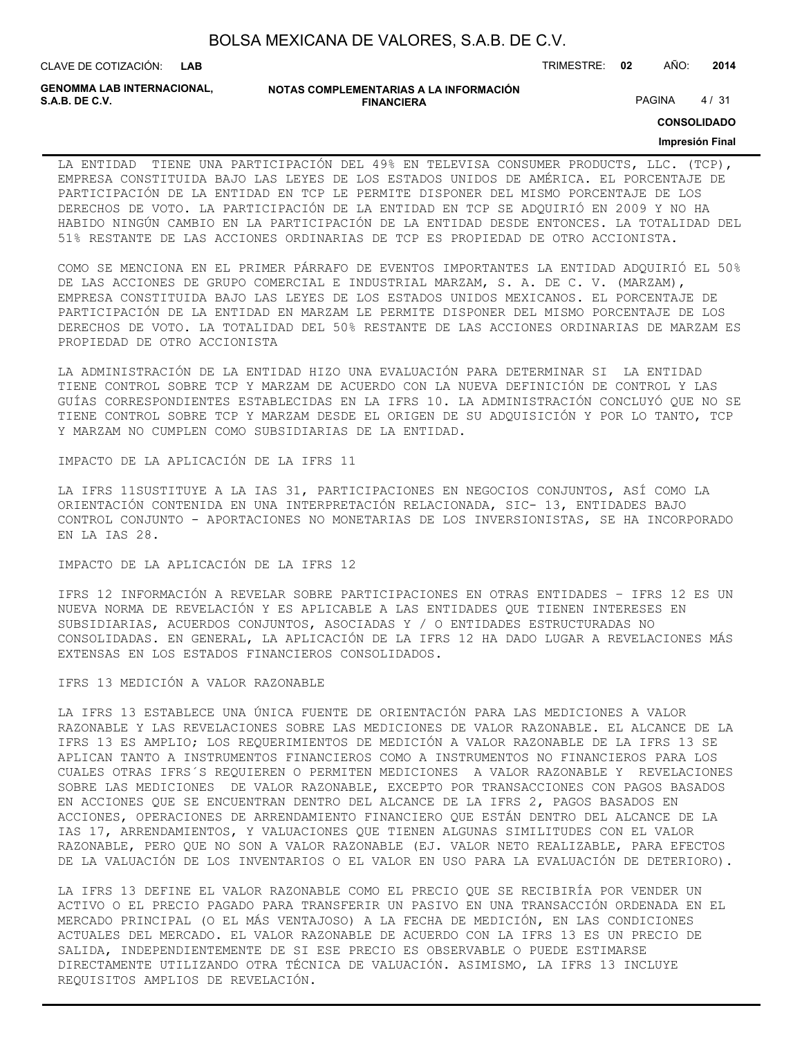LA ENTIDAD  TIENE UNA PARTICIPACIÓN DEL 49% EN TELEVISA CONSUMER PRODUCTS, LLC. (TCP), EMPRESA CONSTITUIDA BAJO LAS LEYES DE LOS ESTADOS UNIDOS DE AMÉRICA. EL PORCENTAJE DE PARTICIPACIÓN DE LA ENTIDAD EN TCP LE PERMITE DISPONER DEL MISMO PORCENTAJE DE LOS DERECHOS DE VOTO. LA PARTICIPACIÓN DE LA ENTIDAD EN TCP SE ADQUIRIÓ EN 2009 Y NO HA HABIDO NINGÚN CAMBIO EN LA PARTICIPACIÓN DE LA ENTIDAD DESDE ENTONCES. LA TOTALIDAD DEL 51% RESTANTE DE LAS ACCIONES ORDINARIAS DE TCP ES PROPIEDAD DE OTRO ACCIONISTA.

COMO SE MENCIONA EN EL PRIMER PÁRRAFO DE EVENTOS IMPORTANTES LA ENTIDAD ADQUIRIÓ EL 50% DE LAS ACCIONES DE GRUPO COMERCIAL E INDUSTRIAL MARZAM, S. A. DE C. V. (MARZAM), EMPRESA CONSTITUIDA BAJO LAS LEYES DE LOS ESTADOS UNIDOS MEXICANOS. EL PORCENTAJE DE PARTICIPACIÓN DE LA ENTIDAD EN MARZAM LE PERMITE DISPONER DEL MISMO PORCENTAJE DE LOS DERECHOS DE VOTO. LA TOTALIDAD DEL 50% RESTANTE DE LAS ACCIONES ORDINARIAS DE MARZAM ES PROPIEDAD DE OTRO ACCIONISTA

LA ADMINISTRACIÓN DE LA ENTIDAD HIZO UNA EVALUACIÓN PARA DETERMINAR SI  LA ENTIDAD TIENE CONTROL SOBRE TCP Y MARZAM DE ACUERDO CON LA NUEVA DEFINICIÓN DE CONTROL Y LAS GUÍAS CORRESPONDIENTES ESTABLECIDAS EN LA IFRS 10. LA ADMINISTRACIÓN CONCLUYÓ QUE NO SE TIENE CONTROL SOBRE TCP Y MARZAM DESDE EL ORIGEN DE SU ADQUISICIÓN Y POR LO TANTO, TCP Y MARZAM NO CUMPLEN COMO SUBSIDIARIAS DE LA ENTIDAD.

IMPACTO DE LA APLICACIÓN DE LA IFRS 11

LA IFRS 11SUSTITUYE A LA IAS 31, PARTICIPACIONES EN NEGOCIOS CONJUNTOS, ASÍ COMO LA ORIENTACIÓN CONTENIDA EN UNA INTERPRETACIÓN RELACIONADA, SIC- 13, ENTIDADES BAJO CONTROL CONJUNTO - APORTACIONES NO MONETARIAS DE LOS INVERSIONISTAS, SE HA INCORPORADO EN LA IAS 28.

IMPACTO DE LA APLICACIÓN DE LA IFRS 12

IFRS 12 INFORMACIÓN A REVELAR SOBRE PARTICIPACIONES EN OTRAS ENTIDADES – IFRS 12 ES UN NUEVA NORMA DE REVELACIÓN Y ES APLICABLE A LAS ENTIDADES QUE TIENEN INTERESES EN SUBSIDIARIAS, ACUERDOS CONJUNTOS, ASOCIADAS Y / O ENTIDADES ESTRUCTURADAS NO CONSOLIDADAS. EN GENERAL, LA APLICACIÓN DE LA IFRS 12 HA DADO LUGAR A REVELACIONES MÁS EXTENSAS EN LOS ESTADOS FINANCIEROS CONSOLIDADOS.

IFRS 13 MEDICIÓN A VALOR RAZONABLE

LA IFRS 13 ESTABLECE UNA ÚNICA FUENTE DE ORIENTACIÓN PARA LAS MEDICIONES A VALOR RAZONABLE Y LAS REVELACIONES SOBRE LAS MEDICIONES DE VALOR RAZONABLE. EL ALCANCE DE LA IFRS 13 ES AMPLIO; LOS REQUERIMIENTOS DE MEDICIÓN A VALOR RAZONABLE DE LA IFRS 13 SE APLICAN TANTO A INSTRUMENTOS FINANCIEROS COMO A INSTRUMENTOS NO FINANCIEROS PARA LOS CUALES OTRAS IFRS´S REQUIEREN O PERMITEN MEDICIONES  A VALOR RAZONABLE Y  REVELACIONES SOBRE LAS MEDICIONES  DE VALOR RAZONABLE, EXCEPTO POR TRANSACCIONES CON PAGOS BASADOS EN ACCIONES QUE SE ENCUENTRAN DENTRO DEL ALCANCE DE LA IFRS 2, PAGOS BASADOS EN ACCIONES, OPERACIONES DE ARRENDAMIENTO FINANCIERO QUE ESTÁN DENTRO DEL ALCANCE DE LA IAS 17, ARRENDAMIENTOS, Y VALUACIONES QUE TIENEN ALGUNAS SIMILITUDES CON EL VALOR RAZONABLE, PERO QUE NO SON A VALOR RAZONABLE (EJ. VALOR NETO REALIZABLE, PARA EFECTOS DE LA VALUACIÓN DE LOS INVENTARIOS O EL VALOR EN USO PARA LA EVALUACIÓN DE DETERIORO).

LA IFRS 13 DEFINE EL VALOR RAZONABLE COMO EL PRECIO QUE SE RECIBIRÍA POR VENDER UN ACTIVO O EL PRECIO PAGADO PARA TRANSFERIR UN PASIVO EN UNA TRANSACCIÓN ORDENADA EN EL MERCADO PRINCIPAL (O EL MÁS VENTAJOSO) A LA FECHA DE MEDICIÓN, EN LAS CONDICIONES ACTUALES DEL MERCADO. EL VALOR RAZONABLE DE ACUERDO CON LA IFRS 13 ES UN PRECIO DE SALIDA, INDEPENDIENTEMENTE DE SI ESE PRECIO ES OBSERVABLE O PUEDE ESTIMARSE DIRECTAMENTE UTILIZANDO OTRA TÉCNICA DE VALUACIÓN. ASIMISMO, LA IFRS 13 INCLUYE REQUISITOS AMPLIOS DE REVELACIÓN.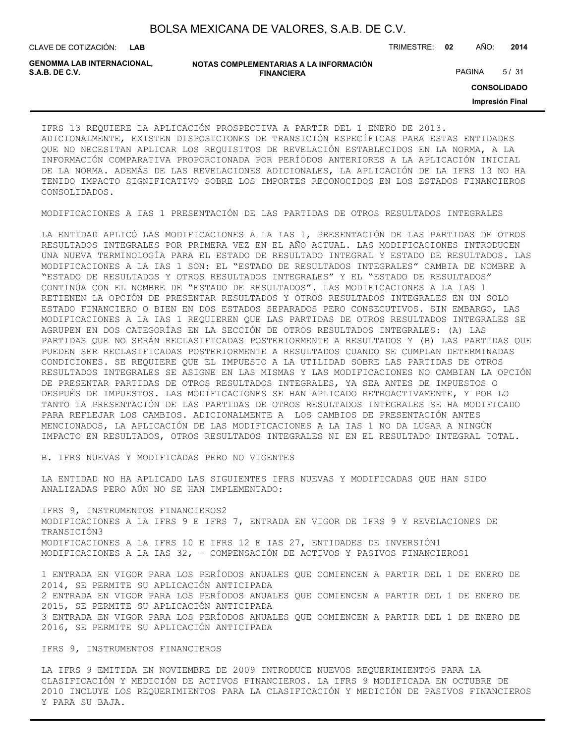IFRS 13 REQUIERE LA APLICACIÓN PROSPECTIVA A PARTIR DEL 1 ENERO DE 2013. ADICIONALMENTE, EXISTEN DISPOSICIONES DE TRANSICIÓN ESPECÍFICAS PARA ESTAS ENTIDADES QUE NO NECESITAN APLICAR LOS REQUISITOS DE REVELACIÓN ESTABLECIDOS EN LA NORMA, A LA INFORMACIÓN COMPARATIVA PROPORCIONADA POR PERÍODOS ANTERIORES A LA APLICACIÓN INICIAL DE LA NORMA. ADEMÁS DE LAS REVELACIONES ADICIONALES, LA APLICACIÓN DE LA IFRS 13 NO HA TENIDO IMPACTO SIGNIFICATIVO SOBRE LOS IMPORTES RECONOCIDOS EN LOS ESTADOS FINANCIEROS CONSOLIDADOS.

MODIFICACIONES A IAS 1 PRESENTACIÓN DE LAS PARTIDAS DE OTROS RESULTADOS INTEGRALES

LA ENTIDAD APLICÓ LAS MODIFICACIONES A LA IAS 1, PRESENTACIÓN DE LAS PARTIDAS DE OTROS RESULTADOS INTEGRALES POR PRIMERA VEZ EN EL AÑO ACTUAL. LAS MODIFICACIONES INTRODUCEN UNA NUEVA TERMINOLOGÍA PARA EL ESTADO DE RESULTADO INTEGRAL Y ESTADO DE RESULTADOS. LAS MODIFICACIONES A LA IAS 1 SON: EL "ESTADO DE RESULTADOS INTEGRALES" CAMBIA DE NOMBRE A "ESTADO DE RESULTADOS Y OTROS RESULTADOS INTEGRALES" Y EL "ESTADO DE RESULTADOS" CONTINÚA CON EL NOMBRE DE "ESTADO DE RESULTADOS". LAS MODIFICACIONES A LA IAS 1 RETIENEN LA OPCIÓN DE PRESENTAR RESULTADOS Y OTROS RESULTADOS INTEGRALES EN UN SOLO ESTADO FINANCIERO O BIEN EN DOS ESTADOS SEPARADOS PERO CONSECUTIVOS. SIN EMBARGO, LAS MODIFICACIONES A LA IAS 1 REQUIEREN QUE LAS PARTIDAS DE OTROS RESULTADOS INTEGRALES SE AGRUPEN EN DOS CATEGORÍAS EN LA SECCIÓN DE OTROS RESULTADOS INTEGRALES: (A) LAS PARTIDAS QUE NO SERÁN RECLASIFICADAS POSTERIORMENTE A RESULTADOS Y (B) LAS PARTIDAS QUE PUEDEN SER RECLASIFICADAS POSTERIORMENTE A RESULTADOS CUANDO SE CUMPLAN DETERMINADAS CONDICIONES. SE REQUIERE QUE EL IMPUESTO A LA UTILIDAD SOBRE LAS PARTIDAS DE OTROS RESULTADOS INTEGRALES SE ASIGNE EN LAS MISMAS Y LAS MODIFICACIONES NO CAMBIAN LA OPCIÓN DE PRESENTAR PARTIDAS DE OTROS RESULTADOS INTEGRALES, YA SEA ANTES DE IMPUESTOS O DESPUÉS DE IMPUESTOS. LAS MODIFICACIONES SE HAN APLICADO RETROACTIVAMENTE, Y POR LO TANTO LA PRESENTACIÓN DE LAS PARTIDAS DE OTROS RESULTADOS INTEGRALES SE HA MODIFICADO PARA REFLEJAR LOS CAMBIOS. ADICIONALMENTE A LOS CAMBIOS DE PRESENTACIÓN ANTES MENCIONADOS, LA APLICACIÓN DE LAS MODIFICACIONES A LA IAS 1 NO DA LUGAR A NINGÚN IMPACTO EN RESULTADOS, OTROS RESULTADOS INTEGRALES NI EN EL RESULTADO INTEGRAL TOTAL.

B. IFRS NUEVAS Y MODIFICADAS PERO NO VIGENTES

LA ENTIDAD NO HA APLICADO LAS SIGUIENTES IFRS NUEVAS Y MODIFICADAS QUE HAN SIDO ANALIZADAS PERO AÚN NO SE HAN IMPLEMENTADO:

IFRS 9, INSTRUMENTOS FINANCIEROS[2]
MODIFICACIONES A LA IFRS 9 E IFRS 7, ENTRADA EN VIGOR DE IFRS 9 Y REVELACIONES DE TRANSICIÓN[3]
MODIFICACIONES A LA IFRS 10 E IFRS 12 E IAS 27, ENTIDADES DE INVERSIÓN[1]
MODIFICACIONES A LA IAS 32, – COMPENSACIÓN DE ACTIVOS Y PASIVOS FINANCIEROS[1]

1 ENTRADA EN VIGOR PARA LOS PERÍODOS ANUALES QUE COMIENCEN A PARTIR DEL 1 DE ENERO DE 2014, SE PERMITE SU APLICACIÓN ANTICIPADA
2 ENTRADA EN VIGOR PARA LOS PERÍODOS ANUALES QUE COMIENCEN A PARTIR DEL 1 DE ENERO DE 2015, SE PERMITE SU APLICACIÓN ANTICIPADA
3 ENTRADA EN VIGOR PARA LOS PERÍODOS ANUALES QUE COMIENCEN A PARTIR DEL 1 DE ENERO DE 2016, SE PERMITE SU APLICACIÓN ANTICIPADA

IFRS 9, INSTRUMENTOS FINANCIEROS

LA IFRS 9 EMITIDA EN NOVIEMBRE DE 2009 INTRODUCE NUEVOS REQUERIMIENTOS PARA LA CLASIFICACIÓN Y MEDICIÓN DE ACTIVOS FINANCIEROS. LA IFRS 9 MODIFICADA EN OCTUBRE DE 2010 INCLUYE LOS REQUERIMIENTOS PARA LA CLASIFICACIÓN Y MEDICIÓN DE PASIVOS FINANCIEROS Y PARA SU BAJA.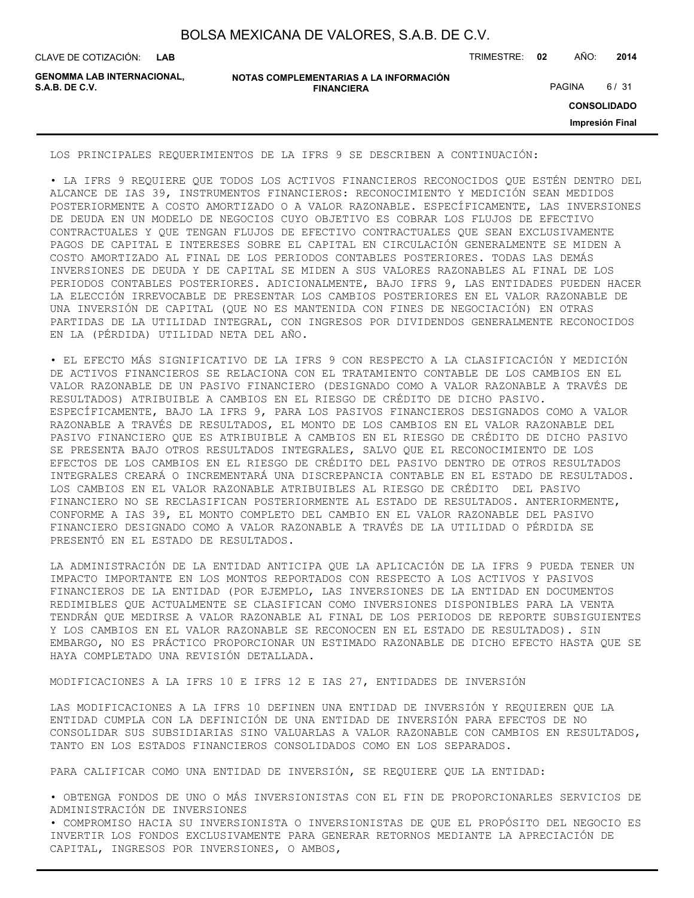LOS PRINCIPALES REQUERIMIENTOS DE LA IFRS 9 SE DESCRIBEN A CONTINUACIÓN:

• LA IFRS 9 REQUIERE QUE TODOS LOS ACTIVOS FINANCIEROS RECONOCIDOS QUE ESTÉN DENTRO DEL ALCANCE DE IAS 39, INSTRUMENTOS FINANCIEROS: RECONOCIMIENTO Y MEDICIÓN SEAN MEDIDOS POSTERIORMENTE A COSTO AMORTIZADO O A VALOR RAZONABLE. ESPECÍFICAMENTE, LAS INVERSIONES DE DEUDA EN UN MODELO DE NEGOCIOS CUYO OBJETIVO ES COBRAR LOS FLUJOS DE EFECTIVO CONTRACTUALES Y QUE TENGAN FLUJOS DE EFECTIVO CONTRACTUALES QUE SEAN EXCLUSIVAMENTE PAGOS DE CAPITAL E INTERESES SOBRE EL CAPITAL EN CIRCULACIÓN GENERALMENTE SE MIDEN A COSTO AMORTIZADO AL FINAL DE LOS PERIODOS CONTABLES POSTERIORES. TODAS LAS DEMÁS INVERSIONES DE DEUDA Y DE CAPITAL SE MIDEN A SUS VALORES RAZONABLES AL FINAL DE LOS PERIODOS CONTABLES POSTERIORES. ADICIONALMENTE, BAJO IFRS 9, LAS ENTIDADES PUEDEN HACER LA ELECCIÓN IRREVOCABLE DE PRESENTAR LOS CAMBIOS POSTERIORES EN EL VALOR RAZONABLE DE UNA INVERSIÓN DE CAPITAL (QUE NO ES MANTENIDA CON FINES DE NEGOCIACIÓN) EN OTRAS PARTIDAS DE LA UTILIDAD INTEGRAL, CON INGRESOS POR DIVIDENDOS GENERALMENTE RECONOCIDOS EN LA (PÉRDIDA) UTILIDAD NETA DEL AÑO.

• EL EFECTO MÁS SIGNIFICATIVO DE LA IFRS 9 CON RESPECTO A LA CLASIFICACIÓN Y MEDICIÓN DE ACTIVOS FINANCIEROS SE RELACIONA CON EL TRATAMIENTO CONTABLE DE LOS CAMBIOS EN EL VALOR RAZONABLE DE UN PASIVO FINANCIERO (DESIGNADO COMO A VALOR RAZONABLE A TRAVÉS DE RESULTADOS) ATRIBUIBLE A CAMBIOS EN EL RIESGO DE CRÉDITO DE DICHO PASIVO. ESPECÍFICAMENTE, BAJO LA IFRS 9, PARA LOS PASIVOS FINANCIEROS DESIGNADOS COMO A VALOR RAZONABLE A TRAVÉS DE RESULTADOS, EL MONTO DE LOS CAMBIOS EN EL VALOR RAZONABLE DEL PASIVO FINANCIERO QUE ES ATRIBUIBLE A CAMBIOS EN EL RIESGO DE CRÉDITO DE DICHO PASIVO SE PRESENTA BAJO OTROS RESULTADOS INTEGRALES, SALVO QUE EL RECONOCIMIENTO DE LOS EFECTOS DE LOS CAMBIOS EN EL RIESGO DE CRÉDITO DEL PASIVO DENTRO DE OTROS RESULTADOS INTEGRALES CREARÁ O INCREMENTARÁ UNA DISCREPANCIA CONTABLE EN EL ESTADO DE RESULTADOS. LOS CAMBIOS EN EL VALOR RAZONABLE ATRIBUIBLES AL RIESGO DE CRÉDITO DEL PASIVO FINANCIERO NO SE RECLASIFICAN POSTERIORMENTE AL ESTADO DE RESULTADOS. ANTERIORMENTE, CONFORME A IAS 39, EL MONTO COMPLETO DEL CAMBIO EN EL VALOR RAZONABLE DEL PASIVO FINANCIERO DESIGNADO COMO A VALOR RAZONABLE A TRAVÉS DE LA UTILIDAD O PÉRDIDA SE PRESENTÓ EN EL ESTADO DE RESULTADOS.

LA ADMINISTRACIÓN DE LA ENTIDAD ANTICIPA QUE LA APLICACIÓN DE LA IFRS 9 PUEDA TENER UN IMPACTO IMPORTANTE EN LOS MONTOS REPORTADOS CON RESPECTO A LOS ACTIVOS Y PASIVOS FINANCIEROS DE LA ENTIDAD (POR EJEMPLO, LAS INVERSIONES DE LA ENTIDAD EN DOCUMENTOS REDIMIBLES QUE ACTUALMENTE SE CLASIFICAN COMO INVERSIONES DISPONIBLES PARA LA VENTA TENDRÁN QUE MEDIRSE A VALOR RAZONABLE AL FINAL DE LOS PERIODOS DE REPORTE SUBSIGUIENTES Y LOS CAMBIOS EN EL VALOR RAZONABLE SE RECONOCEN EN EL ESTADO DE RESULTADOS). SIN EMBARGO, NO ES PRÁCTICO PROPORCIONAR UN ESTIMADO RAZONABLE DE DICHO EFECTO HASTA QUE SE HAYA COMPLETADO UNA REVISIÓN DETALLADA.

MODIFICACIONES A LA IFRS 10 E IFRS 12 E IAS 27, ENTIDADES DE INVERSIÓN

LAS MODIFICACIONES A LA IFRS 10 DEFINEN UNA ENTIDAD DE INVERSIÓN Y REQUIEREN QUE LA ENTIDAD CUMPLA CON LA DEFINICIÓN DE UNA ENTIDAD DE INVERSIÓN PARA EFECTOS DE NO CONSOLIDAR SUS SUBSIDIARIAS SINO VALUARLAS A VALOR RAZONABLE CON CAMBIOS EN RESULTADOS, TANTO EN LOS ESTADOS FINANCIEROS CONSOLIDADOS COMO EN LOS SEPARADOS.

PARA CALIFICAR COMO UNA ENTIDAD DE INVERSIÓN, SE REQUIERE QUE LA ENTIDAD:

• OBTENGA FONDOS DE UNO O MÁS INVERSIONISTAS CON EL FIN DE PROPORCIONARLES SERVICIOS DE ADMINISTRACIÓN DE INVERSIONES
• COMPROMISO HACIA SU INVERSIONISTA O INVERSIONISTAS DE QUE EL PROPÓSITO DEL NEGOCIO ES INVERTIR LOS FONDOS EXCLUSIVAMENTE PARA GENERAR RETORNOS MEDIANTE LA APRECIACIÓN DE CAPITAL, INGRESOS POR INVERSIONES, O AMBOS,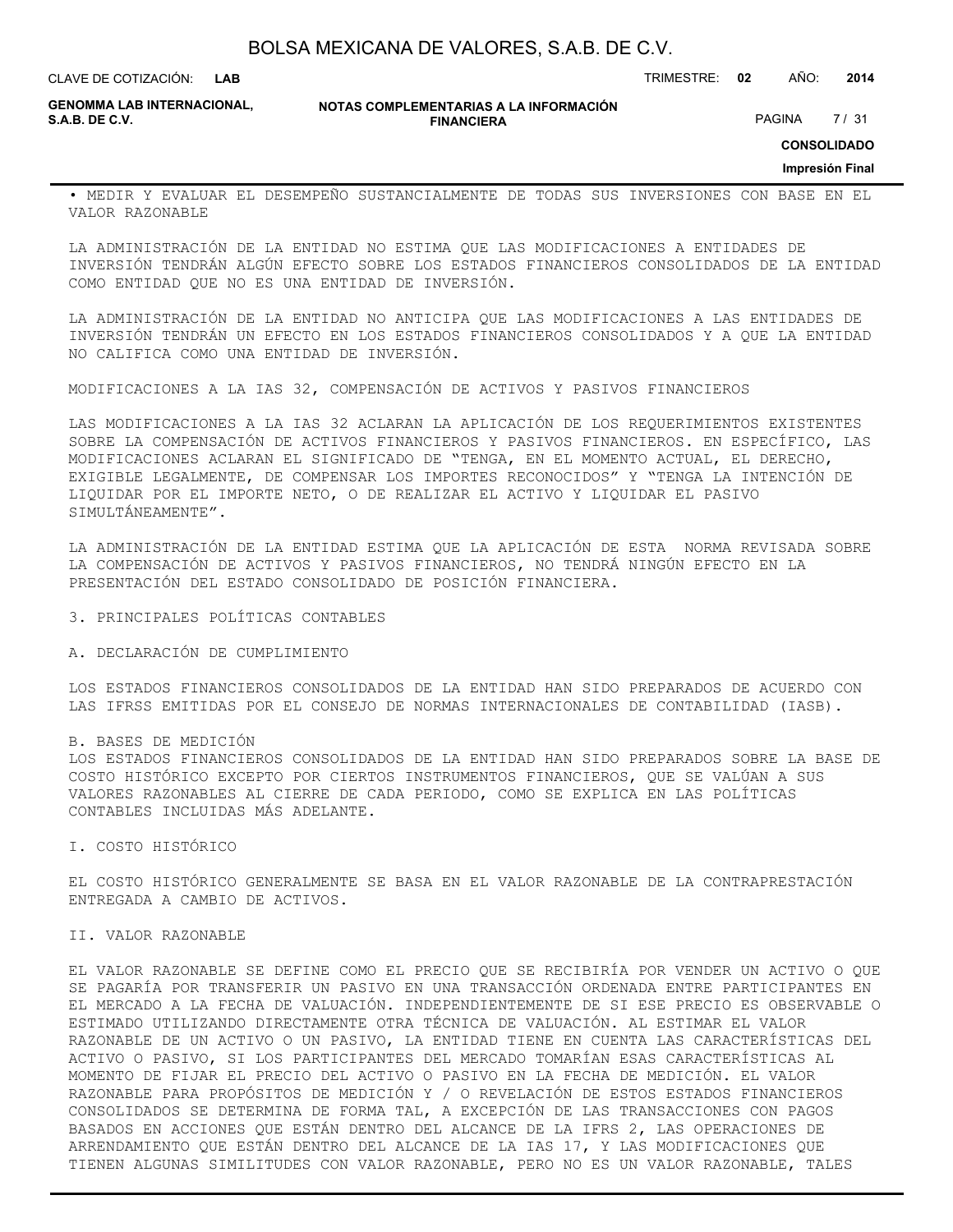• MEDIR Y EVALUAR EL DESEMPEÑO SUSTANCIALMENTE DE TODAS SUS INVERSIONES CON BASE EN EL VALOR RAZONABLE

LA ADMINISTRACIÓN DE LA ENTIDAD NO ESTIMA QUE LAS MODIFICACIONES A ENTIDADES DE INVERSIÓN TENDRÁN ALGÚN EFECTO SOBRE LOS ESTADOS FINANCIEROS CONSOLIDADOS DE LA ENTIDAD COMO ENTIDAD QUE NO ES UNA ENTIDAD DE INVERSIÓN.

LA ADMINISTRACIÓN DE LA ENTIDAD NO ANTICIPA QUE LAS MODIFICACIONES A LAS ENTIDADES DE INVERSIÓN TENDRÁN UN EFECTO EN LOS ESTADOS FINANCIEROS CONSOLIDADOS Y A QUE LA ENTIDAD NO CALIFICA COMO UNA ENTIDAD DE INVERSIÓN.

MODIFICACIONES A LA IAS 32, COMPENSACIÓN DE ACTIVOS Y PASIVOS FINANCIEROS

LAS MODIFICACIONES A LA IAS 32 ACLARAN LA APLICACIÓN DE LOS REQUERIMIENTOS EXISTENTES SOBRE LA COMPENSACIÓN DE ACTIVOS FINANCIEROS Y PASIVOS FINANCIEROS. EN ESPECÍFICO, LAS MODIFICACIONES ACLARAN EL SIGNIFICADO DE "TENGA, EN EL MOMENTO ACTUAL, EL DERECHO, EXIGIBLE LEGALMENTE, DE COMPENSAR LOS IMPORTES RECONOCIDOS" Y "TENGA LA INTENCIÓN DE LIQUIDAR POR EL IMPORTE NETO, O DE REALIZAR EL ACTIVO Y LIQUIDAR EL PASIVO SIMULTÁNEAMENTE".

LA ADMINISTRACIÓN DE LA ENTIDAD ESTIMA QUE LA APLICACIÓN DE ESTA NORMA REVISADA SOBRE LA COMPENSACIÓN DE ACTIVOS Y PASIVOS FINANCIEROS, NO TENDRÁ NINGÚN EFECTO EN LA PRESENTACIÓN DEL ESTADO CONSOLIDADO DE POSICIÓN FINANCIERA.

3. PRINCIPALES POLÍTICAS CONTABLES

A. DECLARACIÓN DE CUMPLIMIENTO

LOS ESTADOS FINANCIEROS CONSOLIDADOS DE LA ENTIDAD HAN SIDO PREPARADOS DE ACUERDO CON LAS IFRSS EMITIDAS POR EL CONSEJO DE NORMAS INTERNACIONALES DE CONTABILIDAD (IASB).

B. BASES DE MEDICIÓN

LOS ESTADOS FINANCIEROS CONSOLIDADOS DE LA ENTIDAD HAN SIDO PREPARADOS SOBRE LA BASE DE COSTO HISTÓRICO EXCEPTO POR CIERTOS INSTRUMENTOS FINANCIEROS, QUE SE VALÚAN A SUS VALORES RAZONABLES AL CIERRE DE CADA PERIODO, COMO SE EXPLICA EN LAS POLÍTICAS CONTABLES INCLUIDAS MÁS ADELANTE.

I. COSTO HISTÓRICO

EL COSTO HISTÓRICO GENERALMENTE SE BASA EN EL VALOR RAZONABLE DE LA CONTRAPRESTACIÓN ENTREGADA A CAMBIO DE ACTIVOS.

II. VALOR RAZONABLE

EL VALOR RAZONABLE SE DEFINE COMO EL PRECIO QUE SE RECIBIRÍA POR VENDER UN ACTIVO O QUE SE PAGARÍA POR TRANSFERIR UN PASIVO EN UNA TRANSACCIÓN ORDENADA ENTRE PARTICIPANTES EN EL MERCADO A LA FECHA DE VALUACIÓN. INDEPENDIENTEMENTE DE SI ESE PRECIO ES OBSERVABLE O ESTIMADO UTILIZANDO DIRECTAMENTE OTRA TÉCNICA DE VALUACIÓN. AL ESTIMAR EL VALOR RAZONABLE DE UN ACTIVO O UN PASIVO, LA ENTIDAD TIENE EN CUENTA LAS CARACTERÍSTICAS DEL ACTIVO O PASIVO, SI LOS PARTICIPANTES DEL MERCADO TOMARÍAN ESAS CARACTERÍSTICAS AL MOMENTO DE FIJAR EL PRECIO DEL ACTIVO O PASIVO EN LA FECHA DE MEDICIÓN. EL VALOR RAZONABLE PARA PROPÓSITOS DE MEDICIÓN Y / O REVELACIÓN DE ESTOS ESTADOS FINANCIEROS CONSOLIDADOS SE DETERMINA DE FORMA TAL, A EXCEPCIÓN DE LAS TRANSACCIONES CON PAGOS BASADOS EN ACCIONES QUE ESTÁN DENTRO DEL ALCANCE DE LA IFRS 2, LAS OPERACIONES DE ARRENDAMIENTO QUE ESTÁN DENTRO DEL ALCANCE DE LA IAS 17, Y LAS MODIFICACIONES QUE TIENEN ALGUNAS SIMILITUDES CON VALOR RAZONABLE, PERO NO ES UN VALOR RAZONABLE, TALES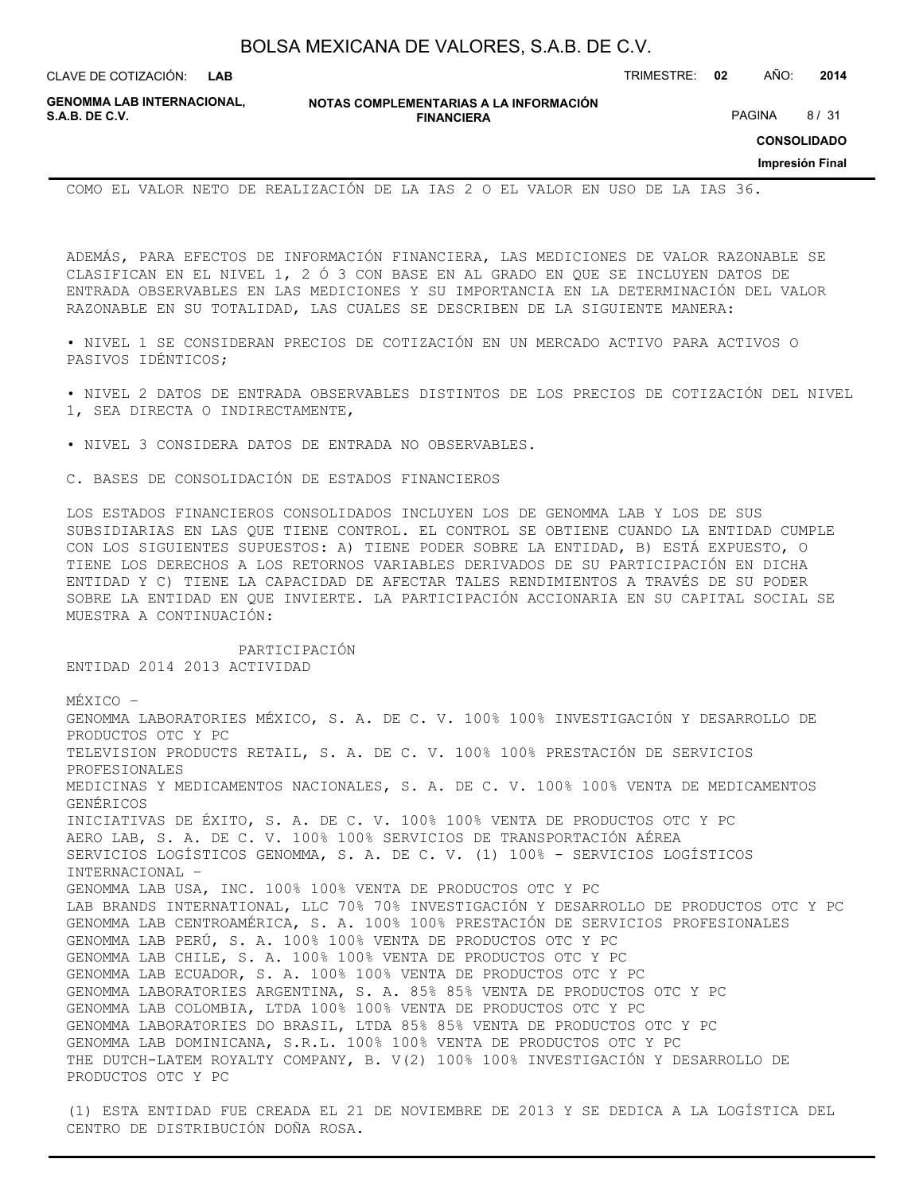COMO EL VALOR NETO DE REALIZACIÓN DE LA IAS 2 O EL VALOR EN USO DE LA IAS 36.

ADEMÁS, PARA EFECTOS DE INFORMACIÓN FINANCIERA, LAS MEDICIONES DE VALOR RAZONABLE SE CLASIFICAN EN EL NIVEL 1, 2 Ó 3 CON BASE EN AL GRADO EN QUE SE INCLUYEN DATOS DE ENTRADA OBSERVABLES EN LAS MEDICIONES Y SU IMPORTANCIA EN LA DETERMINACIÓN DEL VALOR RAZONABLE EN SU TOTALIDAD, LAS CUALES SE DESCRIBEN DE LA SIGUIENTE MANERA:

• NIVEL 1 SE CONSIDERAN PRECIOS DE COTIZACIÓN EN UN MERCADO ACTIVO PARA ACTIVOS O PASIVOS IDÉNTICOS;

• NIVEL 2 DATOS DE ENTRADA OBSERVABLES DISTINTOS DE LOS PRECIOS DE COTIZACIÓN DEL NIVEL 1, SEA DIRECTA O INDIRECTAMENTE,

• NIVEL 3 CONSIDERA DATOS DE ENTRADA NO OBSERVABLES.

C. BASES DE CONSOLIDACIÓN DE ESTADOS FINANCIEROS

LOS ESTADOS FINANCIEROS CONSOLIDADOS INCLUYEN LOS DE GENOMMA LAB Y LOS DE SUS SUBSIDIARIAS EN LAS QUE TIENE CONTROL. EL CONTROL SE OBTIENE CUANDO LA ENTIDAD CUMPLE CON LOS SIGUIENTES SUPUESTOS: A) TIENE PODER SOBRE LA ENTIDAD, B) ESTÁ EXPUESTO, O TIENE LOS DERECHOS A LOS RETORNOS VARIABLES DERIVADOS DE SU PARTICIPACIÓN EN DICHA ENTIDAD Y C) TIENE LA CAPACIDAD DE AFECTAR TALES RENDIMIENTOS A TRAVÉS DE SU PODER SOBRE LA ENTIDAD EN QUE INVIERTE. LA PARTICIPACIÓN ACCIONARIA EN SU CAPITAL SOCIAL SE MUESTRA A CONTINUACIÓN:

| ENTIDAD | PARTICIPACIÓN 2014 | 2013 | ACTIVIDAD |
|---|---|---|---|
| MÉXICO – | | | |
| GENOMMA LABORATORIES MÉXICO, S. A. DE C. V. | 100% | 100% | INVESTIGACIÓN Y DESARROLLO DE PRODUCTOS OTC Y PC |
| TELEVISION PRODUCTS RETAIL, S. A. DE C. V. | 100% | 100% | PRESTACIÓN DE SERVICIOS PROFESIONALES |
| MEDICINAS Y MEDICAMENTOS NACIONALES, S. A. DE C. V. | 100% | 100% | VENTA DE MEDICAMENTOS GENÉRICOS |
| INICIATIVAS DE ÉXITO, S. A. DE C. V. | 100% | 100% | VENTA DE PRODUCTOS OTC Y PC |
| AERO LAB, S. A. DE C. V. | 100% | 100% | SERVICIOS DE TRANSPORTACIÓN AÉREA |
| SERVICIOS LOGÍSTICOS GENOMMA, S. A. DE C. V. (1) | 100% | - | SERVICIOS LOGÍSTICOS |
| INTERNACIONAL – | | | |
| GENOMMA LAB USA, INC. | 100% | 100% | VENTA DE PRODUCTOS OTC Y PC |
| LAB BRANDS INTERNATIONAL, LLC | 70% | 70% | INVESTIGACIÓN Y DESARROLLO DE PRODUCTOS OTC Y PC |
| GENOMMA LAB CENTROAMÉRICA, S. A. | 100% | 100% | PRESTACIÓN DE SERVICIOS PROFESIONALES |
| GENOMMA LAB PERÚ, S. A. | 100% | 100% | VENTA DE PRODUCTOS OTC Y PC |
| GENOMMA LAB CHILE, S. A. | 100% | 100% | VENTA DE PRODUCTOS OTC Y PC |
| GENOMMA LAB ECUADOR, S. A. | 100% | 100% | VENTA DE PRODUCTOS OTC Y PC |
| GENOMMA LABORATORIES ARGENTINA, S. A. | 85% | 85% | VENTA DE PRODUCTOS OTC Y PC |
| GENOMMA LAB COLOMBIA, LTDA | 100% | 100% | VENTA DE PRODUCTOS OTC Y PC |
| GENOMMA LABORATORIES DO BRASIL, LTDA | 85% | 85% | VENTA DE PRODUCTOS OTC Y PC |
| GENOMMA LAB DOMINICANA, S.R.L. | 100% | 100% | VENTA DE PRODUCTOS OTC Y PC |
| THE DUTCH-LATEM ROYALTY COMPANY, B. V(2) | 100% | 100% | INVESTIGACIÓN Y DESARROLLO DE PRODUCTOS OTC Y PC |

(1) ESTA ENTIDAD FUE CREADA EL 21 DE NOVIEMBRE DE 2013 Y SE DEDICA A LA LOGÍSTICA DEL CENTRO DE DISTRIBUCIÓN DOÑA ROSA.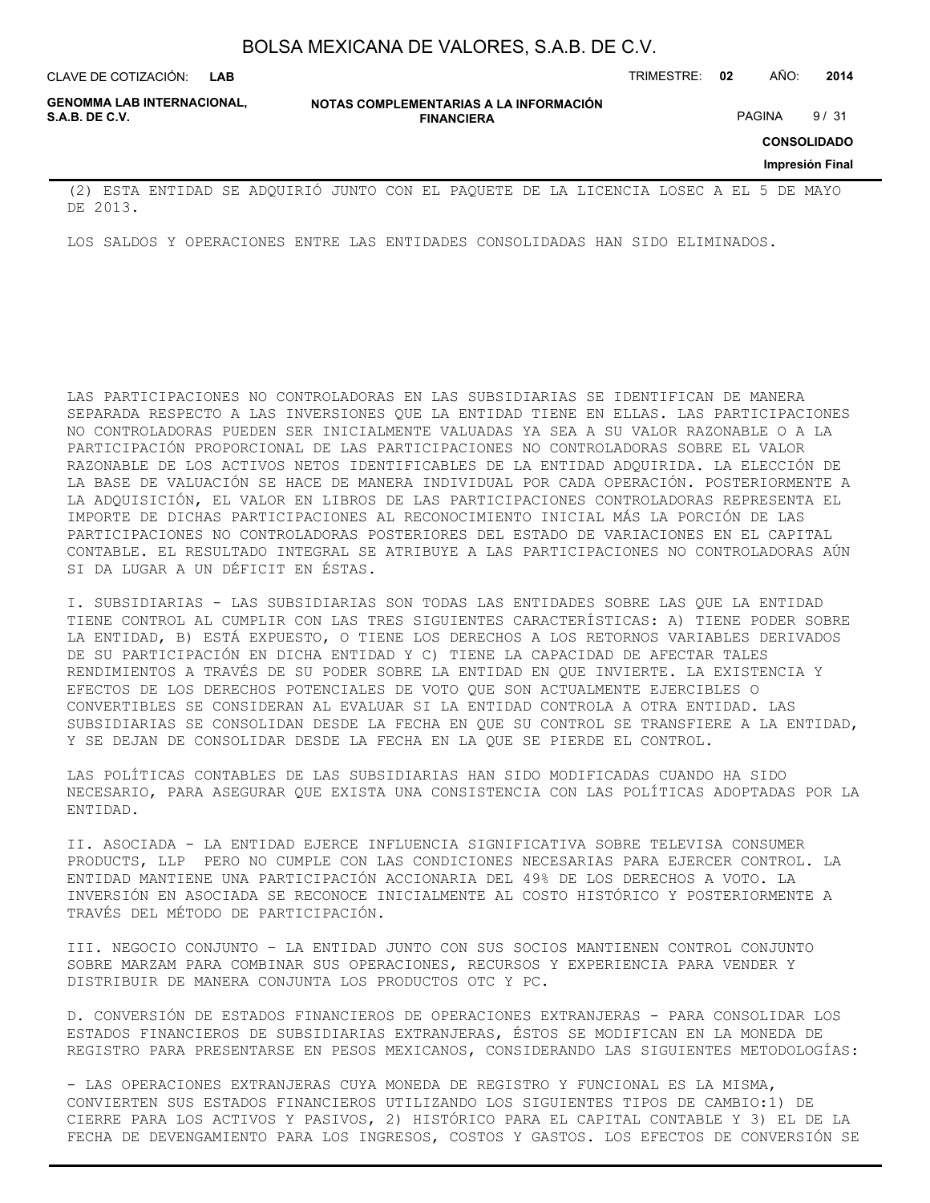(2) ESTA ENTIDAD SE ADQUIRIÓ JUNTO CON EL PAQUETE DE LA LICENCIA LOSEC A EL 5 DE MAYO DE 2013.

LOS SALDOS Y OPERACIONES ENTRE LAS ENTIDADES CONSOLIDADAS HAN SIDO ELIMINADOS.

LAS PARTICIPACIONES NO CONTROLADORAS EN LAS SUBSIDIARIAS SE IDENTIFICAN DE MANERA SEPARADA RESPECTO A LAS INVERSIONES QUE LA ENTIDAD TIENE EN ELLAS. LAS PARTICIPACIONES NO CONTROLADORAS PUEDEN SER INICIALMENTE VALUADAS YA SEA A SU VALOR RAZONABLE O A LA PARTICIPACIÓN PROPORCIONAL DE LAS PARTICIPACIONES NO CONTROLADORAS SOBRE EL VALOR RAZONABLE DE LOS ACTIVOS NETOS IDENTIFICABLES DE LA ENTIDAD ADQUIRIDA. LA ELECCIÓN DE LA BASE DE VALUACIÓN SE HACE DE MANERA INDIVIDUAL POR CADA OPERACIÓN. POSTERIORMENTE A LA ADQUISICIÓN, EL VALOR EN LIBROS DE LAS PARTICIPACIONES CONTROLADORAS REPRESENTA EL IMPORTE DE DICHAS PARTICIPACIONES AL RECONOCIMIENTO INICIAL MÁS LA PORCIÓN DE LAS PARTICIPACIONES NO CONTROLADORAS POSTERIORES DEL ESTADO DE VARIACIONES EN EL CAPITAL CONTABLE. EL RESULTADO INTEGRAL SE ATRIBUYE A LAS PARTICIPACIONES NO CONTROLADORAS AÚN SI DA LUGAR A UN DÉFICIT EN ÉSTAS.

I. SUBSIDIARIAS - LAS SUBSIDIARIAS SON TODAS LAS ENTIDADES SOBRE LAS QUE LA ENTIDAD TIENE CONTROL AL CUMPLIR CON LAS TRES SIGUIENTES CARACTERÍSTICAS: A) TIENE PODER SOBRE LA ENTIDAD, B) ESTÁ EXPUESTO, O TIENE LOS DERECHOS A LOS RETORNOS VARIABLES DERIVADOS DE SU PARTICIPACIÓN EN DICHA ENTIDAD Y C) TIENE LA CAPACIDAD DE AFECTAR TALES RENDIMIENTOS A TRAVÉS DE SU PODER SOBRE LA ENTIDAD EN QUE INVIERTE. LA EXISTENCIA Y EFECTOS DE LOS DERECHOS POTENCIALES DE VOTO QUE SON ACTUALMENTE EJERCIBLES O CONVERTIBLES SE CONSIDERAN AL EVALUAR SI LA ENTIDAD CONTROLA A OTRA ENTIDAD. LAS SUBSIDIARIAS SE CONSOLIDAN DESDE LA FECHA EN QUE SU CONTROL SE TRANSFIERE A LA ENTIDAD, Y SE DEJAN DE CONSOLIDAR DESDE LA FECHA EN LA QUE SE PIERDE EL CONTROL.

LAS POLÍTICAS CONTABLES DE LAS SUBSIDIARIAS HAN SIDO MODIFICADAS CUANDO HA SIDO NECESARIO, PARA ASEGURAR QUE EXISTA UNA CONSISTENCIA CON LAS POLÍTICAS ADOPTADAS POR LA ENTIDAD.

II. ASOCIADA - LA ENTIDAD EJERCE INFLUENCIA SIGNIFICATIVA SOBRE TELEVISA CONSUMER PRODUCTS, LLP PERO NO CUMPLE CON LAS CONDICIONES NECESARIAS PARA EJERCER CONTROL. LA ENTIDAD MANTIENE UNA PARTICIPACIÓN ACCIONARIA DEL 49% DE LOS DERECHOS A VOTO. LA INVERSIÓN EN ASOCIADA SE RECONOCE INICIALMENTE AL COSTO HISTÓRICO Y POSTERIORMENTE A TRAVÉS DEL MÉTODO DE PARTICIPACIÓN.

III. NEGOCIO CONJUNTO – LA ENTIDAD JUNTO CON SUS SOCIOS MANTIENEN CONTROL CONJUNTO SOBRE MARZAM PARA COMBINAR SUS OPERACIONES, RECURSOS Y EXPERIENCIA PARA VENDER Y DISTRIBUIR DE MANERA CONJUNTA LOS PRODUCTOS OTC Y PC.

D. CONVERSIÓN DE ESTADOS FINANCIEROS DE OPERACIONES EXTRANJERAS - PARA CONSOLIDAR LOS ESTADOS FINANCIEROS DE SUBSIDIARIAS EXTRANJERAS, ÉSTOS SE MODIFICAN EN LA MONEDA DE REGISTRO PARA PRESENTARSE EN PESOS MEXICANOS, CONSIDERANDO LAS SIGUIENTES METODOLOGÍAS:

- LAS OPERACIONES EXTRANJERAS CUYA MONEDA DE REGISTRO Y FUNCIONAL ES LA MISMA, CONVIERTEN SUS ESTADOS FINANCIEROS UTILIZANDO LOS SIGUIENTES TIPOS DE CAMBIO:1) DE CIERRE PARA LOS ACTIVOS Y PASIVOS, 2) HISTÓRICO PARA EL CAPITAL CONTABLE Y 3) EL DE LA FECHA DE DEVENGAMIENTO PARA LOS INGRESOS, COSTOS Y GASTOS. LOS EFECTOS DE CONVERSIÓN SE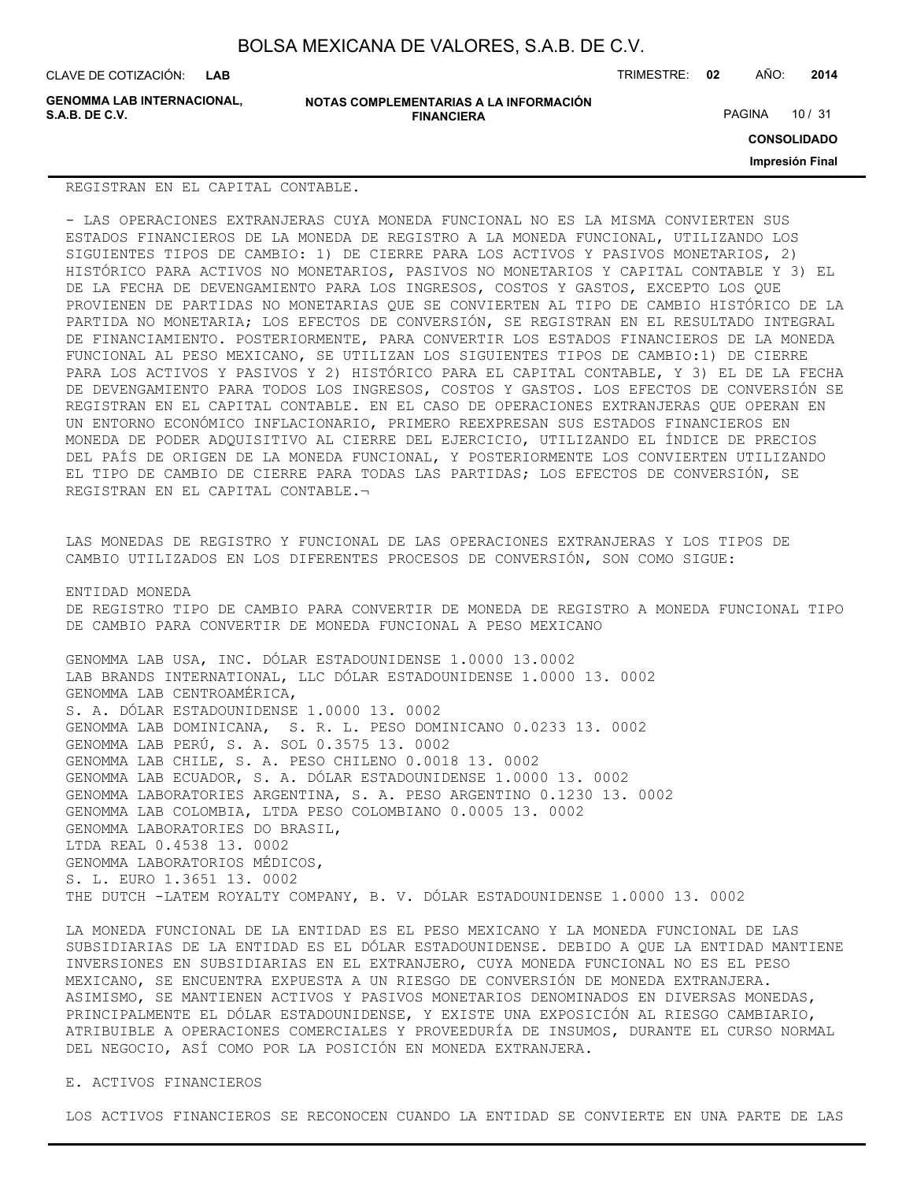REGISTRAN EN EL CAPITAL CONTABLE.

- LAS OPERACIONES EXTRANJERAS CUYA MONEDA FUNCIONAL NO ES LA MISMA CONVIERTEN SUS ESTADOS FINANCIEROS DE LA MONEDA DE REGISTRO A LA MONEDA FUNCIONAL, UTILIZANDO LOS SIGUIENTES TIPOS DE CAMBIO: 1) DE CIERRE PARA LOS ACTIVOS Y PASIVOS MONETARIOS, 2) HISTÓRICO PARA ACTIVOS NO MONETARIOS, PASIVOS NO MONETARIOS Y CAPITAL CONTABLE Y 3) EL DE LA FECHA DE DEVENGAMIENTO PARA LOS INGRESOS, COSTOS Y GASTOS, EXCEPTO LOS QUE PROVIENEN DE PARTIDAS NO MONETARIAS QUE SE CONVIERTEN AL TIPO DE CAMBIO HISTÓRICO DE LA PARTIDA NO MONETARIA; LOS EFECTOS DE CONVERSIÓN, SE REGISTRAN EN EL RESULTADO INTEGRAL DE FINANCIAMIENTO. POSTERIORMENTE, PARA CONVERTIR LOS ESTADOS FINANCIEROS DE LA MONEDA FUNCIONAL AL PESO MEXICANO, SE UTILIZAN LOS SIGUIENTES TIPOS DE CAMBIO:1) DE CIERRE PARA LOS ACTIVOS Y PASIVOS Y 2) HISTÓRICO PARA EL CAPITAL CONTABLE, Y 3) EL DE LA FECHA DE DEVENGAMIENTO PARA TODOS LOS INGRESOS, COSTOS Y GASTOS. LOS EFECTOS DE CONVERSIÓN SE REGISTRAN EN EL CAPITAL CONTABLE. EN EL CASO DE OPERACIONES EXTRANJERAS QUE OPERAN EN UN ENTORNO ECONÓMICO INFLACIONARIO, PRIMERO REEXPRESAN SUS ESTADOS FINANCIEROS EN MONEDA DE PODER ADQUISITIVO AL CIERRE DEL EJERCICIO, UTILIZANDO EL ÍNDICE DE PRECIOS DEL PAÍS DE ORIGEN DE LA MONEDA FUNCIONAL, Y POSTERIORMENTE LOS CONVIERTEN UTILIZANDO EL TIPO DE CAMBIO DE CIERRE PARA TODAS LAS PARTIDAS; LOS EFECTOS DE CONVERSIÓN, SE REGISTRAN EN EL CAPITAL CONTABLE.¬

LAS MONEDAS DE REGISTRO Y FUNCIONAL DE LAS OPERACIONES EXTRANJERAS Y LOS TIPOS DE CAMBIO UTILIZADOS EN LOS DIFERENTES PROCESOS DE CONVERSIÓN, SON COMO SIGUE:

| ENTIDAD | MONEDA DE REGISTRO | TIPO DE CAMBIO PARA CONVERTIR DE MONEDA DE REGISTRO A MONEDA FUNCIONAL | TIPO DE CAMBIO PARA CONVERTIR DE MONEDA FUNCIONAL A PESO MEXICANO |
|---|---|---|---|
| GENOMMA LAB USA, INC. | DÓLAR ESTADOUNIDENSE | 1.0000 | 13.0002 |
| LAB BRANDS INTERNATIONAL, LLC | DÓLAR ESTADOUNIDENSE | 1.0000 | 13. 0002 |
| GENOMMA LAB CENTROAMÉRICA, S. A. | DÓLAR ESTADOUNIDENSE | 1.0000 | 13. 0002 |
| GENOMMA LAB DOMINICANA, S. R. L. | PESO DOMINICANO | 0.0233 | 13. 0002 |
| GENOMMA LAB PERÚ, S. A. | SOL | 0.3575 | 13. 0002 |
| GENOMMA LAB CHILE, S. A. | PESO CHILENO | 0.0018 | 13. 0002 |
| GENOMMA LAB ECUADOR, S. A. | DÓLAR ESTADOUNIDENSE | 1.0000 | 13. 0002 |
| GENOMMA LABORATORIES ARGENTINA, S. A. | PESO ARGENTINO | 0.1230 | 13. 0002 |
| GENOMMA LAB COLOMBIA, LTDA | PESO COLOMBIANO | 0.0005 | 13. 0002 |
| GENOMMA LABORATORIES DO BRASIL, LTDA | REAL | 0.4538 | 13. 0002 |
| GENOMMA LABORATORIOS MÉDICOS, S. L. | EURO | 1.3651 | 13. 0002 |
| THE DUTCH -LATEM ROYALTY COMPANY, B. V. | DÓLAR ESTADOUNIDENSE | 1.0000 | 13. 0002 |

LA MONEDA FUNCIONAL DE LA ENTIDAD ES EL PESO MEXICANO Y LA MONEDA FUNCIONAL DE LAS SUBSIDIARIAS DE LA ENTIDAD ES EL DÓLAR ESTADOUNIDENSE. DEBIDO A QUE LA ENTIDAD MANTIENE INVERSIONES EN SUBSIDIARIAS EN EL EXTRANJERO, CUYA MONEDA FUNCIONAL NO ES EL PESO MEXICANO, SE ENCUENTRA EXPUESTA A UN RIESGO DE CONVERSIÓN DE MONEDA EXTRANJERA. ASIMISMO, SE MANTIENEN ACTIVOS Y PASIVOS MONETARIOS DENOMINADOS EN DIVERSAS MONEDAS, PRINCIPALMENTE EL DÓLAR ESTADOUNIDENSE, Y EXISTE UNA EXPOSICIÓN AL RIESGO CAMBIARIO, ATRIBUIBLE A OPERACIONES COMERCIALES Y PROVEEDURÍA DE INSUMOS, DURANTE EL CURSO NORMAL DEL NEGOCIO, ASÍ COMO POR LA POSICIÓN EN MONEDA EXTRANJERA.

E. ACTIVOS FINANCIEROS

LOS ACTIVOS FINANCIEROS SE RECONOCEN CUANDO LA ENTIDAD SE CONVIERTE EN UNA PARTE DE LAS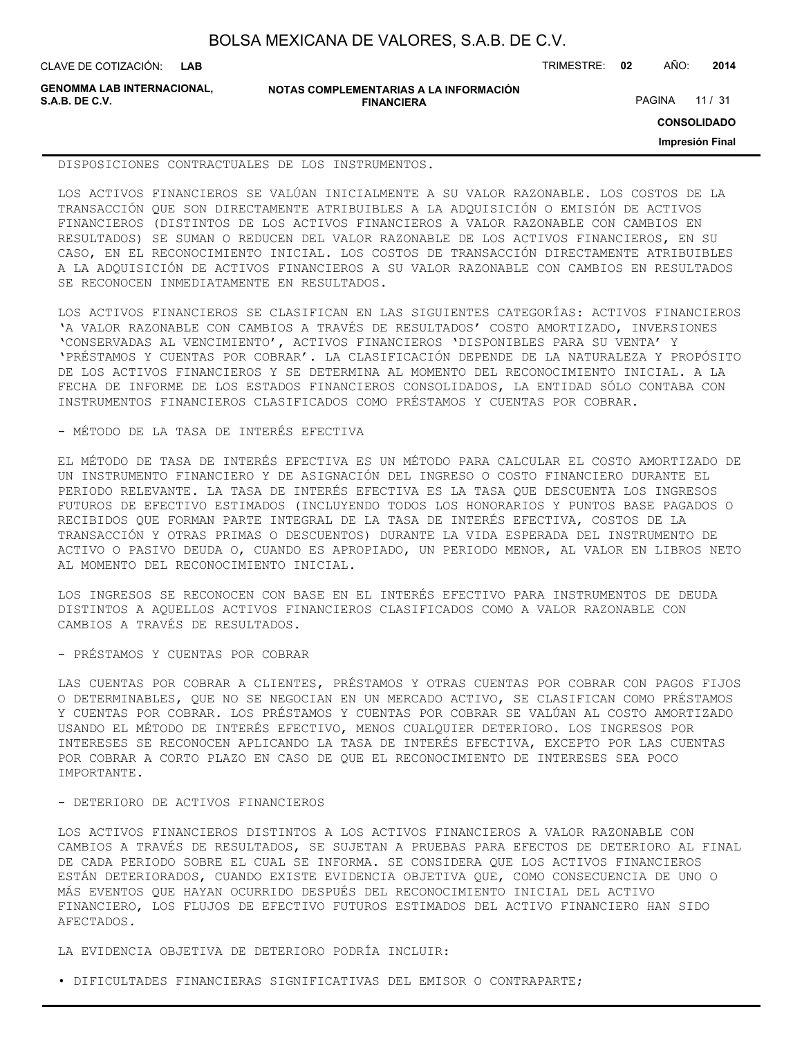DISPOSICIONES CONTRACTUALES DE LOS INSTRUMENTOS.

LOS ACTIVOS FINANCIEROS SE VALÚAN INICIALMENTE A SU VALOR RAZONABLE. LOS COSTOS DE LA TRANSACCIÓN QUE SON DIRECTAMENTE ATRIBUIBLES A LA ADQUISICIÓN O EMISIÓN DE ACTIVOS FINANCIEROS (DISTINTOS DE LOS ACTIVOS FINANCIEROS A VALOR RAZONABLE CON CAMBIOS EN RESULTADOS) SE SUMAN O REDUCEN DEL VALOR RAZONABLE DE LOS ACTIVOS FINANCIEROS, EN SU CASO, EN EL RECONOCIMIENTO INICIAL. LOS COSTOS DE TRANSACCIÓN DIRECTAMENTE ATRIBUIBLES A LA ADQUISICIÓN DE ACTIVOS FINANCIEROS A SU VALOR RAZONABLE CON CAMBIOS EN RESULTADOS SE RECONOCEN INMEDIATAMENTE EN RESULTADOS.

LOS ACTIVOS FINANCIEROS SE CLASIFICAN EN LAS SIGUIENTES CATEGORÍAS: ACTIVOS FINANCIEROS 'A VALOR RAZONABLE CON CAMBIOS A TRAVÉS DE RESULTADOS' COSTO AMORTIZADO, INVERSIONES 'CONSERVADAS AL VENCIMIENTO', ACTIVOS FINANCIEROS 'DISPONIBLES PARA SU VENTA' Y 'PRÉSTAMOS Y CUENTAS POR COBRAR'. LA CLASIFICACIÓN DEPENDE DE LA NATURALEZA Y PROPÓSITO DE LOS ACTIVOS FINANCIEROS Y SE DETERMINA AL MOMENTO DEL RECONOCIMIENTO INICIAL. A LA FECHA DE INFORME DE LOS ESTADOS FINANCIEROS CONSOLIDADOS, LA ENTIDAD SÓLO CONTABA CON INSTRUMENTOS FINANCIEROS CLASIFICADOS COMO PRÉSTAMOS Y CUENTAS POR COBRAR.

- MÉTODO DE LA TASA DE INTERÉS EFECTIVA

EL MÉTODO DE TASA DE INTERÉS EFECTIVA ES UN MÉTODO PARA CALCULAR EL COSTO AMORTIZADO DE UN INSTRUMENTO FINANCIERO Y DE ASIGNACIÓN DEL INGRESO O COSTO FINANCIERO DURANTE EL PERIODO RELEVANTE. LA TASA DE INTERÉS EFECTIVA ES LA TASA QUE DESCUENTA LOS INGRESOS FUTUROS DE EFECTIVO ESTIMADOS (INCLUYENDO TODOS LOS HONORARIOS Y PUNTOS BASE PAGADOS O RECIBIDOS QUE FORMAN PARTE INTEGRAL DE LA TASA DE INTERÉS EFECTIVA, COSTOS DE LA TRANSACCIÓN Y OTRAS PRIMAS O DESCUENTOS) DURANTE LA VIDA ESPERADA DEL INSTRUMENTO DE ACTIVO O PASIVO DEUDA O, CUANDO ES APROPIADO, UN PERIODO MENOR, AL VALOR EN LIBROS NETO AL MOMENTO DEL RECONOCIMIENTO INICIAL.

LOS INGRESOS SE RECONOCEN CON BASE EN EL INTERÉS EFECTIVO PARA INSTRUMENTOS DE DEUDA DISTINTOS A AQUELLOS ACTIVOS FINANCIEROS CLASIFICADOS COMO A VALOR RAZONABLE CON CAMBIOS A TRAVÉS DE RESULTADOS.

- PRÉSTAMOS Y CUENTAS POR COBRAR

LAS CUENTAS POR COBRAR A CLIENTES, PRÉSTAMOS Y OTRAS CUENTAS POR COBRAR CON PAGOS FIJOS O DETERMINABLES, QUE NO SE NEGOCIAN EN UN MERCADO ACTIVO, SE CLASIFICAN COMO PRÉSTAMOS Y CUENTAS POR COBRAR. LOS PRÉSTAMOS Y CUENTAS POR COBRAR SE VALÚAN AL COSTO AMORTIZADO USANDO EL MÉTODO DE INTERÉS EFECTIVO, MENOS CUALQUIER DETERIORO. LOS INGRESOS POR INTERESES SE RECONOCEN APLICANDO LA TASA DE INTERÉS EFECTIVA, EXCEPTO POR LAS CUENTAS POR COBRAR A CORTO PLAZO EN CASO DE QUE EL RECONOCIMIENTO DE INTERESES SEA POCO IMPORTANTE.

- DETERIORO DE ACTIVOS FINANCIEROS

LOS ACTIVOS FINANCIEROS DISTINTOS A LOS ACTIVOS FINANCIEROS A VALOR RAZONABLE CON CAMBIOS A TRAVÉS DE RESULTADOS, SE SUJETAN A PRUEBAS PARA EFECTOS DE DETERIORO AL FINAL DE CADA PERIODO SOBRE EL CUAL SE INFORMA. SE CONSIDERA QUE LOS ACTIVOS FINANCIEROS ESTÁN DETERIORADOS, CUANDO EXISTE EVIDENCIA OBJETIVA QUE, COMO CONSECUENCIA DE UNO O MÁS EVENTOS QUE HAYAN OCURRIDO DESPUÉS DEL RECONOCIMIENTO INICIAL DEL ACTIVO FINANCIERO, LOS FLUJOS DE EFECTIVO FUTUROS ESTIMADOS DEL ACTIVO FINANCIERO HAN SIDO AFECTADOS.

LA EVIDENCIA OBJETIVA DE DETERIORO PODRÍA INCLUIR:

• DIFICULTADES FINANCIERAS SIGNIFICATIVAS DEL EMISOR O CONTRAPARTE;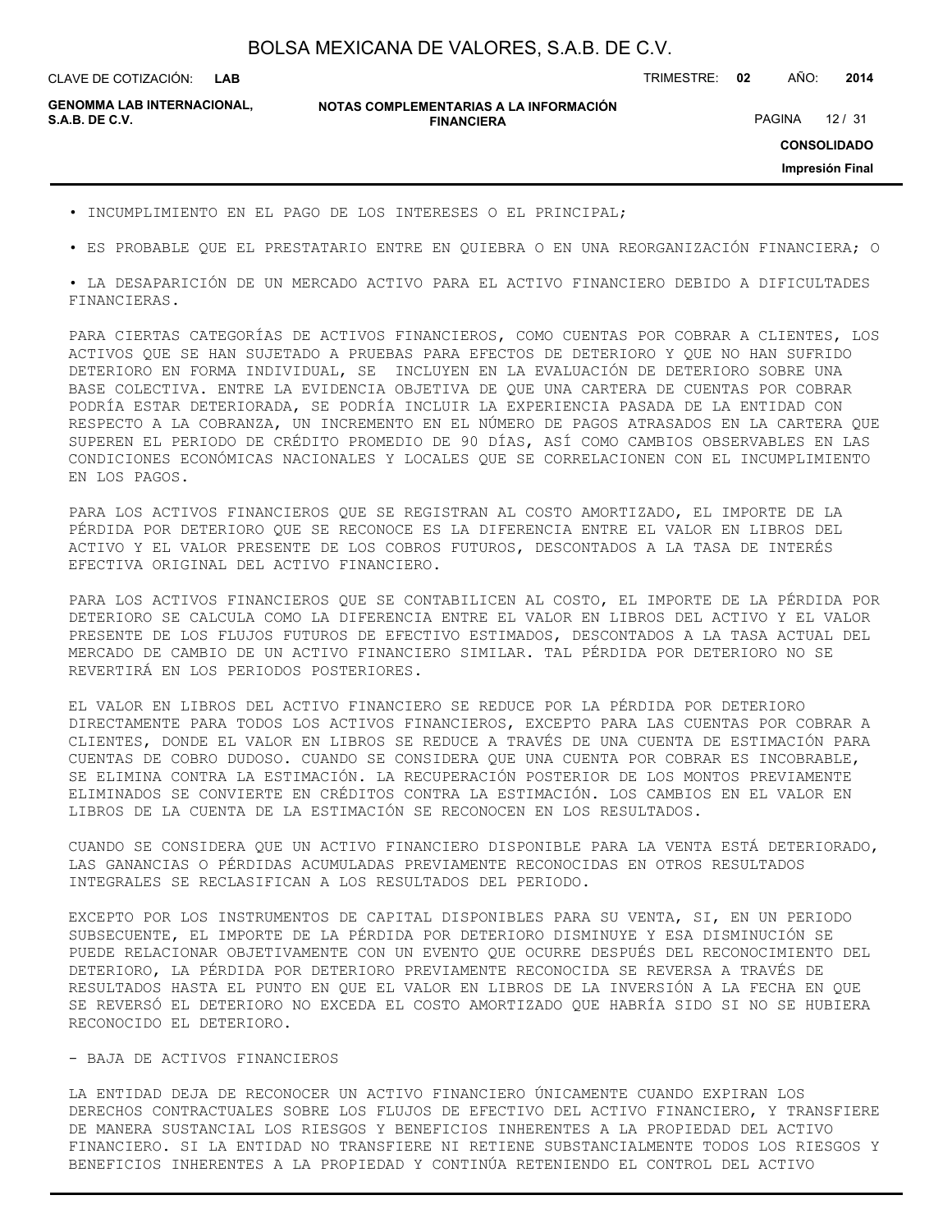- INCUMPLIMIENTO EN EL PAGO DE LOS INTERESES O EL PRINCIPAL;
- ES PROBABLE QUE EL PRESTATARIO ENTRE EN QUIEBRA O EN UNA REORGANIZACIÓN FINANCIERA; O
- LA DESAPARICIÓN DE UN MERCADO ACTIVO PARA EL ACTIVO FINANCIERO DEBIDO A DIFICULTADES FINANCIERAS.

PARA CIERTAS CATEGORÍAS DE ACTIVOS FINANCIEROS, COMO CUENTAS POR COBRAR A CLIENTES, LOS ACTIVOS QUE SE HAN SUJETADO A PRUEBAS PARA EFECTOS DE DETERIORO Y QUE NO HAN SUFRIDO DETERIORO EN FORMA INDIVIDUAL, SE INCLUYEN EN LA EVALUACIÓN DE DETERIORO SOBRE UNA BASE COLECTIVA. ENTRE LA EVIDENCIA OBJETIVA DE QUE UNA CARTERA DE CUENTAS POR COBRAR PODRÍA ESTAR DETERIORADA, SE PODRÍA INCLUIR LA EXPERIENCIA PASADA DE LA ENTIDAD CON RESPECTO A LA COBRANZA, UN INCREMENTO EN EL NÚMERO DE PAGOS ATRASADOS EN LA CARTERA QUE SUPEREN EL PERIODO DE CRÉDITO PROMEDIO DE 90 DÍAS, ASÍ COMO CAMBIOS OBSERVABLES EN LAS CONDICIONES ECONÓMICAS NACIONALES Y LOCALES QUE SE CORRELACIONEN CON EL INCUMPLIMIENTO EN LOS PAGOS.

PARA LOS ACTIVOS FINANCIEROS QUE SE REGISTRAN AL COSTO AMORTIZADO, EL IMPORTE DE LA PÉRDIDA POR DETERIORO QUE SE RECONOCE ES LA DIFERENCIA ENTRE EL VALOR EN LIBROS DEL ACTIVO Y EL VALOR PRESENTE DE LOS COBROS FUTUROS, DESCONTADOS A LA TASA DE INTERÉS EFECTIVA ORIGINAL DEL ACTIVO FINANCIERO.

PARA LOS ACTIVOS FINANCIEROS QUE SE CONTABILICEN AL COSTO, EL IMPORTE DE LA PÉRDIDA POR DETERIORO SE CALCULA COMO LA DIFERENCIA ENTRE EL VALOR EN LIBROS DEL ACTIVO Y EL VALOR PRESENTE DE LOS FLUJOS FUTUROS DE EFECTIVO ESTIMADOS, DESCONTADOS A LA TASA ACTUAL DEL MERCADO DE CAMBIO DE UN ACTIVO FINANCIERO SIMILAR. TAL PÉRDIDA POR DETERIORO NO SE REVERTIRÁ EN LOS PERIODOS POSTERIORES.

EL VALOR EN LIBROS DEL ACTIVO FINANCIERO SE REDUCE POR LA PÉRDIDA POR DETERIORO DIRECTAMENTE PARA TODOS LOS ACTIVOS FINANCIEROS, EXCEPTO PARA LAS CUENTAS POR COBRAR A CLIENTES, DONDE EL VALOR EN LIBROS SE REDUCE A TRAVÉS DE UNA CUENTA DE ESTIMACIÓN PARA CUENTAS DE COBRO DUDOSO. CUANDO SE CONSIDERA QUE UNA CUENTA POR COBRAR ES INCOBRABLE, SE ELIMINA CONTRA LA ESTIMACIÓN. LA RECUPERACIÓN POSTERIOR DE LOS MONTOS PREVIAMENTE ELIMINADOS SE CONVIERTE EN CRÉDITOS CONTRA LA ESTIMACIÓN. LOS CAMBIOS EN EL VALOR EN LIBROS DE LA CUENTA DE LA ESTIMACIÓN SE RECONOCEN EN LOS RESULTADOS.

CUANDO SE CONSIDERA QUE UN ACTIVO FINANCIERO DISPONIBLE PARA LA VENTA ESTÁ DETERIORADO, LAS GANANCIAS O PÉRDIDAS ACUMULADAS PREVIAMENTE RECONOCIDAS EN OTROS RESULTADOS INTEGRALES SE RECLASIFICAN A LOS RESULTADOS DEL PERIODO.

EXCEPTO POR LOS INSTRUMENTOS DE CAPITAL DISPONIBLES PARA SU VENTA, SI, EN UN PERIODO SUBSECUENTE, EL IMPORTE DE LA PÉRDIDA POR DETERIORO DISMINUYE Y ESA DISMINUCIÓN SE PUEDE RELACIONAR OBJETIVAMENTE CON UN EVENTO QUE OCURRE DESPUÉS DEL RECONOCIMIENTO DEL DETERIORO, LA PÉRDIDA POR DETERIORO PREVIAMENTE RECONOCIDA SE REVERSA A TRAVÉS DE RESULTADOS HASTA EL PUNTO EN QUE EL VALOR EN LIBROS DE LA INVERSIÓN A LA FECHA EN QUE SE REVERSÓ EL DETERIORO NO EXCEDA EL COSTO AMORTIZADO QUE HABRÍA SIDO SI NO SE HUBIERA RECONOCIDO EL DETERIORO.

- BAJA DE ACTIVOS FINANCIEROS

LA ENTIDAD DEJA DE RECONOCER UN ACTIVO FINANCIERO ÚNICAMENTE CUANDO EXPIRAN LOS DERECHOS CONTRACTUALES SOBRE LOS FLUJOS DE EFECTIVO DEL ACTIVO FINANCIERO, Y TRANSFIERE DE MANERA SUSTANCIAL LOS RIESGOS Y BENEFICIOS INHERENTES A LA PROPIEDAD DEL ACTIVO FINANCIERO. SI LA ENTIDAD NO TRANSFIERE NI RETIENE SUBSTANCIALMENTE TODOS LOS RIESGOS Y BENEFICIOS INHERENTES A LA PROPIEDAD Y CONTINÚA RETENIENDO EL CONTROL DEL ACTIVO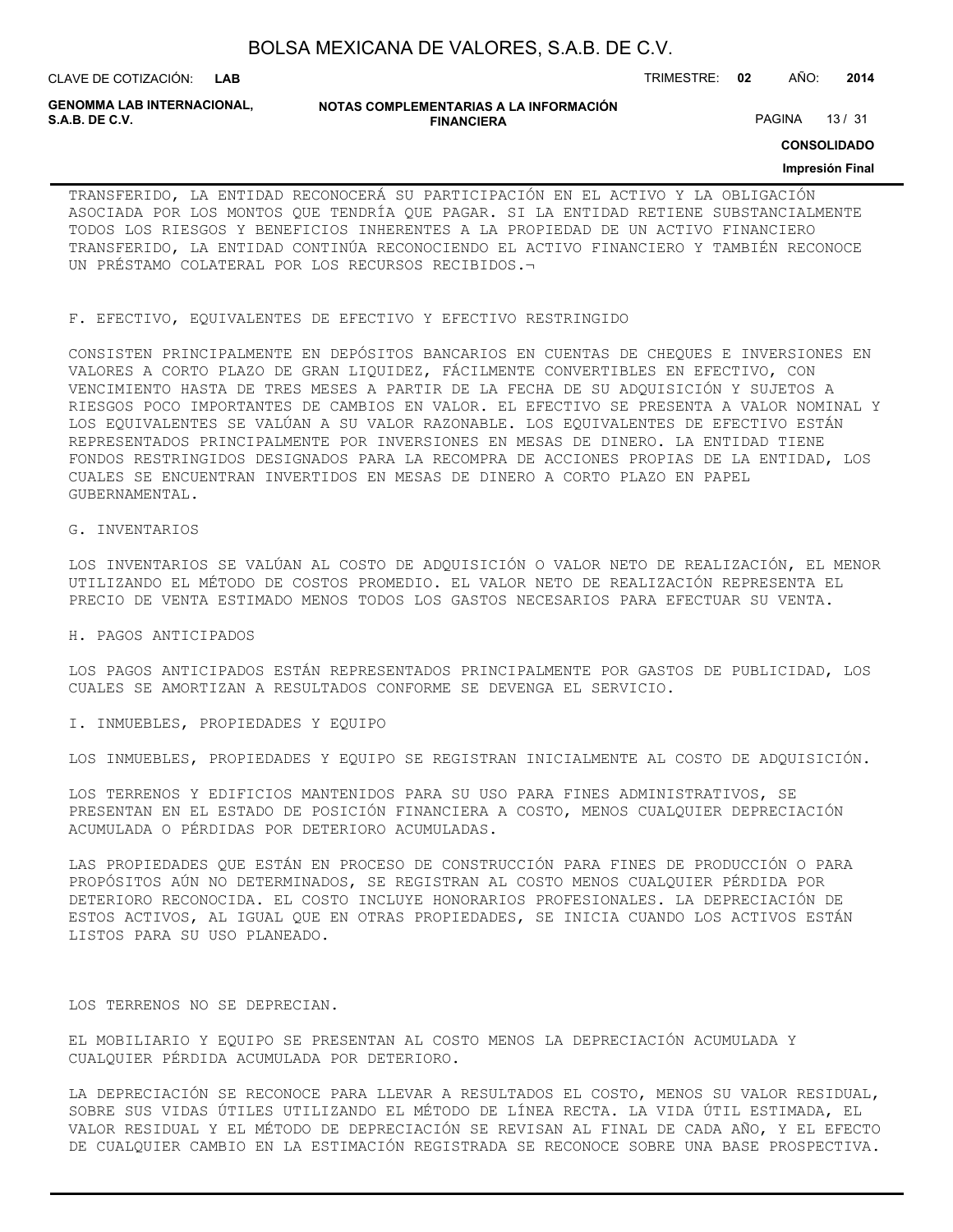TRANSFERIDO, LA ENTIDAD RECONOCERÁ SU PARTICIPACIÓN EN EL ACTIVO Y LA OBLIGACIÓN ASOCIADA POR LOS MONTOS QUE TENDRÍA QUE PAGAR. SI LA ENTIDAD RETIENE SUBSTANCIALMENTE TODOS LOS RIESGOS Y BENEFICIOS INHERENTES A LA PROPIEDAD DE UN ACTIVO FINANCIERO TRANSFERIDO, LA ENTIDAD CONTINÚA RECONOCIENDO EL ACTIVO FINANCIERO Y TAMBIÉN RECONOCE UN PRÉSTAMO COLATERAL POR LOS RECURSOS RECIBIDOS.¬

F. EFECTIVO, EQUIVALENTES DE EFECTIVO Y EFECTIVO RESTRINGIDO

CONSISTEN PRINCIPALMENTE EN DEPÓSITOS BANCARIOS EN CUENTAS DE CHEQUES E INVERSIONES EN VALORES A CORTO PLAZO DE GRAN LIQUIDEZ, FÁCILMENTE CONVERTIBLES EN EFECTIVO, CON VENCIMIENTO HASTA DE TRES MESES A PARTIR DE LA FECHA DE SU ADQUISICIÓN Y SUJETOS A RIESGOS POCO IMPORTANTES DE CAMBIOS EN VALOR. EL EFECTIVO SE PRESENTA A VALOR NOMINAL Y LOS EQUIVALENTES SE VALÚAN A SU VALOR RAZONABLE. LOS EQUIVALENTES DE EFECTIVO ESTÁN REPRESENTADOS PRINCIPALMENTE POR INVERSIONES EN MESAS DE DINERO. LA ENTIDAD TIENE FONDOS RESTRINGIDOS DESIGNADOS PARA LA RECOMPRA DE ACCIONES PROPIAS DE LA ENTIDAD, LOS CUALES SE ENCUENTRAN INVERTIDOS EN MESAS DE DINERO A CORTO PLAZO EN PAPEL GUBERNAMENTAL.

G. INVENTARIOS

LOS INVENTARIOS SE VALÚAN AL COSTO DE ADQUISICIÓN O VALOR NETO DE REALIZACIÓN, EL MENOR UTILIZANDO EL MÉTODO DE COSTOS PROMEDIO. EL VALOR NETO DE REALIZACIÓN REPRESENTA EL PRECIO DE VENTA ESTIMADO MENOS TODOS LOS GASTOS NECESARIOS PARA EFECTUAR SU VENTA.

H. PAGOS ANTICIPADOS

LOS PAGOS ANTICIPADOS ESTÁN REPRESENTADOS PRINCIPALMENTE POR GASTOS DE PUBLICIDAD, LOS CUALES SE AMORTIZAN A RESULTADOS CONFORME SE DEVENGA EL SERVICIO.

I. INMUEBLES, PROPIEDADES Y EQUIPO

LOS INMUEBLES, PROPIEDADES Y EQUIPO SE REGISTRAN INICIALMENTE AL COSTO DE ADQUISICIÓN.

LOS TERRENOS Y EDIFICIOS MANTENIDOS PARA SU USO PARA FINES ADMINISTRATIVOS, SE PRESENTAN EN EL ESTADO DE POSICIÓN FINANCIERA A COSTO, MENOS CUALQUIER DEPRECIACIÓN ACUMULADA O PÉRDIDAS POR DETERIORO ACUMULADAS.

LAS PROPIEDADES QUE ESTÁN EN PROCESO DE CONSTRUCCIÓN PARA FINES DE PRODUCCIÓN O PARA PROPÓSITOS AÚN NO DETERMINADOS, SE REGISTRAN AL COSTO MENOS CUALQUIER PÉRDIDA POR DETERIORO RECONOCIDA. EL COSTO INCLUYE HONORARIOS PROFESIONALES. LA DEPRECIACIÓN DE ESTOS ACTIVOS, AL IGUAL QUE EN OTRAS PROPIEDADES, SE INICIA CUANDO LOS ACTIVOS ESTÁN LISTOS PARA SU USO PLANEADO.

LOS TERRENOS NO SE DEPRECIAN.

EL MOBILIARIO Y EQUIPO SE PRESENTAN AL COSTO MENOS LA DEPRECIACIÓN ACUMULADA Y CUALQUIER PÉRDIDA ACUMULADA POR DETERIORO.

LA DEPRECIACIÓN SE RECONOCE PARA LLEVAR A RESULTADOS EL COSTO, MENOS SU VALOR RESIDUAL, SOBRE SUS VIDAS ÚTILES UTILIZANDO EL MÉTODO DE LÍNEA RECTA. LA VIDA ÚTIL ESTIMADA, EL VALOR RESIDUAL Y EL MÉTODO DE DEPRECIACIÓN SE REVISAN AL FINAL DE CADA AÑO, Y EL EFECTO DE CUALQUIER CAMBIO EN LA ESTIMACIÓN REGISTRADA SE RECONOCE SOBRE UNA BASE PROSPECTIVA.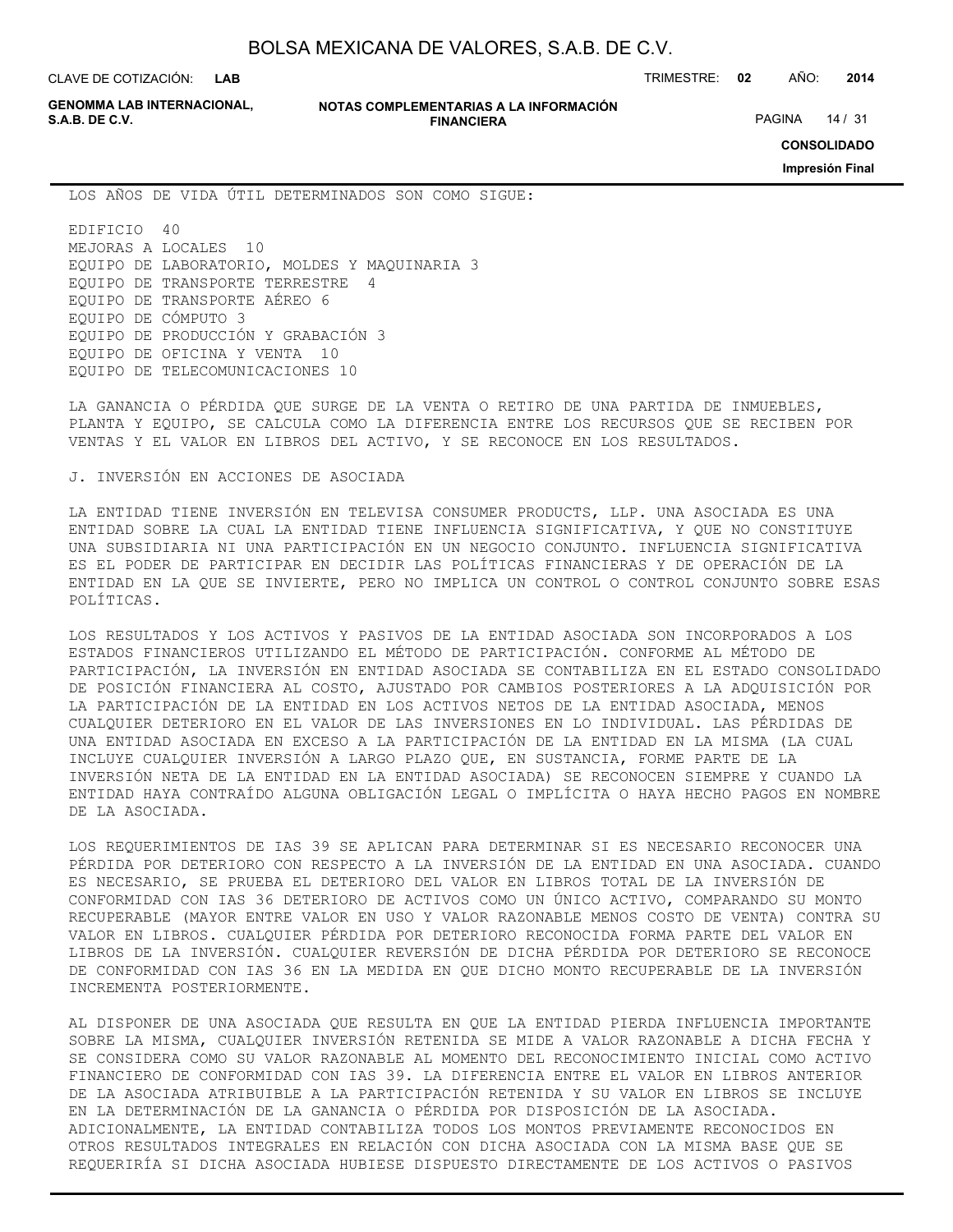LOS AÑOS DE VIDA ÚTIL DETERMINADOS SON COMO SIGUE:

EDIFICIO 40
MEJORAS A LOCALES 10
EQUIPO DE LABORATORIO, MOLDES Y MAQUINARIA 3
EQUIPO DE TRANSPORTE TERRESTRE 4
EQUIPO DE TRANSPORTE AÉREO 6
EQUIPO DE CÓMPUTO 3
EQUIPO DE PRODUCCIÓN Y GRABACIÓN 3
EQUIPO DE OFICINA Y VENTA 10
EQUIPO DE TELECOMUNICACIONES 10

LA GANANCIA O PÉRDIDA QUE SURGE DE LA VENTA O RETIRO DE UNA PARTIDA DE INMUEBLES, PLANTA Y EQUIPO, SE CALCULA COMO LA DIFERENCIA ENTRE LOS RECURSOS QUE SE RECIBEN POR VENTAS Y EL VALOR EN LIBROS DEL ACTIVO, Y SE RECONOCE EN LOS RESULTADOS.

J. INVERSIÓN EN ACCIONES DE ASOCIADA

LA ENTIDAD TIENE INVERSIÓN EN TELEVISA CONSUMER PRODUCTS, LLP. UNA ASOCIADA ES UNA ENTIDAD SOBRE LA CUAL LA ENTIDAD TIENE INFLUENCIA SIGNIFICATIVA, Y QUE NO CONSTITUYE UNA SUBSIDIARIA NI UNA PARTICIPACIÓN EN UN NEGOCIO CONJUNTO. INFLUENCIA SIGNIFICATIVA ES EL PODER DE PARTICIPAR EN DECIDIR LAS POLÍTICAS FINANCIERAS Y DE OPERACIÓN DE LA ENTIDAD EN LA QUE SE INVIERTE, PERO NO IMPLICA UN CONTROL O CONTROL CONJUNTO SOBRE ESAS POLÍTICAS.

LOS RESULTADOS Y LOS ACTIVOS Y PASIVOS DE LA ENTIDAD ASOCIADA SON INCORPORADOS A LOS ESTADOS FINANCIEROS UTILIZANDO EL MÉTODO DE PARTICIPACIÓN. CONFORME AL MÉTODO DE PARTICIPACIÓN, LA INVERSIÓN EN ENTIDAD ASOCIADA SE CONTABILIZA EN EL ESTADO CONSOLIDADO DE POSICIÓN FINANCIERA AL COSTO, AJUSTADO POR CAMBIOS POSTERIORES A LA ADQUISICIÓN POR LA PARTICIPACIÓN DE LA ENTIDAD EN LOS ACTIVOS NETOS DE LA ENTIDAD ASOCIADA, MENOS CUALQUIER DETERIORO EN EL VALOR DE LAS INVERSIONES EN LO INDIVIDUAL. LAS PÉRDIDAS DE UNA ENTIDAD ASOCIADA EN EXCESO A LA PARTICIPACIÓN DE LA ENTIDAD EN LA MISMA (LA CUAL INCLUYE CUALQUIER INVERSIÓN A LARGO PLAZO QUE, EN SUSTANCIA, FORME PARTE DE LA INVERSIÓN NETA DE LA ENTIDAD EN LA ENTIDAD ASOCIADA) SE RECONOCEN SIEMPRE Y CUANDO LA ENTIDAD HAYA CONTRAÍDO ALGUNA OBLIGACIÓN LEGAL O IMPLÍCITA O HAYA HECHO PAGOS EN NOMBRE DE LA ASOCIADA.

LOS REQUERIMIENTOS DE IAS 39 SE APLICAN PARA DETERMINAR SI ES NECESARIO RECONOCER UNA PÉRDIDA POR DETERIORO CON RESPECTO A LA INVERSIÓN DE LA ENTIDAD EN UNA ASOCIADA. CUANDO ES NECESARIO, SE PRUEBA EL DETERIORO DEL VALOR EN LIBROS TOTAL DE LA INVERSIÓN DE CONFORMIDAD CON IAS 36 DETERIORO DE ACTIVOS COMO UN ÚNICO ACTIVO, COMPARANDO SU MONTO RECUPERABLE (MAYOR ENTRE VALOR EN USO Y VALOR RAZONABLE MENOS COSTO DE VENTA) CONTRA SU VALOR EN LIBROS. CUALQUIER PÉRDIDA POR DETERIORO RECONOCIDA FORMA PARTE DEL VALOR EN LIBROS DE LA INVERSIÓN. CUALQUIER REVERSIÓN DE DICHA PÉRDIDA POR DETERIORO SE RECONOCE DE CONFORMIDAD CON IAS 36 EN LA MEDIDA EN QUE DICHO MONTO RECUPERABLE DE LA INVERSIÓN INCREMENTA POSTERIORMENTE.

AL DISPONER DE UNA ASOCIADA QUE RESULTA EN QUE LA ENTIDAD PIERDA INFLUENCIA IMPORTANTE SOBRE LA MISMA, CUALQUIER INVERSIÓN RETENIDA SE MIDE A VALOR RAZONABLE A DICHA FECHA Y SE CONSIDERA COMO SU VALOR RAZONABLE AL MOMENTO DEL RECONOCIMIENTO INICIAL COMO ACTIVO FINANCIERO DE CONFORMIDAD CON IAS 39. LA DIFERENCIA ENTRE EL VALOR EN LIBROS ANTERIOR DE LA ASOCIADA ATRIBUIBLE A LA PARTICIPACIÓN RETENIDA Y SU VALOR EN LIBROS SE INCLUYE EN LA DETERMINACIÓN DE LA GANANCIA O PÉRDIDA POR DISPOSICIÓN DE LA ASOCIADA. ADICIONALMENTE, LA ENTIDAD CONTABILIZA TODOS LOS MONTOS PREVIAMENTE RECONOCIDOS EN OTROS RESULTADOS INTEGRALES EN RELACIÓN CON DICHA ASOCIADA CON LA MISMA BASE QUE SE REQUERIRÍA SI DICHA ASOCIADA HUBIESE DISPUESTO DIRECTAMENTE DE LOS ACTIVOS O PASIVOS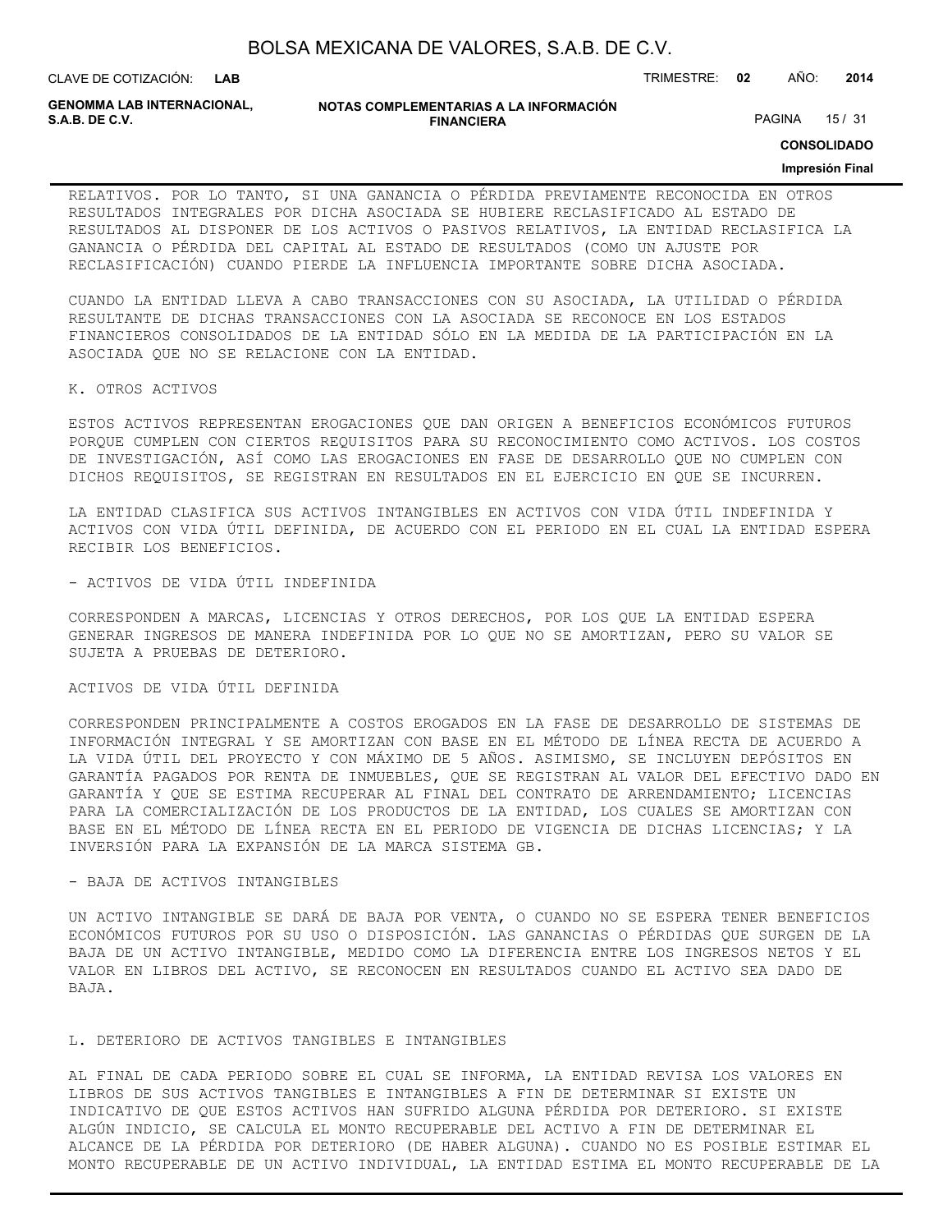RELATIVOS. POR LO TANTO, SI UNA GANANCIA O PÉRDIDA PREVIAMENTE RECONOCIDA EN OTROS RESULTADOS INTEGRALES POR DICHA ASOCIADA SE HUBIERE RECLASIFICADO AL ESTADO DE RESULTADOS AL DISPONER DE LOS ACTIVOS O PASIVOS RELATIVOS, LA ENTIDAD RECLASIFICA LA GANANCIA O PÉRDIDA DEL CAPITAL AL ESTADO DE RESULTADOS (COMO UN AJUSTE POR RECLASIFICACIÓN) CUANDO PIERDE LA INFLUENCIA IMPORTANTE SOBRE DICHA ASOCIADA.

CUANDO LA ENTIDAD LLEVA A CABO TRANSACCIONES CON SU ASOCIADA, LA UTILIDAD O PÉRDIDA RESULTANTE DE DICHAS TRANSACCIONES CON LA ASOCIADA SE RECONOCE EN LOS ESTADOS FINANCIEROS CONSOLIDADOS DE LA ENTIDAD SÓLO EN LA MEDIDA DE LA PARTICIPACIÓN EN LA ASOCIADA QUE NO SE RELACIONE CON LA ENTIDAD.

K. OTROS ACTIVOS

ESTOS ACTIVOS REPRESENTAN EROGACIONES QUE DAN ORIGEN A BENEFICIOS ECONÓMICOS FUTUROS PORQUE CUMPLEN CON CIERTOS REQUISITOS PARA SU RECONOCIMIENTO COMO ACTIVOS. LOS COSTOS DE INVESTIGACIÓN, ASÍ COMO LAS EROGACIONES EN FASE DE DESARROLLO QUE NO CUMPLEN CON DICHOS REQUISITOS, SE REGISTRAN EN RESULTADOS EN EL EJERCICIO EN QUE SE INCURREN.

LA ENTIDAD CLASIFICA SUS ACTIVOS INTANGIBLES EN ACTIVOS CON VIDA ÚTIL INDEFINIDA Y ACTIVOS CON VIDA ÚTIL DEFINIDA, DE ACUERDO CON EL PERIODO EN EL CUAL LA ENTIDAD ESPERA RECIBIR LOS BENEFICIOS.

- ACTIVOS DE VIDA ÚTIL INDEFINIDA

CORRESPONDEN A MARCAS, LICENCIAS Y OTROS DERECHOS, POR LOS QUE LA ENTIDAD ESPERA GENERAR INGRESOS DE MANERA INDEFINIDA POR LO QUE NO SE AMORTIZAN, PERO SU VALOR SE SUJETA A PRUEBAS DE DETERIORO.

ACTIVOS DE VIDA ÚTIL DEFINIDA

CORRESPONDEN PRINCIPALMENTE A COSTOS EROGADOS EN LA FASE DE DESARROLLO DE SISTEMAS DE INFORMACIÓN INTEGRAL Y SE AMORTIZAN CON BASE EN EL MÉTODO DE LÍNEA RECTA DE ACUERDO A LA VIDA ÚTIL DEL PROYECTO Y CON MÁXIMO DE 5 AÑOS. ASIMISMO, SE INCLUYEN DEPÓSITOS EN GARANTÍA PAGADOS POR RENTA DE INMUEBLES, QUE SE REGISTRAN AL VALOR DEL EFECTIVO DADO EN GARANTÍA Y QUE SE ESTIMA RECUPERAR AL FINAL DEL CONTRATO DE ARRENDAMIENTO; LICENCIAS PARA LA COMERCIALIZACIÓN DE LOS PRODUCTOS DE LA ENTIDAD, LOS CUALES SE AMORTIZAN CON BASE EN EL MÉTODO DE LÍNEA RECTA EN EL PERIODO DE VIGENCIA DE DICHAS LICENCIAS; Y LA INVERSIÓN PARA LA EXPANSIÓN DE LA MARCA SISTEMA GB.

- BAJA DE ACTIVOS INTANGIBLES

UN ACTIVO INTANGIBLE SE DARÁ DE BAJA POR VENTA, O CUANDO NO SE ESPERA TENER BENEFICIOS ECONÓMICOS FUTUROS POR SU USO O DISPOSICIÓN. LAS GANANCIAS O PÉRDIDAS QUE SURGEN DE LA BAJA DE UN ACTIVO INTANGIBLE, MEDIDO COMO LA DIFERENCIA ENTRE LOS INGRESOS NETOS Y EL VALOR EN LIBROS DEL ACTIVO, SE RECONOCEN EN RESULTADOS CUANDO EL ACTIVO SEA DADO DE BAJA.

L. DETERIORO DE ACTIVOS TANGIBLES E INTANGIBLES

AL FINAL DE CADA PERIODO SOBRE EL CUAL SE INFORMA, LA ENTIDAD REVISA LOS VALORES EN LIBROS DE SUS ACTIVOS TANGIBLES E INTANGIBLES A FIN DE DETERMINAR SI EXISTE UN INDICATIVO DE QUE ESTOS ACTIVOS HAN SUFRIDO ALGUNA PÉRDIDA POR DETERIORO. SI EXISTE ALGÚN INDICIO, SE CALCULA EL MONTO RECUPERABLE DEL ACTIVO A FIN DE DETERMINAR EL ALCANCE DE LA PÉRDIDA POR DETERIORO (DE HABER ALGUNA). CUANDO NO ES POSIBLE ESTIMAR EL MONTO RECUPERABLE DE UN ACTIVO INDIVIDUAL, LA ENTIDAD ESTIMA EL MONTO RECUPERABLE DE LA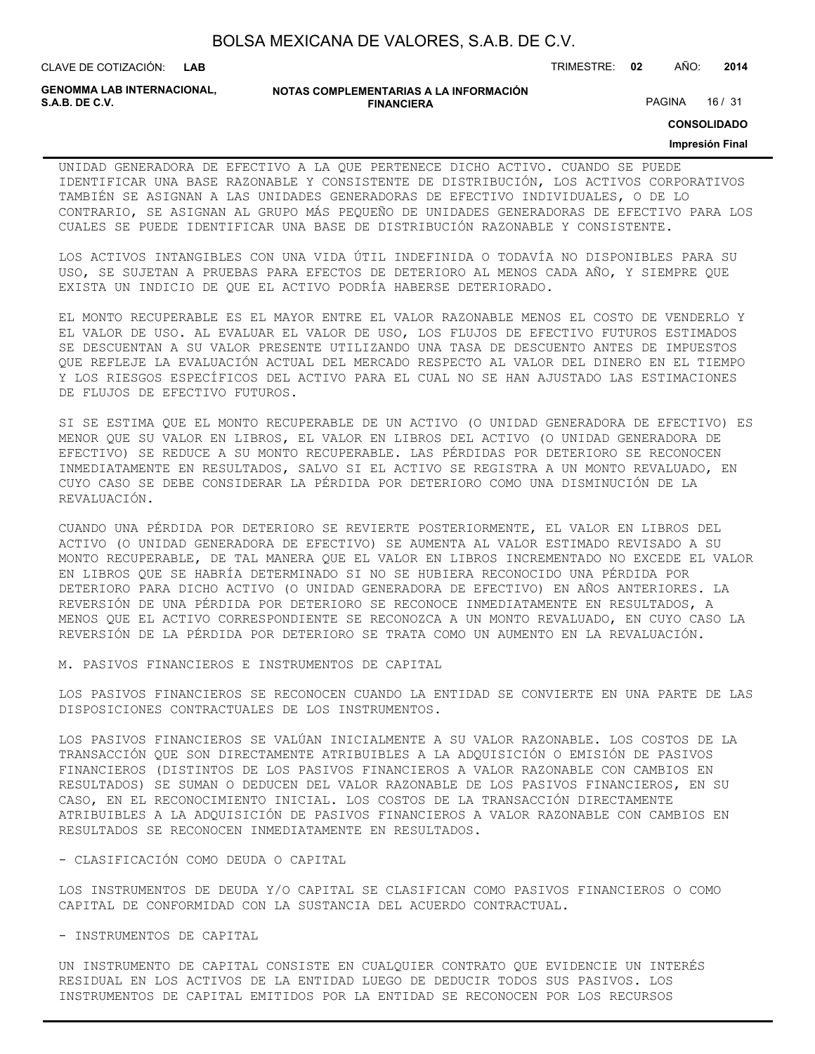UNIDAD GENERADORA DE EFECTIVO A LA QUE PERTENECE DICHO ACTIVO. CUANDO SE PUEDE IDENTIFICAR UNA BASE RAZONABLE Y CONSISTENTE DE DISTRIBUCIÓN, LOS ACTIVOS CORPORATIVOS TAMBIÉN SE ASIGNAN A LAS UNIDADES GENERADORAS DE EFECTIVO INDIVIDUALES, O DE LO CONTRARIO, SE ASIGNAN AL GRUPO MÁS PEQUEÑO DE UNIDADES GENERADORAS DE EFECTIVO PARA LOS CUALES SE PUEDE IDENTIFICAR UNA BASE DE DISTRIBUCIÓN RAZONABLE Y CONSISTENTE.

LOS ACTIVOS INTANGIBLES CON UNA VIDA ÚTIL INDEFINIDA O TODAVÍA NO DISPONIBLES PARA SU USO, SE SUJETAN A PRUEBAS PARA EFECTOS DE DETERIORO AL MENOS CADA AÑO, Y SIEMPRE QUE EXISTA UN INDICIO DE QUE EL ACTIVO PODRÍA HABERSE DETERIORADO.

EL MONTO RECUPERABLE ES EL MAYOR ENTRE EL VALOR RAZONABLE MENOS EL COSTO DE VENDERLO Y EL VALOR DE USO. AL EVALUAR EL VALOR DE USO, LOS FLUJOS DE EFECTIVO FUTUROS ESTIMADOS SE DESCUENTAN A SU VALOR PRESENTE UTILIZANDO UNA TASA DE DESCUENTO ANTES DE IMPUESTOS QUE REFLEJE LA EVALUACIÓN ACTUAL DEL MERCADO RESPECTO AL VALOR DEL DINERO EN EL TIEMPO Y LOS RIESGOS ESPECÍFICOS DEL ACTIVO PARA EL CUAL NO SE HAN AJUSTADO LAS ESTIMACIONES DE FLUJOS DE EFECTIVO FUTUROS.

SI SE ESTIMA QUE EL MONTO RECUPERABLE DE UN ACTIVO (O UNIDAD GENERADORA DE EFECTIVO) ES MENOR QUE SU VALOR EN LIBROS, EL VALOR EN LIBROS DEL ACTIVO (O UNIDAD GENERADORA DE EFECTIVO) SE REDUCE A SU MONTO RECUPERABLE. LAS PÉRDIDAS POR DETERIORO SE RECONOCEN INMEDIATAMENTE EN RESULTADOS, SALVO SI EL ACTIVO SE REGISTRA A UN MONTO REVALUADO, EN CUYO CASO SE DEBE CONSIDERAR LA PÉRDIDA POR DETERIORO COMO UNA DISMINUCIÓN DE LA REVALUACIÓN.

CUANDO UNA PÉRDIDA POR DETERIORO SE REVIERTE POSTERIORMENTE, EL VALOR EN LIBROS DEL ACTIVO (O UNIDAD GENERADORA DE EFECTIVO) SE AUMENTA AL VALOR ESTIMADO REVISADO A SU MONTO RECUPERABLE, DE TAL MANERA QUE EL VALOR EN LIBROS INCREMENTADO NO EXCEDE EL VALOR EN LIBROS QUE SE HABRÍA DETERMINADO SI NO SE HUBIERA RECONOCIDO UNA PÉRDIDA POR DETERIORO PARA DICHO ACTIVO (O UNIDAD GENERADORA DE EFECTIVO) EN AÑOS ANTERIORES. LA REVERSIÓN DE UNA PÉRDIDA POR DETERIORO SE RECONOCE INMEDIATAMENTE EN RESULTADOS, A MENOS QUE EL ACTIVO CORRESPONDIENTE SE RECONOZCA A UN MONTO REVALUADO, EN CUYO CASO LA REVERSIÓN DE LA PÉRDIDA POR DETERIORO SE TRATA COMO UN AUMENTO EN LA REVALUACIÓN.

M. PASIVOS FINANCIEROS E INSTRUMENTOS DE CAPITAL

LOS PASIVOS FINANCIEROS SE RECONOCEN CUANDO LA ENTIDAD SE CONVIERTE EN UNA PARTE DE LAS DISPOSICIONES CONTRACTUALES DE LOS INSTRUMENTOS.

LOS PASIVOS FINANCIEROS SE VALÚAN INICIALMENTE A SU VALOR RAZONABLE. LOS COSTOS DE LA TRANSACCIÓN QUE SON DIRECTAMENTE ATRIBUIBLES A LA ADQUISICIÓN O EMISIÓN DE PASIVOS FINANCIEROS (DISTINTOS DE LOS PASIVOS FINANCIEROS A VALOR RAZONABLE CON CAMBIOS EN RESULTADOS) SE SUMAN O DEDUCEN DEL VALOR RAZONABLE DE LOS PASIVOS FINANCIEROS, EN SU CASO, EN EL RECONOCIMIENTO INICIAL. LOS COSTOS DE LA TRANSACCIÓN DIRECTAMENTE ATRIBUIBLES A LA ADQUISICIÓN DE PASIVOS FINANCIEROS A VALOR RAZONABLE CON CAMBIOS EN RESULTADOS SE RECONOCEN INMEDIATAMENTE EN RESULTADOS.

- CLASIFICACIÓN COMO DEUDA O CAPITAL

LOS INSTRUMENTOS DE DEUDA Y/O CAPITAL SE CLASIFICAN COMO PASIVOS FINANCIEROS O COMO CAPITAL DE CONFORMIDAD CON LA SUSTANCIA DEL ACUERDO CONTRACTUAL.

- INSTRUMENTOS DE CAPITAL

UN INSTRUMENTO DE CAPITAL CONSISTE EN CUALQUIER CONTRATO QUE EVIDENCIE UN INTERÉS RESIDUAL EN LOS ACTIVOS DE LA ENTIDAD LUEGO DE DEDUCIR TODOS SUS PASIVOS. LOS INSTRUMENTOS DE CAPITAL EMITIDOS POR LA ENTIDAD SE RECONOCEN POR LOS RECURSOS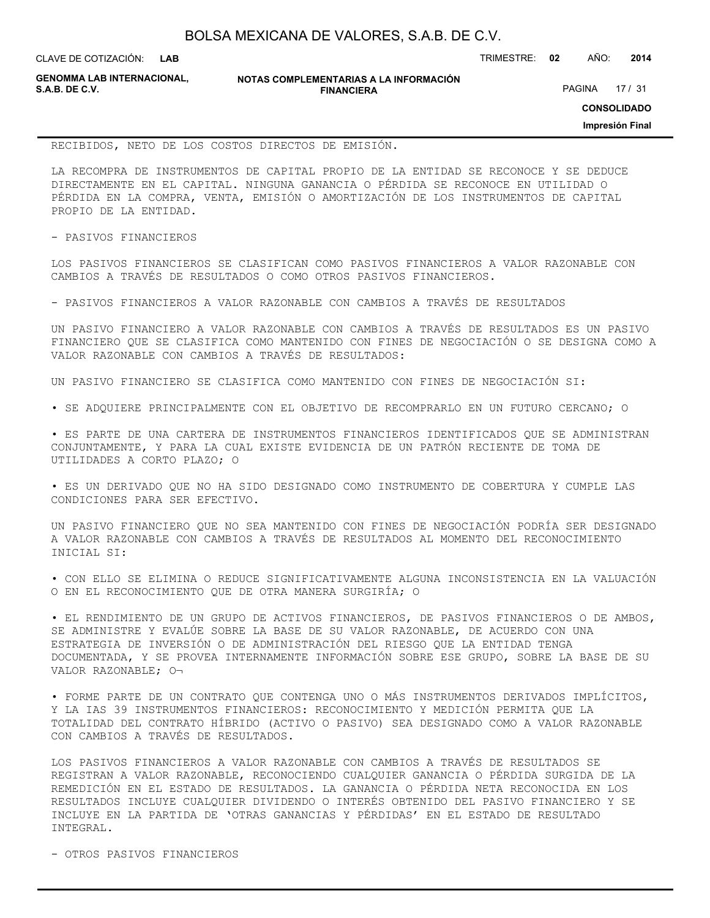RECIBIDOS, NETO DE LOS COSTOS DIRECTOS DE EMISIÓN.

LA RECOMPRA DE INSTRUMENTOS DE CAPITAL PROPIO DE LA ENTIDAD SE RECONOCE Y SE DEDUCE DIRECTAMENTE EN EL CAPITAL. NINGUNA GANANCIA O PÉRDIDA SE RECONOCE EN UTILIDAD O PÉRDIDA EN LA COMPRA, VENTA, EMISIÓN O AMORTIZACIÓN DE LOS INSTRUMENTOS DE CAPITAL PROPIO DE LA ENTIDAD.

- PASIVOS FINANCIEROS

LOS PASIVOS FINANCIEROS SE CLASIFICAN COMO PASIVOS FINANCIEROS A VALOR RAZONABLE CON CAMBIOS A TRAVÉS DE RESULTADOS O COMO OTROS PASIVOS FINANCIEROS.

- PASIVOS FINANCIEROS A VALOR RAZONABLE CON CAMBIOS A TRAVÉS DE RESULTADOS

UN PASIVO FINANCIERO A VALOR RAZONABLE CON CAMBIOS A TRAVÉS DE RESULTADOS ES UN PASIVO FINANCIERO QUE SE CLASIFICA COMO MANTENIDO CON FINES DE NEGOCIACIÓN O SE DESIGNA COMO A VALOR RAZONABLE CON CAMBIOS A TRAVÉS DE RESULTADOS:

UN PASIVO FINANCIERO SE CLASIFICA COMO MANTENIDO CON FINES DE NEGOCIACIÓN SI:

• SE ADQUIERE PRINCIPALMENTE CON EL OBJETIVO DE RECOMPRARLO EN UN FUTURO CERCANO; O

• ES PARTE DE UNA CARTERA DE INSTRUMENTOS FINANCIEROS IDENTIFICADOS QUE SE ADMINISTRAN CONJUNTAMENTE, Y PARA LA CUAL EXISTE EVIDENCIA DE UN PATRÓN RECIENTE DE TOMA DE UTILIDADES A CORTO PLAZO; O

• ES UN DERIVADO QUE NO HA SIDO DESIGNADO COMO INSTRUMENTO DE COBERTURA Y CUMPLE LAS CONDICIONES PARA SER EFECTIVO.

UN PASIVO FINANCIERO QUE NO SEA MANTENIDO CON FINES DE NEGOCIACIÓN PODRÍA SER DESIGNADO A VALOR RAZONABLE CON CAMBIOS A TRAVÉS DE RESULTADOS AL MOMENTO DEL RECONOCIMIENTO INICIAL SI:

• CON ELLO SE ELIMINA O REDUCE SIGNIFICATIVAMENTE ALGUNA INCONSISTENCIA EN LA VALUACIÓN O EN EL RECONOCIMIENTO QUE DE OTRA MANERA SURGIRÍA; O

• EL RENDIMIENTO DE UN GRUPO DE ACTIVOS FINANCIEROS, DE PASIVOS FINANCIEROS O DE AMBOS, SE ADMINISTRE Y EVALÚE SOBRE LA BASE DE SU VALOR RAZONABLE, DE ACUERDO CON UNA ESTRATEGIA DE INVERSIÓN O DE ADMINISTRACIÓN DEL RIESGO QUE LA ENTIDAD TENGA DOCUMENTADA, Y SE PROVEA INTERNAMENTE INFORMACIÓN SOBRE ESE GRUPO, SOBRE LA BASE DE SU VALOR RAZONABLE; O¬

• FORME PARTE DE UN CONTRATO QUE CONTENGA UNO O MÁS INSTRUMENTOS DERIVADOS IMPLÍCITOS, Y LA IAS 39 INSTRUMENTOS FINANCIEROS: RECONOCIMIENTO Y MEDICIÓN PERMITA QUE LA TOTALIDAD DEL CONTRATO HÍBRIDO (ACTIVO O PASIVO) SEA DESIGNADO COMO A VALOR RAZONABLE CON CAMBIOS A TRAVÉS DE RESULTADOS.

LOS PASIVOS FINANCIEROS A VALOR RAZONABLE CON CAMBIOS A TRAVÉS DE RESULTADOS SE REGISTRAN A VALOR RAZONABLE, RECONOCIENDO CUALQUIER GANANCIA O PÉRDIDA SURGIDA DE LA REMEDICIÓN EN EL ESTADO DE RESULTADOS. LA GANANCIA O PÉRDIDA NETA RECONOCIDA EN LOS RESULTADOS INCLUYE CUALQUIER DIVIDENDO O INTERÉS OBTENIDO DEL PASIVO FINANCIERO Y SE INCLUYE EN LA PARTIDA DE 'OTRAS GANANCIAS Y PÉRDIDAS' EN EL ESTADO DE RESULTADO INTEGRAL.

- OTROS PASIVOS FINANCIEROS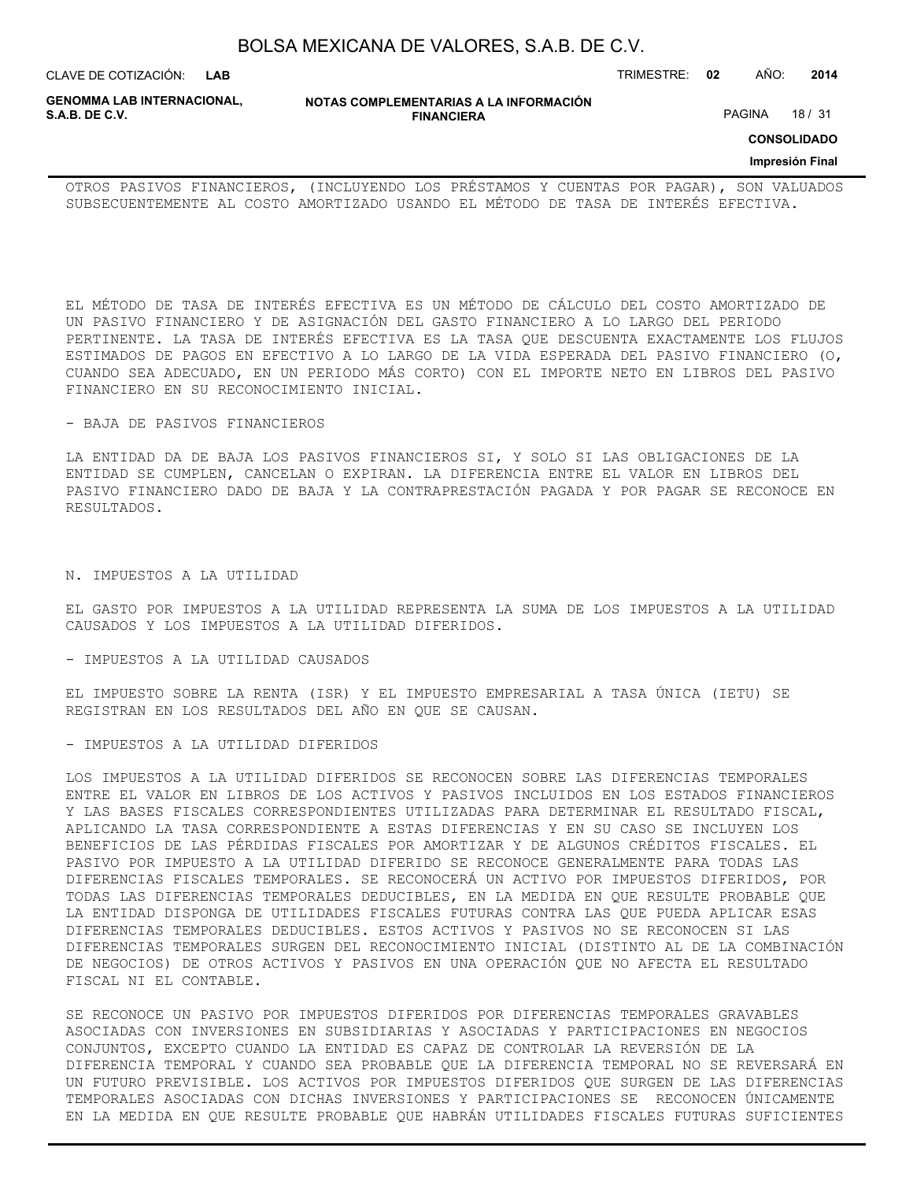OTROS PASIVOS FINANCIEROS, (INCLUYENDO LOS PRÉSTAMOS Y CUENTAS POR PAGAR), SON VALUADOS SUBSECUENTEMENTE AL COSTO AMORTIZADO USANDO EL MÉTODO DE TASA DE INTERÉS EFECTIVA.

EL MÉTODO DE TASA DE INTERÉS EFECTIVA ES UN MÉTODO DE CÁLCULO DEL COSTO AMORTIZADO DE UN PASIVO FINANCIERO Y DE ASIGNACIÓN DEL GASTO FINANCIERO A LO LARGO DEL PERIODO PERTINENTE. LA TASA DE INTERÉS EFECTIVA ES LA TASA QUE DESCUENTA EXACTAMENTE LOS FLUJOS ESTIMADOS DE PAGOS EN EFECTIVO A LO LARGO DE LA VIDA ESPERADA DEL PASIVO FINANCIERO (O, CUANDO SEA ADECUADO, EN UN PERIODO MÁS CORTO) CON EL IMPORTE NETO EN LIBROS DEL PASIVO FINANCIERO EN SU RECONOCIMIENTO INICIAL.

- BAJA DE PASIVOS FINANCIEROS

LA ENTIDAD DA DE BAJA LOS PASIVOS FINANCIEROS SI, Y SOLO SI LAS OBLIGACIONES DE LA ENTIDAD SE CUMPLEN, CANCELAN O EXPIRAN. LA DIFERENCIA ENTRE EL VALOR EN LIBROS DEL PASIVO FINANCIERO DADO DE BAJA Y LA CONTRAPRESTACIÓN PAGADA Y POR PAGAR SE RECONOCE EN RESULTADOS.

N. IMPUESTOS A LA UTILIDAD

EL GASTO POR IMPUESTOS A LA UTILIDAD REPRESENTA LA SUMA DE LOS IMPUESTOS A LA UTILIDAD CAUSADOS Y LOS IMPUESTOS A LA UTILIDAD DIFERIDOS.

- IMPUESTOS A LA UTILIDAD CAUSADOS

EL IMPUESTO SOBRE LA RENTA (ISR) Y EL IMPUESTO EMPRESARIAL A TASA ÚNICA (IETU) SE REGISTRAN EN LOS RESULTADOS DEL AÑO EN QUE SE CAUSAN.

- IMPUESTOS A LA UTILIDAD DIFERIDOS

LOS IMPUESTOS A LA UTILIDAD DIFERIDOS SE RECONOCEN SOBRE LAS DIFERENCIAS TEMPORALES ENTRE EL VALOR EN LIBROS DE LOS ACTIVOS Y PASIVOS INCLUIDOS EN LOS ESTADOS FINANCIEROS Y LAS BASES FISCALES CORRESPONDIENTES UTILIZADAS PARA DETERMINAR EL RESULTADO FISCAL, APLICANDO LA TASA CORRESPONDIENTE A ESTAS DIFERENCIAS Y EN SU CASO SE INCLUYEN LOS BENEFICIOS DE LAS PÉRDIDAS FISCALES POR AMORTIZAR Y DE ALGUNOS CRÉDITOS FISCALES. EL PASIVO POR IMPUESTO A LA UTILIDAD DIFERIDO SE RECONOCE GENERALMENTE PARA TODAS LAS DIFERENCIAS FISCALES TEMPORALES. SE RECONOCERÁ UN ACTIVO POR IMPUESTOS DIFERIDOS, POR TODAS LAS DIFERENCIAS TEMPORALES DEDUCIBLES, EN LA MEDIDA EN QUE RESULTE PROBABLE QUE LA ENTIDAD DISPONGA DE UTILIDADES FISCALES FUTURAS CONTRA LAS QUE PUEDA APLICAR ESAS DIFERENCIAS TEMPORALES DEDUCIBLES. ESTOS ACTIVOS Y PASIVOS NO SE RECONOCEN SI LAS DIFERENCIAS TEMPORALES SURGEN DEL RECONOCIMIENTO INICIAL (DISTINTO AL DE LA COMBINACIÓN DE NEGOCIOS) DE OTROS ACTIVOS Y PASIVOS EN UNA OPERACIÓN QUE NO AFECTA EL RESULTADO FISCAL NI EL CONTABLE.

SE RECONOCE UN PASIVO POR IMPUESTOS DIFERIDOS POR DIFERENCIAS TEMPORALES GRAVABLES ASOCIADAS CON INVERSIONES EN SUBSIDIARIAS Y ASOCIADAS Y PARTICIPACIONES EN NEGOCIOS CONJUNTOS, EXCEPTO CUANDO LA ENTIDAD ES CAPAZ DE CONTROLAR LA REVERSIÓN DE LA DIFERENCIA TEMPORAL Y CUANDO SEA PROBABLE QUE LA DIFERENCIA TEMPORAL NO SE REVERSARÁ EN UN FUTURO PREVISIBLE. LOS ACTIVOS POR IMPUESTOS DIFERIDOS QUE SURGEN DE LAS DIFERENCIAS TEMPORALES ASOCIADAS CON DICHAS INVERSIONES Y PARTICIPACIONES SE RECONOCEN ÚNICAMENTE EN LA MEDIDA EN QUE RESULTE PROBABLE QUE HABRÁN UTILIDADES FISCALES FUTURAS SUFICIENTES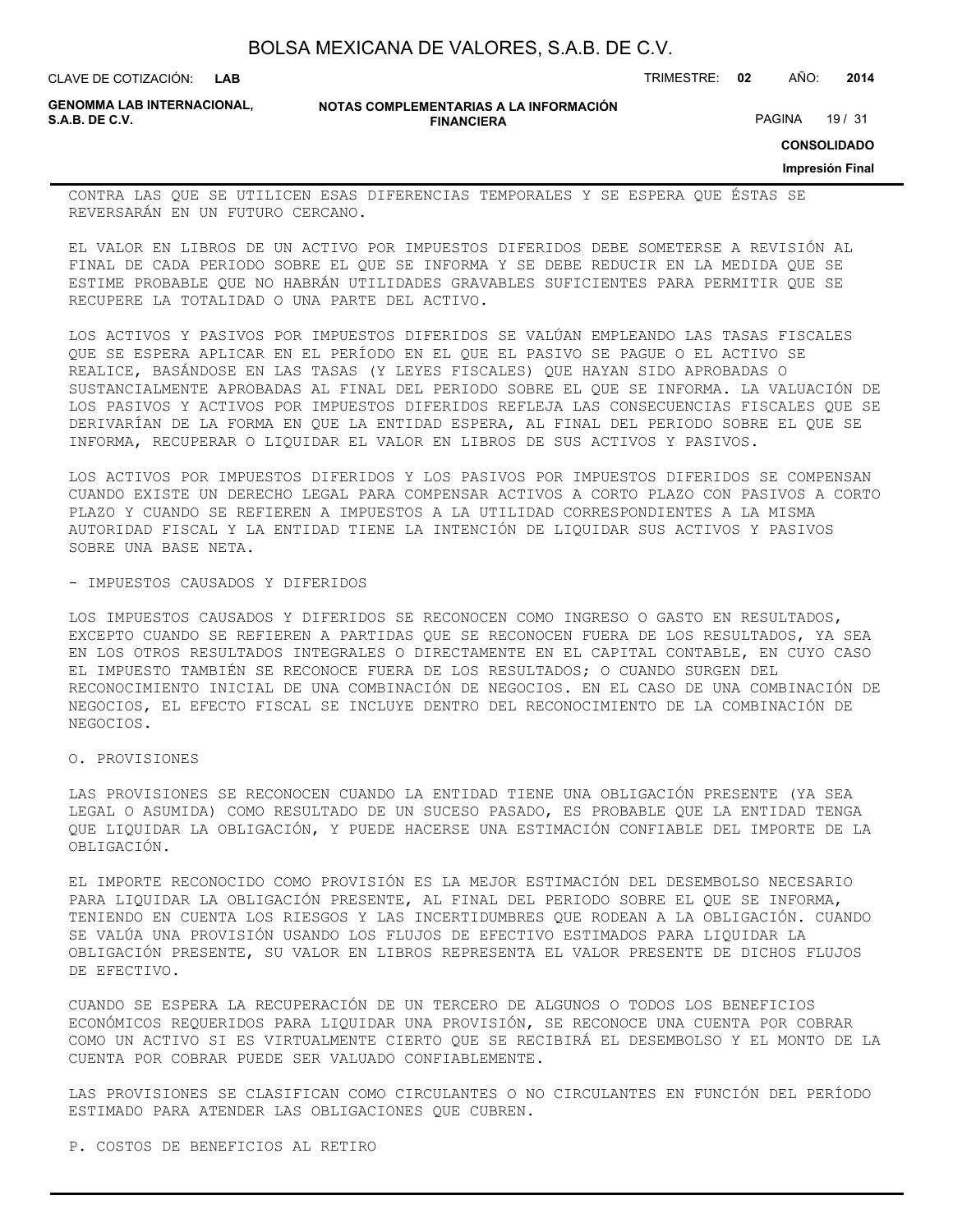CONTRA LAS QUE SE UTILICEN ESAS DIFERENCIAS TEMPORALES Y SE ESPERA QUE ÉSTAS SE REVERSARÁN EN UN FUTURO CERCANO.

EL VALOR EN LIBROS DE UN ACTIVO POR IMPUESTOS DIFERIDOS DEBE SOMETERSE A REVISIÓN AL FINAL DE CADA PERIODO SOBRE EL QUE SE INFORMA Y SE DEBE REDUCIR EN LA MEDIDA QUE SE ESTIME PROBABLE QUE NO HABRÁN UTILIDADES GRAVABLES SUFICIENTES PARA PERMITIR QUE SE RECUPERE LA TOTALIDAD O UNA PARTE DEL ACTIVO.

LOS ACTIVOS Y PASIVOS POR IMPUESTOS DIFERIDOS SE VALÚAN EMPLEANDO LAS TASAS FISCALES QUE SE ESPERA APLICAR EN EL PERÍODO EN EL QUE EL PASIVO SE PAGUE O EL ACTIVO SE REALICE, BASÁNDOSE EN LAS TASAS (Y LEYES FISCALES) QUE HAYAN SIDO APROBADAS O SUSTANCIALMENTE APROBADAS AL FINAL DEL PERIODO SOBRE EL QUE SE INFORMA. LA VALUACIÓN DE LOS PASIVOS Y ACTIVOS POR IMPUESTOS DIFERIDOS REFLEJA LAS CONSECUENCIAS FISCALES QUE SE DERIVARÍAN DE LA FORMA EN QUE LA ENTIDAD ESPERA, AL FINAL DEL PERIODO SOBRE EL QUE SE INFORMA, RECUPERAR O LIQUIDAR EL VALOR EN LIBROS DE SUS ACTIVOS Y PASIVOS.

LOS ACTIVOS POR IMPUESTOS DIFERIDOS Y LOS PASIVOS POR IMPUESTOS DIFERIDOS SE COMPENSAN CUANDO EXISTE UN DERECHO LEGAL PARA COMPENSAR ACTIVOS A CORTO PLAZO CON PASIVOS A CORTO PLAZO Y CUANDO SE REFIEREN A IMPUESTOS A LA UTILIDAD CORRESPONDIENTES A LA MISMA AUTORIDAD FISCAL Y LA ENTIDAD TIENE LA INTENCIÓN DE LIQUIDAR SUS ACTIVOS Y PASIVOS SOBRE UNA BASE NETA.

- IMPUESTOS CAUSADOS Y DIFERIDOS

LOS IMPUESTOS CAUSADOS Y DIFERIDOS SE RECONOCEN COMO INGRESO O GASTO EN RESULTADOS, EXCEPTO CUANDO SE REFIEREN A PARTIDAS QUE SE RECONOCEN FUERA DE LOS RESULTADOS, YA SEA EN LOS OTROS RESULTADOS INTEGRALES O DIRECTAMENTE EN EL CAPITAL CONTABLE, EN CUYO CASO EL IMPUESTO TAMBIÉN SE RECONOCE FUERA DE LOS RESULTADOS; O CUANDO SURGEN DEL RECONOCIMIENTO INICIAL DE UNA COMBINACIÓN DE NEGOCIOS. EN EL CASO DE UNA COMBINACIÓN DE NEGOCIOS, EL EFECTO FISCAL SE INCLUYE DENTRO DEL RECONOCIMIENTO DE LA COMBINACIÓN DE NEGOCIOS.

O. PROVISIONES

LAS PROVISIONES SE RECONOCEN CUANDO LA ENTIDAD TIENE UNA OBLIGACIÓN PRESENTE (YA SEA LEGAL O ASUMIDA) COMO RESULTADO DE UN SUCESO PASADO, ES PROBABLE QUE LA ENTIDAD TENGA QUE LIQUIDAR LA OBLIGACIÓN, Y PUEDE HACERSE UNA ESTIMACIÓN CONFIABLE DEL IMPORTE DE LA OBLIGACIÓN.

EL IMPORTE RECONOCIDO COMO PROVISIÓN ES LA MEJOR ESTIMACIÓN DEL DESEMBOLSO NECESARIO PARA LIQUIDAR LA OBLIGACIÓN PRESENTE, AL FINAL DEL PERIODO SOBRE EL QUE SE INFORMA, TENIENDO EN CUENTA LOS RIESGOS Y LAS INCERTIDUMBRES QUE RODEAN A LA OBLIGACIÓN. CUANDO SE VALÚA UNA PROVISIÓN USANDO LOS FLUJOS DE EFECTIVO ESTIMADOS PARA LIQUIDAR LA OBLIGACIÓN PRESENTE, SU VALOR EN LIBROS REPRESENTA EL VALOR PRESENTE DE DICHOS FLUJOS DE EFECTIVO.

CUANDO SE ESPERA LA RECUPERACIÓN DE UN TERCERO DE ALGUNOS O TODOS LOS BENEFICIOS ECONÓMICOS REQUERIDOS PARA LIQUIDAR UNA PROVISIÓN, SE RECONOCE UNA CUENTA POR COBRAR COMO UN ACTIVO SI ES VIRTUALMENTE CIERTO QUE SE RECIBIRÁ EL DESEMBOLSO Y EL MONTO DE LA CUENTA POR COBRAR PUEDE SER VALUADO CONFIABLEMENTE.

LAS PROVISIONES SE CLASIFICAN COMO CIRCULANTES O NO CIRCULANTES EN FUNCIÓN DEL PERÍODO ESTIMADO PARA ATENDER LAS OBLIGACIONES QUE CUBREN.

P. COSTOS DE BENEFICIOS AL RETIRO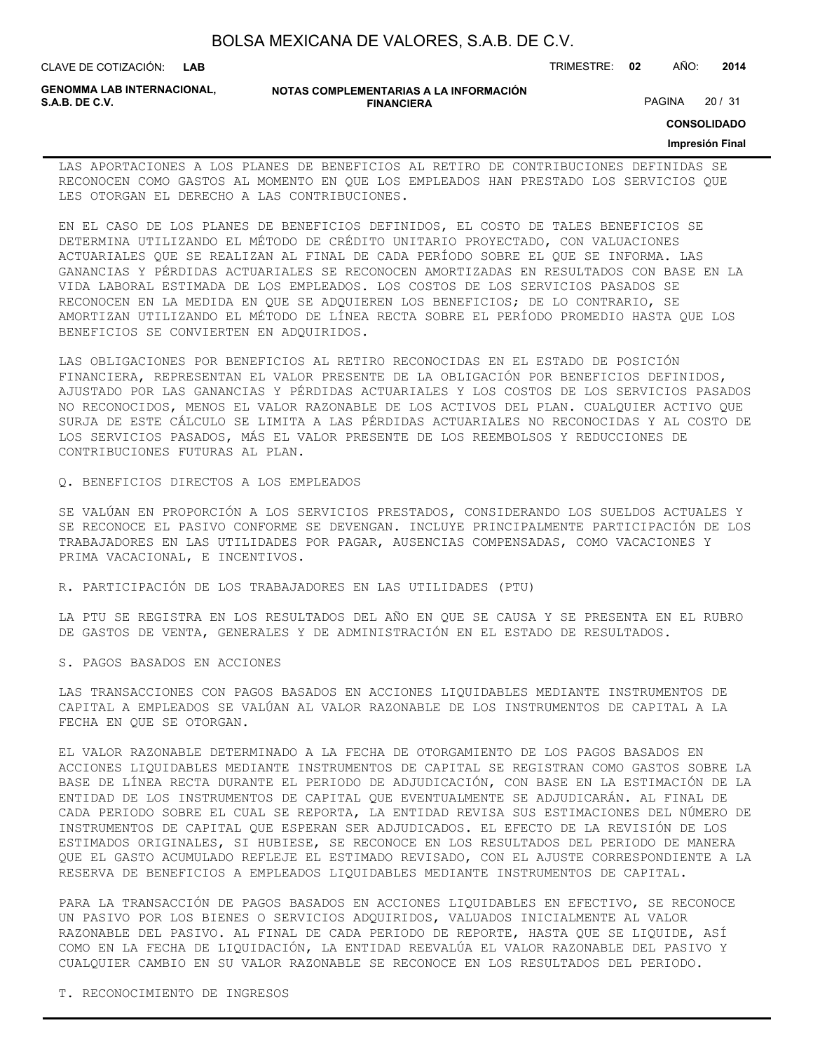LAS APORTACIONES A LOS PLANES DE BENEFICIOS AL RETIRO DE CONTRIBUCIONES DEFINIDAS SE RECONOCEN COMO GASTOS AL MOMENTO EN QUE LOS EMPLEADOS HAN PRESTADO LOS SERVICIOS QUE LES OTORGAN EL DERECHO A LAS CONTRIBUCIONES.

EN EL CASO DE LOS PLANES DE BENEFICIOS DEFINIDOS, EL COSTO DE TALES BENEFICIOS SE DETERMINA UTILIZANDO EL MÉTODO DE CRÉDITO UNITARIO PROYECTADO, CON VALUACIONES ACTUARIALES QUE SE REALIZAN AL FINAL DE CADA PERÍODO SOBRE EL QUE SE INFORMA. LAS GANANCIAS Y PÉRDIDAS ACTUARIALES SE RECONOCEN AMORTIZADAS EN RESULTADOS CON BASE EN LA VIDA LABORAL ESTIMADA DE LOS EMPLEADOS. LOS COSTOS DE LOS SERVICIOS PASADOS SE RECONOCEN EN LA MEDIDA EN QUE SE ADQUIEREN LOS BENEFICIOS; DE LO CONTRARIO, SE AMORTIZAN UTILIZANDO EL MÉTODO DE LÍNEA RECTA SOBRE EL PERÍODO PROMEDIO HASTA QUE LOS BENEFICIOS SE CONVIERTEN EN ADQUIRIDOS.

LAS OBLIGACIONES POR BENEFICIOS AL RETIRO RECONOCIDAS EN EL ESTADO DE POSICIÓN FINANCIERA, REPRESENTAN EL VALOR PRESENTE DE LA OBLIGACIÓN POR BENEFICIOS DEFINIDOS, AJUSTADO POR LAS GANANCIAS Y PÉRDIDAS ACTUARIALES Y LOS COSTOS DE LOS SERVICIOS PASADOS NO RECONOCIDOS, MENOS EL VALOR RAZONABLE DE LOS ACTIVOS DEL PLAN. CUALQUIER ACTIVO QUE SURJA DE ESTE CÁLCULO SE LIMITA A LAS PÉRDIDAS ACTUARIALES NO RECONOCIDAS Y AL COSTO DE LOS SERVICIOS PASADOS, MÁS EL VALOR PRESENTE DE LOS REEMBOLSOS Y REDUCCIONES DE CONTRIBUCIONES FUTURAS AL PLAN.

Q. BENEFICIOS DIRECTOS A LOS EMPLEADOS

SE VALÚAN EN PROPORCIÓN A LOS SERVICIOS PRESTADOS, CONSIDERANDO LOS SUELDOS ACTUALES Y SE RECONOCE EL PASIVO CONFORME SE DEVENGAN. INCLUYE PRINCIPALMENTE PARTICIPACIÓN DE LOS TRABAJADORES EN LAS UTILIDADES POR PAGAR, AUSENCIAS COMPENSADAS, COMO VACACIONES Y PRIMA VACACIONAL, E INCENTIVOS.

R. PARTICIPACIÓN DE LOS TRABAJADORES EN LAS UTILIDADES (PTU)

LA PTU SE REGISTRA EN LOS RESULTADOS DEL AÑO EN QUE SE CAUSA Y SE PRESENTA EN EL RUBRO DE GASTOS DE VENTA, GENERALES Y DE ADMINISTRACIÓN EN EL ESTADO DE RESULTADOS.

S. PAGOS BASADOS EN ACCIONES

LAS TRANSACCIONES CON PAGOS BASADOS EN ACCIONES LIQUIDABLES MEDIANTE INSTRUMENTOS DE CAPITAL A EMPLEADOS SE VALÚAN AL VALOR RAZONABLE DE LOS INSTRUMENTOS DE CAPITAL A LA FECHA EN QUE SE OTORGAN.

EL VALOR RAZONABLE DETERMINADO A LA FECHA DE OTORGAMIENTO DE LOS PAGOS BASADOS EN ACCIONES LIQUIDABLES MEDIANTE INSTRUMENTOS DE CAPITAL SE REGISTRAN COMO GASTOS SOBRE LA BASE DE LÍNEA RECTA DURANTE EL PERIODO DE ADJUDICACIÓN, CON BASE EN LA ESTIMACIÓN DE LA ENTIDAD DE LOS INSTRUMENTOS DE CAPITAL QUE EVENTUALMENTE SE ADJUDICARÁN. AL FINAL DE CADA PERIODO SOBRE EL CUAL SE REPORTA, LA ENTIDAD REVISA SUS ESTIMACIONES DEL NÚMERO DE INSTRUMENTOS DE CAPITAL QUE ESPERAN SER ADJUDICADOS. EL EFECTO DE LA REVISIÓN DE LOS ESTIMADOS ORIGINALES, SI HUBIESE, SE RECONOCE EN LOS RESULTADOS DEL PERIODO DE MANERA QUE EL GASTO ACUMULADO REFLEJE EL ESTIMADO REVISADO, CON EL AJUSTE CORRESPONDIENTE A LA RESERVA DE BENEFICIOS A EMPLEADOS LIQUIDABLES MEDIANTE INSTRUMENTOS DE CAPITAL.

PARA LA TRANSACCIÓN DE PAGOS BASADOS EN ACCIONES LIQUIDABLES EN EFECTIVO, SE RECONOCE UN PASIVO POR LOS BIENES O SERVICIOS ADQUIRIDOS, VALUADOS INICIALMENTE AL VALOR RAZONABLE DEL PASIVO. AL FINAL DE CADA PERIODO DE REPORTE, HASTA QUE SE LIQUIDE, ASÍ COMO EN LA FECHA DE LIQUIDACIÓN, LA ENTIDAD REEVALÚA EL VALOR RAZONABLE DEL PASIVO Y CUALQUIER CAMBIO EN SU VALOR RAZONABLE SE RECONOCE EN LOS RESULTADOS DEL PERIODO.

T. RECONOCIMIENTO DE INGRESOS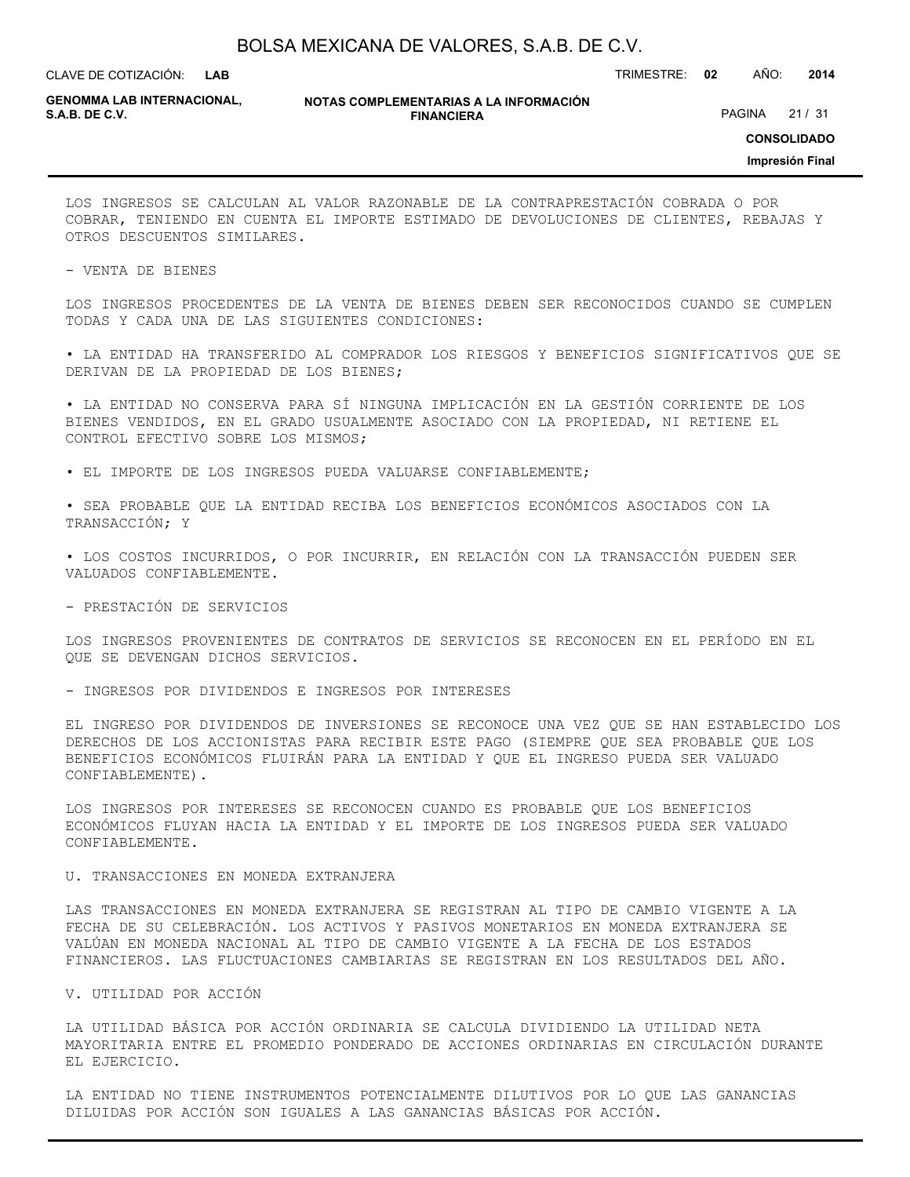LOS INGRESOS SE CALCULAN AL VALOR RAZONABLE DE LA CONTRAPRESTACIÓN COBRADA O POR COBRAR, TENIENDO EN CUENTA EL IMPORTE ESTIMADO DE DEVOLUCIONES DE CLIENTES, REBAJAS Y OTROS DESCUENTOS SIMILARES.

- VENTA DE BIENES

LOS INGRESOS PROCEDENTES DE LA VENTA DE BIENES DEBEN SER RECONOCIDOS CUANDO SE CUMPLEN TODAS Y CADA UNA DE LAS SIGUIENTES CONDICIONES:

• LA ENTIDAD HA TRANSFERIDO AL COMPRADOR LOS RIESGOS Y BENEFICIOS SIGNIFICATIVOS QUE SE DERIVAN DE LA PROPIEDAD DE LOS BIENES;

• LA ENTIDAD NO CONSERVA PARA SÍ NINGUNA IMPLICACIÓN EN LA GESTIÓN CORRIENTE DE LOS BIENES VENDIDOS, EN EL GRADO USUALMENTE ASOCIADO CON LA PROPIEDAD, NI RETIENE EL CONTROL EFECTIVO SOBRE LOS MISMOS;

• EL IMPORTE DE LOS INGRESOS PUEDA VALUARSE CONFIABLEMENTE;

• SEA PROBABLE QUE LA ENTIDAD RECIBA LOS BENEFICIOS ECONÓMICOS ASOCIADOS CON LA TRANSACCIÓN; Y

• LOS COSTOS INCURRIDOS, O POR INCURRIR, EN RELACIÓN CON LA TRANSACCIÓN PUEDEN SER VALUADOS CONFIABLEMENTE.

- PRESTACIÓN DE SERVICIOS

LOS INGRESOS PROVENIENTES DE CONTRATOS DE SERVICIOS SE RECONOCEN EN EL PERÍODO EN EL QUE SE DEVENGAN DICHOS SERVICIOS.

- INGRESOS POR DIVIDENDOS E INGRESOS POR INTERESES

EL INGRESO POR DIVIDENDOS DE INVERSIONES SE RECONOCE UNA VEZ QUE SE HAN ESTABLECIDO LOS DERECHOS DE LOS ACCIONISTAS PARA RECIBIR ESTE PAGO (SIEMPRE QUE SEA PROBABLE QUE LOS BENEFICIOS ECONÓMICOS FLUIRÁN PARA LA ENTIDAD Y QUE EL INGRESO PUEDA SER VALUADO CONFIABLEMENTE).

LOS INGRESOS POR INTERESES SE RECONOCEN CUANDO ES PROBABLE QUE LOS BENEFICIOS ECONÓMICOS FLUYAN HACIA LA ENTIDAD Y EL IMPORTE DE LOS INGRESOS PUEDA SER VALUADO CONFIABLEMENTE.

U. TRANSACCIONES EN MONEDA EXTRANJERA

LAS TRANSACCIONES EN MONEDA EXTRANJERA SE REGISTRAN AL TIPO DE CAMBIO VIGENTE A LA FECHA DE SU CELEBRACIÓN. LOS ACTIVOS Y PASIVOS MONETARIOS EN MONEDA EXTRANJERA SE VALÚAN EN MONEDA NACIONAL AL TIPO DE CAMBIO VIGENTE A LA FECHA DE LOS ESTADOS FINANCIEROS. LAS FLUCTUACIONES CAMBIARIAS SE REGISTRAN EN LOS RESULTADOS DEL AÑO.

V. UTILIDAD POR ACCIÓN

LA UTILIDAD BÁSICA POR ACCIÓN ORDINARIA SE CALCULA DIVIDIENDO LA UTILIDAD NETA MAYORITARIA ENTRE EL PROMEDIO PONDERADO DE ACCIONES ORDINARIAS EN CIRCULACIÓN DURANTE EL EJERCICIO.

LA ENTIDAD NO TIENE INSTRUMENTOS POTENCIALMENTE DILUTIVOS POR LO QUE LAS GANANCIAS DILUIDAS POR ACCIÓN SON IGUALES A LAS GANANCIAS BÁSICAS POR ACCIÓN.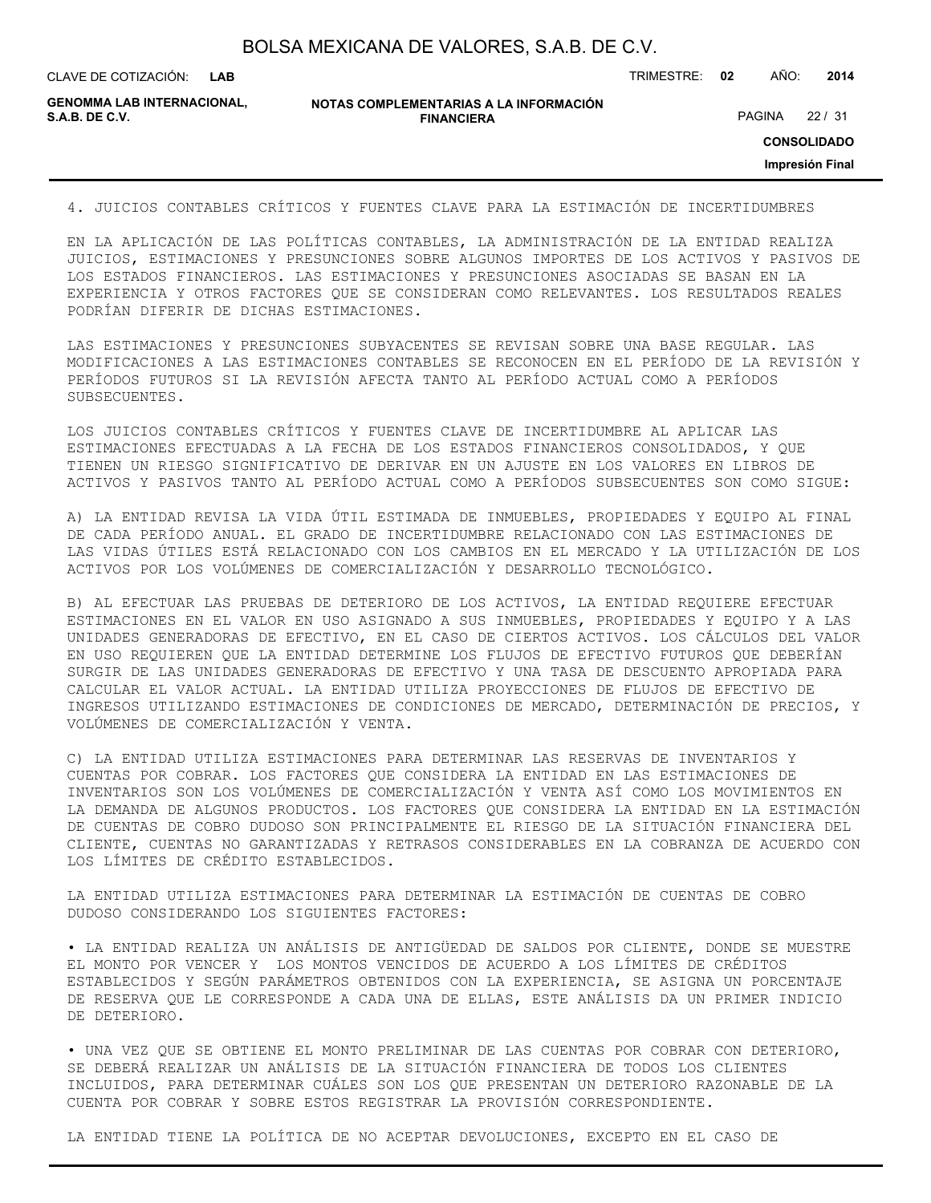## 4. JUICIOS CONTABLES CRÍTICOS Y FUENTES CLAVE PARA LA ESTIMACIÓN DE INCERTIDUMBRES

EN LA APLICACIÓN DE LAS POLÍTICAS CONTABLES, LA ADMINISTRACIÓN DE LA ENTIDAD REALIZA JUICIOS, ESTIMACIONES Y PRESUNCIONES SOBRE ALGUNOS IMPORTES DE LOS ACTIVOS Y PASIVOS DE LOS ESTADOS FINANCIEROS. LAS ESTIMACIONES Y PRESUNCIONES ASOCIADAS SE BASAN EN LA EXPERIENCIA Y OTROS FACTORES QUE SE CONSIDERAN COMO RELEVANTES. LOS RESULTADOS REALES PODRÍAN DIFERIR DE DICHAS ESTIMACIONES.

LAS ESTIMACIONES Y PRESUNCIONES SUBYACENTES SE REVISAN SOBRE UNA BASE REGULAR. LAS MODIFICACIONES A LAS ESTIMACIONES CONTABLES SE RECONOCEN EN EL PERÍODO DE LA REVISIÓN Y PERÍODOS FUTUROS SI LA REVISIÓN AFECTA TANTO AL PERÍODO ACTUAL COMO A PERÍODOS SUBSECUENTES.

LOS JUICIOS CONTABLES CRÍTICOS Y FUENTES CLAVE DE INCERTIDUMBRE AL APLICAR LAS ESTIMACIONES EFECTUADAS A LA FECHA DE LOS ESTADOS FINANCIEROS CONSOLIDADOS, Y QUE TIENEN UN RIESGO SIGNIFICATIVO DE DERIVAR EN UN AJUSTE EN LOS VALORES EN LIBROS DE ACTIVOS Y PASIVOS TANTO AL PERÍODO ACTUAL COMO A PERÍODOS SUBSECUENTES SON COMO SIGUE:

A) LA ENTIDAD REVISA LA VIDA ÚTIL ESTIMADA DE INMUEBLES, PROPIEDADES Y EQUIPO AL FINAL DE CADA PERÍODO ANUAL. EL GRADO DE INCERTIDUMBRE RELACIONADO CON LAS ESTIMACIONES DE LAS VIDAS ÚTILES ESTÁ RELACIONADO CON LOS CAMBIOS EN EL MERCADO Y LA UTILIZACIÓN DE LOS ACTIVOS POR LOS VOLÚMENES DE COMERCIALIZACIÓN Y DESARROLLO TECNOLÓGICO.

B) AL EFECTUAR LAS PRUEBAS DE DETERIORO DE LOS ACTIVOS, LA ENTIDAD REQUIERE EFECTUAR ESTIMACIONES EN EL VALOR EN USO ASIGNADO A SUS INMUEBLES, PROPIEDADES Y EQUIPO Y A LAS UNIDADES GENERADORAS DE EFECTIVO, EN EL CASO DE CIERTOS ACTIVOS. LOS CÁLCULOS DEL VALOR EN USO REQUIEREN QUE LA ENTIDAD DETERMINE LOS FLUJOS DE EFECTIVO FUTUROS QUE DEBERÍAN SURGIR DE LAS UNIDADES GENERADORAS DE EFECTIVO Y UNA TASA DE DESCUENTO APROPIADA PARA CALCULAR EL VALOR ACTUAL. LA ENTIDAD UTILIZA PROYECCIONES DE FLUJOS DE EFECTIVO DE INGRESOS UTILIZANDO ESTIMACIONES DE CONDICIONES DE MERCADO, DETERMINACIÓN DE PRECIOS, Y VOLÚMENES DE COMERCIALIZACIÓN Y VENTA.

C) LA ENTIDAD UTILIZA ESTIMACIONES PARA DETERMINAR LAS RESERVAS DE INVENTARIOS Y CUENTAS POR COBRAR. LOS FACTORES QUE CONSIDERA LA ENTIDAD EN LAS ESTIMACIONES DE INVENTARIOS SON LOS VOLÚMENES DE COMERCIALIZACIÓN Y VENTA ASÍ COMO LOS MOVIMIENTOS EN LA DEMANDA DE ALGUNOS PRODUCTOS. LOS FACTORES QUE CONSIDERA LA ENTIDAD EN LA ESTIMACIÓN DE CUENTAS DE COBRO DUDOSO SON PRINCIPALMENTE EL RIESGO DE LA SITUACIÓN FINANCIERA DEL CLIENTE, CUENTAS NO GARANTIZADAS Y RETRASOS CONSIDERABLES EN LA COBRANZA DE ACUERDO CON LOS LÍMITES DE CRÉDITO ESTABLECIDOS.

LA ENTIDAD UTILIZA ESTIMACIONES PARA DETERMINAR LA ESTIMACIÓN DE CUENTAS DE COBRO DUDOSO CONSIDERANDO LOS SIGUIENTES FACTORES:

- LA ENTIDAD REALIZA UN ANÁLISIS DE ANTIGÜEDAD DE SALDOS POR CLIENTE, DONDE SE MUESTRE EL MONTO POR VENCER Y LOS MONTOS VENCIDOS DE ACUERDO A LOS LÍMITES DE CRÉDITOS ESTABLECIDOS Y SEGÚN PARÁMETROS OBTENIDOS CON LA EXPERIENCIA, SE ASIGNA UN PORCENTAJE DE RESERVA QUE LE CORRESPONDE A CADA UNA DE ELLAS, ESTE ANÁLISIS DA UN PRIMER INDICIO DE DETERIORO.

- UNA VEZ QUE SE OBTIENE EL MONTO PRELIMINAR DE LAS CUENTAS POR COBRAR CON DETERIORO, SE DEBERÁ REALIZAR UN ANÁLISIS DE LA SITUACIÓN FINANCIERA DE TODOS LOS CLIENTES INCLUIDOS, PARA DETERMINAR CUÁLES SON LOS QUE PRESENTAN UN DETERIORO RAZONABLE DE LA CUENTA POR COBRAR Y SOBRE ESTOS REGISTRAR LA PROVISIÓN CORRESPONDIENTE.

LA ENTIDAD TIENE LA POLÍTICA DE NO ACEPTAR DEVOLUCIONES, EXCEPTO EN EL CASO DE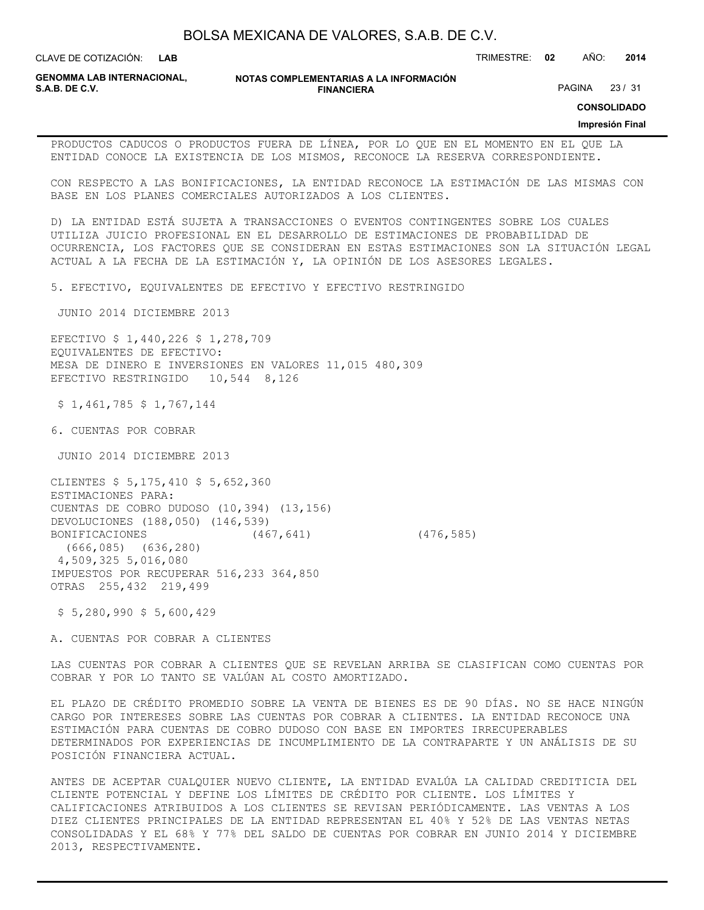PRODUCTOS CADUCOS O PRODUCTOS FUERA DE LÍNEA, POR LO QUE EN EL MOMENTO EN EL QUE LA ENTIDAD CONOCE LA EXISTENCIA DE LOS MISMOS, RECONOCE LA RESERVA CORRESPONDIENTE.

CON RESPECTO A LAS BONIFICACIONES, LA ENTIDAD RECONOCE LA ESTIMACIÓN DE LAS MISMAS CON BASE EN LOS PLANES COMERCIALES AUTORIZADOS A LOS CLIENTES.

D) LA ENTIDAD ESTÁ SUJETA A TRANSACCIONES O EVENTOS CONTINGENTES SOBRE LOS CUALES UTILIZA JUICIO PROFESIONAL EN EL DESARROLLO DE ESTIMACIONES DE PROBABILIDAD DE OCURRENCIA, LOS FACTORES QUE SE CONSIDERAN EN ESTAS ESTIMACIONES SON LA SITUACIÓN LEGAL ACTUAL A LA FECHA DE LA ESTIMACIÓN Y, LA OPINIÓN DE LOS ASESORES LEGALES.

## 5. EFECTIVO, EQUIVALENTES DE EFECTIVO Y EFECTIVO RESTRINGIDO

| | JUNIO 2014 | DICIEMBRE 2013 |
|---|---|---|
| EFECTIVO | $ 1,440,226 | $ 1,278,709 |
| EQUIVALENTES DE EFECTIVO: | | |
| MESA DE DINERO E INVERSIONES EN VALORES | 11,015 | 480,309 |
| EFECTIVO RESTRINGIDO | 10,544 | 8,126 |
| | $ 1,461,785 | $ 1,767,144 |

## 6. CUENTAS POR COBRAR

| | JUNIO 2014 | DICIEMBRE 2013 |
|---|---|---|
| CLIENTES | $ 5,175,410 | $ 5,652,360 |
| ESTIMACIONES PARA: | | |
| CUENTAS DE COBRO DUDOSO | (10,394) | (13,156) |
| DEVOLUCIONES | (188,050) | (146,539) |
| BONIFICACIONES | (467,641) | (476,585) |
| | (666,085) | (636,280) |
| | 4,509,325 | 5,016,080 |
| IMPUESTOS POR RECUPERAR | 516,233 | 364,850 |
| OTRAS | 255,432 | 219,499 |
| | $ 5,280,990 | $ 5,600,429 |

A. CUENTAS POR COBRAR A CLIENTES

LAS CUENTAS POR COBRAR A CLIENTES QUE SE REVELAN ARRIBA SE CLASIFICAN COMO CUENTAS POR COBRAR Y POR LO TANTO SE VALÚAN AL COSTO AMORTIZADO.

EL PLAZO DE CRÉDITO PROMEDIO SOBRE LA VENTA DE BIENES ES DE 90 DÍAS. NO SE HACE NINGÚN CARGO POR INTERESES SOBRE LAS CUENTAS POR COBRAR A CLIENTES. LA ENTIDAD RECONOCE UNA ESTIMACIÓN PARA CUENTAS DE COBRO DUDOSO CON BASE EN IMPORTES IRRECUPERABLES DETERMINADOS POR EXPERIENCIAS DE INCUMPLIMIENTO DE LA CONTRAPARTE Y UN ANÁLISIS DE SU POSICIÓN FINANCIERA ACTUAL.

ANTES DE ACEPTAR CUALQUIER NUEVO CLIENTE, LA ENTIDAD EVALÚA LA CALIDAD CREDITICIA DEL CLIENTE POTENCIAL Y DEFINE LOS LÍMITES DE CRÉDITO POR CLIENTE. LOS LÍMITES Y CALIFICACIONES ATRIBUIDOS A LOS CLIENTES SE REVISAN PERIÓDICAMENTE. LAS VENTAS A LOS DIEZ CLIENTES PRINCIPALES DE LA ENTIDAD REPRESENTAN EL 40% Y 52% DE LAS VENTAS NETAS CONSOLIDADAS Y EL 68% Y 77% DEL SALDO DE CUENTAS POR COBRAR EN JUNIO 2014 Y DICIEMBRE 2013, RESPECTIVAMENTE.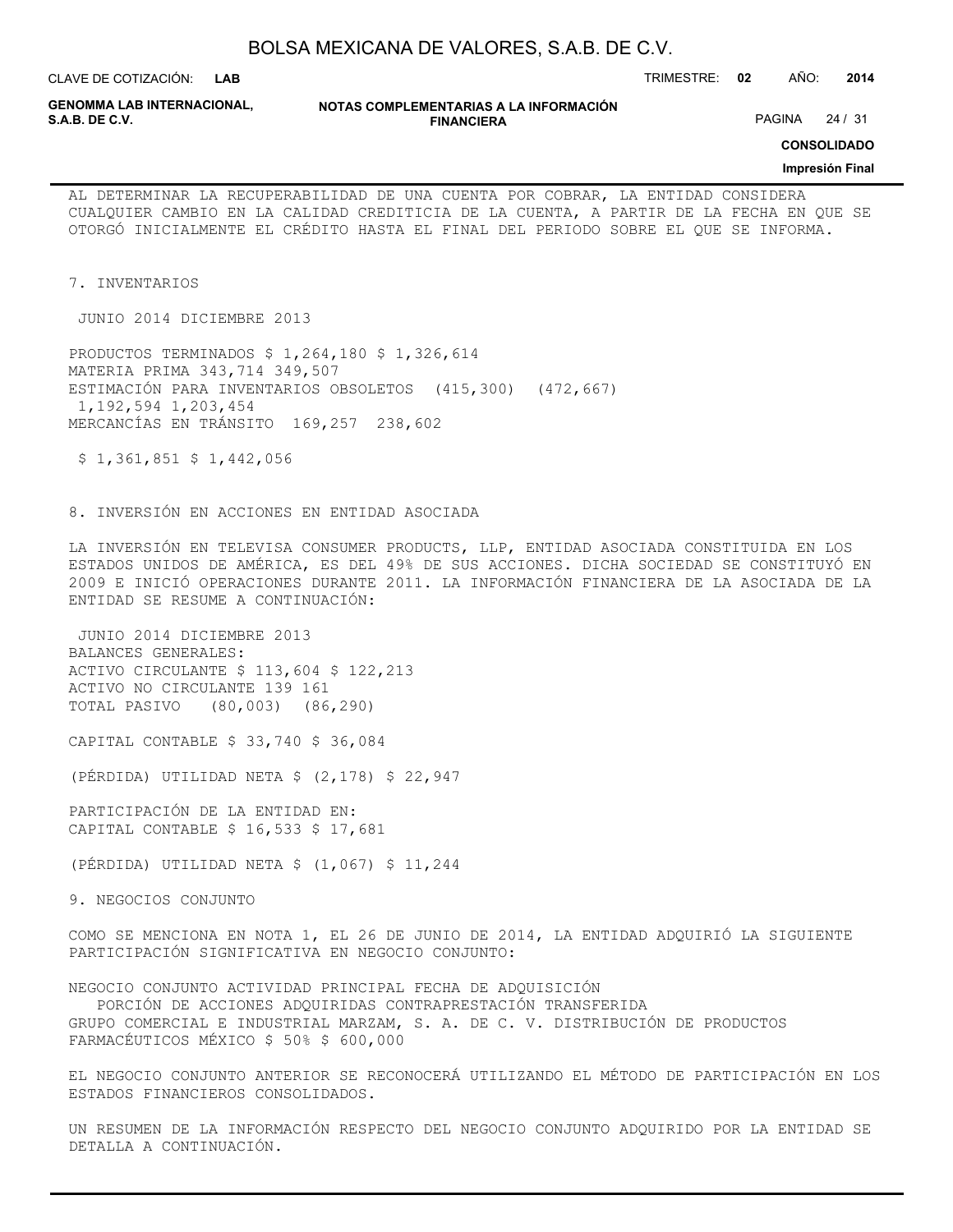AL DETERMINAR LA RECUPERABILIDAD DE UNA CUENTA POR COBRAR, LA ENTIDAD CONSIDERA CUALQUIER CAMBIO EN LA CALIDAD CREDITICIA DE LA CUENTA, A PARTIR DE LA FECHA EN QUE SE OTORGÓ INICIALMENTE EL CRÉDITO HASTA EL FINAL DEL PERIODO SOBRE EL QUE SE INFORMA.

## 7. INVENTARIOS

| | JUNIO 2014 | DICIEMBRE 2013 |
|---|---|---|
| PRODUCTOS TERMINADOS | $ 1,264,180 | $ 1,326,614 |
| MATERIA PRIMA | 343,714 | 349,507 |
| ESTIMACIÓN PARA INVENTARIOS OBSOLETOS | (415,300) | (472,667) |
| | 1,192,594 | 1,203,454 |
| MERCANCÍAS EN TRÁNSITO | 169,257 | 238,602 |
| | $ 1,361,851 | $ 1,442,056 |

## 8. INVERSIÓN EN ACCIONES EN ENTIDAD ASOCIADA

LA INVERSIÓN EN TELEVISA CONSUMER PRODUCTS, LLP, ENTIDAD ASOCIADA CONSTITUIDA EN LOS ESTADOS UNIDOS DE AMÉRICA, ES DEL 49% DE SUS ACCIONES. DICHA SOCIEDAD SE CONSTITUYÓ EN 2009 E INICIÓ OPERACIONES DURANTE 2011. LA INFORMACIÓN FINANCIERA DE LA ASOCIADA DE LA ENTIDAD SE RESUME A CONTINUACIÓN:

| | JUNIO 2014 | DICIEMBRE 2013 |
|---|---|---|
| BALANCES GENERALES: | | |
| ACTIVO CIRCULANTE | $ 113,604 | $ 122,213 |
| ACTIVO NO CIRCULANTE | 139 | 161 |
| TOTAL PASIVO | (80,003) | (86,290) |
| CAPITAL CONTABLE | $ 33,740 | $ 36,084 |
| (PÉRDIDA) UTILIDAD NETA | $ (2,178) | $ 22,947 |
| PARTICIPACIÓN DE LA ENTIDAD EN: | | |
| CAPITAL CONTABLE | $ 16,533 | $ 17,681 |
| (PÉRDIDA) UTILIDAD NETA | $ (1,067) | $ 11,244 |

## 9. NEGOCIOS CONJUNTO

COMO SE MENCIONA EN NOTA 1, EL 26 DE JUNIO DE 2014, LA ENTIDAD ADQUIRIÓ LA SIGUIENTE PARTICIPACIÓN SIGNIFICATIVA EN NEGOCIO CONJUNTO:

| NEGOCIO CONJUNTO | ACTIVIDAD PRINCIPAL | FECHA DE ADQUISICIÓN | PORCIÓN DE ACCIONES ADQUIRIDAS | CONTRAPRESTACIÓN TRANSFERIDA |
|---|---|---|---|---|
| GRUPO COMERCIAL E INDUSTRIAL MARZAM, S. A. DE C. V. | DISTRIBUCIÓN DE PRODUCTOS FARMACÉUTICOS MÉXICO | | 50% | $ 600,000 |

EL NEGOCIO CONJUNTO ANTERIOR SE RECONOCERÁ UTILIZANDO EL MÉTODO DE PARTICIPACIÓN EN LOS ESTADOS FINANCIEROS CONSOLIDADOS.

UN RESUMEN DE LA INFORMACIÓN RESPECTO DEL NEGOCIO CONJUNTO ADQUIRIDO POR LA ENTIDAD SE DETALLA A CONTINUACIÓN.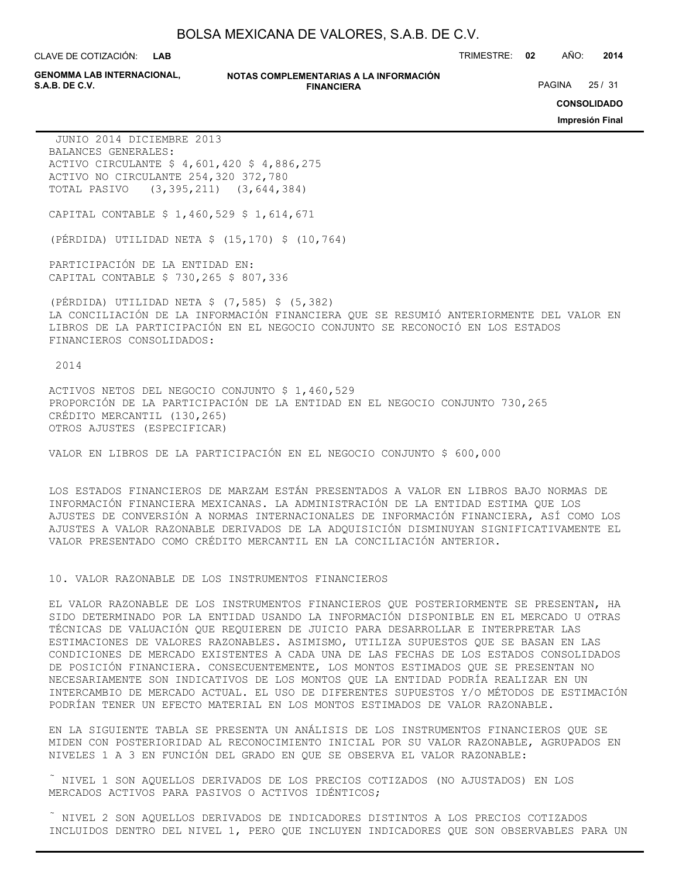| | JUNIO 2014 | DICIEMBRE 2013 |
|---|---|---|
| BALANCES GENERALES: | | |
| ACTIVO CIRCULANTE | $ 4,601,420 | $ 4,886,275 |
| ACTIVO NO CIRCULANTE | 254,320 | 372,780 |
| TOTAL PASIVO | (3,395,211) | (3,644,384) |
| CAPITAL CONTABLE | $ 1,460,529 | $ 1,614,671 |
| (PÉRDIDA) UTILIDAD NETA | $ (15,170) | $ (10,764) |
| PARTICIPACIÓN DE LA ENTIDAD EN: | | |
| CAPITAL CONTABLE | $ 730,265 | $ 807,336 |
| (PÉRDIDA) UTILIDAD NETA | $ (7,585) | $ (5,382) |

LA CONCILIACIÓN DE LA INFORMACIÓN FINANCIERA QUE SE RESUMIÓ ANTERIORMENTE DEL VALOR EN LIBROS DE LA PARTICIPACIÓN EN EL NEGOCIO CONJUNTO SE RECONOCIÓ EN LOS ESTADOS FINANCIEROS CONSOLIDADOS:

| | 2014 |
|---|---|
| ACTIVOS NETOS DEL NEGOCIO CONJUNTO | $ 1,460,529 |
| PROPORCIÓN DE LA PARTICIPACIÓN DE LA ENTIDAD EN EL NEGOCIO CONJUNTO | 730,265 |
| CRÉDITO MERCANTIL | (130,265) |
| OTROS AJUSTES (ESPECIFICAR) | |
| VALOR EN LIBROS DE LA PARTICIPACIÓN EN EL NEGOCIO CONJUNTO | $ 600,000 |

LOS ESTADOS FINANCIEROS DE MARZAM ESTÁN PRESENTADOS A VALOR EN LIBROS BAJO NORMAS DE INFORMACIÓN FINANCIERA MEXICANAS. LA ADMINISTRACIÓN DE LA ENTIDAD ESTIMA QUE LOS AJUSTES DE CONVERSIÓN A NORMAS INTERNACIONALES DE INFORMACIÓN FINANCIERA, ASÍ COMO LOS AJUSTES A VALOR RAZONABLE DERIVADOS DE LA ADQUISICIÓN DISMINUYAN SIGNIFICATIVAMENTE EL VALOR PRESENTADO COMO CRÉDITO MERCANTIL EN LA CONCILIACIÓN ANTERIOR.

## 10. VALOR RAZONABLE DE LOS INSTRUMENTOS FINANCIEROS

EL VALOR RAZONABLE DE LOS INSTRUMENTOS FINANCIEROS QUE POSTERIORMENTE SE PRESENTAN, HA SIDO DETERMINADO POR LA ENTIDAD USANDO LA INFORMACIÓN DISPONIBLE EN EL MERCADO U OTRAS TÉCNICAS DE VALUACIÓN QUE REQUIEREN DE JUICIO PARA DESARROLLAR E INTERPRETAR LAS ESTIMACIONES DE VALORES RAZONABLES. ASIMISMO, UTILIZA SUPUESTOS QUE SE BASAN EN LAS CONDICIONES DE MERCADO EXISTENTES A CADA UNA DE LAS FECHAS DE LOS ESTADOS CONSOLIDADOS DE POSICIÓN FINANCIERA. CONSECUENTEMENTE, LOS MONTOS ESTIMADOS QUE SE PRESENTAN NO NECESARIAMENTE SON INDICATIVOS DE LOS MONTOS QUE LA ENTIDAD PODRÍA REALIZAR EN UN INTERCAMBIO DE MERCADO ACTUAL. EL USO DE DIFERENTES SUPUESTOS Y/O MÉTODOS DE ESTIMACIÓN PODRÍAN TENER UN EFECTO MATERIAL EN LOS MONTOS ESTIMADOS DE VALOR RAZONABLE.

EN LA SIGUIENTE TABLA SE PRESENTA UN ANÁLISIS DE LOS INSTRUMENTOS FINANCIEROS QUE SE MIDEN CON POSTERIORIDAD AL RECONOCIMIENTO INICIAL POR SU VALOR RAZONABLE, AGRUPADOS EN NIVELES 1 A 3 EN FUNCIÓN DEL GRADO EN QUE SE OBSERVA EL VALOR RAZONABLE:

- NIVEL 1 SON AQUELLOS DERIVADOS DE LOS PRECIOS COTIZADOS (NO AJUSTADOS) EN LOS MERCADOS ACTIVOS PARA PASIVOS O ACTIVOS IDÉNTICOS;

- NIVEL 2 SON AQUELLOS DERIVADOS DE INDICADORES DISTINTOS A LOS PRECIOS COTIZADOS INCLUIDOS DENTRO DEL NIVEL 1, PERO QUE INCLUYEN INDICADORES QUE SON OBSERVABLES PARA UN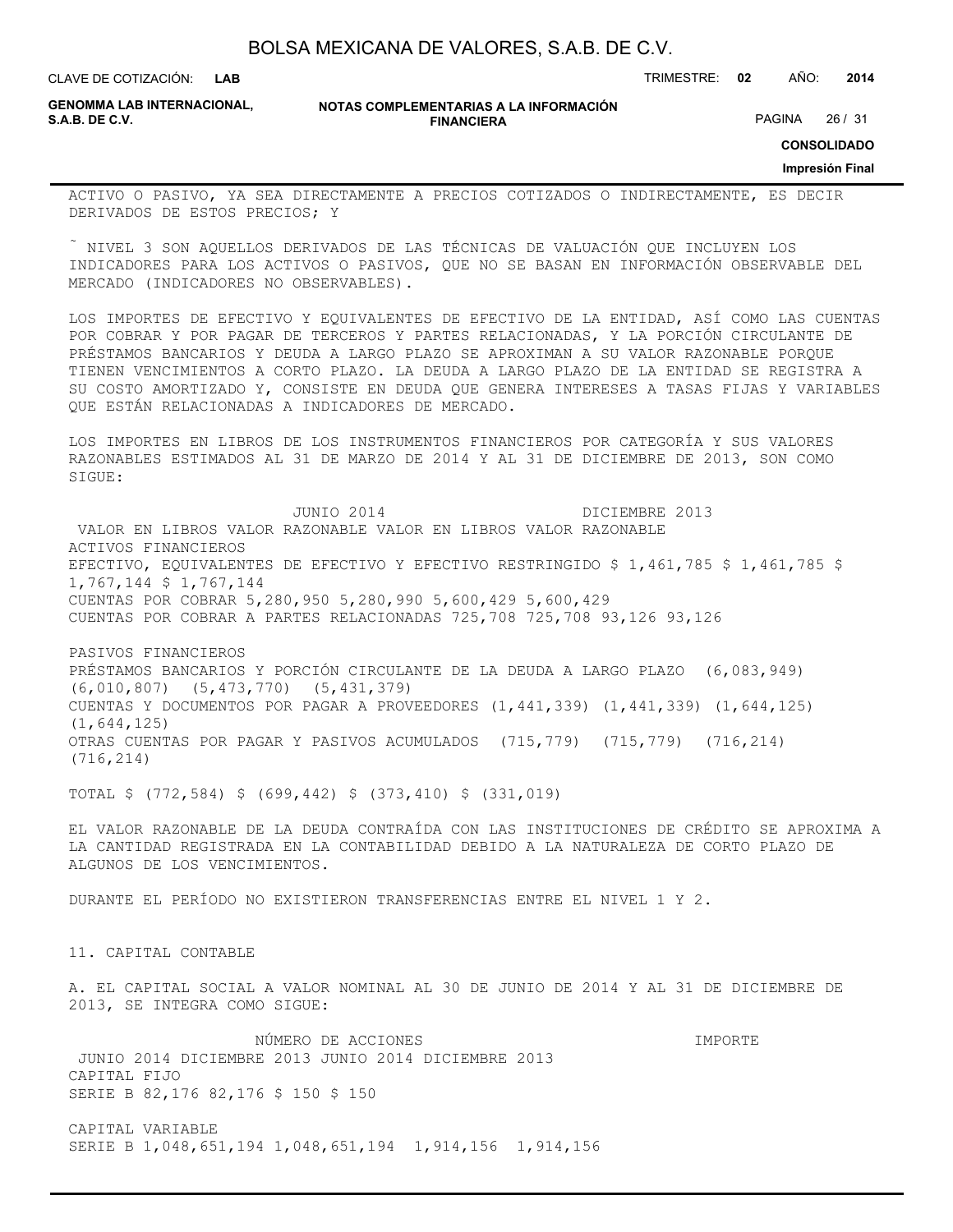ACTIVO O PASIVO, YA SEA DIRECTAMENTE A PRECIOS COTIZADOS O INDIRECTAMENTE, ES DECIR DERIVADOS DE ESTOS PRECIOS; Y

˜ NIVEL 3 SON AQUELLOS DERIVADOS DE LAS TÉCNICAS DE VALUACIÓN QUE INCLUYEN LOS INDICADORES PARA LOS ACTIVOS O PASIVOS, QUE NO SE BASAN EN INFORMACIÓN OBSERVABLE DEL MERCADO (INDICADORES NO OBSERVABLES).

LOS IMPORTES DE EFECTIVO Y EQUIVALENTES DE EFECTIVO DE LA ENTIDAD, ASÍ COMO LAS CUENTAS POR COBRAR Y POR PAGAR DE TERCEROS Y PARTES RELACIONADAS, Y LA PORCIÓN CIRCULANTE DE PRÉSTAMOS BANCARIOS Y DEUDA A LARGO PLAZO SE APROXIMAN A SU VALOR RAZONABLE PORQUE TIENEN VENCIMIENTOS A CORTO PLAZO. LA DEUDA A LARGO PLAZO DE LA ENTIDAD SE REGISTRA A SU COSTO AMORTIZADO Y, CONSISTE EN DEUDA QUE GENERA INTERESES A TASAS FIJAS Y VARIABLES QUE ESTÁN RELACIONADAS A INDICADORES DE MERCADO.

LOS IMPORTES EN LIBROS DE LOS INSTRUMENTOS FINANCIEROS POR CATEGORÍA Y SUS VALORES RAZONABLES ESTIMADOS AL 31 DE MARZO DE 2014 Y AL 31 DE DICIEMBRE DE 2013, SON COMO SIGUE:

| | JUNIO 2014 | | DICIEMBRE 2013 | |
|---|---|---|---|---|
| | VALOR EN LIBROS | VALOR RAZONABLE | VALOR EN LIBROS | VALOR RAZONABLE |
| ACTIVOS FINANCIEROS | | | | |
| EFECTIVO, EQUIVALENTES DE EFECTIVO Y EFECTIVO RESTRINGIDO | $ 1,461,785 | $ 1,461,785 | $ 1,767,144 | $ 1,767,144 |
| CUENTAS POR COBRAR | 5,280,950 | 5,280,990 | 5,600,429 | 5,600,429 |
| CUENTAS POR COBRAR A PARTES RELACIONADAS | 725,708 | 725,708 | 93,126 | 93,126 |
| PASIVOS FINANCIEROS | | | | |
| PRÉSTAMOS BANCARIOS Y PORCIÓN CIRCULANTE DE LA DEUDA A LARGO PLAZO | (6,083,949) | (6,010,807) | (5,473,770) | (5,431,379) |
| CUENTAS Y DOCUMENTOS POR PAGAR A PROVEEDORES | (1,441,339) | (1,441,339) | (1,644,125) | (1,644,125) |
| OTRAS CUENTAS POR PAGAR Y PASIVOS ACUMULADOS | (715,779) | (715,779) | (716,214) | (716,214) |
| TOTAL | $ (772,584) | $ (699,442) | $ (373,410) | $ (331,019) |

EL VALOR RAZONABLE DE LA DEUDA CONTRAÍDA CON LAS INSTITUCIONES DE CRÉDITO SE APROXIMA A LA CANTIDAD REGISTRADA EN LA CONTABILIDAD DEBIDO A LA NATURALEZA DE CORTO PLAZO DE ALGUNOS DE LOS VENCIMIENTOS.

DURANTE EL PERÍODO NO EXISTIERON TRANSFERENCIAS ENTRE EL NIVEL 1 Y 2.

## 11. CAPITAL CONTABLE

A. EL CAPITAL SOCIAL A VALOR NOMINAL AL 30 DE JUNIO DE 2014 Y AL 31 DE DICIEMBRE DE 2013, SE INTEGRA COMO SIGUE:

| | NÚMERO DE ACCIONES | | IMPORTE | |
|---|---|---|---|---|
| | JUNIO 2014 | DICIEMBRE 2013 | JUNIO 2014 | DICIEMBRE 2013 |
| CAPITAL FIJO | | | | |
| SERIE B | 82,176 | 82,176 | $ 150 | $ 150 |
| CAPITAL VARIABLE | | | | |
| SERIE B | 1,048,651,194 | 1,048,651,194 | 1,914,156 | 1,914,156 |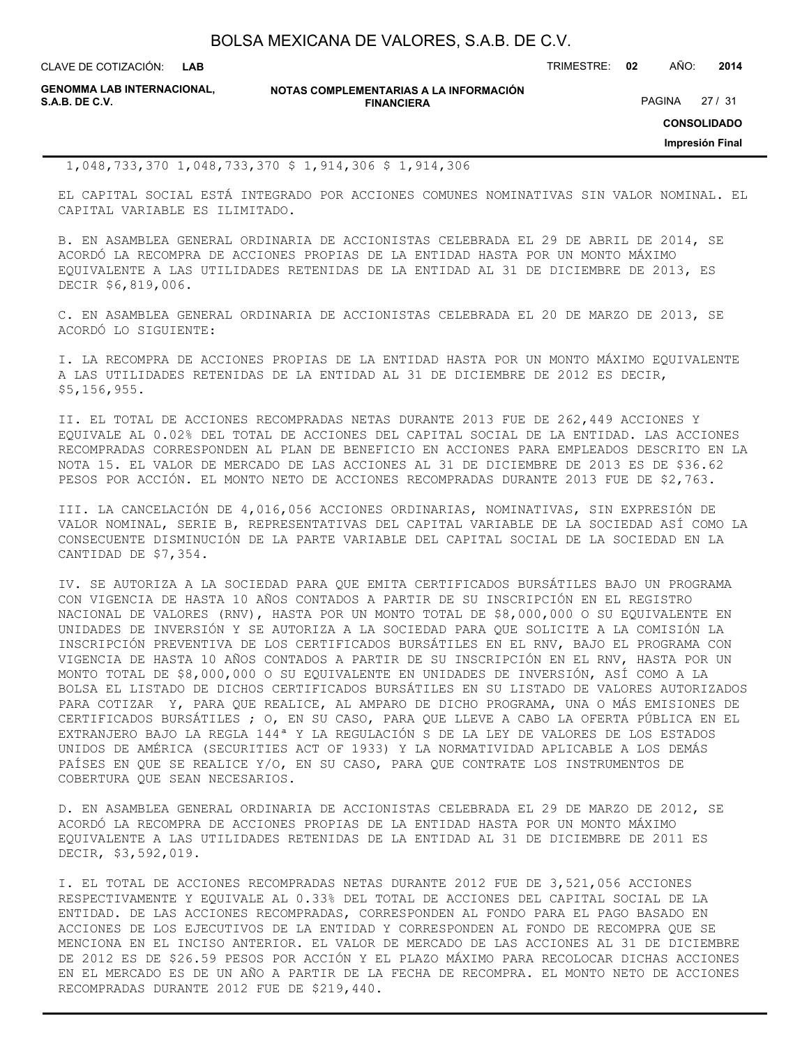1,048,733,370 1,048,733,370 $ 1,914,306 $ 1,914,306

EL CAPITAL SOCIAL ESTÁ INTEGRADO POR ACCIONES COMUNES NOMINATIVAS SIN VALOR NOMINAL. EL CAPITAL VARIABLE ES ILIMITADO.

B. EN ASAMBLEA GENERAL ORDINARIA DE ACCIONISTAS CELEBRADA EL 29 DE ABRIL DE 2014, SE ACORDÓ LA RECOMPRA DE ACCIONES PROPIAS DE LA ENTIDAD HASTA POR UN MONTO MÁXIMO EQUIVALENTE A LAS UTILIDADES RETENIDAS DE LA ENTIDAD AL 31 DE DICIEMBRE DE 2013, ES DECIR $6,819,006.

C. EN ASAMBLEA GENERAL ORDINARIA DE ACCIONISTAS CELEBRADA EL 20 DE MARZO DE 2013, SE ACORDÓ LO SIGUIENTE:

I. LA RECOMPRA DE ACCIONES PROPIAS DE LA ENTIDAD HASTA POR UN MONTO MÁXIMO EQUIVALENTE A LAS UTILIDADES RETENIDAS DE LA ENTIDAD AL 31 DE DICIEMBRE DE 2012 ES DECIR, $5,156,955.

II. EL TOTAL DE ACCIONES RECOMPRADAS NETAS DURANTE 2013 FUE DE 262,449 ACCIONES Y EQUIVALE AL 0.02% DEL TOTAL DE ACCIONES DEL CAPITAL SOCIAL DE LA ENTIDAD. LAS ACCIONES RECOMPRADAS CORRESPONDEN AL PLAN DE BENEFICIO EN ACCIONES PARA EMPLEADOS DESCRITO EN LA NOTA 15. EL VALOR DE MERCADO DE LAS ACCIONES AL 31 DE DICIEMBRE DE 2013 ES DE $36.62 PESOS POR ACCIÓN. EL MONTO NETO DE ACCIONES RECOMPRADAS DURANTE 2013 FUE DE $2,763.

III. LA CANCELACIÓN DE 4,016,056 ACCIONES ORDINARIAS, NOMINATIVAS, SIN EXPRESIÓN DE VALOR NOMINAL, SERIE B, REPRESENTATIVAS DEL CAPITAL VARIABLE DE LA SOCIEDAD ASÍ COMO LA CONSECUENTE DISMINUCIÓN DE LA PARTE VARIABLE DEL CAPITAL SOCIAL DE LA SOCIEDAD EN LA CANTIDAD DE $7,354.

IV. SE AUTORIZA A LA SOCIEDAD PARA QUE EMITA CERTIFICADOS BURSÁTILES BAJO UN PROGRAMA CON VIGENCIA DE HASTA 10 AÑOS CONTADOS A PARTIR DE SU INSCRIPCIÓN EN EL REGISTRO NACIONAL DE VALORES (RNV), HASTA POR UN MONTO TOTAL DE $8,000,000 O SU EQUIVALENTE EN UNIDADES DE INVERSIÓN Y SE AUTORIZA A LA SOCIEDAD PARA QUE SOLICITE A LA COMISIÓN LA INSCRIPCIÓN PREVENTIVA DE LOS CERTIFICADOS BURSÁTILES EN EL RNV, BAJO EL PROGRAMA CON VIGENCIA DE HASTA 10 AÑOS CONTADOS A PARTIR DE SU INSCRIPCIÓN EN EL RNV, HASTA POR UN MONTO TOTAL DE $8,000,000 O SU EQUIVALENTE EN UNIDADES DE INVERSIÓN, ASÍ COMO A LA BOLSA EL LISTADO DE DICHOS CERTIFICADOS BURSÁTILES EN SU LISTADO DE VALORES AUTORIZADOS PARA COTIZAR Y, PARA QUE REALICE, AL AMPARO DE DICHO PROGRAMA, UNA O MÁS EMISIONES DE CERTIFICADOS BURSÁTILES ; O, EN SU CASO, PARA QUE LLEVE A CABO LA OFERTA PÚBLICA EN EL EXTRANJERO BAJO LA REGLA 144ª Y LA REGULACIÓN S DE LA LEY DE VALORES DE LOS ESTADOS UNIDOS DE AMÉRICA (SECURITIES ACT OF 1933) Y LA NORMATIVIDAD APLICABLE A LOS DEMÁS PAÍSES EN QUE SE REALICE Y/O, EN SU CASO, PARA QUE CONTRATE LOS INSTRUMENTOS DE COBERTURA QUE SEAN NECESARIOS.

D. EN ASAMBLEA GENERAL ORDINARIA DE ACCIONISTAS CELEBRADA EL 29 DE MARZO DE 2012, SE ACORDÓ LA RECOMPRA DE ACCIONES PROPIAS DE LA ENTIDAD HASTA POR UN MONTO MÁXIMO EQUIVALENTE A LAS UTILIDADES RETENIDAS DE LA ENTIDAD AL 31 DE DICIEMBRE DE 2011 ES DECIR, $3,592,019.

I. EL TOTAL DE ACCIONES RECOMPRADAS NETAS DURANTE 2012 FUE DE 3,521,056 ACCIONES RESPECTIVAMENTE Y EQUIVALE AL 0.33% DEL TOTAL DE ACCIONES DEL CAPITAL SOCIAL DE LA ENTIDAD. DE LAS ACCIONES RECOMPRADAS, CORRESPONDEN AL FONDO PARA EL PAGO BASADO EN ACCIONES DE LOS EJECUTIVOS DE LA ENTIDAD Y CORRESPONDEN AL FONDO DE RECOMPRA QUE SE MENCIONA EN EL INCISO ANTERIOR. EL VALOR DE MERCADO DE LAS ACCIONES AL 31 DE DICIEMBRE DE 2012 ES DE $26.59 PESOS POR ACCIÓN Y EL PLAZO MÁXIMO PARA RECOLOCAR DICHAS ACCIONES EN EL MERCADO ES DE UN AÑO A PARTIR DE LA FECHA DE RECOMPRA. EL MONTO NETO DE ACCIONES RECOMPRADAS DURANTE 2012 FUE DE $219,440.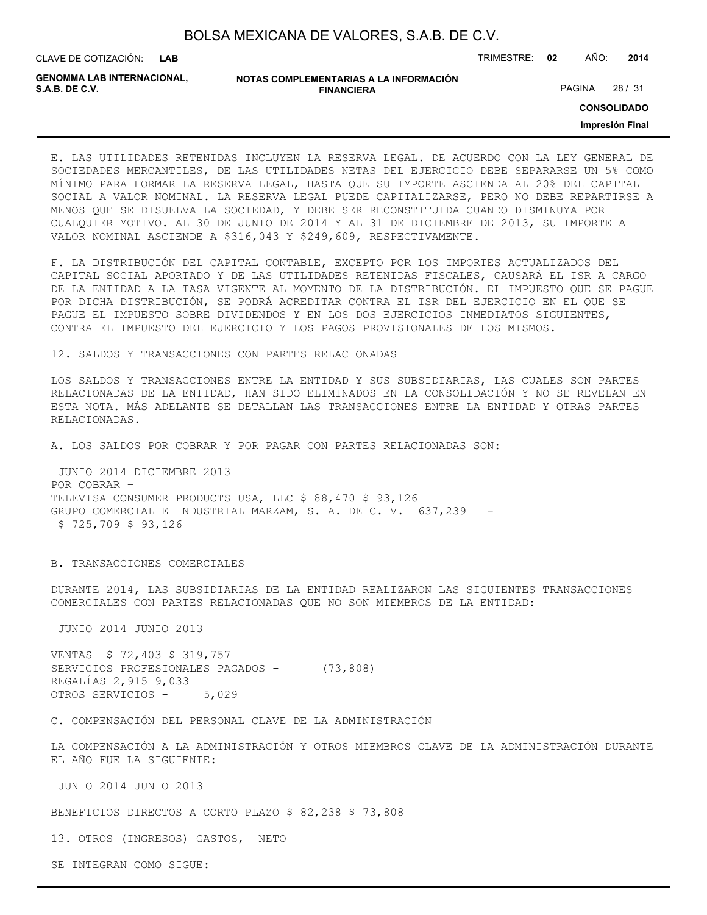E. LAS UTILIDADES RETENIDAS INCLUYEN LA RESERVA LEGAL. DE ACUERDO CON LA LEY GENERAL DE SOCIEDADES MERCANTILES, DE LAS UTILIDADES NETAS DEL EJERCICIO DEBE SEPARARSE UN 5% COMO MÍNIMO PARA FORMAR LA RESERVA LEGAL, HASTA QUE SU IMPORTE ASCIENDA AL 20% DEL CAPITAL SOCIAL A VALOR NOMINAL. LA RESERVA LEGAL PUEDE CAPITALIZARSE, PERO NO DEBE REPARTIRSE A MENOS QUE SE DISUELVA LA SOCIEDAD, Y DEBE SER RECONSTITUIDA CUANDO DISMINUYA POR CUALQUIER MOTIVO. AL 30 DE JUNIO DE 2014 Y AL 31 DE DICIEMBRE DE 2013, SU IMPORTE A VALOR NOMINAL ASCIENDE A $316,043 Y $249,609, RESPECTIVAMENTE.

F. LA DISTRIBUCIÓN DEL CAPITAL CONTABLE, EXCEPTO POR LOS IMPORTES ACTUALIZADOS DEL CAPITAL SOCIAL APORTADO Y DE LAS UTILIDADES RETENIDAS FISCALES, CAUSARÁ EL ISR A CARGO DE LA ENTIDAD A LA TASA VIGENTE AL MOMENTO DE LA DISTRIBUCIÓN. EL IMPUESTO QUE SE PAGUE POR DICHA DISTRIBUCIÓN, SE PODRÁ ACREDITAR CONTRA EL ISR DEL EJERCICIO EN EL QUE SE PAGUE EL IMPUESTO SOBRE DIVIDENDOS Y EN LOS DOS EJERCICIOS INMEDIATOS SIGUIENTES, CONTRA EL IMPUESTO DEL EJERCICIO Y LOS PAGOS PROVISIONALES DE LOS MISMOS.

## 12. SALDOS Y TRANSACCIONES CON PARTES RELACIONADAS

LOS SALDOS Y TRANSACCIONES ENTRE LA ENTIDAD Y SUS SUBSIDIARIAS, LAS CUALES SON PARTES RELACIONADAS DE LA ENTIDAD, HAN SIDO ELIMINADOS EN LA CONSOLIDACIÓN Y NO SE REVELAN EN ESTA NOTA. MÁS ADELANTE SE DETALLAN LAS TRANSACCIONES ENTRE LA ENTIDAD Y OTRAS PARTES RELACIONADAS.

A. LOS SALDOS POR COBRAR Y POR PAGAR CON PARTES RELACIONADAS SON:

| | JUNIO 2014 | DICIEMBRE 2013 |
|---|---|---|
| POR COBRAR – | | |
| TELEVISA CONSUMER PRODUCTS USA, LLC | $ 88,470 | $ 93,126 |
| GRUPO COMERCIAL E INDUSTRIAL MARZAM, S. A. DE C. V. | 637,239 | - |
| | $ 725,709 | $ 93,126 |

B. TRANSACCIONES COMERCIALES

DURANTE 2014, LAS SUBSIDIARIAS DE LA ENTIDAD REALIZARON LAS SIGUIENTES TRANSACCIONES COMERCIALES CON PARTES RELACIONADAS QUE NO SON MIEMBROS DE LA ENTIDAD:

| | JUNIO 2014 | JUNIO 2013 |
|---|---|---|
| VENTAS | $ 72,403 | $ 319,757 |
| SERVICIOS PROFESIONALES PAGADOS | - | (73,808) |
| REGALÍAS | 2,915 | 9,033 |
| OTROS SERVICIOS | - | 5,029 |

C. COMPENSACIÓN DEL PERSONAL CLAVE DE LA ADMINISTRACIÓN

LA COMPENSACIÓN A LA ADMINISTRACIÓN Y OTROS MIEMBROS CLAVE DE LA ADMINISTRACIÓN DURANTE EL AÑO FUE LA SIGUIENTE:

| | JUNIO 2014 | JUNIO 2013 |
|---|---|---|
| BENEFICIOS DIRECTOS A CORTO PLAZO | $ 82,238 | $ 73,808 |

## 13. OTROS (INGRESOS) GASTOS, NETO

SE INTEGRAN COMO SIGUE: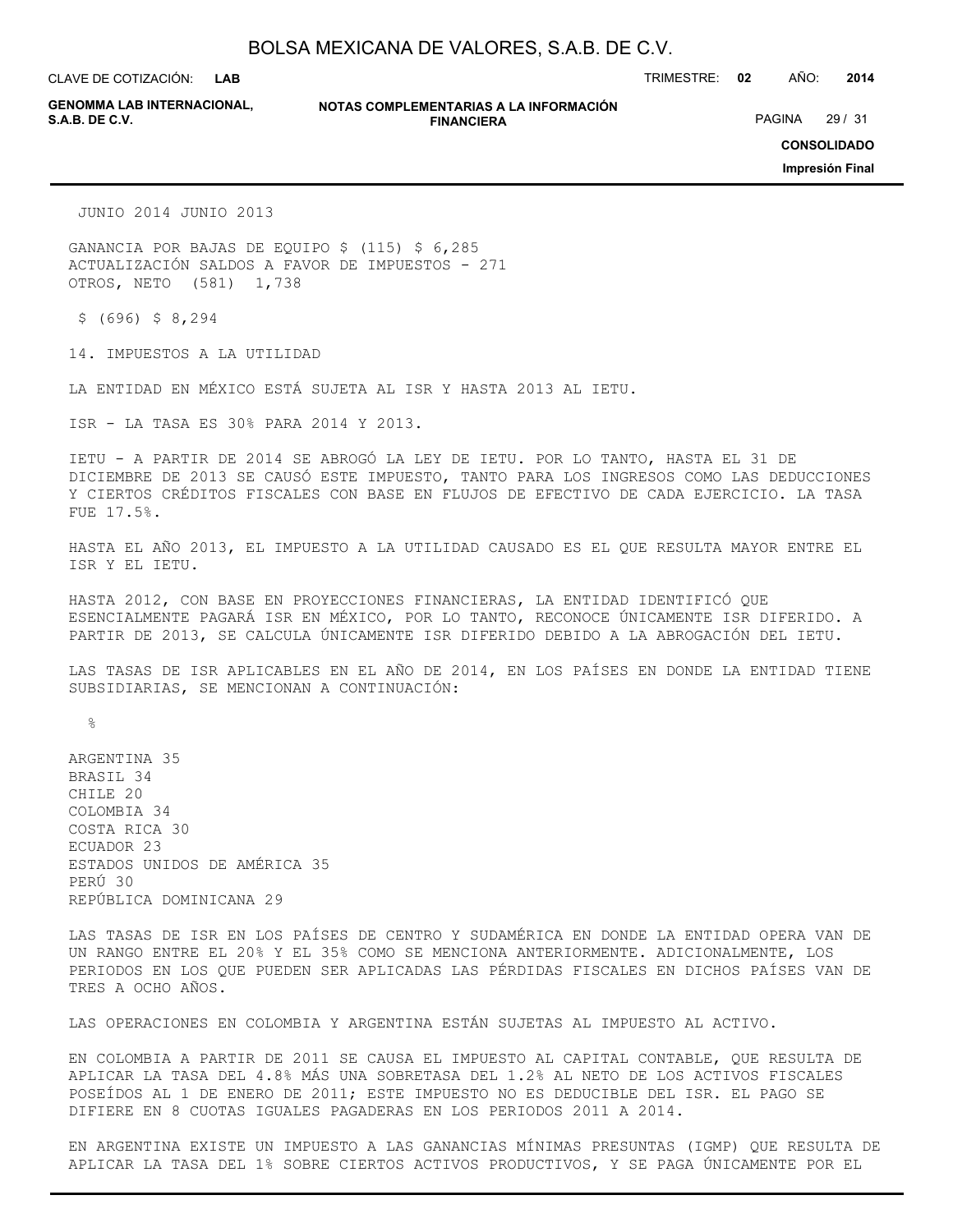| | JUNIO 2014 | JUNIO 2013 |
|---|---|---|
| GANANCIA POR BAJAS DE EQUIPO | $ (115) | $ 6,285 |
| ACTUALIZACIÓN SALDOS A FAVOR DE IMPUESTOS | - | 271 |
| OTROS, NETO | (581) | 1,738 |
| | $ (696) | $ 8,294 |

## 14. IMPUESTOS A LA UTILIDAD

LA ENTIDAD EN MÉXICO ESTÁ SUJETA AL ISR Y HASTA 2013 AL IETU.

ISR - LA TASA ES 30% PARA 2014 Y 2013.

IETU - A PARTIR DE 2014 SE ABROGÓ LA LEY DE IETU. POR LO TANTO, HASTA EL 31 DE DICIEMBRE DE 2013 SE CAUSÓ ESTE IMPUESTO, TANTO PARA LOS INGRESOS COMO LAS DEDUCCIONES Y CIERTOS CRÉDITOS FISCALES CON BASE EN FLUJOS DE EFECTIVO DE CADA EJERCICIO. LA TASA FUE 17.5%.

HASTA EL AÑO 2013, EL IMPUESTO A LA UTILIDAD CAUSADO ES EL QUE RESULTA MAYOR ENTRE EL ISR Y EL IETU.

HASTA 2012, CON BASE EN PROYECCIONES FINANCIERAS, LA ENTIDAD IDENTIFICÓ QUE ESENCIALMENTE PAGARÁ ISR EN MÉXICO, POR LO TANTO, RECONOCE ÚNICAMENTE ISR DIFERIDO. A PARTIR DE 2013, SE CALCULA ÚNICAMENTE ISR DIFERIDO DEBIDO A LA ABROGACIÓN DEL IETU.

LAS TASAS DE ISR APLICABLES EN EL AÑO DE 2014, EN LOS PAÍSES EN DONDE LA ENTIDAD TIENE SUBSIDIARIAS, SE MENCIONAN A CONTINUACIÓN:

| | % |
|---|---|
| ARGENTINA | 35 |
| BRASIL | 34 |
| CHILE | 20 |
| COLOMBIA | 34 |
| COSTA RICA | 30 |
| ECUADOR | 23 |
| ESTADOS UNIDOS DE AMÉRICA | 35 |
| PERÚ | 30 |
| REPÚBLICA DOMINICANA | 29 |

LAS TASAS DE ISR EN LOS PAÍSES DE CENTRO Y SUDAMÉRICA EN DONDE LA ENTIDAD OPERA VAN DE UN RANGO ENTRE EL 20% Y EL 35% COMO SE MENCIONA ANTERIORMENTE. ADICIONALMENTE, LOS PERIODOS EN LOS QUE PUEDEN SER APLICADAS LAS PÉRDIDAS FISCALES EN DICHOS PAÍSES VAN DE TRES A OCHO AÑOS.

LAS OPERACIONES EN COLOMBIA Y ARGENTINA ESTÁN SUJETAS AL IMPUESTO AL ACTIVO.

EN COLOMBIA A PARTIR DE 2011 SE CAUSA EL IMPUESTO AL CAPITAL CONTABLE, QUE RESULTA DE APLICAR LA TASA DEL 4.8% MÁS UNA SOBRETASA DEL 1.2% AL NETO DE LOS ACTIVOS FISCALES POSEÍDOS AL 1 DE ENERO DE 2011; ESTE IMPUESTO NO ES DEDUCIBLE DEL ISR. EL PAGO SE DIFIERE EN 8 CUOTAS IGUALES PAGADERAS EN LOS PERIODOS 2011 A 2014.

EN ARGENTINA EXISTE UN IMPUESTO A LAS GANANCIAS MÍNIMAS PRESUNTAS (IGMP) QUE RESULTA DE APLICAR LA TASA DEL 1% SOBRE CIERTOS ACTIVOS PRODUCTIVOS, Y SE PAGA ÚNICAMENTE POR EL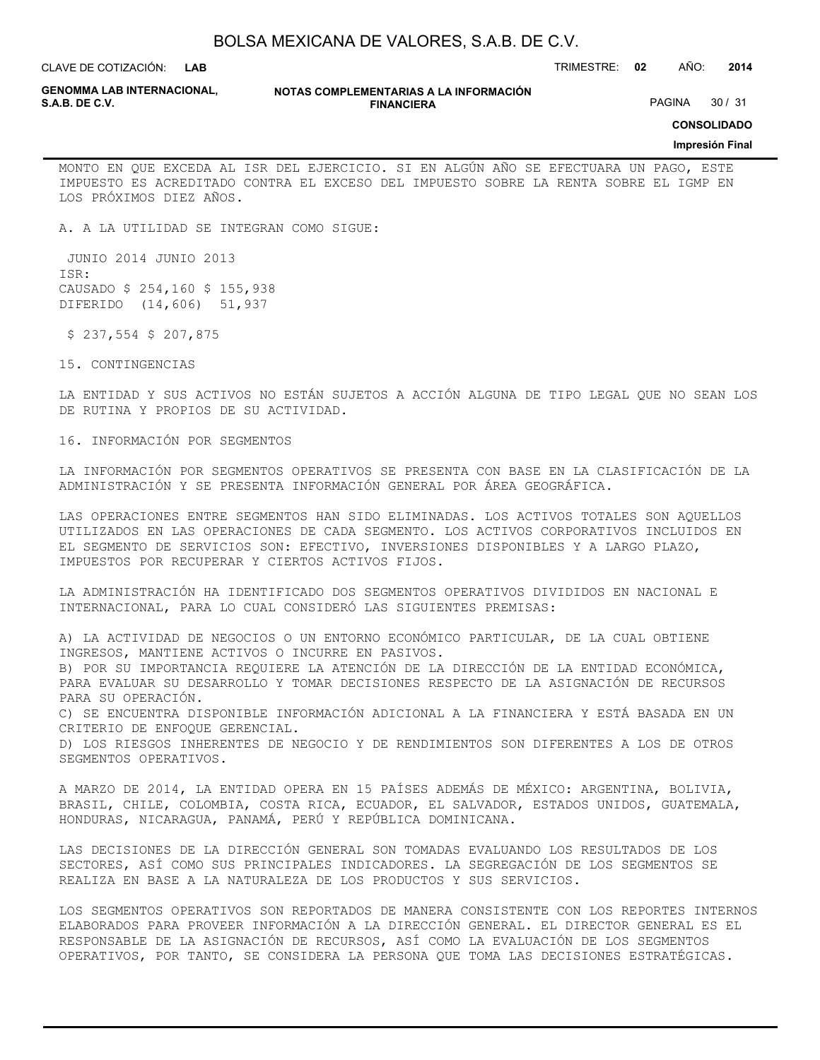MONTO EN QUE EXCEDA AL ISR DEL EJERCICIO. SI EN ALGÚN AÑO SE EFECTUARA UN PAGO, ESTE IMPUESTO ES ACREDITADO CONTRA EL EXCESO DEL IMPUESTO SOBRE LA RENTA SOBRE EL IGMP EN LOS PRÓXIMOS DIEZ AÑOS.

A. A LA UTILIDAD SE INTEGRAN COMO SIGUE:

| | JUNIO 2014 | JUNIO 2013 |
|---|---|---|
| ISR: | | |
| CAUSADO | $ 254,160 | $ 155,938 |
| DIFERIDO | (14,606) | 51,937 |
| | $ 237,554 | $ 207,875 |

15. CONTINGENCIAS

LA ENTIDAD Y SUS ACTIVOS NO ESTÁN SUJETOS A ACCIÓN ALGUNA DE TIPO LEGAL QUE NO SEAN LOS DE RUTINA Y PROPIOS DE SU ACTIVIDAD.

16. INFORMACIÓN POR SEGMENTOS

LA INFORMACIÓN POR SEGMENTOS OPERATIVOS SE PRESENTA CON BASE EN LA CLASIFICACIÓN DE LA ADMINISTRACIÓN Y SE PRESENTA INFORMACIÓN GENERAL POR ÁREA GEOGRÁFICA.

LAS OPERACIONES ENTRE SEGMENTOS HAN SIDO ELIMINADAS. LOS ACTIVOS TOTALES SON AQUELLOS UTILIZADOS EN LAS OPERACIONES DE CADA SEGMENTO. LOS ACTIVOS CORPORATIVOS INCLUIDOS EN EL SEGMENTO DE SERVICIOS SON: EFECTIVO, INVERSIONES DISPONIBLES Y A LARGO PLAZO, IMPUESTOS POR RECUPERAR Y CIERTOS ACTIVOS FIJOS.

LA ADMINISTRACIÓN HA IDENTIFICADO DOS SEGMENTOS OPERATIVOS DIVIDIDOS EN NACIONAL E INTERNACIONAL, PARA LO CUAL CONSIDERÓ LAS SIGUIENTES PREMISAS:

A) LA ACTIVIDAD DE NEGOCIOS O UN ENTORNO ECONÓMICO PARTICULAR, DE LA CUAL OBTIENE INGRESOS, MANTIENE ACTIVOS O INCURRE EN PASIVOS.
B) POR SU IMPORTANCIA REQUIERE LA ATENCIÓN DE LA DIRECCIÓN DE LA ENTIDAD ECONÓMICA, PARA EVALUAR SU DESARROLLO Y TOMAR DECISIONES RESPECTO DE LA ASIGNACIÓN DE RECURSOS PARA SU OPERACIÓN.
C) SE ENCUENTRA DISPONIBLE INFORMACIÓN ADICIONAL A LA FINANCIERA Y ESTÁ BASADA EN UN CRITERIO DE ENFOQUE GERENCIAL.
D) LOS RIESGOS INHERENTES DE NEGOCIO Y DE RENDIMIENTOS SON DIFERENTES A LOS DE OTROS SEGMENTOS OPERATIVOS.

A MARZO DE 2014, LA ENTIDAD OPERA EN 15 PAÍSES ADEMÁS DE MÉXICO: ARGENTINA, BOLIVIA, BRASIL, CHILE, COLOMBIA, COSTA RICA, ECUADOR, EL SALVADOR, ESTADOS UNIDOS, GUATEMALA, HONDURAS, NICARAGUA, PANAMÁ, PERÚ Y REPÚBLICA DOMINICANA.

LAS DECISIONES DE LA DIRECCIÓN GENERAL SON TOMADAS EVALUANDO LOS RESULTADOS DE LOS SECTORES, ASÍ COMO SUS PRINCIPALES INDICADORES. LA SEGREGACIÓN DE LOS SEGMENTOS SE REALIZA EN BASE A LA NATURALEZA DE LOS PRODUCTOS Y SUS SERVICIOS.

LOS SEGMENTOS OPERATIVOS SON REPORTADOS DE MANERA CONSISTENTE CON LOS REPORTES INTERNOS ELABORADOS PARA PROVEER INFORMACIÓN A LA DIRECCIÓN GENERAL. EL DIRECTOR GENERAL ES EL RESPONSABLE DE LA ASIGNACIÓN DE RECURSOS, ASÍ COMO LA EVALUACIÓN DE LOS SEGMENTOS OPERATIVOS, POR TANTO, SE CONSIDERA LA PERSONA QUE TOMA LAS DECISIONES ESTRATÉGICAS.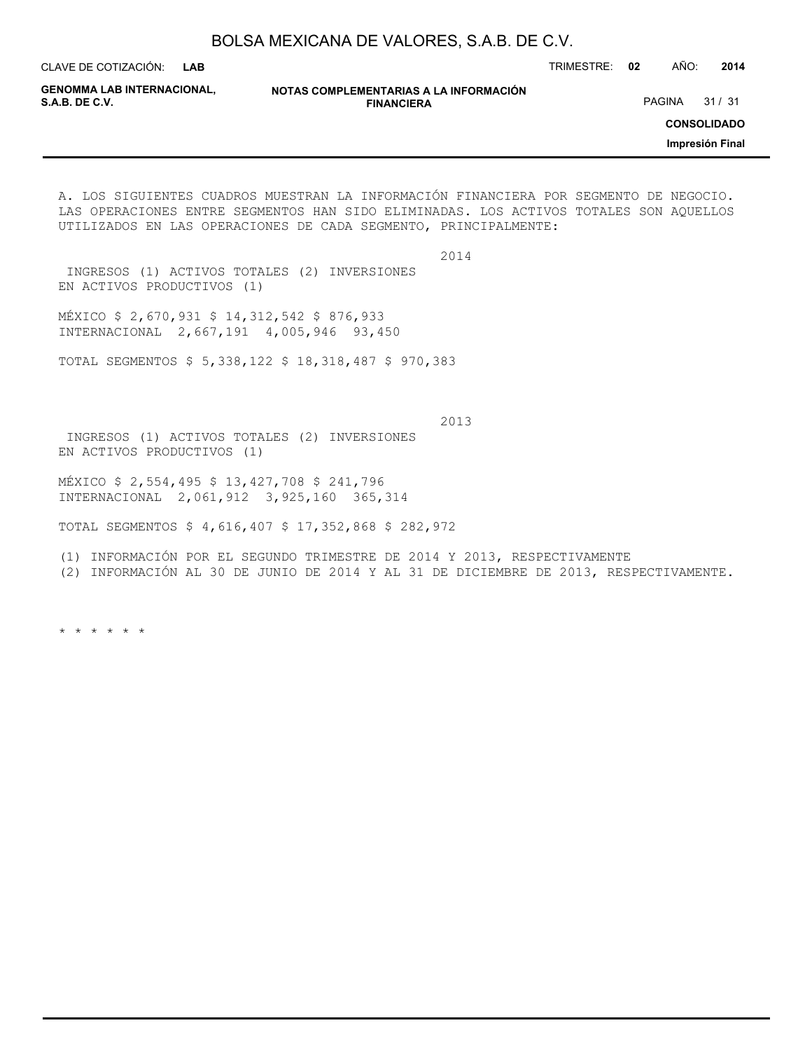A. LOS SIGUIENTES CUADROS MUESTRAN LA INFORMACIÓN FINANCIERA POR SEGMENTO DE NEGOCIO. LAS OPERACIONES ENTRE SEGMENTOS HAN SIDO ELIMINADAS. LOS ACTIVOS TOTALES SON AQUELLOS UTILIZADOS EN LAS OPERACIONES DE CADA SEGMENTO, PRINCIPALMENTE:

**2014**

| | INGRESOS (1) | ACTIVOS TOTALES (2) | INVERSIONES EN ACTIVOS PRODUCTIVOS (1) |
|---|---|---|---|
| MÉXICO | $ 2,670,931 | $ 14,312,542 | $ 876,933 |
| INTERNACIONAL | 2,667,191 | 4,005,946 | 93,450 |
| TOTAL SEGMENTOS | $ 5,338,122 | $ 18,318,487 | $ 970,383 |

**2013**

| | INGRESOS (1) | ACTIVOS TOTALES (2) | INVERSIONES EN ACTIVOS PRODUCTIVOS (1) |
|---|---|---|---|
| MÉXICO | $ 2,554,495 | $ 13,427,708 | $ 241,796 |
| INTERNACIONAL | 2,061,912 | 3,925,160 | 365,314 |
| TOTAL SEGMENTOS | $ 4,616,407 | $ 17,352,868 | $ 282,972 |

(1) INFORMACIÓN POR EL SEGUNDO TRIMESTRE DE 2014 Y 2013, RESPECTIVAMENTE
(2) INFORMACIÓN AL 30 DE JUNIO DE 2014 Y AL 31 DE DICIEMBRE DE 2013, RESPECTIVAMENTE.

* * * * * *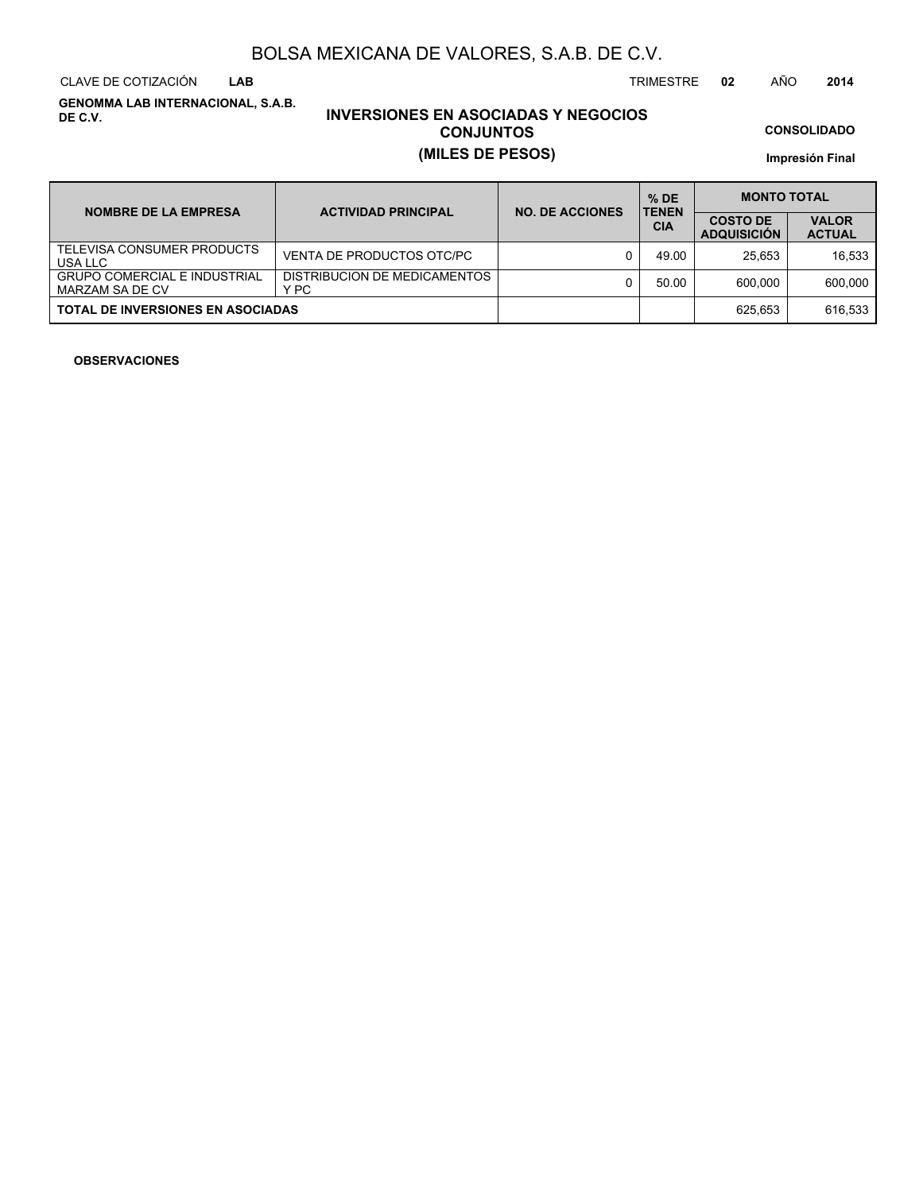# BOLSA MEXICANA DE VALORES, S.A.B. DE C.V.

CLAVE DE COTIZACIÓN **LAB** TRIMESTRE **02** AÑO **2014**

**GENOMMA LAB INTERNACIONAL, S.A.B. DE C.V.**

## INVERSIONES EN ASOCIADAS Y NEGOCIOS CONJUNTOS
## (MILES DE PESOS)

**CONSOLIDADO**

**Impresión Final**

| NOMBRE DE LA EMPRESA | ACTIVIDAD PRINCIPAL | NO. DE ACCIONES | % DE TENENCIA | MONTO TOTAL | |
|---|---|---|---|---|---|
| | | | | COSTO DE ADQUISICIÓN | VALOR ACTUAL |
| TELEVISA CONSUMER PRODUCTS USA LLC | VENTA DE PRODUCTOS OTC/PC | 0 | 49.00 | 25,653 | 16,533 |
| GRUPO COMERCIAL E INDUSTRIAL MARZAM SA DE CV | DISTRIBUCION DE MEDICAMENTOS Y PC | 0 | 50.00 | 600,000 | 600,000 |
| **TOTAL DE INVERSIONES EN ASOCIADAS** | | | | 625,653 | 616,533 |

**OBSERVACIONES**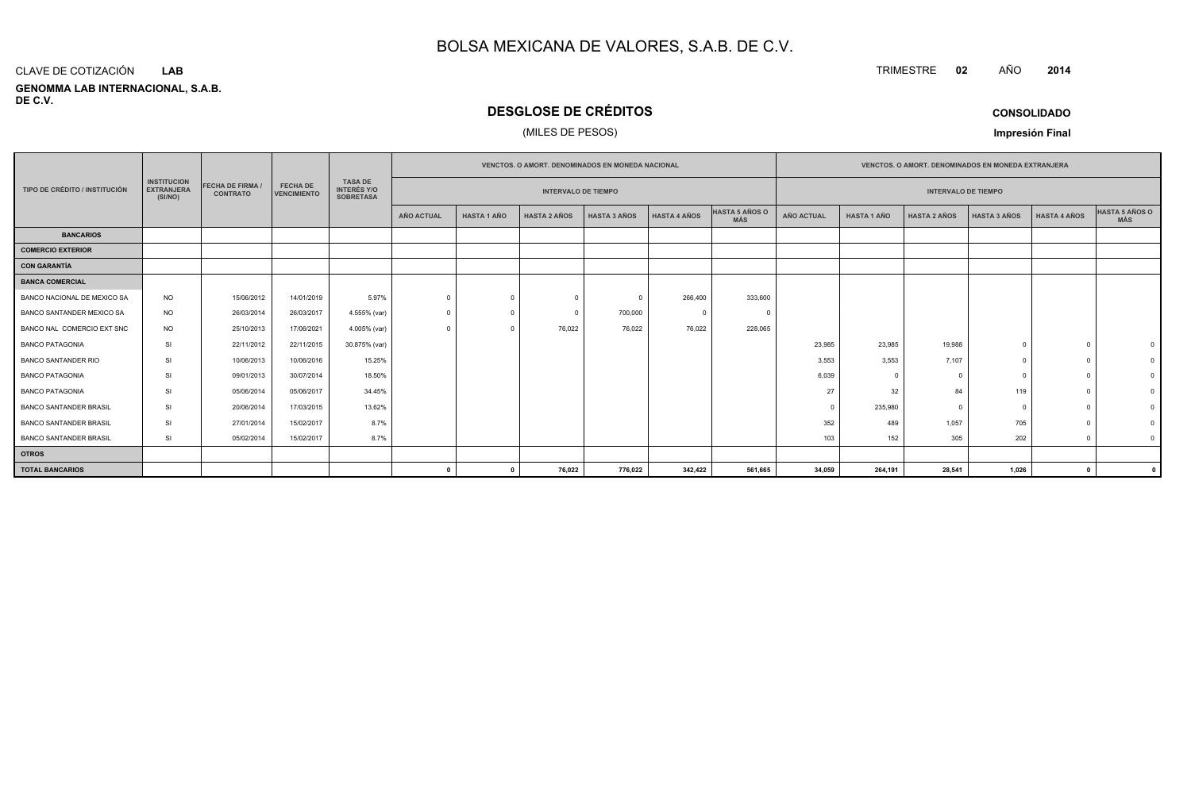# BOLSA MEXICANA DE VALORES, S.A.B. DE C.V.

CLAVE DE COTIZACIÓN **LAB**

**GENOMMA LAB INTERNACIONAL, S.A.B. DE C.V.**

TRIMESTRE **02** AÑO **2014**

## DESGLOSE DE CRÉDITOS

(MILES DE PESOS)

**CONSOLIDADO**

**Impresión Final**

| TIPO DE CRÉDITO / INSTITUCIÓN | INSTITUCION EXTRANJERA (SI/NO) | FECHA DE FIRMA / CONTRATO | FECHA DE VENCIMIENTO | TASA DE INTERÉS Y/O SOBRETASA | VENCTOS. O AMORT. DENOMINADOS EN MONEDA NACIONAL | | | | | | VENCTOS. O AMORT. DENOMINADOS EN MONEDA EXTRANJERA | | | | | |
|---|---|---|---|---|---|---|---|---|---|---|---|---|---|---|---|---|
| | | | | | INTERVALO DE TIEMPO | | | | | | INTERVALO DE TIEMPO | | | | | |
| | | | | | AÑO ACTUAL | HASTA 1 AÑO | HASTA 2 AÑOS | HASTA 3 AÑOS | HASTA 4 AÑOS | HASTA 5 AÑOS O MÁS | AÑO ACTUAL | HASTA 1 AÑO | HASTA 2 AÑOS | HASTA 3 AÑOS | HASTA 4 AÑOS | HASTA 5 AÑOS O MÁS |
| **BANCARIOS** | | | | | | | | | | | | | | | | |
| **COMERCIO EXTERIOR** | | | | | | | | | | | | | | | | |
| **CON GARANTÍA** | | | | | | | | | | | | | | | | |
| **BANCA COMERCIAL** | | | | | | | | | | | | | | | | |
| BANCO NACIONAL DE MEXICO SA | NO | 15/06/2012 | 14/01/2019 | 5.97% | 0 | 0 | 0 | 0 | 266,400 | 333,600 | | | | | | |
| BANCO SANTANDER MEXICO SA | NO | 26/03/2014 | 26/03/2017 | 4.555% (var) | 0 | 0 | 0 | 700,000 | 0 | 0 | | | | | | |
| BANCO NAL COMERCIO EXT SNC | NO | 25/10/2013 | 17/06/2021 | 4.005% (var) | 0 | 0 | 76,022 | 76,022 | 76,022 | 228,065 | | | | | | |
| BANCO PATAGONIA | SI | 22/11/2012 | 22/11/2015 | 30.875% (var) | | | | | | | 23,985 | 23,985 | 19,988 | 0 | 0 | 0 |
| BANCO SANTANDER RIO | SI | 10/06/2013 | 10/06/2016 | 15.25% | | | | | | | 3,553 | 3,553 | 7,107 | 0 | 0 | 0 |
| BANCO PATAGONIA | SI | 09/01/2013 | 30/07/2014 | 18.50% | | | | | | | 6,039 | 0 | 0 | 0 | 0 | 0 |
| BANCO PATAGONIA | SI | 05/06/2014 | 05/06/2017 | 34.45% | | | | | | | 27 | 32 | 84 | 119 | 0 | 0 |
| BANCO SANTANDER BRASIL | SI | 20/06/2014 | 17/03/2015 | 13.62% | | | | | | | 0 | 235,980 | 0 | 0 | 0 | 0 |
| BANCO SANTANDER BRASIL | SI | 27/01/2014 | 15/02/2017 | 8.7% | | | | | | | 352 | 489 | 1,057 | 705 | 0 | 0 |
| BANCO SANTANDER BRASIL | SI | 05/02/2014 | 15/02/2017 | 8.7% | | | | | | | 103 | 152 | 305 | 202 | 0 | 0 |
| **OTROS** | | | | | | | | | | | | | | | | |
| **TOTAL BANCARIOS** | | | | | **0** | **0** | **76,022** | **776,022** | **342,422** | **561,665** | **34,059** | **264,191** | **28,541** | **1,026** | **0** | **0** |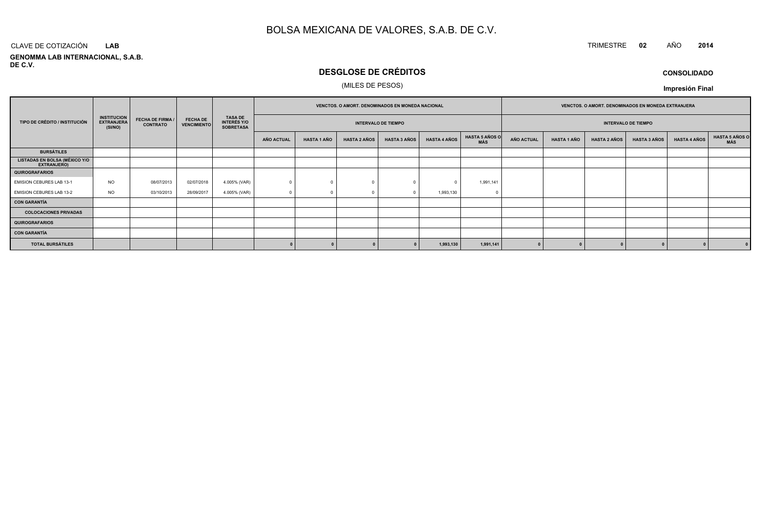# BOLSA MEXICANA DE VALORES, S.A.B. DE C.V.

CLAVE DE COTIZACIÓN **LAB**

**GENOMMA LAB INTERNACIONAL, S.A.B. DE C.V.**

TRIMESTRE **02** AÑO **2014**

## DESGLOSE DE CRÉDITOS

(MILES DE PESOS)

**CONSOLIDADO**

**Impresión Final**

| TIPO DE CRÉDITO / INSTITUCIÓN | INSTITUCION EXTRANJERA (SI/NO) | FECHA DE FIRMA / CONTRATO | FECHA DE VENCIMIENTO | TASA DE INTERÉS Y/O SOBRETASA | VENCTOS. O AMORT. DENOMINADOS EN MONEDA NACIONAL | | | | | | VENCTOS. O AMORT. DENOMINADOS EN MONEDA EXTRANJERA | | | | | |
|---|---|---|---|---|---|---|---|---|---|---|---|---|---|---|---|---|
| | | | | | INTERVALO DE TIEMPO | | | | | | INTERVALO DE TIEMPO | | | | | |
| | | | | | AÑO ACTUAL | HASTA 1 AÑO | HASTA 2 AÑOS | HASTA 3 AÑOS | HASTA 4 AÑOS | HASTA 5 AÑOS O MÁS | AÑO ACTUAL | HASTA 1 AÑO | HASTA 2 AÑOS | HASTA 3 AÑOS | HASTA 4 AÑOS | HASTA 5 AÑOS O MÁS |
| **BURSÁTILES** | | | | | | | | | | | | | | | | |
| **LISTADAS EN BOLSA (MÉXICO Y/O EXTRANJERO)** | | | | | | | | | | | | | | | | |
| **QUIROGRAFARIOS** | | | | | | | | | | | | | | | | |
| EMISION CEBURES LAB 13-1 | NO | 08/07/2013 | 02/07/2018 | 4.005% (VAR) | 0 | 0 | 0 | 0 | 0 | 1,991,141 | | | | | | |
| EMISION CEBURES LAB 13-2 | NO | 03/10/2013 | 28/09/2017 | 4.005% (VAR) | 0 | 0 | 0 | 0 | 1,993,130 | 0 | | | | | | |
| **CON GARANTÍA** | | | | | | | | | | | | | | | | |
| **COLOCACIONES PRIVADAS** | | | | | | | | | | | | | | | | |
| **QUIROGRAFARIOS** | | | | | | | | | | | | | | | | |
| **CON GARANTÍA** | | | | | | | | | | | | | | | | |
| **TOTAL BURSÁTILES** | | | | | **0** | **0** | **0** | **0** | **1,993,130** | **1,991,141** | **0** | **0** | **0** | **0** | **0** | **0** |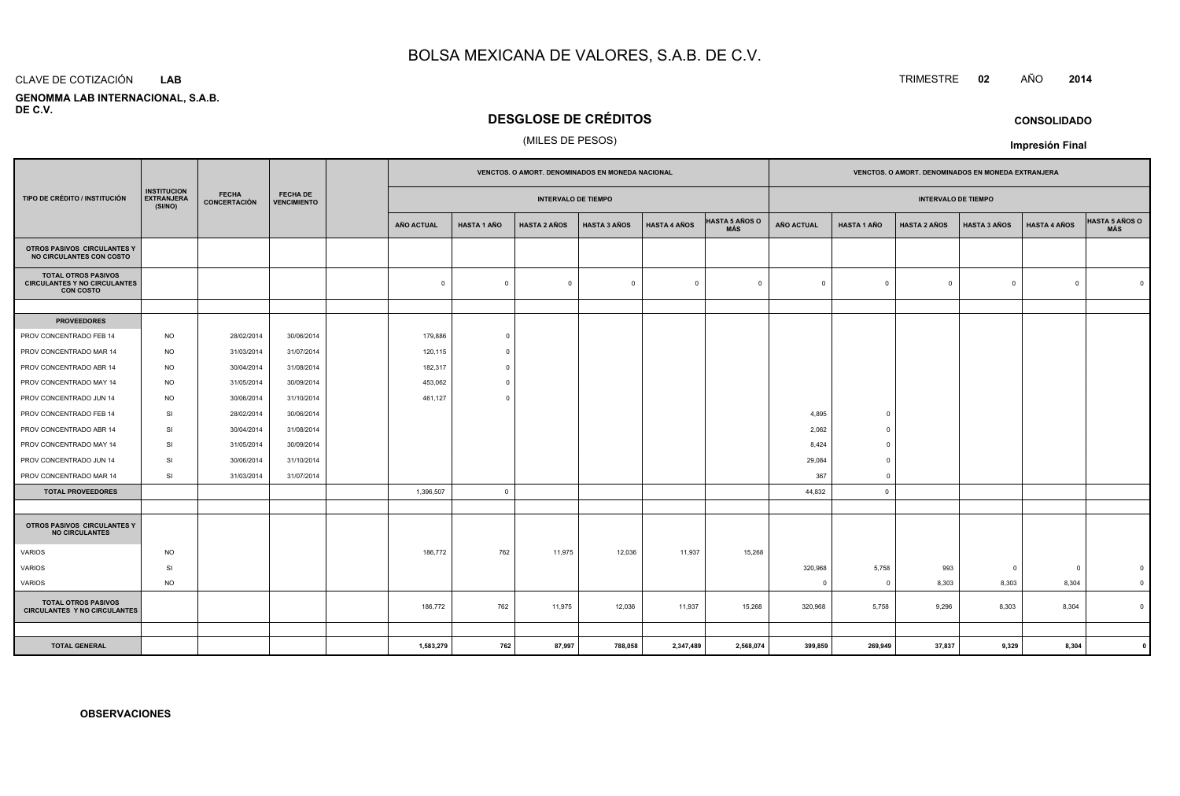# BOLSA MEXICANA DE VALORES, S.A.B. DE C.V.

CLAVE DE COTIZACIÓN **LAB**

TRIMESTRE **02** AÑO **2014**

**GENOMMA LAB INTERNACIONAL, S.A.B. DE C.V.**

## DESGLOSE DE CRÉDITOS

(MILES DE PESOS)

**CONSOLIDADO**

**Impresión Final**

| TIPO DE CRÉDITO / INSTITUCIÓN | INSTITUCION EXTRANJERA (SI/NO) | FECHA CONCERTACIÓN | FECHA DE VENCIMIENTO | | VENCTOS. O AMORT. DENOMINADOS EN MONEDA NACIONAL | | | | | | VENCTOS. O AMORT. DENOMINADOS EN MONEDA EXTRANJERA | | | | | |
|---|---|---|---|---|---|---|---|---|---|---|---|---|---|---|---|---|
| | | | | | INTERVALO DE TIEMPO | | | | | | INTERVALO DE TIEMPO | | | | | |
| | | | | | AÑO ACTUAL | HASTA 1 AÑO | HASTA 2 AÑOS | HASTA 3 AÑOS | HASTA 4 AÑOS | HASTA 5 AÑOS O MÁS | AÑO ACTUAL | HASTA 1 AÑO | HASTA 2 AÑOS | HASTA 3 AÑOS | HASTA 4 AÑOS | HASTA 5 AÑOS O MÁS |
| **OTROS PASIVOS CIRCULANTES Y NO CIRCULANTES CON COSTO** | | | | | | | | | | | | | | | | |
| **TOTAL OTROS PASIVOS CIRCULANTES Y NO CIRCULANTES CON COSTO** | | | | | 0 | 0 | 0 | 0 | 0 | 0 | 0 | 0 | 0 | 0 | 0 | 0 |
| | | | | | | | | | | | | | | | | |
| **PROVEEDORES** | | | | | | | | | | | | | | | | |
| PROV CONCENTRADO FEB 14 | NO | 28/02/2014 | 30/06/2014 | | 179,886 | 0 | | | | | | | | | | |
| PROV CONCENTRADO MAR 14 | NO | 31/03/2014 | 31/07/2014 | | 120,115 | 0 | | | | | | | | | | |
| PROV CONCENTRADO ABR 14 | NO | 30/04/2014 | 31/08/2014 | | 182,317 | 0 | | | | | | | | | | |
| PROV CONCENTRADO MAY 14 | NO | 31/05/2014 | 30/09/2014 | | 453,062 | 0 | | | | | | | | | | |
| PROV CONCENTRADO JUN 14 | NO | 30/06/2014 | 31/10/2014 | | 461,127 | 0 | | | | | | | | | | |
| PROV CONCENTRADO FEB 14 | SI | 28/02/2014 | 30/06/2014 | | | | | | | | 4,895 | 0 | | | | |
| PROV CONCENTRADO ABR 14 | SI | 30/04/2014 | 31/08/2014 | | | | | | | | 2,062 | 0 | | | | |
| PROV CONCENTRADO MAY 14 | SI | 31/05/2014 | 30/09/2014 | | | | | | | | 8,424 | 0 | | | | |
| PROV CONCENTRADO JUN 14 | SI | 30/06/2014 | 31/10/2014 | | | | | | | | 29,084 | 0 | | | | |
| PROV CONCENTRADO MAR 14 | SI | 31/03/2014 | 31/07/2014 | | | | | | | | 367 | 0 | | | | |
| **TOTAL PROVEEDORES** | | | | | 1,396,507 | 0 | | | | | 44,832 | 0 | | | | |
| | | | | | | | | | | | | | | | | |
| **OTROS PASIVOS CIRCULANTES Y NO CIRCULANTES** | | | | | | | | | | | | | | | | |
| VARIOS | NO | | | | 186,772 | 762 | 11,975 | 12,036 | 11,937 | 15,268 | | | | | | |
| VARIOS | SI | | | | | | | | | | 320,968 | 5,758 | 993 | 0 | 0 | 0 |
| VARIOS | NO | | | | | | | | | | 0 | 0 | 8,303 | 8,303 | 8,304 | 0 |
| **TOTAL OTROS PASIVOS CIRCULANTES Y NO CIRCULANTES** | | | | | 186,772 | 762 | 11,975 | 12,036 | 11,937 | 15,268 | 320,968 | 5,758 | 9,296 | 8,303 | 8,304 | 0 |
| | | | | | | | | | | | | | | | | |
| **TOTAL GENERAL** | | | | | **1,583,279** | **762** | **87,997** | **788,058** | **2,347,489** | **2,568,074** | **399,859** | **269,949** | **37,837** | **9,329** | **8,304** | **0** |

**OBSERVACIONES**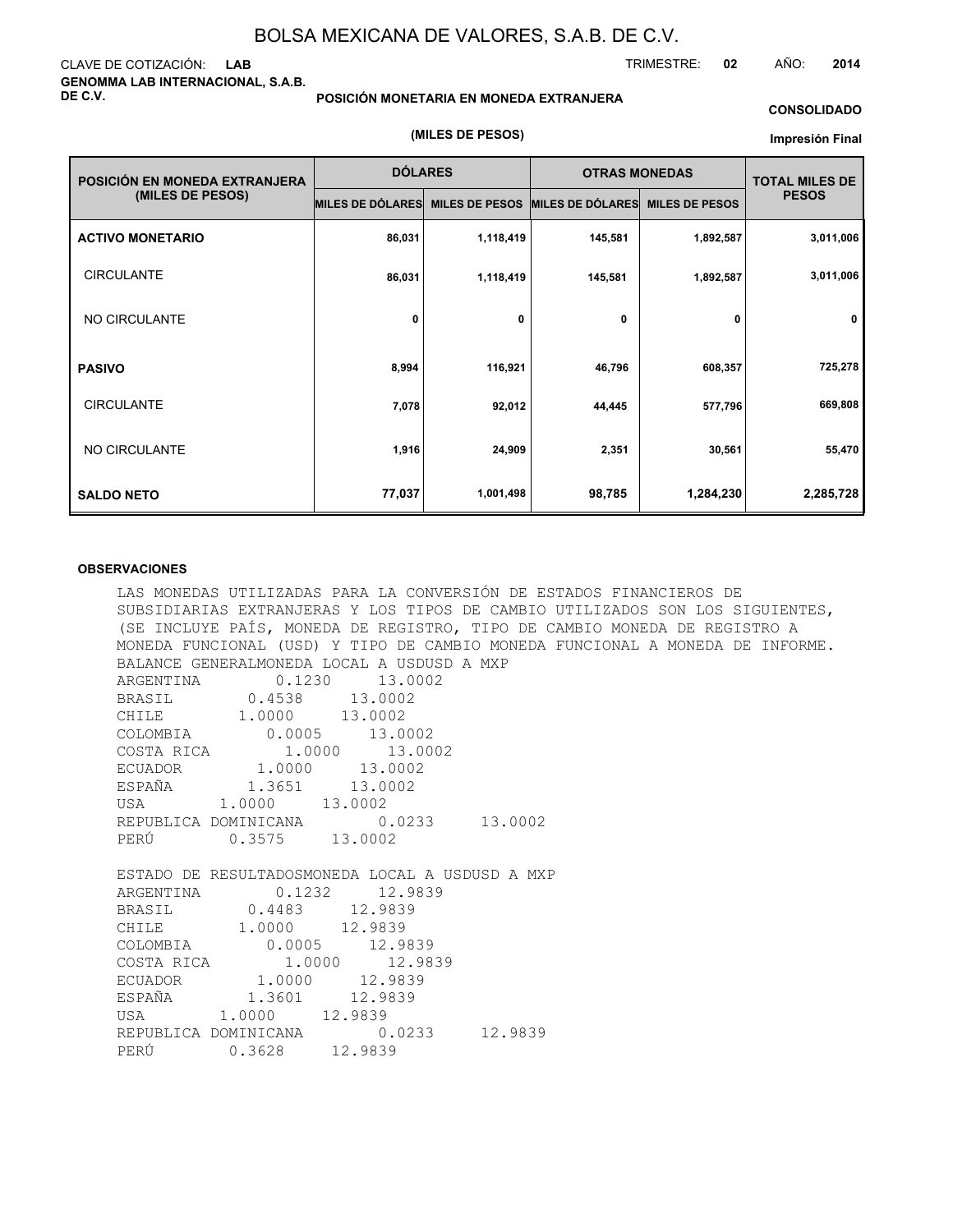# BOLSA MEXICANA DE VALORES, S.A.B. DE C.V.

CLAVE DE COTIZACIÓN: **LAB**

TRIMESTRE: **02** AÑO: **2014**

**GENOMMA LAB INTERNACIONAL, S.A.B. DE C.V.**

**POSICIÓN MONETARIA EN MONEDA EXTRANJERA**

**(MILES DE PESOS)**

**CONSOLIDADO**

**Impresión Final**

| POSICIÓN EN MONEDA EXTRANJERA (MILES DE PESOS) | DÓLARES | | OTRAS MONEDAS | | TOTAL MILES DE PESOS |
|---|---|---|---|---|---|
| | MILES DE DÓLARES | MILES DE PESOS | MILES DE DÓLARES | MILES DE PESOS | |
| **ACTIVO MONETARIO** | 86,031 | 1,118,419 | 145,581 | 1,892,587 | 3,011,006 |
| CIRCULANTE | 86,031 | 1,118,419 | 145,581 | 1,892,587 | 3,011,006 |
| NO CIRCULANTE | 0 | 0 | 0 | 0 | 0 |
| **PASIVO** | 8,994 | 116,921 | 46,796 | 608,357 | 725,278 |
| CIRCULANTE | 7,078 | 92,012 | 44,445 | 577,796 | 669,808 |
| NO CIRCULANTE | 1,916 | 24,909 | 2,351 | 30,561 | 55,470 |
| **SALDO NETO** | 77,037 | 1,001,498 | 98,785 | 1,284,230 | 2,285,728 |

**OBSERVACIONES**

LAS MONEDAS UTILIZADAS PARA LA CONVERSIÓN DE ESTADOS FINANCIEROS DE SUBSIDIARIAS EXTRANJERAS Y LOS TIPOS DE CAMBIO UTILIZADOS SON LOS SIGUIENTES, (SE INCLUYE PAÍS, MONEDA DE REGISTRO, TIPO DE CAMBIO MONEDA DE REGISTRO A MONEDA FUNCIONAL (USD) Y TIPO DE CAMBIO MONEDA FUNCIONAL A MONEDA DE INFORME.

BALANCE GENERALMONEDA LOCAL A USDUSD A MXP

| | | |
|---|---|---|
| ARGENTINA | 0.1230 | 13.0002 |
| BRASIL | 0.4538 | 13.0002 |
| CHILE | 1.0000 | 13.0002 |
| COLOMBIA | 0.0005 | 13.0002 |
| COSTA RICA | 1.0000 | 13.0002 |
| ECUADOR | 1.0000 | 13.0002 |
| ESPAÑA | 1.3651 | 13.0002 |
| USA | 1.0000 | 13.0002 |
| REPUBLICA DOMINICANA | 0.0233 | 13.0002 |
| PERÚ | 0.3575 | 13.0002 |

ESTADO DE RESULTADOSMONEDA LOCAL A USDUSD A MXP

| | | |
|---|---|---|
| ARGENTINA | 0.1232 | 12.9839 |
| BRASIL | 0.4483 | 12.9839 |
| CHILE | 1.0000 | 12.9839 |
| COLOMBIA | 0.0005 | 12.9839 |
| COSTA RICA | 1.0000 | 12.9839 |
| ECUADOR | 1.0000 | 12.9839 |
| ESPAÑA | 1.3601 | 12.9839 |
| USA | 1.0000 | 12.9839 |
| REPUBLICA DOMINICANA | 0.0233 | 12.9839 |
| PERÚ | 0.3628 | 12.9839 |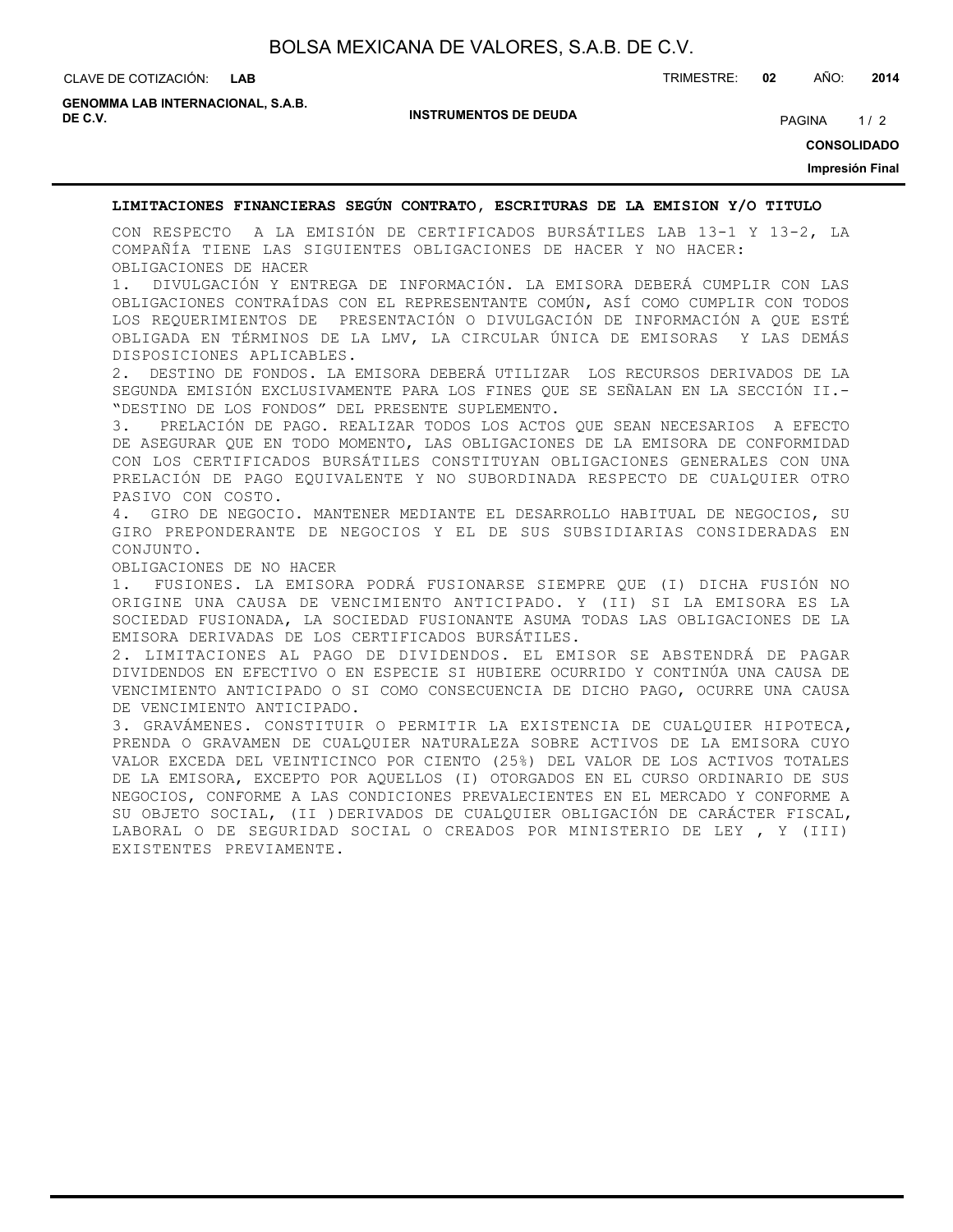## LIMITACIONES FINANCIERAS SEGÚN CONTRATO, ESCRITURAS DE LA EMISION Y/O TITULO

CON RESPECTO A LA EMISIÓN DE CERTIFICADOS BURSÁTILES LAB 13-1 Y 13-2, LA COMPAÑÍA TIENE LAS SIGUIENTES OBLIGACIONES DE HACER Y NO HACER:

OBLIGACIONES DE HACER

1. DIVULGACIÓN Y ENTREGA DE INFORMACIÓN. LA EMISORA DEBERÁ CUMPLIR CON LAS OBLIGACIONES CONTRAÍDAS CON EL REPRESENTANTE COMÚN, ASÍ COMO CUMPLIR CON TODOS LOS REQUERIMIENTOS DE PRESENTACIÓN O DIVULGACIÓN DE INFORMACIÓN A QUE ESTÉ OBLIGADA EN TÉRMINOS DE LA LMV, LA CIRCULAR ÚNICA DE EMISORAS Y LAS DEMÁS DISPOSICIONES APLICABLES.
2. DESTINO DE FONDOS. LA EMISORA DEBERÁ UTILIZAR LOS RECURSOS DERIVADOS DE LA SEGUNDA EMISIÓN EXCLUSIVAMENTE PARA LOS FINES QUE SE SEÑALAN EN LA SECCIÓN II.- "DESTINO DE LOS FONDOS" DEL PRESENTE SUPLEMENTO.
3. PRELACIÓN DE PAGO. REALIZAR TODOS LOS ACTOS QUE SEAN NECESARIOS A EFECTO DE ASEGURAR QUE EN TODO MOMENTO, LAS OBLIGACIONES DE LA EMISORA DE CONFORMIDAD CON LOS CERTIFICADOS BURSÁTILES CONSTITUYAN OBLIGACIONES GENERALES CON UNA PRELACIÓN DE PAGO EQUIVALENTE Y NO SUBORDINADA RESPECTO DE CUALQUIER OTRO PASIVO CON COSTO.
4. GIRO DE NEGOCIO. MANTENER MEDIANTE EL DESARROLLO HABITUAL DE NEGOCIOS, SU GIRO PREPONDERANTE DE NEGOCIOS Y EL DE SUS SUBSIDIARIAS CONSIDERADAS EN CONJUNTO.

OBLIGACIONES DE NO HACER

1. FUSIONES. LA EMISORA PODRÁ FUSIONARSE SIEMPRE QUE (I) DICHA FUSIÓN NO ORIGINE UNA CAUSA DE VENCIMIENTO ANTICIPADO. Y (II) SI LA EMISORA ES LA SOCIEDAD FUSIONADA, LA SOCIEDAD FUSIONANTE ASUMA TODAS LAS OBLIGACIONES DE LA EMISORA DERIVADAS DE LOS CERTIFICADOS BURSÁTILES.
2. LIMITACIONES AL PAGO DE DIVIDENDOS. EL EMISOR SE ABSTENDRÁ DE PAGAR DIVIDENDOS EN EFECTIVO O EN ESPECIE SI HUBIERE OCURRIDO Y CONTINÚA UNA CAUSA DE VENCIMIENTO ANTICIPADO O SI COMO CONSECUENCIA DE DICHO PAGO, OCURRE UNA CAUSA DE VENCIMIENTO ANTICIPADO.
3. GRAVÁMENES. CONSTITUIR O PERMITIR LA EXISTENCIA DE CUALQUIER HIPOTECA, PRENDA O GRAVAMEN DE CUALQUIER NATURALEZA SOBRE ACTIVOS DE LA EMISORA CUYO VALOR EXCEDA DEL VEINTICINCO POR CIENTO (25%) DEL VALOR DE LOS ACTIVOS TOTALES DE LA EMISORA, EXCEPTO POR AQUELLOS (I) OTORGADOS EN EL CURSO ORDINARIO DE SUS NEGOCIOS, CONFORME A LAS CONDICIONES PREVALECIENTES EN EL MERCADO Y CONFORME A SU OBJETO SOCIAL, (II )DERIVADOS DE CUALQUIER OBLIGACIÓN DE CARÁCTER FISCAL, LABORAL O DE SEGURIDAD SOCIAL O CREADOS POR MINISTERIO DE LEY , Y (III) EXISTENTES PREVIAMENTE.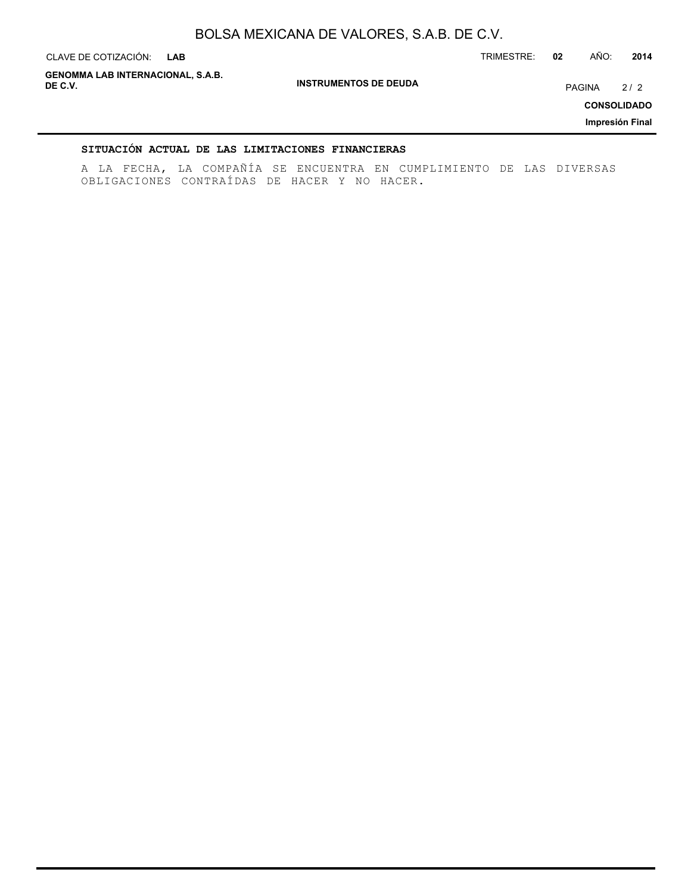## SITUACIÓN ACTUAL DE LAS LIMITACIONES FINANCIERAS

A LA FECHA, LA COMPAÑÍA SE ENCUENTRA EN CUMPLIMIENTO DE LAS DIVERSAS OBLIGACIONES CONTRAÍDAS DE HACER Y NO HACER.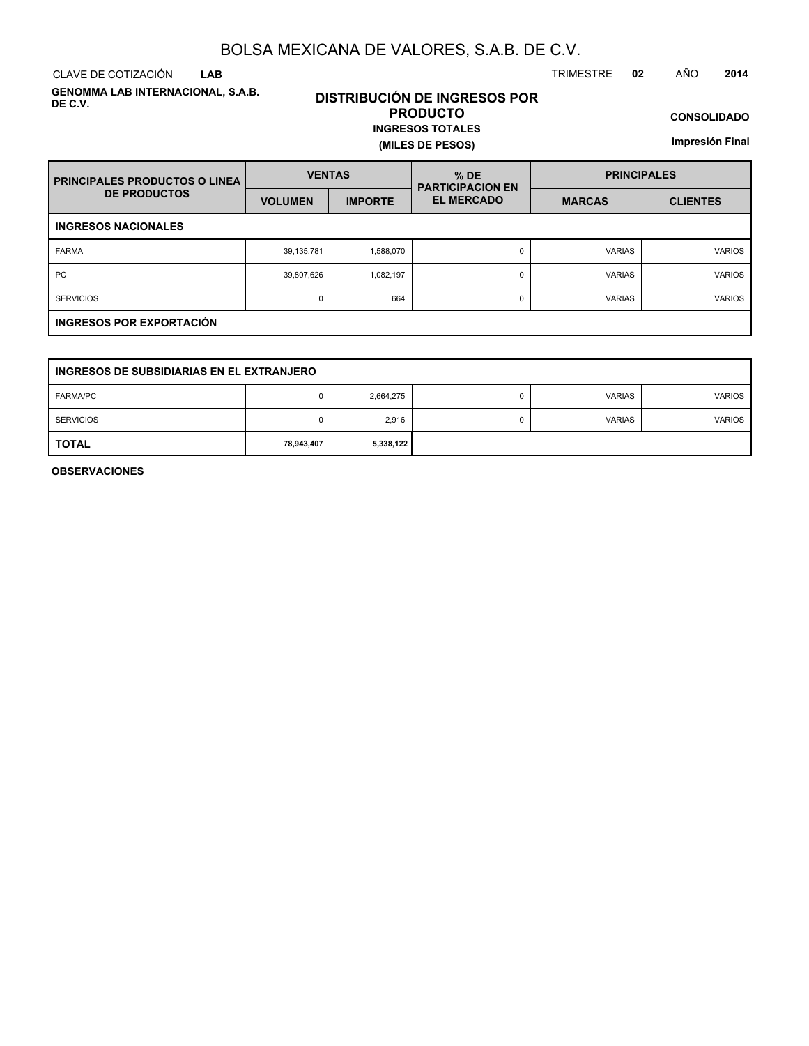# BOLSA MEXICANA DE VALORES, S.A.B. DE C.V.

CLAVE DE COTIZACIÓN **LAB** TRIMESTRE **02** AÑO **2014**

**GENOMMA LAB INTERNACIONAL, S.A.B. DE C.V.**

## DISTRIBUCIÓN DE INGRESOS POR PRODUCTO

**INGRESOS TOTALES**

**(MILES DE PESOS)**

**CONSOLIDADO**

**Impresión Final**

| PRINCIPALES PRODUCTOS O LINEA DE PRODUCTOS | VENTAS | | % DE PARTICIPACION EN EL MERCADO | PRINCIPALES | |
|---|---|---|---|---|---|
| | VOLUMEN | IMPORTE | | MARCAS | CLIENTES |
| **INGRESOS NACIONALES** | | | | | |
| FARMA | 39,135,781 | 1,588,070 | 0 | VARIAS | VARIOS |
| PC | 39,807,626 | 1,082,197 | 0 | VARIAS | VARIOS |
| SERVICIOS | 0 | 664 | 0 | VARIAS | VARIOS |
| **INGRESOS POR EXPORTACIÓN** | | | | | |
| **INGRESOS DE SUBSIDIARIAS EN EL EXTRANJERO** | | | | | |
| FARMA/PC | 0 | 2,664,275 | 0 | VARIAS | VARIOS |
| SERVICIOS | 0 | 2,916 | 0 | VARIAS | VARIOS |
| **TOTAL** | **78,943,407** | **5,338,122** | | | |

**OBSERVACIONES**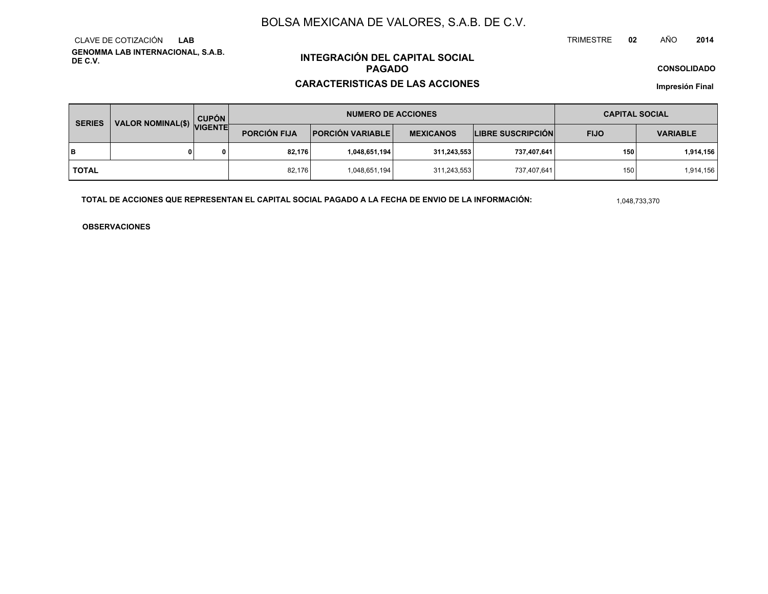# BOLSA MEXICANA DE VALORES, S.A.B. DE C.V.

CLAVE DE COTIZACIÓN **LAB**

TRIMESTRE **02** AÑO **2014**

**GENOMMA LAB INTERNACIONAL, S.A.B. DE C.V.**

## INTEGRACIÓN DEL CAPITAL SOCIAL PAGADO

## CARACTERISTICAS DE LAS ACCIONES

**CONSOLIDADO**

**Impresión Final**

| SERIES | VALOR NOMINAL($) | CUPÓN VIGENTE | NUMERO DE ACCIONES | | | | CAPITAL SOCIAL | |
|---|---|---|---|---|---|---|---|---|
| | | | PORCIÓN FIJA | PORCIÓN VARIABLE | MEXICANOS | LIBRE SUSCRIPCIÓN | FIJO | VARIABLE |
| **B** | **0** | **0** | **82,176** | **1,048,651,194** | **311,243,553** | **737,407,641** | **150** | **1,914,156** |
| **TOTAL** | | | 82,176 | 1,048,651,194 | 311,243,553 | 737,407,641 | 150 | 1,914,156 |

**TOTAL DE ACCIONES QUE REPRESENTAN EL CAPITAL SOCIAL PAGADO A LA FECHA DE ENVIO DE LA INFORMACIÓN:** 1,048,733,370

**OBSERVACIONES**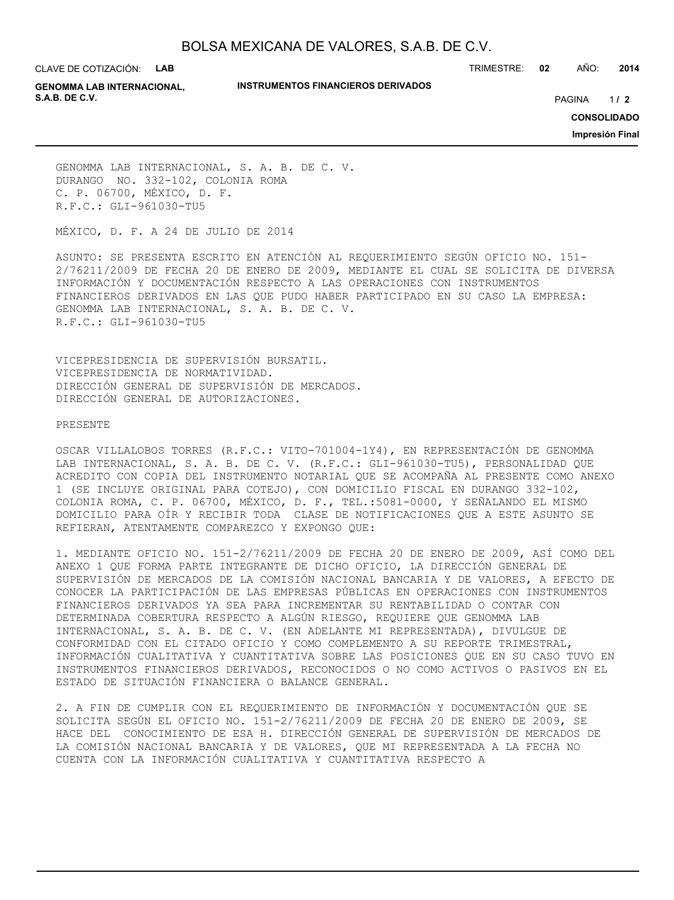GENOMMA LAB INTERNACIONAL, S. A. B. DE C. V.
DURANGO NO. 332-102, COLONIA ROMA
C. P. 06700, MÉXICO, D. F.
R.F.C.: GLI-961030-TU5

MÉXICO, D. F. A 24 DE JULIO DE 2014

ASUNTO: SE PRESENTA ESCRITO EN ATENCIÓN AL REQUERIMIENTO SEGÚN OFICIO NO. 151-2/76211/2009 DE FECHA 20 DE ENERO DE 2009, MEDIANTE EL CUAL SE SOLICITA DE DIVERSA INFORMACIÓN Y DOCUMENTACIÓN RESPECTO A LAS OPERACIONES CON INSTRUMENTOS FINANCIEROS DERIVADOS EN LAS QUE PUDO HABER PARTICIPADO EN SU CASO LA EMPRESA: GENOMMA LAB INTERNACIONAL, S. A. B. DE C. V.
R.F.C.: GLI-961030-TU5

VICEPRESIDENCIA DE SUPERVISIÓN BURSATIL.
VICEPRESIDENCIA DE NORMATIVIDAD.
DIRECCIÓN GENERAL DE SUPERVISIÓN DE MERCADOS.
DIRECCIÓN GENERAL DE AUTORIZACIONES.

PRESENTE

OSCAR VILLALOBOS TORRES (R.F.C.: VITO-701004-1Y4), EN REPRESENTACIÓN DE GENOMMA LAB INTERNACIONAL, S. A. B. DE C. V. (R.F.C.: GLI-961030-TU5), PERSONALIDAD QUE ACREDITO CON COPIA DEL INSTRUMENTO NOTARIAL QUE SE ACOMPAÑA AL PRESENTE COMO ANEXO 1 (SE INCLUYE ORIGINAL PARA COTEJO), CON DOMICILIO FISCAL EN DURANGO 332-102, COLONIA ROMA, C. P. 06700, MÉXICO, D. F., TEL.:5081-0000, Y SEÑALANDO EL MISMO DOMICILIO PARA OÍR Y RECIBIR TODA CLASE DE NOTIFICACIONES QUE A ESTE ASUNTO SE REFIERAN, ATENTAMENTE COMPAREZCO Y EXPONGO QUE:

1. MEDIANTE OFICIO NO. 151-2/76211/2009 DE FECHA 20 DE ENERO DE 2009, ASÍ COMO DEL ANEXO 1 QUE FORMA PARTE INTEGRANTE DE DICHO OFICIO, LA DIRECCIÓN GENERAL DE SUPERVISIÓN DE MERCADOS DE LA COMISIÓN NACIONAL BANCARIA Y DE VALORES, A EFECTO DE CONOCER LA PARTICIPACIÓN DE LAS EMPRESAS PÚBLICAS EN OPERACIONES CON INSTRUMENTOS FINANCIEROS DERIVADOS YA SEA PARA INCREMENTAR SU RENTABILIDAD O CONTAR CON DETERMINADA COBERTURA RESPECTO A ALGÚN RIESGO, REQUIERE QUE GENOMMA LAB INTERNACIONAL, S. A. B. DE C. V. (EN ADELANTE MI REPRESENTADA), DIVULGUE DE CONFORMIDAD CON EL CITADO OFICIO Y COMO COMPLEMENTO A SU REPORTE TRIMESTRAL, INFORMACIÓN CUALITATIVA Y CUANTITATIVA SOBRE LAS POSICIONES QUE EN SU CASO TUVO EN INSTRUMENTOS FINANCIEROS DERIVADOS, RECONOCIDOS O NO COMO ACTIVOS O PASIVOS EN EL ESTADO DE SITUACIÓN FINANCIERA O BALANCE GENERAL.

2. A FIN DE CUMPLIR CON EL REQUERIMIENTO DE INFORMACIÓN Y DOCUMENTACIÓN QUE SE SOLICITA SEGÚN EL OFICIO NO. 151-2/76211/2009 DE FECHA 20 DE ENERO DE 2009, SE HACE DEL CONOCIMIENTO DE ESA H. DIRECCIÓN GENERAL DE SUPERVISIÓN DE MERCADOS DE LA COMISIÓN NACIONAL BANCARIA Y DE VALORES, QUE MI REPRESENTADA A LA FECHA NO CUENTA CON LA INFORMACIÓN CUALITATIVA Y CUANTITATIVA RESPECTO A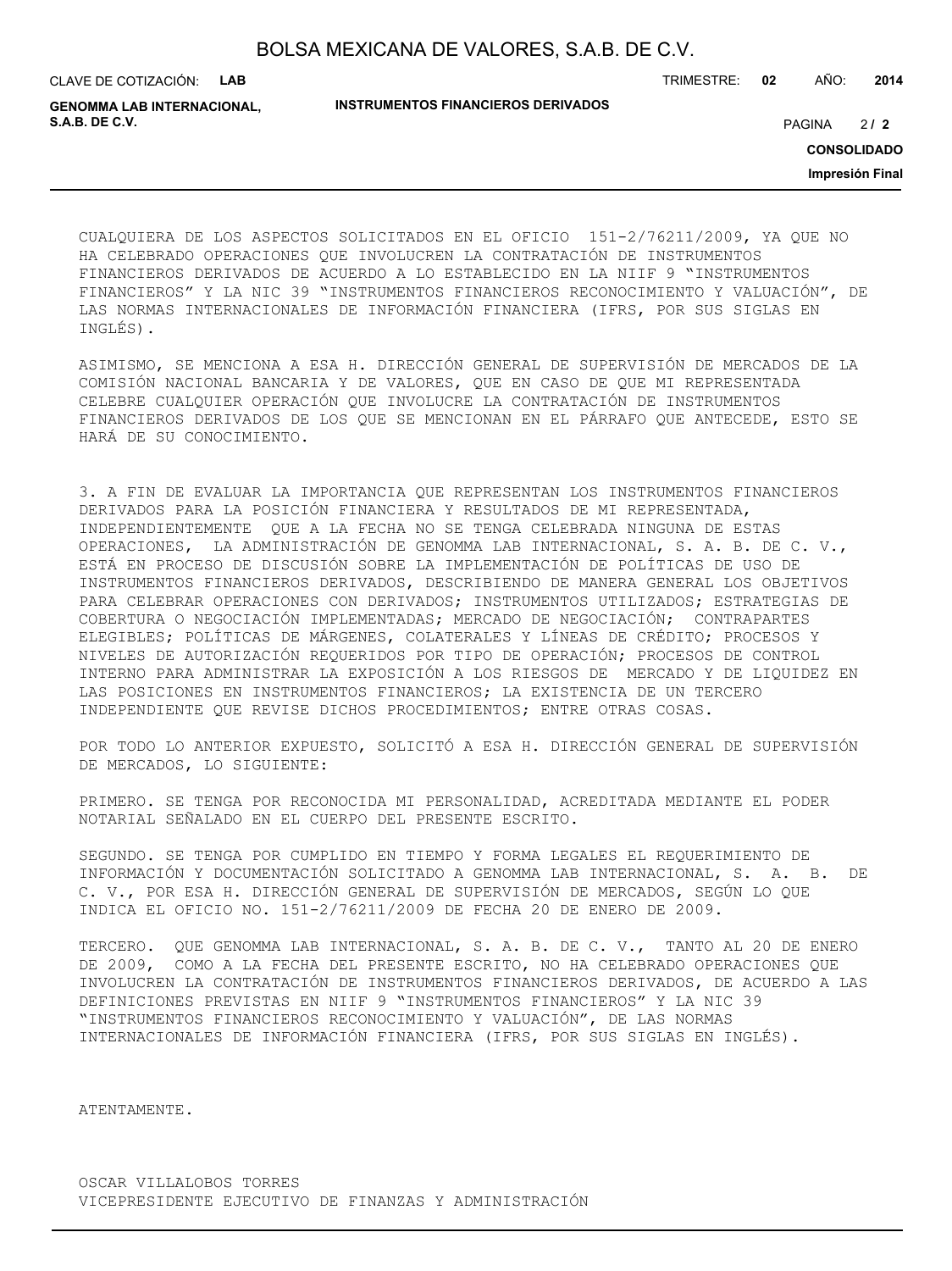CUALQUIERA DE LOS ASPECTOS SOLICITADOS EN EL OFICIO 151-2/76211/2009, YA QUE NO HA CELEBRADO OPERACIONES QUE INVOLUCREN LA CONTRATACIÓN DE INSTRUMENTOS FINANCIEROS DERIVADOS DE ACUERDO A LO ESTABLECIDO EN LA NIIF 9 "INSTRUMENTOS FINANCIEROS" Y LA NIC 39 "INSTRUMENTOS FINANCIEROS RECONOCIMIENTO Y VALUACIÓN", DE LAS NORMAS INTERNACIONALES DE INFORMACIÓN FINANCIERA (IFRS, POR SUS SIGLAS EN INGLÉS).

ASIMISMO, SE MENCIONA A ESA H. DIRECCIÓN GENERAL DE SUPERVISIÓN DE MERCADOS DE LA COMISIÓN NACIONAL BANCARIA Y DE VALORES, QUE EN CASO DE QUE MI REPRESENTADA CELEBRE CUALQUIER OPERACIÓN QUE INVOLUCRE LA CONTRATACIÓN DE INSTRUMENTOS FINANCIEROS DERIVADOS DE LOS QUE SE MENCIONAN EN EL PÁRRAFO QUE ANTECEDE, ESTO SE HARÁ DE SU CONOCIMIENTO.

3. A FIN DE EVALUAR LA IMPORTANCIA QUE REPRESENTAN LOS INSTRUMENTOS FINANCIEROS DERIVADOS PARA LA POSICIÓN FINANCIERA Y RESULTADOS DE MI REPRESENTADA, INDEPENDIENTEMENTE QUE A LA FECHA NO SE TENGA CELEBRADA NINGUNA DE ESTAS OPERACIONES, LA ADMINISTRACIÓN DE GENOMMA LAB INTERNACIONAL, S. A. B. DE C. V., ESTÁ EN PROCESO DE DISCUSIÓN SOBRE LA IMPLEMENTACIÓN DE POLÍTICAS DE USO DE INSTRUMENTOS FINANCIEROS DERIVADOS, DESCRIBIENDO DE MANERA GENERAL LOS OBJETIVOS PARA CELEBRAR OPERACIONES CON DERIVADOS; INSTRUMENTOS UTILIZADOS; ESTRATEGIAS DE COBERTURA O NEGOCIACIÓN IMPLEMENTADAS; MERCADO DE NEGOCIACIÓN; CONTRAPARTES ELEGIBLES; POLÍTICAS DE MÁRGENES, COLATERALES Y LÍNEAS DE CRÉDITO; PROCESOS Y NIVELES DE AUTORIZACIÓN REQUERIDOS POR TIPO DE OPERACIÓN; PROCESOS DE CONTROL INTERNO PARA ADMINISTRAR LA EXPOSICIÓN A LOS RIESGOS DE MERCADO Y DE LIQUIDEZ EN LAS POSICIONES EN INSTRUMENTOS FINANCIEROS; LA EXISTENCIA DE UN TERCERO INDEPENDIENTE QUE REVISE DICHOS PROCEDIMIENTOS; ENTRE OTRAS COSAS.

POR TODO LO ANTERIOR EXPUESTO, SOLICITÓ A ESA H. DIRECCIÓN GENERAL DE SUPERVISIÓN DE MERCADOS, LO SIGUIENTE:

PRIMERO. SE TENGA POR RECONOCIDA MI PERSONALIDAD, ACREDITADA MEDIANTE EL PODER NOTARIAL SEÑALADO EN EL CUERPO DEL PRESENTE ESCRITO.

SEGUNDO. SE TENGA POR CUMPLIDO EN TIEMPO Y FORMA LEGALES EL REQUERIMIENTO DE INFORMACIÓN Y DOCUMENTACIÓN SOLICITADO A GENOMMA LAB INTERNACIONAL, S. A. B. DE C. V., POR ESA H. DIRECCIÓN GENERAL DE SUPERVISIÓN DE MERCADOS, SEGÚN LO QUE INDICA EL OFICIO NO. 151-2/76211/2009 DE FECHA 20 DE ENERO DE 2009.

TERCERO. QUE GENOMMA LAB INTERNACIONAL, S. A. B. DE C. V., TANTO AL 20 DE ENERO DE 2009, COMO A LA FECHA DEL PRESENTE ESCRITO, NO HA CELEBRADO OPERACIONES QUE INVOLUCREN LA CONTRATACIÓN DE INSTRUMENTOS FINANCIEROS DERIVADOS, DE ACUERDO A LAS DEFINICIONES PREVISTAS EN NIIF 9 "INSTRUMENTOS FINANCIEROS" Y LA NIC 39 "INSTRUMENTOS FINANCIEROS RECONOCIMIENTO Y VALUACIÓN", DE LAS NORMAS INTERNACIONALES DE INFORMACIÓN FINANCIERA (IFRS, POR SUS SIGLAS EN INGLÉS).

ATENTAMENTE.

OSCAR VILLALOBOS TORRES
VICEPRESIDENTE EJECUTIVO DE FINANZAS Y ADMINISTRACIÓN